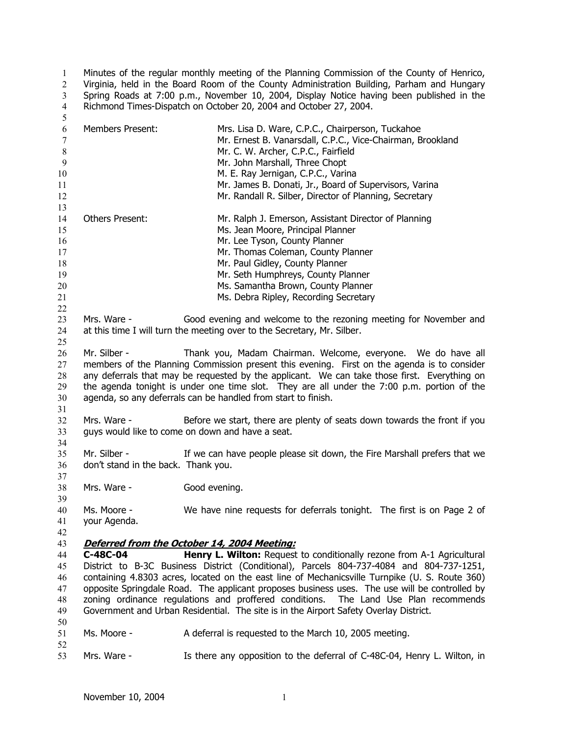Minutes of the regular monthly meeting of the Planning Commission of the County of Henrico, Virginia, held in the Board Room of the County Administration Building, Parham and Hungary Spring Roads at 7:00 p.m., November 10, 2004, Display Notice having been published in the Richmond Times-Dispatch on October 20, 2004 and October 27, 2004.

| | |
|---|---|
| Members Present: | Mrs. Lisa D. Ware, C.P.C., Chairperson, Tuckahoe |
| | Mr. Ernest B. Vanarsdall, C.P.C., Vice-Chairman, Brookland |
| | Mr. C. W. Archer, C.P.C., Fairfield |
| | Mr. John Marshall, Three Chopt |
| | M. E. Ray Jernigan, C.P.C., Varina |
| | Mr. James B. Donati, Jr., Board of Supervisors, Varina |
| | Mr. Randall R. Silber, Director of Planning, Secretary |
| Others Present: | Mr. Ralph J. Emerson, Assistant Director of Planning |
| | Ms. Jean Moore, Principal Planner |
| | Mr. Lee Tyson, County Planner |
| | Mr. Thomas Coleman, County Planner |
| | Mr. Paul Gidley, County Planner |
| | Mr. Seth Humphreys, County Planner |
| | Ms. Samantha Brown, County Planner |
| | Ms. Debra Ripley, Recording Secretary |

Mrs. Ware - Good evening and welcome to the rezoning meeting for November and at this time I will turn the meeting over to the Secretary, Mr. Silber.

Mr. Silber - Thank you, Madam Chairman. Welcome, everyone. We do have all members of the Planning Commission present this evening. First on the agenda is to consider any deferrals that may be requested by the applicant. We can take those first. Everything on the agenda tonight is under one time slot. They are all under the 7:00 p.m. portion of the agenda, so any deferrals can be handled from start to finish.

Mrs. Ware - Before we start, there are plenty of seats down towards the front if you guys would like to come on down and have a seat.

Mr. Silber - If we can have people please sit down, the Fire Marshall prefers that we don't stand in the back. Thank you.

Mrs. Ware - Good evening.

Ms. Moore - We have nine requests for deferrals tonight. The first is on Page 2 of your Agenda.

***Deferred from the October 14, 2004 Meeting:***

**C-48C-04** **Henry L. Wilton:** Request to conditionally rezone from A-1 Agricultural District to B-3C Business District (Conditional), Parcels 804-737-4084 and 804-737-1251, containing 4.8303 acres, located on the east line of Mechanicsville Turnpike (U. S. Route 360) opposite Springdale Road. The applicant proposes business uses. The use will be controlled by zoning ordinance regulations and proffered conditions. The Land Use Plan recommends Government and Urban Residential. The site is in the Airport Safety Overlay District.

Ms. Moore - A deferral is requested to the March 10, 2005 meeting.

Mrs. Ware - Is there any opposition to the deferral of C-48C-04, Henry L. Wilton, in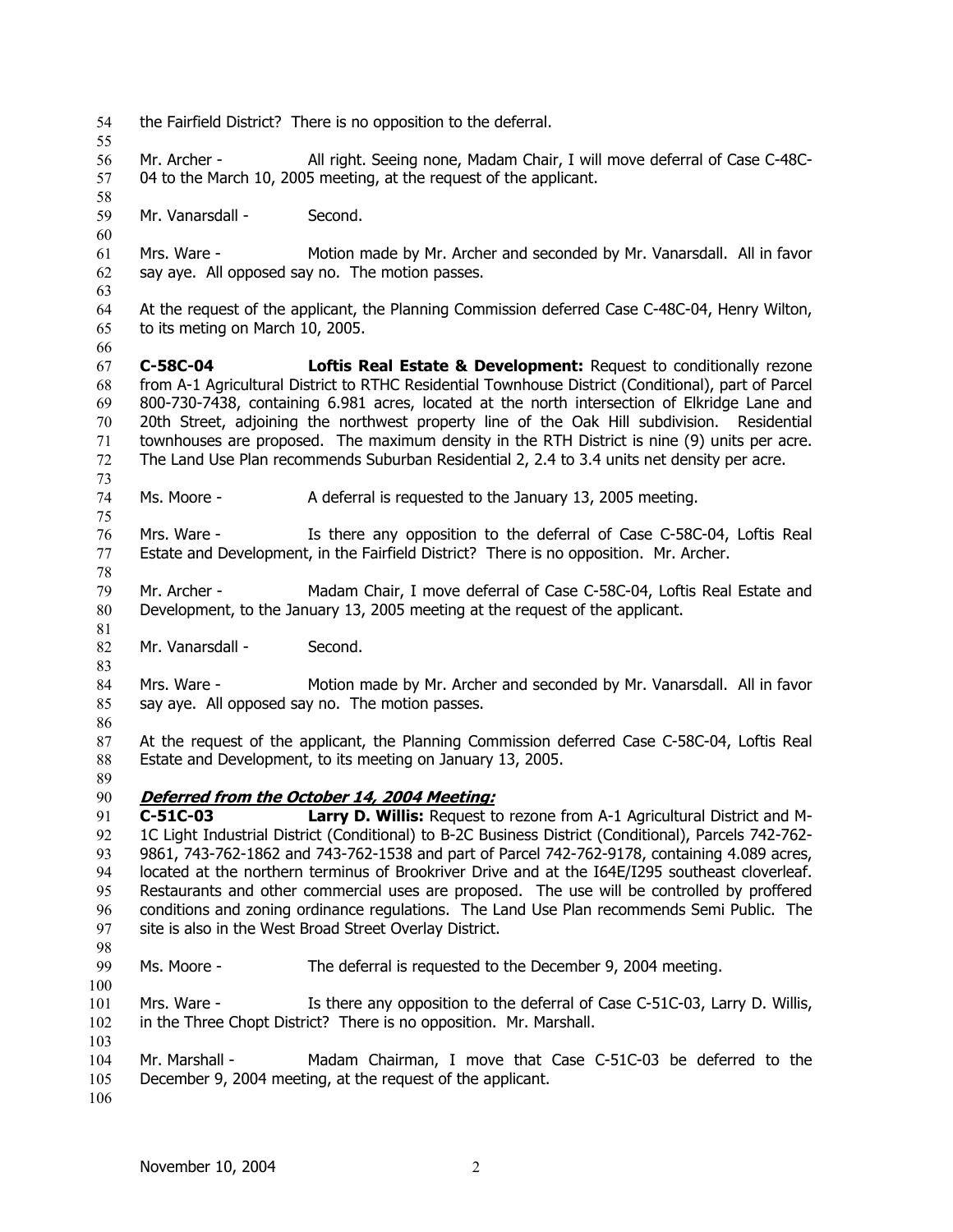the Fairfield District? There is no opposition to the deferral.

Mr. Archer - All right. Seeing none, Madam Chair, I will move deferral of Case C-48C-04 to the March 10, 2005 meeting, at the request of the applicant.

Mr. Vanarsdall - Second.

Mrs. Ware - Motion made by Mr. Archer and seconded by Mr. Vanarsdall. All in favor say aye. All opposed say no. The motion passes.

At the request of the applicant, the Planning Commission deferred Case C-48C-04, Henry Wilton, to its meting on March 10, 2005.

**C-58C-04** **Loftis Real Estate & Development:** Request to conditionally rezone from A-1 Agricultural District to RTHC Residential Townhouse District (Conditional), part of Parcel 800-730-7438, containing 6.981 acres, located at the north intersection of Elkridge Lane and 20th Street, adjoining the northwest property line of the Oak Hill subdivision. Residential townhouses are proposed. The maximum density in the RTH District is nine (9) units per acre. The Land Use Plan recommends Suburban Residential 2, 2.4 to 3.4 units net density per acre.

Ms. Moore - A deferral is requested to the January 13, 2005 meeting.

Mrs. Ware - Is there any opposition to the deferral of Case C-58C-04, Loftis Real Estate and Development, in the Fairfield District? There is no opposition. Mr. Archer.

Mr. Archer - Madam Chair, I move deferral of Case C-58C-04, Loftis Real Estate and Development, to the January 13, 2005 meeting at the request of the applicant.

Mr. Vanarsdall - Second.

Mrs. Ware - Motion made by Mr. Archer and seconded by Mr. Vanarsdall. All in favor say aye. All opposed say no. The motion passes.

At the request of the applicant, the Planning Commission deferred Case C-58C-04, Loftis Real Estate and Development, to its meeting on January 13, 2005.

***Deferred from the October 14, 2004 Meeting:***

**C-51C-03** **Larry D. Willis:** Request to rezone from A-1 Agricultural District and M-1C Light Industrial District (Conditional) to B-2C Business District (Conditional), Parcels 742-762-9861, 743-762-1862 and 743-762-1538 and part of Parcel 742-762-9178, containing 4.089 acres, located at the northern terminus of Brookriver Drive and at the I64E/I295 southeast cloverleaf. Restaurants and other commercial uses are proposed. The use will be controlled by proffered conditions and zoning ordinance regulations. The Land Use Plan recommends Semi Public. The site is also in the West Broad Street Overlay District.

Ms. Moore - The deferral is requested to the December 9, 2004 meeting.

Mrs. Ware - Is there any opposition to the deferral of Case C-51C-03, Larry D. Willis, in the Three Chopt District? There is no opposition. Mr. Marshall.

Mr. Marshall - Madam Chairman, I move that Case C-51C-03 be deferred to the December 9, 2004 meeting, at the request of the applicant.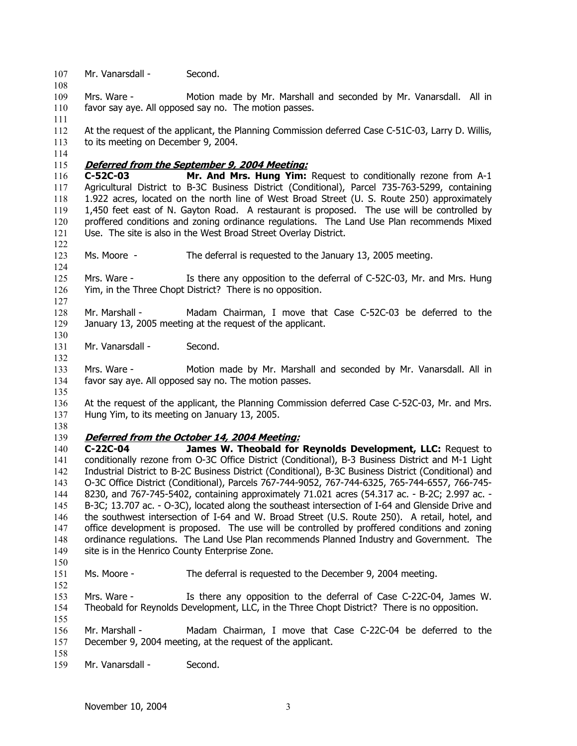Mr. Vanarsdall - Second.

Mrs. Ware - Motion made by Mr. Marshall and seconded by Mr. Vanarsdall. All in favor say aye. All opposed say no. The motion passes.

At the request of the applicant, the Planning Commission deferred Case C-51C-03, Larry D. Willis, to its meeting on December 9, 2004.

***Deferred from the September 9, 2004 Meeting:***

**C-52C-03 Mr. And Mrs. Hung Yim:** Request to conditionally rezone from A-1 Agricultural District to B-3C Business District (Conditional), Parcel 735-763-5299, containing 1.922 acres, located on the north line of West Broad Street (U. S. Route 250) approximately 1,450 feet east of N. Gayton Road. A restaurant is proposed. The use will be controlled by proffered conditions and zoning ordinance regulations. The Land Use Plan recommends Mixed Use. The site is also in the West Broad Street Overlay District.

Ms. Moore - The deferral is requested to the January 13, 2005 meeting.

Mrs. Ware - Is there any opposition to the deferral of C-52C-03, Mr. and Mrs. Hung Yim, in the Three Chopt District? There is no opposition.

Mr. Marshall - Madam Chairman, I move that Case C-52C-03 be deferred to the January 13, 2005 meeting at the request of the applicant.

Mr. Vanarsdall - Second.

Mrs. Ware - Motion made by Mr. Marshall and seconded by Mr. Vanarsdall. All in favor say aye. All opposed say no. The motion passes.

At the request of the applicant, the Planning Commission deferred Case C-52C-03, Mr. and Mrs. Hung Yim, to its meeting on January 13, 2005.

***Deferred from the October 14, 2004 Meeting:***

**C-22C-04 James W. Theobald for Reynolds Development, LLC:** Request to conditionally rezone from O-3C Office District (Conditional), B-3 Business District and M-1 Light Industrial District to B-2C Business District (Conditional), B-3C Business District (Conditional) and O-3C Office District (Conditional), Parcels 767-744-9052, 767-744-6325, 765-744-6557, 766-745-8230, and 767-745-5402, containing approximately 71.021 acres (54.317 ac. - B-2C; 2.997 ac. - B-3C; 13.707 ac. - O-3C), located along the southeast intersection of I-64 and Glenside Drive and the southwest intersection of I-64 and W. Broad Street (U.S. Route 250). A retail, hotel, and office development is proposed. The use will be controlled by proffered conditions and zoning ordinance regulations. The Land Use Plan recommends Planned Industry and Government. The site is in the Henrico County Enterprise Zone.

Ms. Moore - The deferral is requested to the December 9, 2004 meeting.

Mrs. Ware - Is there any opposition to the deferral of Case C-22C-04, James W. Theobald for Reynolds Development, LLC, in the Three Chopt District? There is no opposition.

Mr. Marshall - Madam Chairman, I move that Case C-22C-04 be deferred to the December 9, 2004 meeting, at the request of the applicant.

Mr. Vanarsdall - Second.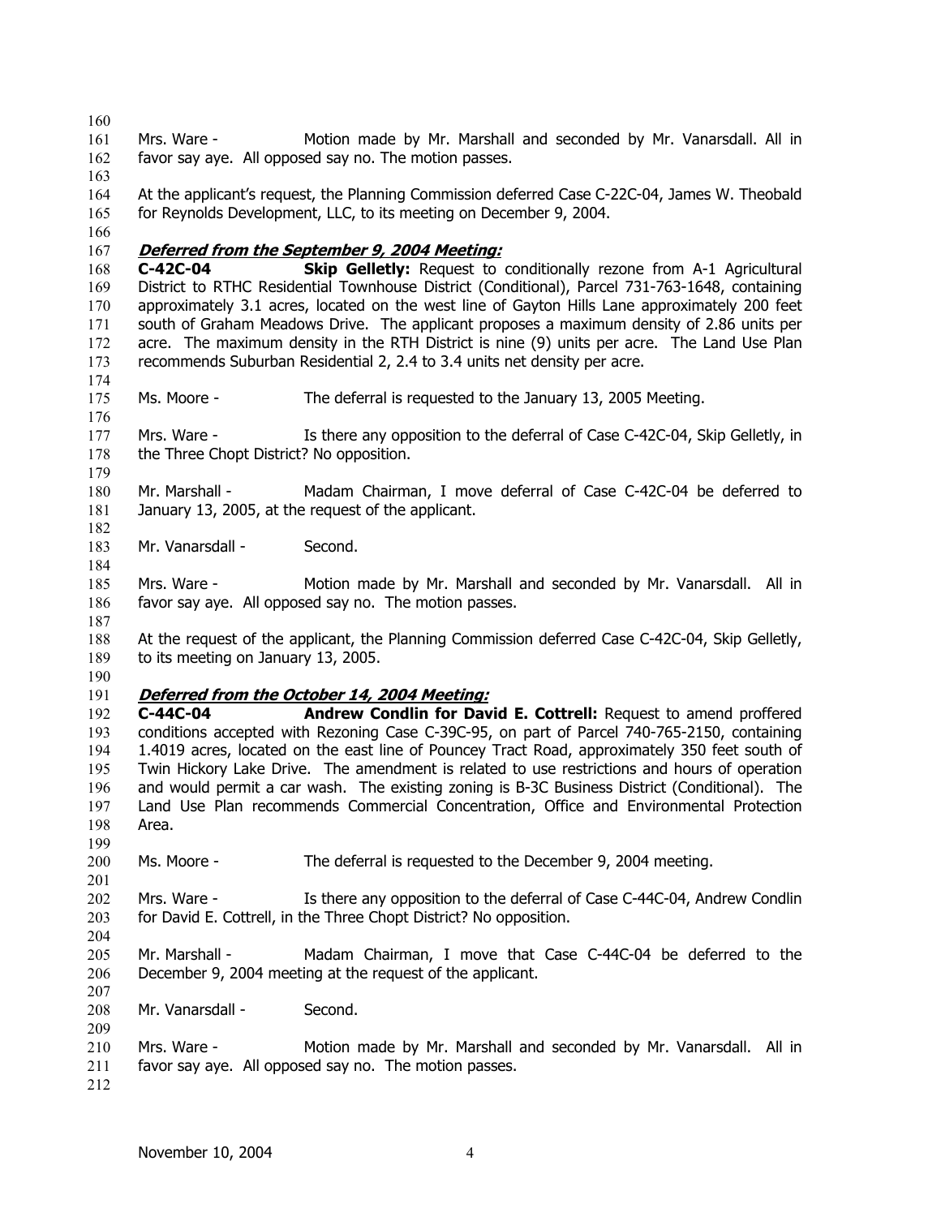Mrs. Ware - Motion made by Mr. Marshall and seconded by Mr. Vanarsdall. All in favor say aye. All opposed say no. The motion passes.

At the applicant's request, the Planning Commission deferred Case C-22C-04, James W. Theobald for Reynolds Development, LLC, to its meeting on December 9, 2004.

***Deferred from the September 9, 2004 Meeting:***

**C-42C-04 Skip Gelletly:** Request to conditionally rezone from A-1 Agricultural District to RTHC Residential Townhouse District (Conditional), Parcel 731-763-1648, containing approximately 3.1 acres, located on the west line of Gayton Hills Lane approximately 200 feet south of Graham Meadows Drive. The applicant proposes a maximum density of 2.86 units per acre. The maximum density in the RTH District is nine (9) units per acre. The Land Use Plan recommends Suburban Residential 2, 2.4 to 3.4 units net density per acre.

Ms. Moore - The deferral is requested to the January 13, 2005 Meeting.

Mrs. Ware - Is there any opposition to the deferral of Case C-42C-04, Skip Gelletly, in the Three Chopt District? No opposition.

Mr. Marshall - Madam Chairman, I move deferral of Case C-42C-04 be deferred to January 13, 2005, at the request of the applicant.

Mr. Vanarsdall - Second.

Mrs. Ware - Motion made by Mr. Marshall and seconded by Mr. Vanarsdall. All in favor say aye. All opposed say no. The motion passes.

At the request of the applicant, the Planning Commission deferred Case C-42C-04, Skip Gelletly, to its meeting on January 13, 2005.

***Deferred from the October 14, 2004 Meeting:***

**C-44C-04 Andrew Condlin for David E. Cottrell:** Request to amend proffered conditions accepted with Rezoning Case C-39C-95, on part of Parcel 740-765-2150, containing 1.4019 acres, located on the east line of Pouncey Tract Road, approximately 350 feet south of Twin Hickory Lake Drive. The amendment is related to use restrictions and hours of operation and would permit a car wash. The existing zoning is B-3C Business District (Conditional). The Land Use Plan recommends Commercial Concentration, Office and Environmental Protection Area.

Ms. Moore - The deferral is requested to the December 9, 2004 meeting.

Mrs. Ware - Is there any opposition to the deferral of Case C-44C-04, Andrew Condlin for David E. Cottrell, in the Three Chopt District? No opposition.

Mr. Marshall - Madam Chairman, I move that Case C-44C-04 be deferred to the December 9, 2004 meeting at the request of the applicant.

Mr. Vanarsdall - Second.

Mrs. Ware - Motion made by Mr. Marshall and seconded by Mr. Vanarsdall. All in favor say aye. All opposed say no. The motion passes.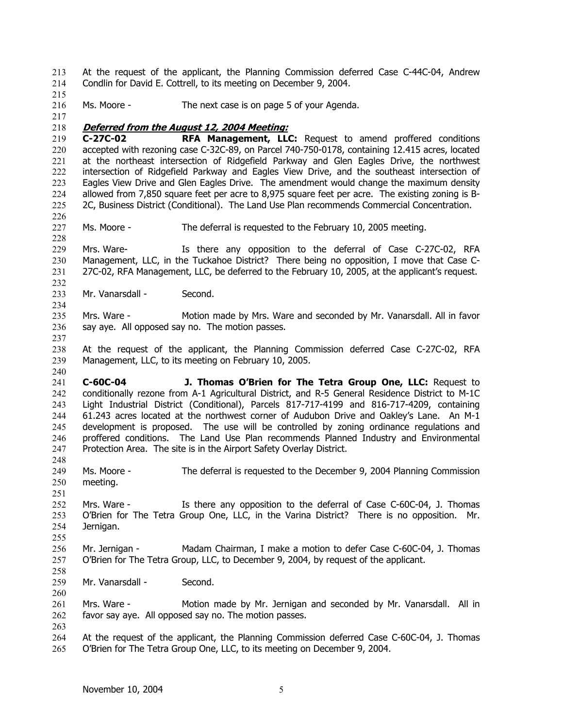At the request of the applicant, the Planning Commission deferred Case C-44C-04, Andrew Condlin for David E. Cottrell, to its meeting on December 9, 2004.

Ms. Moore - The next case is on page 5 of your Agenda.

***Deferred from the August 12, 2004 Meeting:***

**C-27C-02 RFA Management, LLC:** Request to amend proffered conditions accepted with rezoning case C-32C-89, on Parcel 740-750-0178, containing 12.415 acres, located at the northeast intersection of Ridgefield Parkway and Glen Eagles Drive, the northwest intersection of Ridgefield Parkway and Eagles View Drive, and the southeast intersection of Eagles View Drive and Glen Eagles Drive. The amendment would change the maximum density allowed from 7,850 square feet per acre to 8,975 square feet per acre. The existing zoning is B-2C, Business District (Conditional). The Land Use Plan recommends Commercial Concentration.

Ms. Moore - The deferral is requested to the February 10, 2005 meeting.

Mrs. Ware- Is there any opposition to the deferral of Case C-27C-02, RFA Management, LLC, in the Tuckahoe District? There being no opposition, I move that Case C-27C-02, RFA Management, LLC, be deferred to the February 10, 2005, at the applicant's request.

Mr. Vanarsdall - Second.

Mrs. Ware - Motion made by Mrs. Ware and seconded by Mr. Vanarsdall. All in favor say aye. All opposed say no. The motion passes.

At the request of the applicant, the Planning Commission deferred Case C-27C-02, RFA Management, LLC, to its meeting on February 10, 2005.

**C-60C-04 J. Thomas O'Brien for The Tetra Group One, LLC:** Request to conditionally rezone from A-1 Agricultural District, and R-5 General Residence District to M-1C Light Industrial District (Conditional), Parcels 817-717-4199 and 816-717-4209, containing 61.243 acres located at the northwest corner of Audubon Drive and Oakley's Lane. An M-1 development is proposed. The use will be controlled by zoning ordinance regulations and proffered conditions. The Land Use Plan recommends Planned Industry and Environmental Protection Area. The site is in the Airport Safety Overlay District.

Ms. Moore - The deferral is requested to the December 9, 2004 Planning Commission meeting.

Mrs. Ware - Is there any opposition to the deferral of Case C-60C-04, J. Thomas O'Brien for The Tetra Group One, LLC, in the Varina District? There is no opposition. Mr. Jernigan.

Mr. Jernigan - Madam Chairman, I make a motion to defer Case C-60C-04, J. Thomas O'Brien for The Tetra Group, LLC, to December 9, 2004, by request of the applicant.

Mr. Vanarsdall - Second.

Mrs. Ware - Motion made by Mr. Jernigan and seconded by Mr. Vanarsdall. All in favor say aye. All opposed say no. The motion passes.

At the request of the applicant, the Planning Commission deferred Case C-60C-04, J. Thomas O'Brien for The Tetra Group One, LLC, to its meeting on December 9, 2004.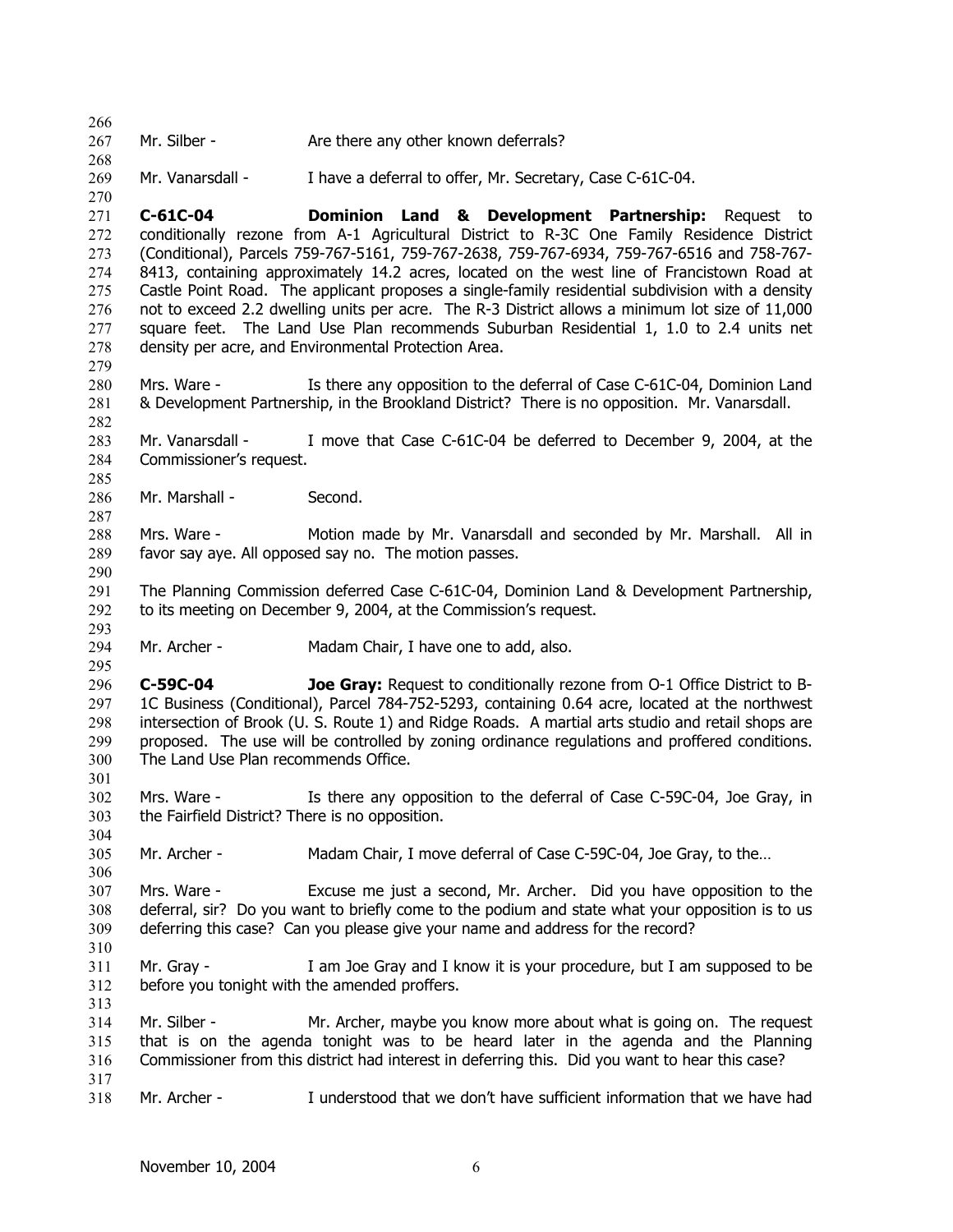Mr. Silber - Are there any other known deferrals?

Mr. Vanarsdall - I have a deferral to offer, Mr. Secretary, Case C-61C-04.

**C-61C-04** **Dominion Land & Development Partnership:** Request to conditionally rezone from A-1 Agricultural District to R-3C One Family Residence District (Conditional), Parcels 759-767-5161, 759-767-2638, 759-767-6934, 759-767-6516 and 758-767-8413, containing approximately 14.2 acres, located on the west line of Francistown Road at Castle Point Road. The applicant proposes a single-family residential subdivision with a density not to exceed 2.2 dwelling units per acre. The R-3 District allows a minimum lot size of 11,000 square feet. The Land Use Plan recommends Suburban Residential 1, 1.0 to 2.4 units net density per acre, and Environmental Protection Area.

Mrs. Ware - Is there any opposition to the deferral of Case C-61C-04, Dominion Land & Development Partnership, in the Brookland District? There is no opposition. Mr. Vanarsdall.

Mr. Vanarsdall - I move that Case C-61C-04 be deferred to December 9, 2004, at the Commissioner's request.

Mr. Marshall - Second.

Mrs. Ware - Motion made by Mr. Vanarsdall and seconded by Mr. Marshall. All in favor say aye. All opposed say no. The motion passes.

The Planning Commission deferred Case C-61C-04, Dominion Land & Development Partnership, to its meeting on December 9, 2004, at the Commission's request.

Mr. Archer - Madam Chair, I have one to add, also.

**C-59C-04** **Joe Gray:** Request to conditionally rezone from O-1 Office District to B-1C Business (Conditional), Parcel 784-752-5293, containing 0.64 acre, located at the northwest intersection of Brook (U. S. Route 1) and Ridge Roads. A martial arts studio and retail shops are proposed. The use will be controlled by zoning ordinance regulations and proffered conditions. The Land Use Plan recommends Office.

Mrs. Ware - Is there any opposition to the deferral of Case C-59C-04, Joe Gray, in the Fairfield District? There is no opposition.

Mr. Archer - Madam Chair, I move deferral of Case C-59C-04, Joe Gray, to the…

Mrs. Ware - Excuse me just a second, Mr. Archer. Did you have opposition to the deferral, sir? Do you want to briefly come to the podium and state what your opposition is to us deferring this case? Can you please give your name and address for the record?

Mr. Gray - I am Joe Gray and I know it is your procedure, but I am supposed to be before you tonight with the amended proffers.

Mr. Silber - Mr. Archer, maybe you know more about what is going on. The request that is on the agenda tonight was to be heard later in the agenda and the Planning Commissioner from this district had interest in deferring this. Did you want to hear this case?

Mr. Archer - I understood that we don't have sufficient information that we have had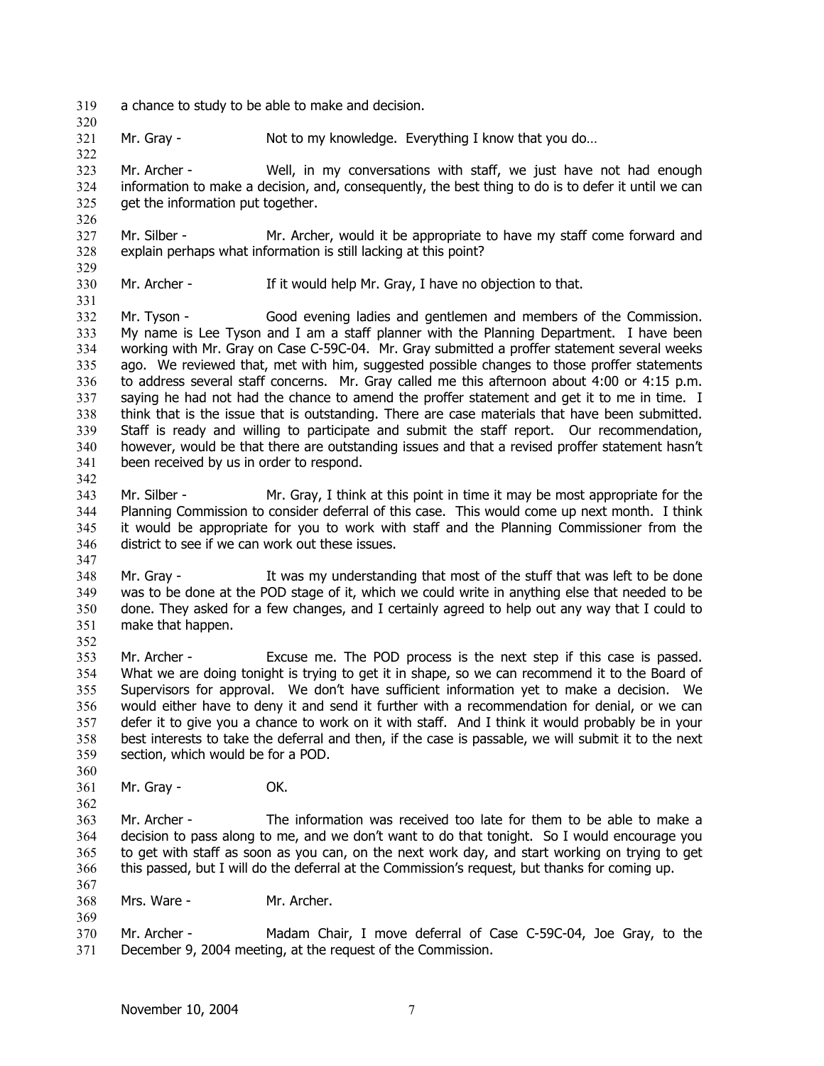a chance to study to be able to make and decision.

Mr. Gray - Not to my knowledge. Everything I know that you do…

Mr. Archer - Well, in my conversations with staff, we just have not had enough information to make a decision, and, consequently, the best thing to do is to defer it until we can get the information put together.

Mr. Silber - Mr. Archer, would it be appropriate to have my staff come forward and explain perhaps what information is still lacking at this point?

Mr. Archer - If it would help Mr. Gray, I have no objection to that.

Mr. Tyson - Good evening ladies and gentlemen and members of the Commission. My name is Lee Tyson and I am a staff planner with the Planning Department. I have been working with Mr. Gray on Case C-59C-04. Mr. Gray submitted a proffer statement several weeks ago. We reviewed that, met with him, suggested possible changes to those proffer statements to address several staff concerns. Mr. Gray called me this afternoon about 4:00 or 4:15 p.m. saying he had not had the chance to amend the proffer statement and get it to me in time. I think that is the issue that is outstanding. There are case materials that have been submitted. Staff is ready and willing to participate and submit the staff report. Our recommendation, however, would be that there are outstanding issues and that a revised proffer statement hasn't been received by us in order to respond.

Mr. Silber - Mr. Gray, I think at this point in time it may be most appropriate for the Planning Commission to consider deferral of this case. This would come up next month. I think it would be appropriate for you to work with staff and the Planning Commissioner from the district to see if we can work out these issues.

Mr. Gray - It was my understanding that most of the stuff that was left to be done was to be done at the POD stage of it, which we could write in anything else that needed to be done. They asked for a few changes, and I certainly agreed to help out any way that I could to make that happen.

Mr. Archer - Excuse me. The POD process is the next step if this case is passed. What we are doing tonight is trying to get it in shape, so we can recommend it to the Board of Supervisors for approval. We don't have sufficient information yet to make a decision. We would either have to deny it and send it further with a recommendation for denial, or we can defer it to give you a chance to work on it with staff. And I think it would probably be in your best interests to take the deferral and then, if the case is passable, we will submit it to the next section, which would be for a POD.

Mr. Gray - OK.

Mr. Archer - The information was received too late for them to be able to make a decision to pass along to me, and we don't want to do that tonight. So I would encourage you to get with staff as soon as you can, on the next work day, and start working on trying to get this passed, but I will do the deferral at the Commission's request, but thanks for coming up.

Mrs. Ware - Mr. Archer.

Mr. Archer - Madam Chair, I move deferral of Case C-59C-04, Joe Gray, to the December 9, 2004 meeting, at the request of the Commission.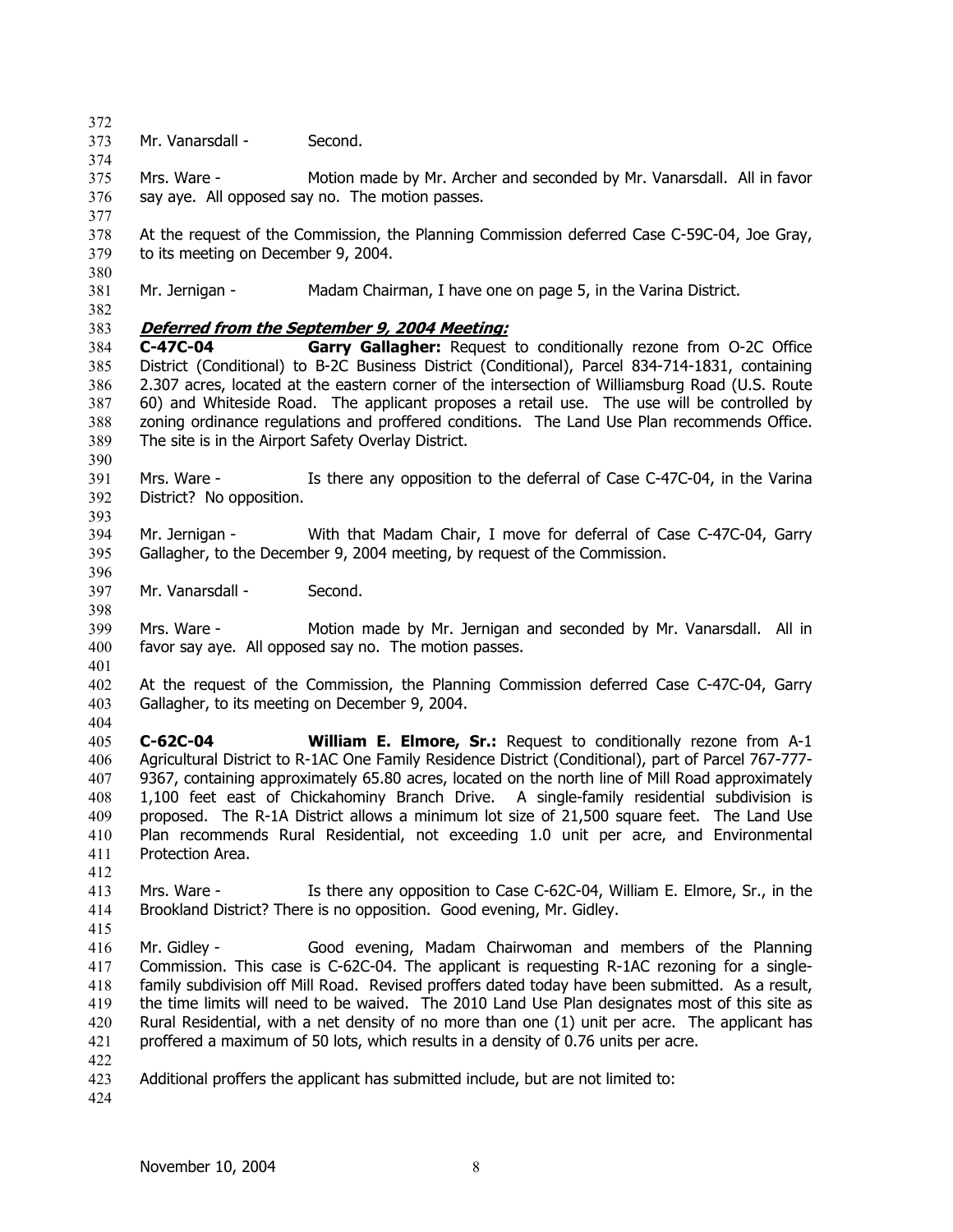Mr. Vanarsdall - Second.

Mrs. Ware - Motion made by Mr. Archer and seconded by Mr. Vanarsdall. All in favor say aye. All opposed say no. The motion passes.

At the request of the Commission, the Planning Commission deferred Case C-59C-04, Joe Gray, to its meeting on December 9, 2004.

Mr. Jernigan - Madam Chairman, I have one on page 5, in the Varina District.

***Deferred from the September 9, 2004 Meeting:***

**C-47C-04 Garry Gallagher:** Request to conditionally rezone from O-2C Office District (Conditional) to B-2C Business District (Conditional), Parcel 834-714-1831, containing 2.307 acres, located at the eastern corner of the intersection of Williamsburg Road (U.S. Route 60) and Whiteside Road. The applicant proposes a retail use. The use will be controlled by zoning ordinance regulations and proffered conditions. The Land Use Plan recommends Office. The site is in the Airport Safety Overlay District.

Mrs. Ware - Is there any opposition to the deferral of Case C-47C-04, in the Varina District? No opposition.

Mr. Jernigan - With that Madam Chair, I move for deferral of Case C-47C-04, Garry Gallagher, to the December 9, 2004 meeting, by request of the Commission.

Mr. Vanarsdall - Second.

Mrs. Ware - Motion made by Mr. Jernigan and seconded by Mr. Vanarsdall. All in favor say aye. All opposed say no. The motion passes.

At the request of the Commission, the Planning Commission deferred Case C-47C-04, Garry Gallagher, to its meeting on December 9, 2004.

**C-62C-04 William E. Elmore, Sr.:** Request to conditionally rezone from A-1 Agricultural District to R-1AC One Family Residence District (Conditional), part of Parcel 767-777-9367, containing approximately 65.80 acres, located on the north line of Mill Road approximately 1,100 feet east of Chickahominy Branch Drive. A single-family residential subdivision is proposed. The R-1A District allows a minimum lot size of 21,500 square feet. The Land Use Plan recommends Rural Residential, not exceeding 1.0 unit per acre, and Environmental Protection Area.

Mrs. Ware - Is there any opposition to Case C-62C-04, William E. Elmore, Sr., in the Brookland District? There is no opposition. Good evening, Mr. Gidley.

Mr. Gidley - Good evening, Madam Chairwoman and members of the Planning Commission. This case is C-62C-04. The applicant is requesting R-1AC rezoning for a single-family subdivision off Mill Road. Revised proffers dated today have been submitted. As a result, the time limits will need to be waived. The 2010 Land Use Plan designates most of this site as Rural Residential, with a net density of no more than one (1) unit per acre. The applicant has proffered a maximum of 50 lots, which results in a density of 0.76 units per acre.

Additional proffers the applicant has submitted include, but are not limited to: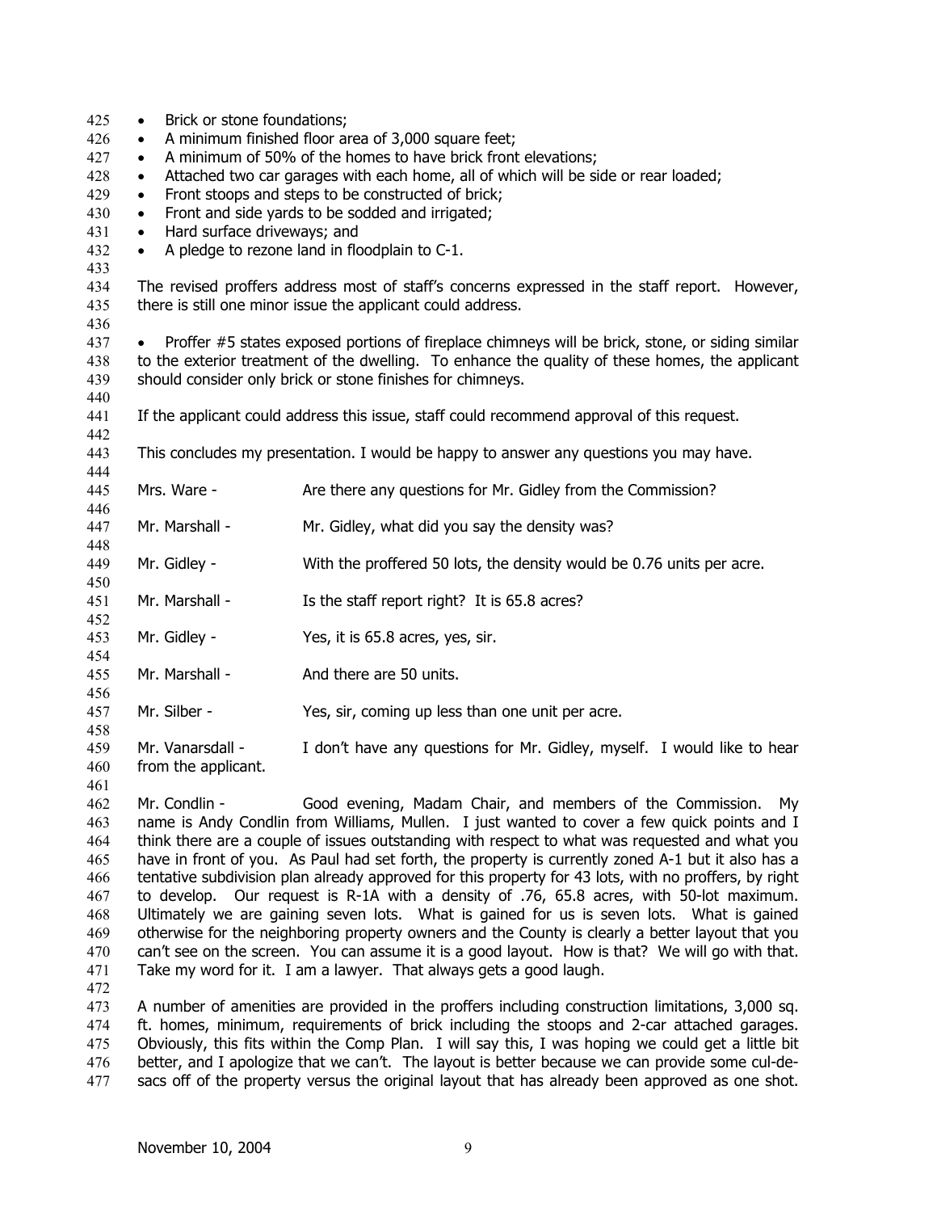- Brick or stone foundations;
- A minimum finished floor area of 3,000 square feet;
- A minimum of 50% of the homes to have brick front elevations;
- Attached two car garages with each home, all of which will be side or rear loaded;
- Front stoops and steps to be constructed of brick;
- Front and side yards to be sodded and irrigated;
- Hard surface driveways; and
- A pledge to rezone land in floodplain to C-1.

The revised proffers address most of staff's concerns expressed in the staff report. However, there is still one minor issue the applicant could address.

- Proffer #5 states exposed portions of fireplace chimneys will be brick, stone, or siding similar to the exterior treatment of the dwelling. To enhance the quality of these homes, the applicant should consider only brick or stone finishes for chimneys.

If the applicant could address this issue, staff could recommend approval of this request.

This concludes my presentation. I would be happy to answer any questions you may have.

Mrs. Ware - Are there any questions for Mr. Gidley from the Commission?

Mr. Marshall - Mr. Gidley, what did you say the density was?

Mr. Gidley - With the proffered 50 lots, the density would be 0.76 units per acre.

Mr. Marshall - Is the staff report right? It is 65.8 acres?

Mr. Gidley - Yes, it is 65.8 acres, yes, sir.

Mr. Marshall - And there are 50 units.

Mr. Silber - Yes, sir, coming up less than one unit per acre.

Mr. Vanarsdall - I don't have any questions for Mr. Gidley, myself. I would like to hear from the applicant.

Mr. Condlin - Good evening, Madam Chair, and members of the Commission. My name is Andy Condlin from Williams, Mullen. I just wanted to cover a few quick points and I think there are a couple of issues outstanding with respect to what was requested and what you have in front of you. As Paul had set forth, the property is currently zoned A-1 but it also has a tentative subdivision plan already approved for this property for 43 lots, with no proffers, by right to develop. Our request is R-1A with a density of .76, 65.8 acres, with 50-lot maximum. Ultimately we are gaining seven lots. What is gained for us is seven lots. What is gained otherwise for the neighboring property owners and the County is clearly a better layout that you can't see on the screen. You can assume it is a good layout. How is that? We will go with that. Take my word for it. I am a lawyer. That always gets a good laugh.

A number of amenities are provided in the proffers including construction limitations, 3,000 sq. ft. homes, minimum, requirements of brick including the stoops and 2-car attached garages. Obviously, this fits within the Comp Plan. I will say this, I was hoping we could get a little bit better, and I apologize that we can't. The layout is better because we can provide some cul-de-sacs off of the property versus the original layout that has already been approved as one shot.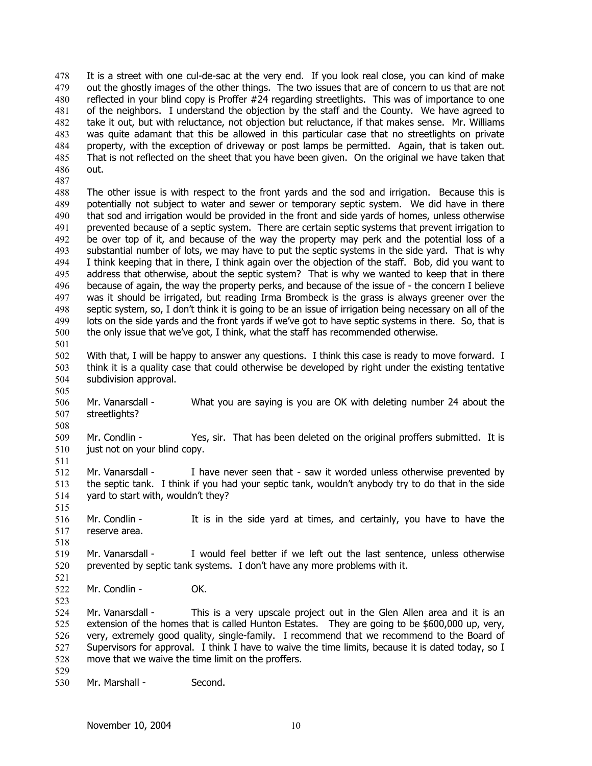It is a street with one cul-de-sac at the very end. If you look real close, you can kind of make out the ghostly images of the other things. The two issues that are of concern to us that are not reflected in your blind copy is Proffer #24 regarding streetlights. This was of importance to one of the neighbors. I understand the objection by the staff and the County. We have agreed to take it out, but with reluctance, not objection but reluctance, if that makes sense. Mr. Williams was quite adamant that this be allowed in this particular case that no streetlights on private property, with the exception of driveway or post lamps be permitted. Again, that is taken out. That is not reflected on the sheet that you have been given. On the original we have taken that out.

The other issue is with respect to the front yards and the sod and irrigation. Because this is potentially not subject to water and sewer or temporary septic system. We did have in there that sod and irrigation would be provided in the front and side yards of homes, unless otherwise prevented because of a septic system. There are certain septic systems that prevent irrigation to be over top of it, and because of the way the property may perk and the potential loss of a substantial number of lots, we may have to put the septic systems in the side yard. That is why I think keeping that in there, I think again over the objection of the staff. Bob, did you want to address that otherwise, about the septic system? That is why we wanted to keep that in there because of again, the way the property perks, and because of the issue of - the concern I believe was it should be irrigated, but reading Irma Brombeck is the grass is always greener over the septic system, so, I don't think it is going to be an issue of irrigation being necessary on all of the lots on the side yards and the front yards if we've got to have septic systems in there. So, that is the only issue that we've got, I think, what the staff has recommended otherwise.

With that, I will be happy to answer any questions. I think this case is ready to move forward. I think it is a quality case that could otherwise be developed by right under the existing tentative subdivision approval.

Mr. Vanarsdall - What you are saying is you are OK with deleting number 24 about the streetlights?

Mr. Condlin - Yes, sir. That has been deleted on the original proffers submitted. It is just not on your blind copy.

Mr. Vanarsdall - I have never seen that - saw it worded unless otherwise prevented by the septic tank. I think if you had your septic tank, wouldn't anybody try to do that in the side yard to start with, wouldn't they?

Mr. Condlin - It is in the side yard at times, and certainly, you have to have the reserve area.

Mr. Vanarsdall - I would feel better if we left out the last sentence, unless otherwise prevented by septic tank systems. I don't have any more problems with it.

Mr. Condlin - OK.

Mr. Vanarsdall - This is a very upscale project out in the Glen Allen area and it is an extension of the homes that is called Hunton Estates. They are going to be $600,000 up, very, very, extremely good quality, single-family. I recommend that we recommend to the Board of Supervisors for approval. I think I have to waive the time limits, because it is dated today, so I move that we waive the time limit on the proffers.

Mr. Marshall - Second.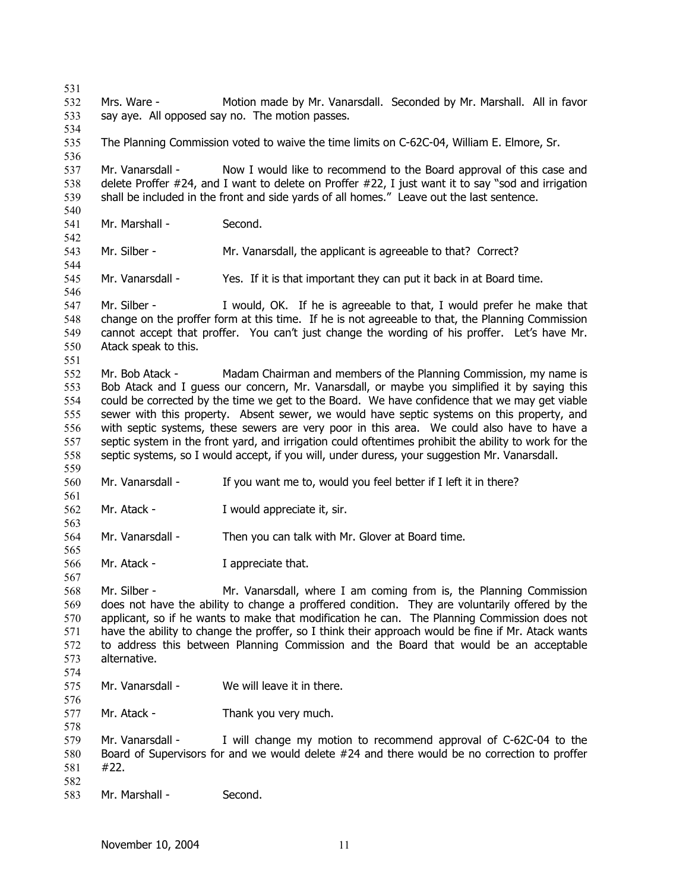Mrs. Ware - Motion made by Mr. Vanarsdall. Seconded by Mr. Marshall. All in favor say aye. All opposed say no. The motion passes.

The Planning Commission voted to waive the time limits on C-62C-04, William E. Elmore, Sr.

Mr. Vanarsdall - Now I would like to recommend to the Board approval of this case and delete Proffer #24, and I want to delete on Proffer #22, I just want it to say "sod and irrigation shall be included in the front and side yards of all homes." Leave out the last sentence.

Mr. Marshall - Second.

Mr. Silber - Mr. Vanarsdall, the applicant is agreeable to that? Correct?

Mr. Vanarsdall - Yes. If it is that important they can put it back in at Board time.

Mr. Silber - I would, OK. If he is agreeable to that, I would prefer he make that change on the proffer form at this time. If he is not agreeable to that, the Planning Commission cannot accept that proffer. You can't just change the wording of his proffer. Let's have Mr. Atack speak to this.

Mr. Bob Atack - Madam Chairman and members of the Planning Commission, my name is Bob Atack and I guess our concern, Mr. Vanarsdall, or maybe you simplified it by saying this could be corrected by the time we get to the Board. We have confidence that we may get viable sewer with this property. Absent sewer, we would have septic systems on this property, and with septic systems, these sewers are very poor in this area. We could also have to have a septic system in the front yard, and irrigation could oftentimes prohibit the ability to work for the septic systems, so I would accept, if you will, under duress, your suggestion Mr. Vanarsdall.

Mr. Vanarsdall - If you want me to, would you feel better if I left it in there?

Mr. Atack - I would appreciate it, sir.

Mr. Vanarsdall - Then you can talk with Mr. Glover at Board time.

Mr. Atack - I appreciate that.

Mr. Silber - Mr. Vanarsdall, where I am coming from is, the Planning Commission does not have the ability to change a proffered condition. They are voluntarily offered by the applicant, so if he wants to make that modification he can. The Planning Commission does not have the ability to change the proffer, so I think their approach would be fine if Mr. Atack wants to address this between Planning Commission and the Board that would be an acceptable alternative.

Mr. Vanarsdall - We will leave it in there.

Mr. Atack - Thank you very much.

Mr. Vanarsdall - I will change my motion to recommend approval of C-62C-04 to the Board of Supervisors for and we would delete #24 and there would be no correction to proffer #22.

Mr. Marshall - Second.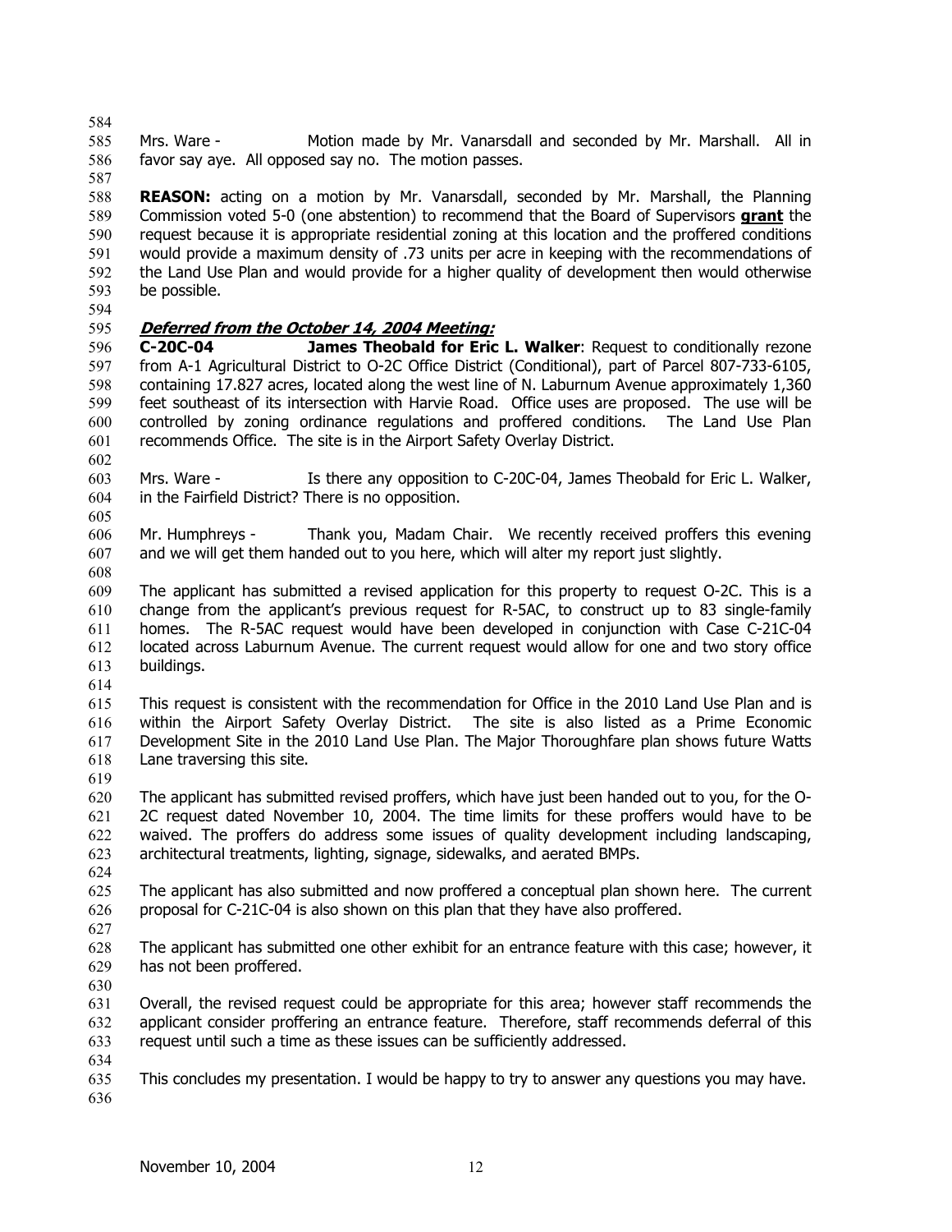Mrs. Ware - Motion made by Mr. Vanarsdall and seconded by Mr. Marshall. All in favor say aye. All opposed say no. The motion passes.

**REASON:** acting on a motion by Mr. Vanarsdall, seconded by Mr. Marshall, the Planning Commission voted 5-0 (one abstention) to recommend that the Board of Supervisors **grant** the request because it is appropriate residential zoning at this location and the proffered conditions would provide a maximum density of .73 units per acre in keeping with the recommendations of the Land Use Plan and would provide for a higher quality of development then would otherwise be possible.

***Deferred from the October 14, 2004 Meeting:***

**C-20C-04 James Theobald for Eric L. Walker**: Request to conditionally rezone from A-1 Agricultural District to O-2C Office District (Conditional), part of Parcel 807-733-6105, containing 17.827 acres, located along the west line of N. Laburnum Avenue approximately 1,360 feet southeast of its intersection with Harvie Road. Office uses are proposed. The use will be controlled by zoning ordinance regulations and proffered conditions. The Land Use Plan recommends Office. The site is in the Airport Safety Overlay District.

Mrs. Ware - Is there any opposition to C-20C-04, James Theobald for Eric L. Walker, in the Fairfield District? There is no opposition.

Mr. Humphreys - Thank you, Madam Chair. We recently received proffers this evening and we will get them handed out to you here, which will alter my report just slightly.

The applicant has submitted a revised application for this property to request O-2C. This is a change from the applicant's previous request for R-5AC, to construct up to 83 single-family homes. The R-5AC request would have been developed in conjunction with Case C-21C-04 located across Laburnum Avenue. The current request would allow for one and two story office buildings.

This request is consistent with the recommendation for Office in the 2010 Land Use Plan and is within the Airport Safety Overlay District. The site is also listed as a Prime Economic Development Site in the 2010 Land Use Plan. The Major Thoroughfare plan shows future Watts Lane traversing this site.

The applicant has submitted revised proffers, which have just been handed out to you, for the O-2C request dated November 10, 2004. The time limits for these proffers would have to be waived. The proffers do address some issues of quality development including landscaping, architectural treatments, lighting, signage, sidewalks, and aerated BMPs.

The applicant has also submitted and now proffered a conceptual plan shown here. The current proposal for C-21C-04 is also shown on this plan that they have also proffered.

The applicant has submitted one other exhibit for an entrance feature with this case; however, it has not been proffered.

Overall, the revised request could be appropriate for this area; however staff recommends the applicant consider proffering an entrance feature. Therefore, staff recommends deferral of this request until such a time as these issues can be sufficiently addressed.

This concludes my presentation. I would be happy to try to answer any questions you may have.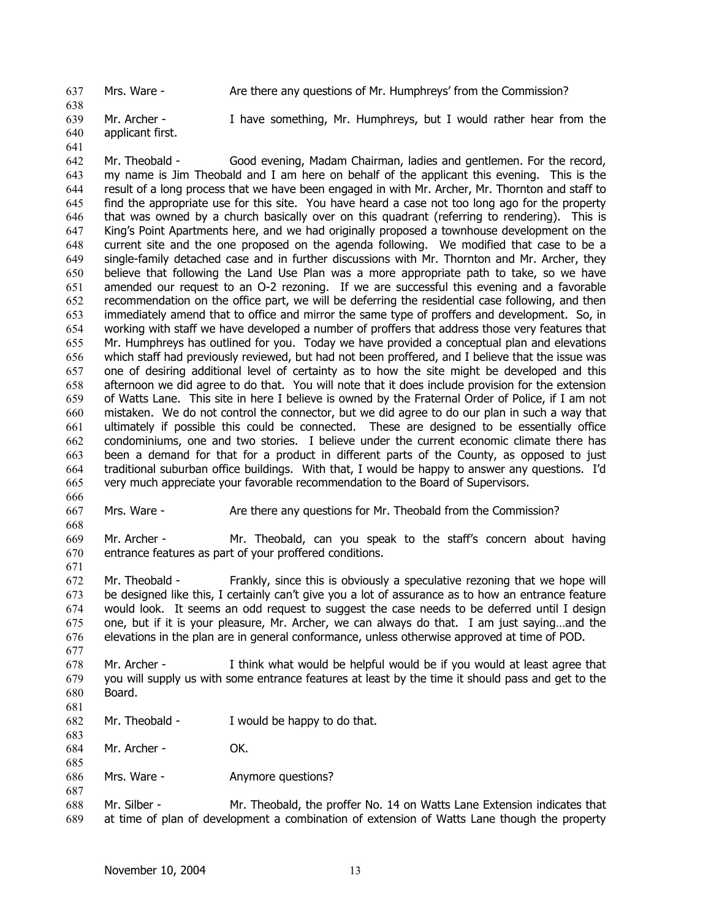Mrs. Ware - Are there any questions of Mr. Humphreys' from the Commission?

Mr. Archer - I have something, Mr. Humphreys, but I would rather hear from the applicant first.

Mr. Theobald - Good evening, Madam Chairman, ladies and gentlemen. For the record, my name is Jim Theobald and I am here on behalf of the applicant this evening. This is the result of a long process that we have been engaged in with Mr. Archer, Mr. Thornton and staff to find the appropriate use for this site. You have heard a case not too long ago for the property that was owned by a church basically over on this quadrant (referring to rendering). This is King's Point Apartments here, and we had originally proposed a townhouse development on the current site and the one proposed on the agenda following. We modified that case to be a single-family detached case and in further discussions with Mr. Thornton and Mr. Archer, they believe that following the Land Use Plan was a more appropriate path to take, so we have amended our request to an O-2 rezoning. If we are successful this evening and a favorable recommendation on the office part, we will be deferring the residential case following, and then immediately amend that to office and mirror the same type of proffers and development. So, in working with staff we have developed a number of proffers that address those very features that Mr. Humphreys has outlined for you. Today we have provided a conceptual plan and elevations which staff had previously reviewed, but had not been proffered, and I believe that the issue was one of desiring additional level of certainty as to how the site might be developed and this afternoon we did agree to do that. You will note that it does include provision for the extension of Watts Lane. This site in here I believe is owned by the Fraternal Order of Police, if I am not mistaken. We do not control the connector, but we did agree to do our plan in such a way that ultimately if possible this could be connected. These are designed to be essentially office condominiums, one and two stories. I believe under the current economic climate there has been a demand for that for a product in different parts of the County, as opposed to just traditional suburban office buildings. With that, I would be happy to answer any questions. I'd very much appreciate your favorable recommendation to the Board of Supervisors.

Mrs. Ware - Are there any questions for Mr. Theobald from the Commission?

Mr. Archer - Mr. Theobald, can you speak to the staff's concern about having entrance features as part of your proffered conditions.

Mr. Theobald - Frankly, since this is obviously a speculative rezoning that we hope will be designed like this, I certainly can't give you a lot of assurance as to how an entrance feature would look. It seems an odd request to suggest the case needs to be deferred until I design one, but if it is your pleasure, Mr. Archer, we can always do that. I am just saying…and the elevations in the plan are in general conformance, unless otherwise approved at time of POD.

Mr. Archer - I think what would be helpful would be if you would at least agree that you will supply us with some entrance features at least by the time it should pass and get to the Board.

Mr. Theobald - I would be happy to do that.

Mr. Archer - OK.

Mrs. Ware - Anymore questions?

Mr. Silber - Mr. Theobald, the proffer No. 14 on Watts Lane Extension indicates that at time of plan of development a combination of extension of Watts Lane though the property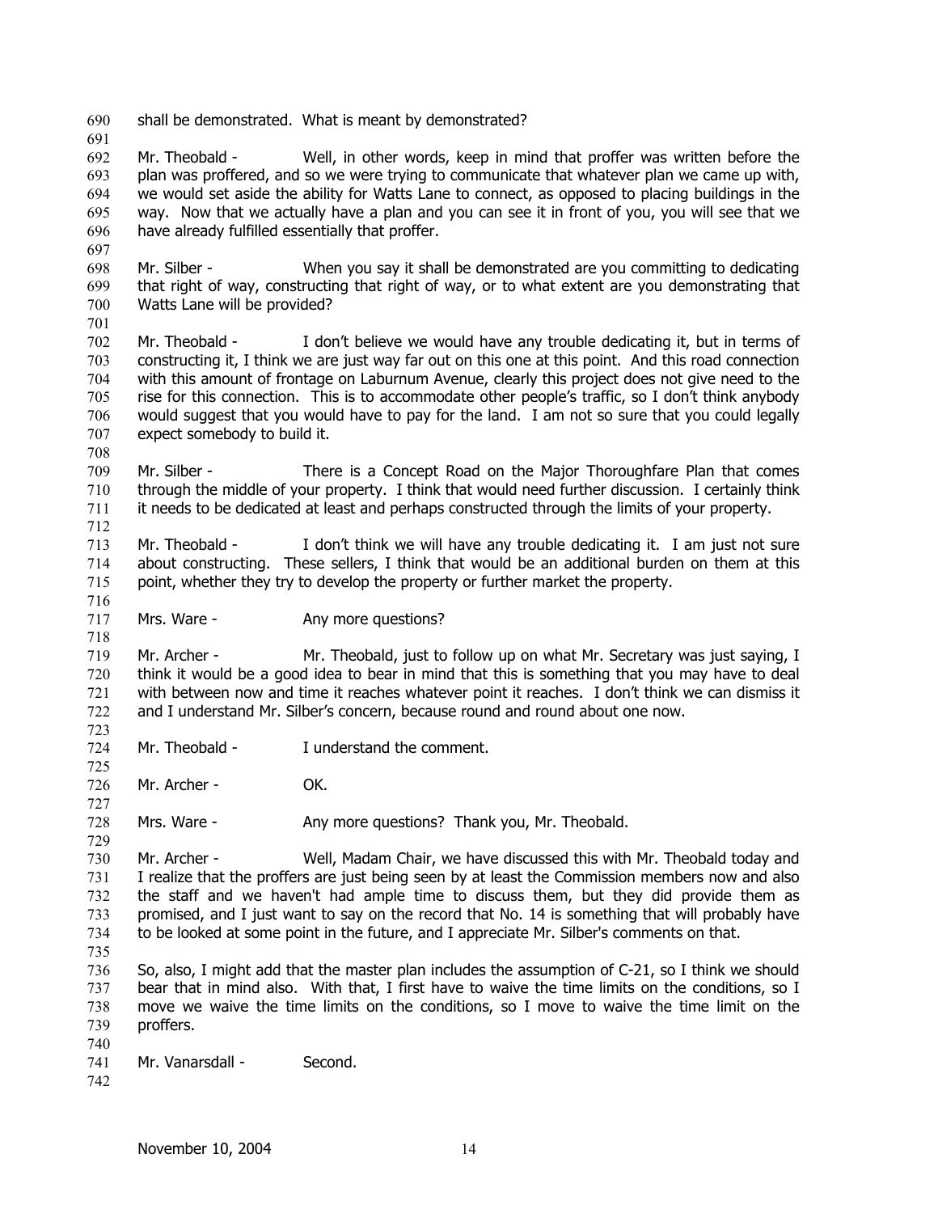shall be demonstrated. What is meant by demonstrated?

Mr. Theobald - Well, in other words, keep in mind that proffer was written before the plan was proffered, and so we were trying to communicate that whatever plan we came up with, we would set aside the ability for Watts Lane to connect, as opposed to placing buildings in the way. Now that we actually have a plan and you can see it in front of you, you will see that we have already fulfilled essentially that proffer.

Mr. Silber - When you say it shall be demonstrated are you committing to dedicating that right of way, constructing that right of way, or to what extent are you demonstrating that Watts Lane will be provided?

Mr. Theobald - I don't believe we would have any trouble dedicating it, but in terms of constructing it, I think we are just way far out on this one at this point. And this road connection with this amount of frontage on Laburnum Avenue, clearly this project does not give need to the rise for this connection. This is to accommodate other people's traffic, so I don't think anybody would suggest that you would have to pay for the land. I am not so sure that you could legally expect somebody to build it.

Mr. Silber - There is a Concept Road on the Major Thoroughfare Plan that comes through the middle of your property. I think that would need further discussion. I certainly think it needs to be dedicated at least and perhaps constructed through the limits of your property.

Mr. Theobald - I don't think we will have any trouble dedicating it. I am just not sure about constructing. These sellers, I think that would be an additional burden on them at this point, whether they try to develop the property or further market the property.

Mrs. Ware - Any more questions?

Mr. Archer - Mr. Theobald, just to follow up on what Mr. Secretary was just saying, I think it would be a good idea to bear in mind that this is something that you may have to deal with between now and time it reaches whatever point it reaches. I don't think we can dismiss it and I understand Mr. Silber's concern, because round and round about one now.

Mr. Theobald - I understand the comment.

Mr. Archer - OK.

Mrs. Ware - Any more questions? Thank you, Mr. Theobald.

Mr. Archer - Well, Madam Chair, we have discussed this with Mr. Theobald today and I realize that the proffers are just being seen by at least the Commission members now and also the staff and we haven't had ample time to discuss them, but they did provide them as promised, and I just want to say on the record that No. 14 is something that will probably have to be looked at some point in the future, and I appreciate Mr. Silber's comments on that.

So, also, I might add that the master plan includes the assumption of C-21, so I think we should bear that in mind also. With that, I first have to waive the time limits on the conditions, so I move we waive the time limits on the conditions, so I move to waive the time limit on the proffers.

Mr. Vanarsdall - Second.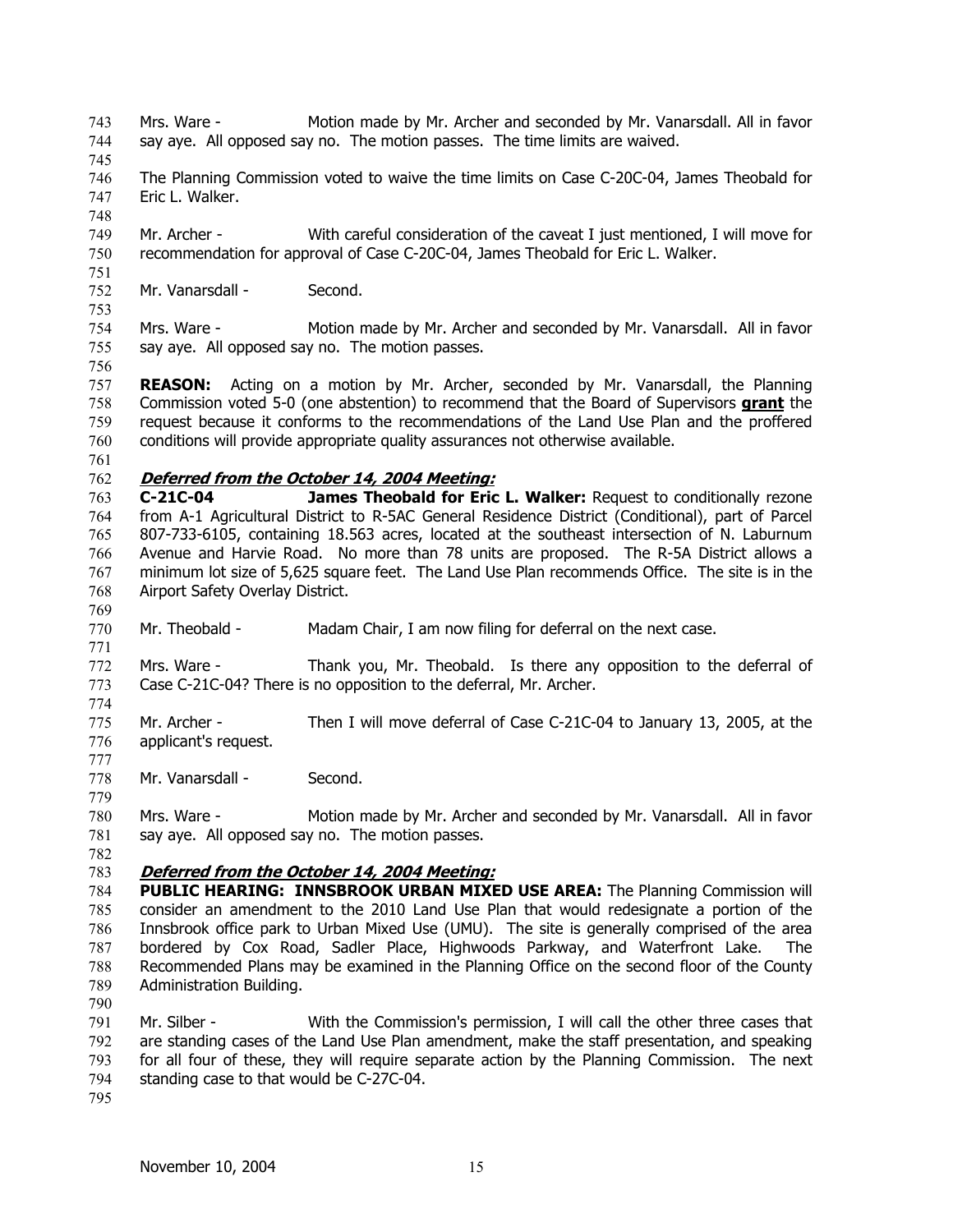Mrs. Ware - Motion made by Mr. Archer and seconded by Mr. Vanarsdall. All in favor say aye. All opposed say no. The motion passes. The time limits are waived.

The Planning Commission voted to waive the time limits on Case C-20C-04, James Theobald for Eric L. Walker.

Mr. Archer - With careful consideration of the caveat I just mentioned, I will move for recommendation for approval of Case C-20C-04, James Theobald for Eric L. Walker.

Mr. Vanarsdall - Second.

Mrs. Ware - Motion made by Mr. Archer and seconded by Mr. Vanarsdall. All in favor say aye. All opposed say no. The motion passes.

**REASON:** Acting on a motion by Mr. Archer, seconded by Mr. Vanarsdall, the Planning Commission voted 5-0 (one abstention) to recommend that the Board of Supervisors **grant** the request because it conforms to the recommendations of the Land Use Plan and the proffered conditions will provide appropriate quality assurances not otherwise available.

***Deferred from the October 14, 2004 Meeting:***

**C-21C-04 James Theobald for Eric L. Walker:** Request to conditionally rezone from A-1 Agricultural District to R-5AC General Residence District (Conditional), part of Parcel 807-733-6105, containing 18.563 acres, located at the southeast intersection of N. Laburnum Avenue and Harvie Road. No more than 78 units are proposed. The R-5A District allows a minimum lot size of 5,625 square feet. The Land Use Plan recommends Office. The site is in the Airport Safety Overlay District.

Mr. Theobald - Madam Chair, I am now filing for deferral on the next case.

Mrs. Ware - Thank you, Mr. Theobald. Is there any opposition to the deferral of Case C-21C-04? There is no opposition to the deferral, Mr. Archer.

Mr. Archer - Then I will move deferral of Case C-21C-04 to January 13, 2005, at the applicant's request.

Mr. Vanarsdall - Second.

Mrs. Ware - Motion made by Mr. Archer and seconded by Mr. Vanarsdall. All in favor say aye. All opposed say no. The motion passes.

***Deferred from the October 14, 2004 Meeting:***

**PUBLIC HEARING: INNSBROOK URBAN MIXED USE AREA:** The Planning Commission will consider an amendment to the 2010 Land Use Plan that would redesignate a portion of the Innsbrook office park to Urban Mixed Use (UMU). The site is generally comprised of the area bordered by Cox Road, Sadler Place, Highwoods Parkway, and Waterfront Lake. The Recommended Plans may be examined in the Planning Office on the second floor of the County Administration Building.

Mr. Silber - With the Commission's permission, I will call the other three cases that are standing cases of the Land Use Plan amendment, make the staff presentation, and speaking for all four of these, they will require separate action by the Planning Commission. The next standing case to that would be C-27C-04.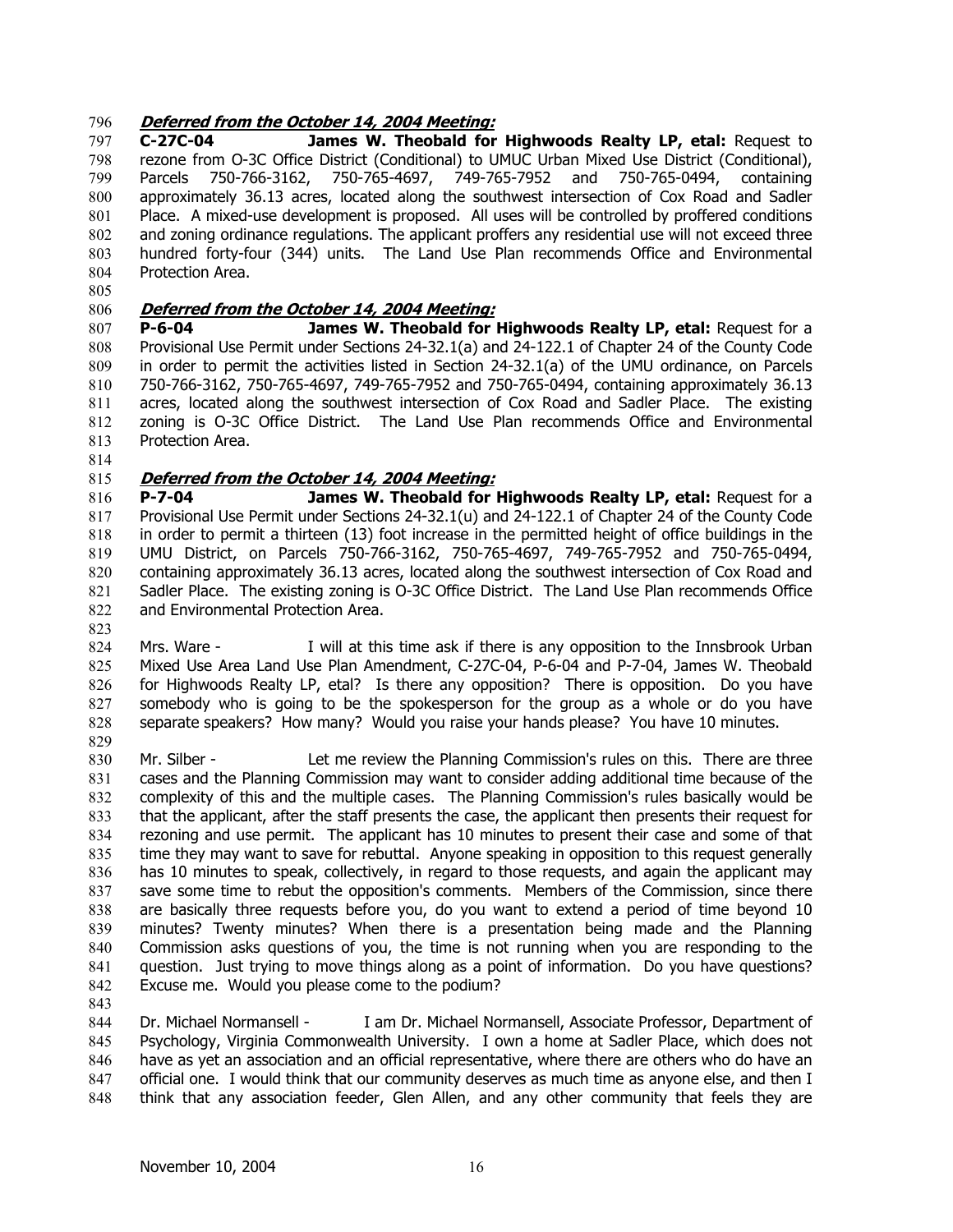***Deferred from the October 14, 2004 Meeting:***

**C-27C-04 James W. Theobald for Highwoods Realty LP, etal:** Request to rezone from O-3C Office District (Conditional) to UMUC Urban Mixed Use District (Conditional), Parcels 750-766-3162, 750-765-4697, 749-765-7952 and 750-765-0494, containing approximately 36.13 acres, located along the southwest intersection of Cox Road and Sadler Place. A mixed-use development is proposed. All uses will be controlled by proffered conditions and zoning ordinance regulations. The applicant proffers any residential use will not exceed three hundred forty-four (344) units. The Land Use Plan recommends Office and Environmental Protection Area.

***Deferred from the October 14, 2004 Meeting:***

**P-6-04 James W. Theobald for Highwoods Realty LP, etal:** Request for a Provisional Use Permit under Sections 24-32.1(a) and 24-122.1 of Chapter 24 of the County Code in order to permit the activities listed in Section 24-32.1(a) of the UMU ordinance, on Parcels 750-766-3162, 750-765-4697, 749-765-7952 and 750-765-0494, containing approximately 36.13 acres, located along the southwest intersection of Cox Road and Sadler Place. The existing zoning is O-3C Office District. The Land Use Plan recommends Office and Environmental Protection Area.

***Deferred from the October 14, 2004 Meeting:***

**P-7-04 James W. Theobald for Highwoods Realty LP, etal:** Request for a Provisional Use Permit under Sections 24-32.1(u) and 24-122.1 of Chapter 24 of the County Code in order to permit a thirteen (13) foot increase in the permitted height of office buildings in the UMU District, on Parcels 750-766-3162, 750-765-4697, 749-765-7952 and 750-765-0494, containing approximately 36.13 acres, located along the southwest intersection of Cox Road and Sadler Place. The existing zoning is O-3C Office District. The Land Use Plan recommends Office and Environmental Protection Area.

Mrs. Ware - I will at this time ask if there is any opposition to the Innsbrook Urban Mixed Use Area Land Use Plan Amendment, C-27C-04, P-6-04 and P-7-04, James W. Theobald for Highwoods Realty LP, etal? Is there any opposition? There is opposition. Do you have somebody who is going to be the spokesperson for the group as a whole or do you have separate speakers? How many? Would you raise your hands please? You have 10 minutes.

Mr. Silber - Let me review the Planning Commission's rules on this. There are three cases and the Planning Commission may want to consider adding additional time because of the complexity of this and the multiple cases. The Planning Commission's rules basically would be that the applicant, after the staff presents the case, the applicant then presents their request for rezoning and use permit. The applicant has 10 minutes to present their case and some of that time they may want to save for rebuttal. Anyone speaking in opposition to this request generally has 10 minutes to speak, collectively, in regard to those requests, and again the applicant may save some time to rebut the opposition's comments. Members of the Commission, since there are basically three requests before you, do you want to extend a period of time beyond 10 minutes? Twenty minutes? When there is a presentation being made and the Planning Commission asks questions of you, the time is not running when you are responding to the question. Just trying to move things along as a point of information. Do you have questions? Excuse me. Would you please come to the podium?

Dr. Michael Normansell - I am Dr. Michael Normansell, Associate Professor, Department of Psychology, Virginia Commonwealth University. I own a home at Sadler Place, which does not have as yet an association and an official representative, where there are others who do have an official one. I would think that our community deserves as much time as anyone else, and then I think that any association feeder, Glen Allen, and any other community that feels they are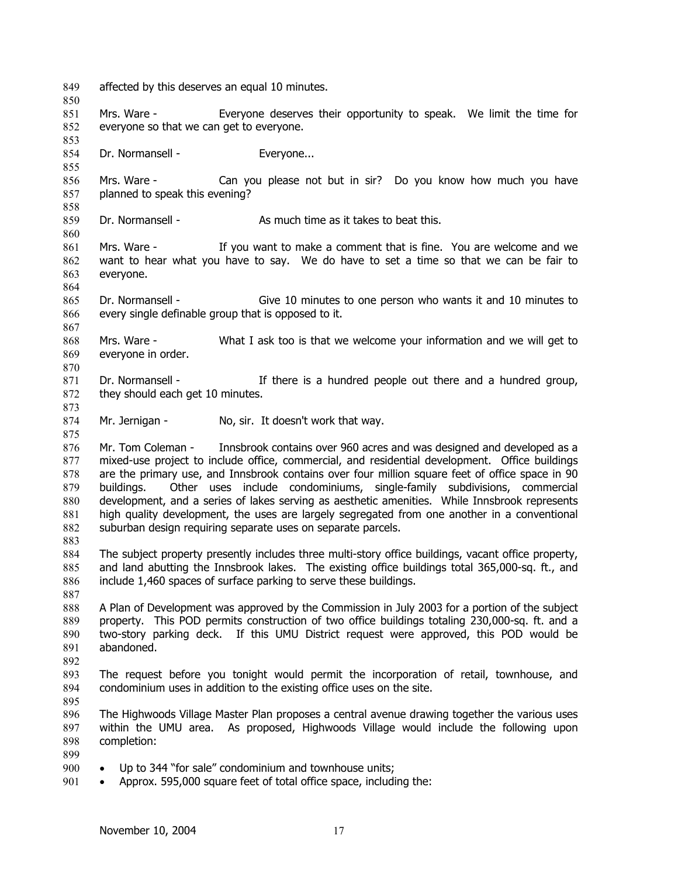affected by this deserves an equal 10 minutes.

Mrs. Ware - Everyone deserves their opportunity to speak. We limit the time for everyone so that we can get to everyone.

Dr. Normansell - Everyone...

Mrs. Ware - Can you please not but in sir? Do you know how much you have planned to speak this evening?

Dr. Normansell - As much time as it takes to beat this.

Mrs. Ware - If you want to make a comment that is fine. You are welcome and we want to hear what you have to say. We do have to set a time so that we can be fair to everyone.

Dr. Normansell - Give 10 minutes to one person who wants it and 10 minutes to every single definable group that is opposed to it.

Mrs. Ware - What I ask too is that we welcome your information and we will get to everyone in order.

Dr. Normansell - If there is a hundred people out there and a hundred group, they should each get 10 minutes.

Mr. Jernigan - No, sir. It doesn't work that way.

Mr. Tom Coleman - Innsbrook contains over 960 acres and was designed and developed as a mixed-use project to include office, commercial, and residential development. Office buildings are the primary use, and Innsbrook contains over four million square feet of office space in 90 buildings. Other uses include condominiums, single-family subdivisions, commercial development, and a series of lakes serving as aesthetic amenities. While Innsbrook represents high quality development, the uses are largely segregated from one another in a conventional suburban design requiring separate uses on separate parcels.

The subject property presently includes three multi-story office buildings, vacant office property, and land abutting the Innsbrook lakes. The existing office buildings total 365,000-sq. ft., and include 1,460 spaces of surface parking to serve these buildings.

A Plan of Development was approved by the Commission in July 2003 for a portion of the subject property. This POD permits construction of two office buildings totaling 230,000-sq. ft. and a two-story parking deck. If this UMU District request were approved, this POD would be abandoned.

The request before you tonight would permit the incorporation of retail, townhouse, and condominium uses in addition to the existing office uses on the site.

The Highwoods Village Master Plan proposes a central avenue drawing together the various uses within the UMU area. As proposed, Highwoods Village would include the following upon completion:

- Up to 344 "for sale" condominium and townhouse units;
- Approx. 595,000 square feet of total office space, including the: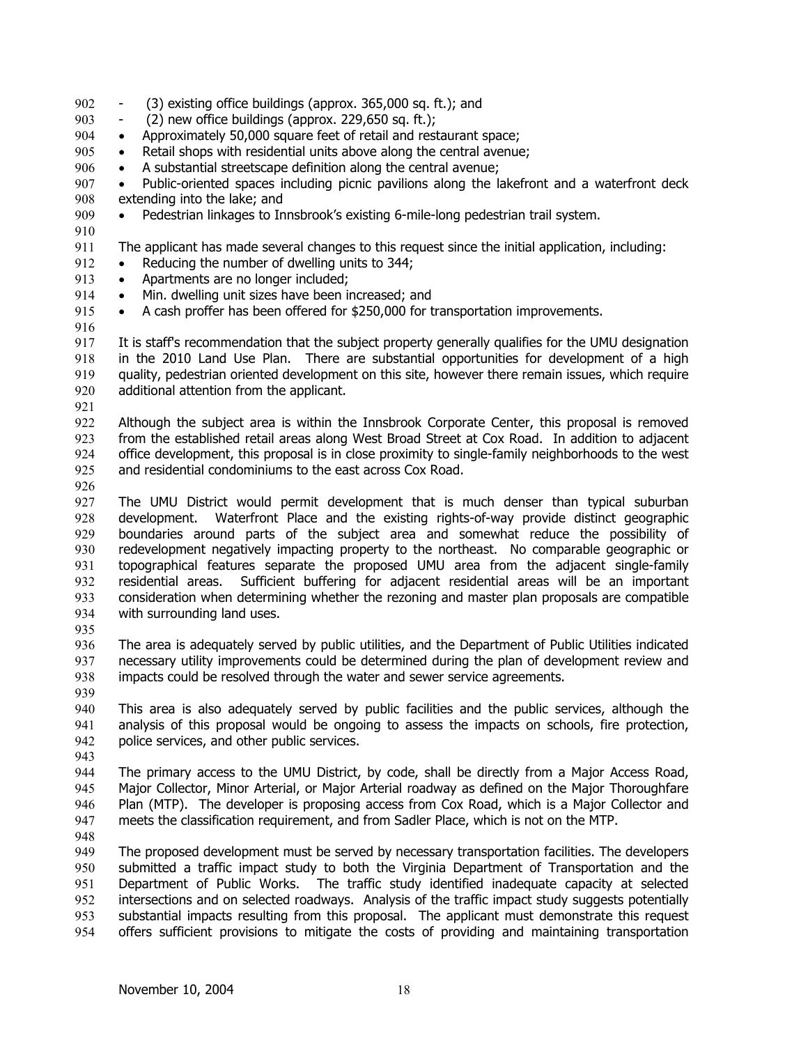- (3) existing office buildings (approx. 365,000 sq. ft.); and
- (2) new office buildings (approx. 229,650 sq. ft.);

- Approximately 50,000 square feet of retail and restaurant space;
- Retail shops with residential units above along the central avenue;
- A substantial streetscape definition along the central avenue;
- Public-oriented spaces including picnic pavilions along the lakefront and a waterfront deck extending into the lake; and
- Pedestrian linkages to Innsbrook's existing 6-mile-long pedestrian trail system.

The applicant has made several changes to this request since the initial application, including:

- Reducing the number of dwelling units to 344;
- Apartments are no longer included;
- Min. dwelling unit sizes have been increased; and
- A cash proffer has been offered for $250,000 for transportation improvements.

It is staff's recommendation that the subject property generally qualifies for the UMU designation in the 2010 Land Use Plan. There are substantial opportunities for development of a high quality, pedestrian oriented development on this site, however there remain issues, which require additional attention from the applicant.

Although the subject area is within the Innsbrook Corporate Center, this proposal is removed from the established retail areas along West Broad Street at Cox Road. In addition to adjacent office development, this proposal is in close proximity to single-family neighborhoods to the west and residential condominiums to the east across Cox Road.

The UMU District would permit development that is much denser than typical suburban development. Waterfront Place and the existing rights-of-way provide distinct geographic boundaries around parts of the subject area and somewhat reduce the possibility of redevelopment negatively impacting property to the northeast. No comparable geographic or topographical features separate the proposed UMU area from the adjacent single-family residential areas. Sufficient buffering for adjacent residential areas will be an important consideration when determining whether the rezoning and master plan proposals are compatible with surrounding land uses.

The area is adequately served by public utilities, and the Department of Public Utilities indicated necessary utility improvements could be determined during the plan of development review and impacts could be resolved through the water and sewer service agreements.

This area is also adequately served by public facilities and the public services, although the analysis of this proposal would be ongoing to assess the impacts on schools, fire protection, police services, and other public services.

The primary access to the UMU District, by code, shall be directly from a Major Access Road, Major Collector, Minor Arterial, or Major Arterial roadway as defined on the Major Thoroughfare Plan (MTP). The developer is proposing access from Cox Road, which is a Major Collector and meets the classification requirement, and from Sadler Place, which is not on the MTP.

The proposed development must be served by necessary transportation facilities. The developers submitted a traffic impact study to both the Virginia Department of Transportation and the Department of Public Works. The traffic study identified inadequate capacity at selected intersections and on selected roadways. Analysis of the traffic impact study suggests potentially substantial impacts resulting from this proposal. The applicant must demonstrate this request offers sufficient provisions to mitigate the costs of providing and maintaining transportation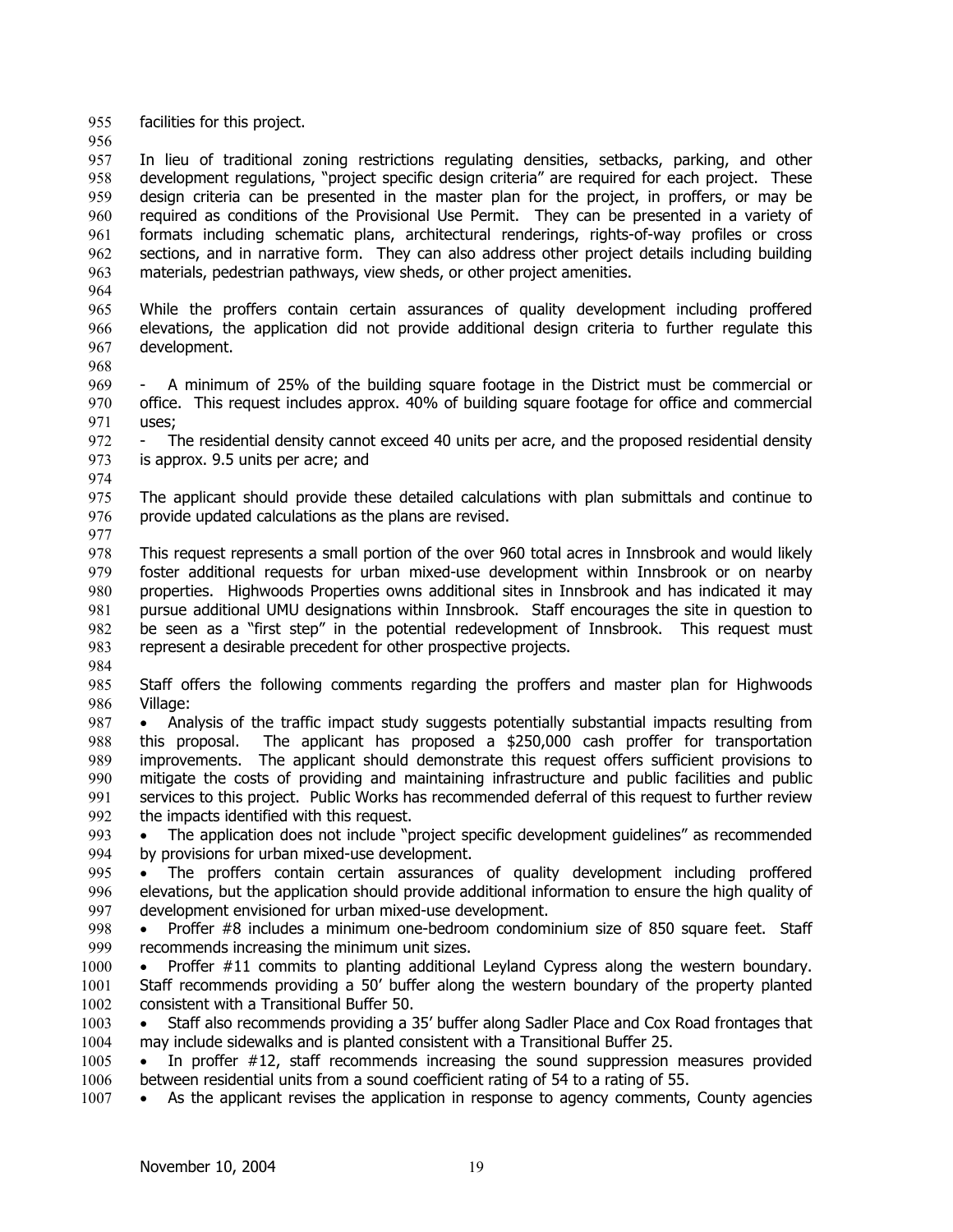facilities for this project.

In lieu of traditional zoning restrictions regulating densities, setbacks, parking, and other development regulations, "project specific design criteria" are required for each project. These design criteria can be presented in the master plan for the project, in proffers, or may be required as conditions of the Provisional Use Permit. They can be presented in a variety of formats including schematic plans, architectural renderings, rights-of-way profiles or cross sections, and in narrative form. They can also address other project details including building materials, pedestrian pathways, view sheds, or other project amenities.

While the proffers contain certain assurances of quality development including proffered elevations, the application did not provide additional design criteria to further regulate this development.

- A minimum of 25% of the building square footage in the District must be commercial or office. This request includes approx. 40% of building square footage for office and commercial uses;
- The residential density cannot exceed 40 units per acre, and the proposed residential density is approx. 9.5 units per acre; and

The applicant should provide these detailed calculations with plan submittals and continue to provide updated calculations as the plans are revised.

This request represents a small portion of the over 960 total acres in Innsbrook and would likely foster additional requests for urban mixed-use development within Innsbrook or on nearby properties. Highwoods Properties owns additional sites in Innsbrook and has indicated it may pursue additional UMU designations within Innsbrook. Staff encourages the site in question to be seen as a "first step" in the potential redevelopment of Innsbrook. This request must represent a desirable precedent for other prospective projects.

Staff offers the following comments regarding the proffers and master plan for Highwoods Village:

- Analysis of the traffic impact study suggests potentially substantial impacts resulting from this proposal. The applicant has proposed a $250,000 cash proffer for transportation improvements. The applicant should demonstrate this request offers sufficient provisions to mitigate the costs of providing and maintaining infrastructure and public facilities and public services to this project. Public Works has recommended deferral of this request to further review the impacts identified with this request.
- The application does not include "project specific development guidelines" as recommended by provisions for urban mixed-use development.
- The proffers contain certain assurances of quality development including proffered elevations, but the application should provide additional information to ensure the high quality of development envisioned for urban mixed-use development.
- Proffer #8 includes a minimum one-bedroom condominium size of 850 square feet. Staff recommends increasing the minimum unit sizes.
- Proffer #11 commits to planting additional Leyland Cypress along the western boundary. Staff recommends providing a 50' buffer along the western boundary of the property planted consistent with a Transitional Buffer 50.
- Staff also recommends providing a 35' buffer along Sadler Place and Cox Road frontages that may include sidewalks and is planted consistent with a Transitional Buffer 25.
- In proffer #12, staff recommends increasing the sound suppression measures provided between residential units from a sound coefficient rating of 54 to a rating of 55.
- As the applicant revises the application in response to agency comments, County agencies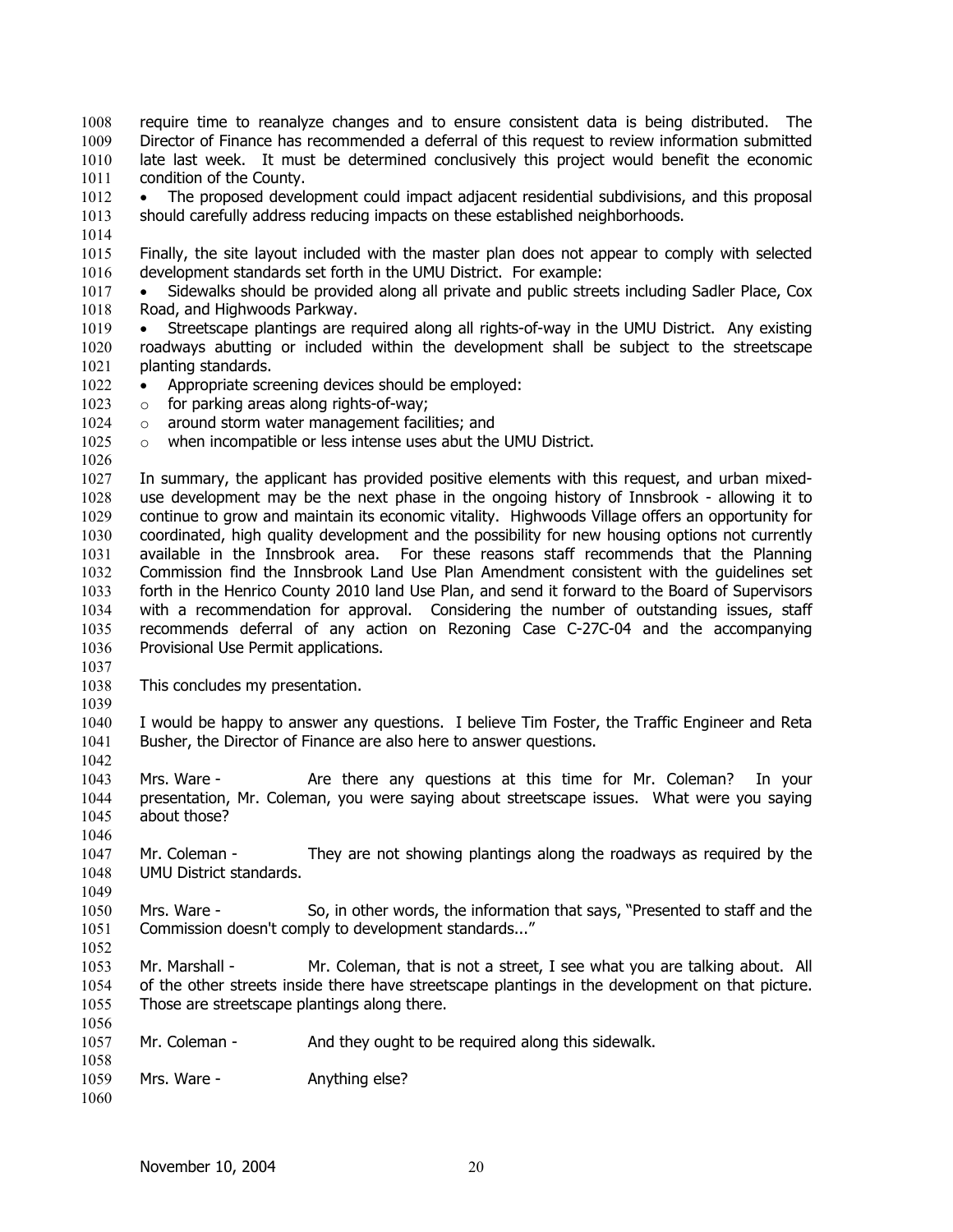require time to reanalyze changes and to ensure consistent data is being distributed. The Director of Finance has recommended a deferral of this request to review information submitted late last week. It must be determined conclusively this project would benefit the economic condition of the County.

- The proposed development could impact adjacent residential subdivisions, and this proposal should carefully address reducing impacts on these established neighborhoods.

Finally, the site layout included with the master plan does not appear to comply with selected development standards set forth in the UMU District. For example:

- Sidewalks should be provided along all private and public streets including Sadler Place, Cox Road, and Highwoods Parkway.
- Streetscape plantings are required along all rights-of-way in the UMU District. Any existing roadways abutting or included within the development shall be subject to the streetscape planting standards.
- Appropriate screening devices should be employed:
  - for parking areas along rights-of-way;
  - around storm water management facilities; and
  - when incompatible or less intense uses abut the UMU District.

In summary, the applicant has provided positive elements with this request, and urban mixed-use development may be the next phase in the ongoing history of Innsbrook - allowing it to continue to grow and maintain its economic vitality. Highwoods Village offers an opportunity for coordinated, high quality development and the possibility for new housing options not currently available in the Innsbrook area. For these reasons staff recommends that the Planning Commission find the Innsbrook Land Use Plan Amendment consistent with the guidelines set forth in the Henrico County 2010 land Use Plan, and send it forward to the Board of Supervisors with a recommendation for approval. Considering the number of outstanding issues, staff recommends deferral of any action on Rezoning Case C-27C-04 and the accompanying Provisional Use Permit applications.

This concludes my presentation.

I would be happy to answer any questions. I believe Tim Foster, the Traffic Engineer and Reta Busher, the Director of Finance are also here to answer questions.

Mrs. Ware - Are there any questions at this time for Mr. Coleman? In your presentation, Mr. Coleman, you were saying about streetscape issues. What were you saying about those?

Mr. Coleman - They are not showing plantings along the roadways as required by the UMU District standards.

Mrs. Ware - So, in other words, the information that says, "Presented to staff and the Commission doesn't comply to development standards..."

Mr. Marshall - Mr. Coleman, that is not a street, I see what you are talking about. All of the other streets inside there have streetscape plantings in the development on that picture. Those are streetscape plantings along there.

Mr. Coleman - And they ought to be required along this sidewalk.

Mrs. Ware - Anything else?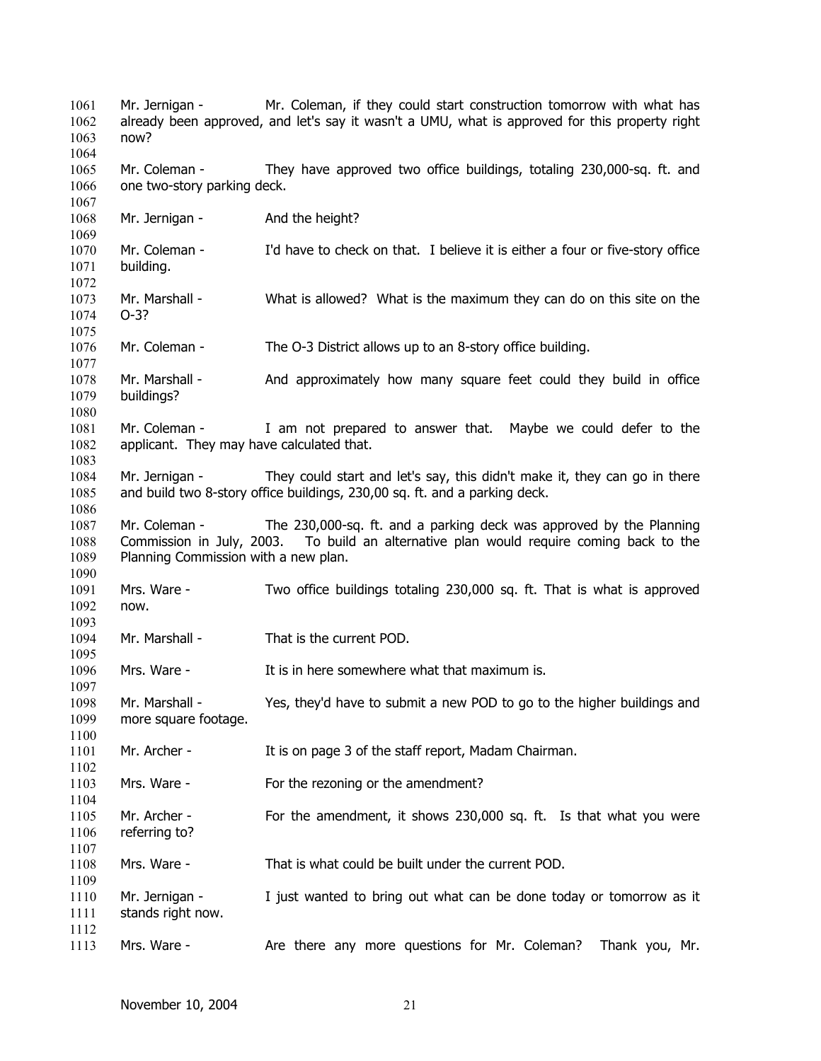1061 Mr. Jernigan - Mr. Coleman, if they could start construction tomorrow with what has
1062 already been approved, and let's say it wasn't a UMU, what is approved for this property right
1063 now?
1064
1065 Mr. Coleman - They have approved two office buildings, totaling 230,000-sq. ft. and
1066 one two-story parking deck.
1067
1068 Mr. Jernigan - And the height?
1069
1070 Mr. Coleman - I'd have to check on that. I believe it is either a four or five-story office
1071 building.
1072
1073 Mr. Marshall - What is allowed? What is the maximum they can do on this site on the
1074 O-3?
1075
1076 Mr. Coleman - The O-3 District allows up to an 8-story office building.
1077
1078 Mr. Marshall - And approximately how many square feet could they build in office
1079 buildings?
1080
1081 Mr. Coleman - I am not prepared to answer that. Maybe we could defer to the
1082 applicant. They may have calculated that.
1083
1084 Mr. Jernigan - They could start and let's say, this didn't make it, they can go in there
1085 and build two 8-story office buildings, 230,00 sq. ft. and a parking deck.
1086
1087 Mr. Coleman - The 230,000-sq. ft. and a parking deck was approved by the Planning
1088 Commission in July, 2003. To build an alternative plan would require coming back to the
1089 Planning Commission with a new plan.
1090
1091 Mrs. Ware - Two office buildings totaling 230,000 sq. ft. That is what is approved
1092 now.
1093
1094 Mr. Marshall - That is the current POD.
1095
1096 Mrs. Ware - It is in here somewhere what that maximum is.
1097
1098 Mr. Marshall - Yes, they'd have to submit a new POD to go to the higher buildings and
1099 more square footage.
1100
1101 Mr. Archer - It is on page 3 of the staff report, Madam Chairman.
1102
1103 Mrs. Ware - For the rezoning or the amendment?
1104
1105 Mr. Archer - For the amendment, it shows 230,000 sq. ft. Is that what you were
1106 referring to?
1107
1108 Mrs. Ware - That is what could be built under the current POD.
1109
1110 Mr. Jernigan - I just wanted to bring out what can be done today or tomorrow as it
1111 stands right now.
1112
1113 Mrs. Ware - Are there any more questions for Mr. Coleman? Thank you, Mr.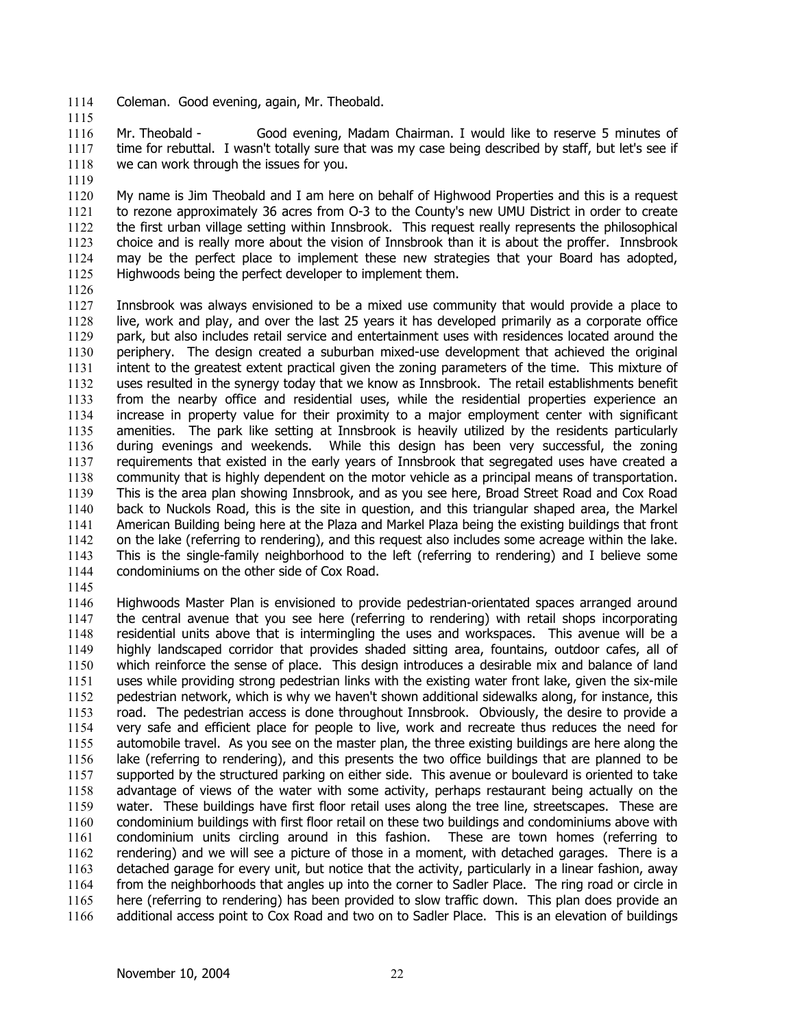Coleman. Good evening, again, Mr. Theobald.

Mr. Theobald - Good evening, Madam Chairman. I would like to reserve 5 minutes of time for rebuttal. I wasn't totally sure that was my case being described by staff, but let's see if we can work through the issues for you.

My name is Jim Theobald and I am here on behalf of Highwood Properties and this is a request to rezone approximately 36 acres from O-3 to the County's new UMU District in order to create the first urban village setting within Innsbrook. This request really represents the philosophical choice and is really more about the vision of Innsbrook than it is about the proffer. Innsbrook may be the perfect place to implement these new strategies that your Board has adopted, Highwoods being the perfect developer to implement them.

Innsbrook was always envisioned to be a mixed use community that would provide a place to live, work and play, and over the last 25 years it has developed primarily as a corporate office park, but also includes retail service and entertainment uses with residences located around the periphery. The design created a suburban mixed-use development that achieved the original intent to the greatest extent practical given the zoning parameters of the time. This mixture of uses resulted in the synergy today that we know as Innsbrook. The retail establishments benefit from the nearby office and residential uses, while the residential properties experience an increase in property value for their proximity to a major employment center with significant amenities. The park like setting at Innsbrook is heavily utilized by the residents particularly during evenings and weekends. While this design has been very successful, the zoning requirements that existed in the early years of Innsbrook that segregated uses have created a community that is highly dependent on the motor vehicle as a principal means of transportation. This is the area plan showing Innsbrook, and as you see here, Broad Street Road and Cox Road back to Nuckols Road, this is the site in question, and this triangular shaped area, the Markel American Building being here at the Plaza and Markel Plaza being the existing buildings that front on the lake (referring to rendering), and this request also includes some acreage within the lake. This is the single-family neighborhood to the left (referring to rendering) and I believe some condominiums on the other side of Cox Road.

Highwoods Master Plan is envisioned to provide pedestrian-orientated spaces arranged around the central avenue that you see here (referring to rendering) with retail shops incorporating residential units above that is intermingling the uses and workspaces. This avenue will be a highly landscaped corridor that provides shaded sitting area, fountains, outdoor cafes, all of which reinforce the sense of place. This design introduces a desirable mix and balance of land uses while providing strong pedestrian links with the existing water front lake, given the six-mile pedestrian network, which is why we haven't shown additional sidewalks along, for instance, this road. The pedestrian access is done throughout Innsbrook. Obviously, the desire to provide a very safe and efficient place for people to live, work and recreate thus reduces the need for automobile travel. As you see on the master plan, the three existing buildings are here along the lake (referring to rendering), and this presents the two office buildings that are planned to be supported by the structured parking on either side. This avenue or boulevard is oriented to take advantage of views of the water with some activity, perhaps restaurant being actually on the water. These buildings have first floor retail uses along the tree line, streetscapes. These are condominium buildings with first floor retail on these two buildings and condominiums above with condominium units circling around in this fashion. These are town homes (referring to rendering) and we will see a picture of those in a moment, with detached garages. There is a detached garage for every unit, but notice that the activity, particularly in a linear fashion, away from the neighborhoods that angles up into the corner to Sadler Place. The ring road or circle in here (referring to rendering) has been provided to slow traffic down. This plan does provide an additional access point to Cox Road and two on to Sadler Place. This is an elevation of buildings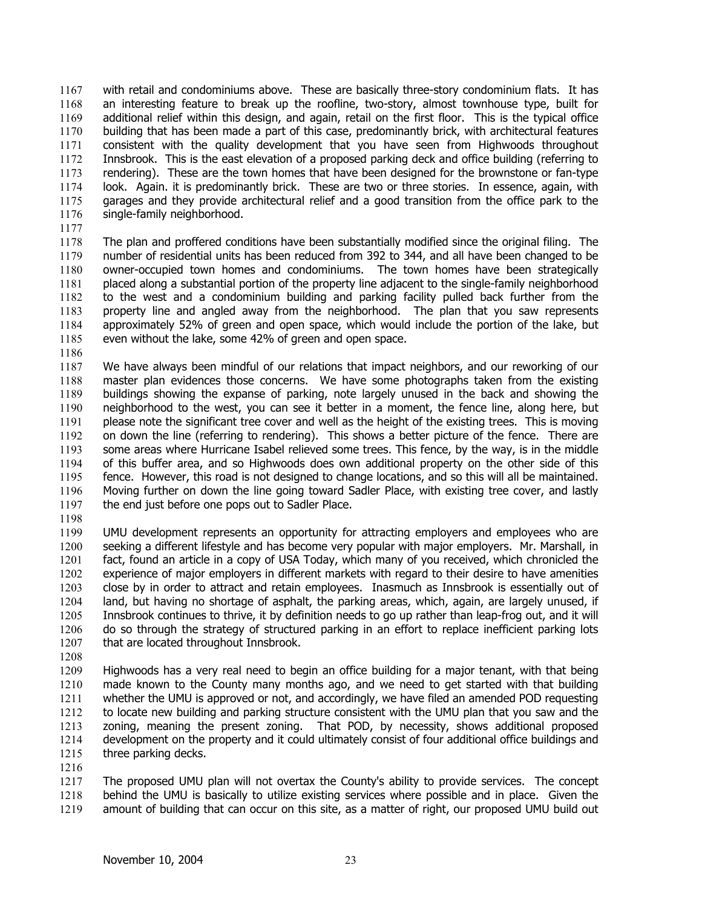with retail and condominiums above. These are basically three-story condominium flats. It has an interesting feature to break up the roofline, two-story, almost townhouse type, built for additional relief within this design, and again, retail on the first floor. This is the typical office building that has been made a part of this case, predominantly brick, with architectural features consistent with the quality development that you have seen from Highwoods throughout Innsbrook. This is the east elevation of a proposed parking deck and office building (referring to rendering). These are the town homes that have been designed for the brownstone or fan-type look. Again. it is predominantly brick. These are two or three stories. In essence, again, with garages and they provide architectural relief and a good transition from the office park to the single-family neighborhood.

The plan and proffered conditions have been substantially modified since the original filing. The number of residential units has been reduced from 392 to 344, and all have been changed to be owner-occupied town homes and condominiums. The town homes have been strategically placed along a substantial portion of the property line adjacent to the single-family neighborhood to the west and a condominium building and parking facility pulled back further from the property line and angled away from the neighborhood. The plan that you saw represents approximately 52% of green and open space, which would include the portion of the lake, but even without the lake, some 42% of green and open space.

We have always been mindful of our relations that impact neighbors, and our reworking of our master plan evidences those concerns. We have some photographs taken from the existing buildings showing the expanse of parking, note largely unused in the back and showing the neighborhood to the west, you can see it better in a moment, the fence line, along here, but please note the significant tree cover and well as the height of the existing trees. This is moving on down the line (referring to rendering). This shows a better picture of the fence. There are some areas where Hurricane Isabel relieved some trees. This fence, by the way, is in the middle of this buffer area, and so Highwoods does own additional property on the other side of this fence. However, this road is not designed to change locations, and so this will all be maintained. Moving further on down the line going toward Sadler Place, with existing tree cover, and lastly the end just before one pops out to Sadler Place.

UMU development represents an opportunity for attracting employers and employees who are seeking a different lifestyle and has become very popular with major employers. Mr. Marshall, in fact, found an article in a copy of USA Today, which many of you received, which chronicled the experience of major employers in different markets with regard to their desire to have amenities close by in order to attract and retain employees. Inasmuch as Innsbrook is essentially out of land, but having no shortage of asphalt, the parking areas, which, again, are largely unused, if Innsbrook continues to thrive, it by definition needs to go up rather than leap-frog out, and it will do so through the strategy of structured parking in an effort to replace inefficient parking lots that are located throughout Innsbrook.

Highwoods has a very real need to begin an office building for a major tenant, with that being made known to the County many months ago, and we need to get started with that building whether the UMU is approved or not, and accordingly, we have filed an amended POD requesting to locate new building and parking structure consistent with the UMU plan that you saw and the zoning, meaning the present zoning. That POD, by necessity, shows additional proposed development on the property and it could ultimately consist of four additional office buildings and three parking decks.

The proposed UMU plan will not overtax the County's ability to provide services. The concept behind the UMU is basically to utilize existing services where possible and in place. Given the amount of building that can occur on this site, as a matter of right, our proposed UMU build out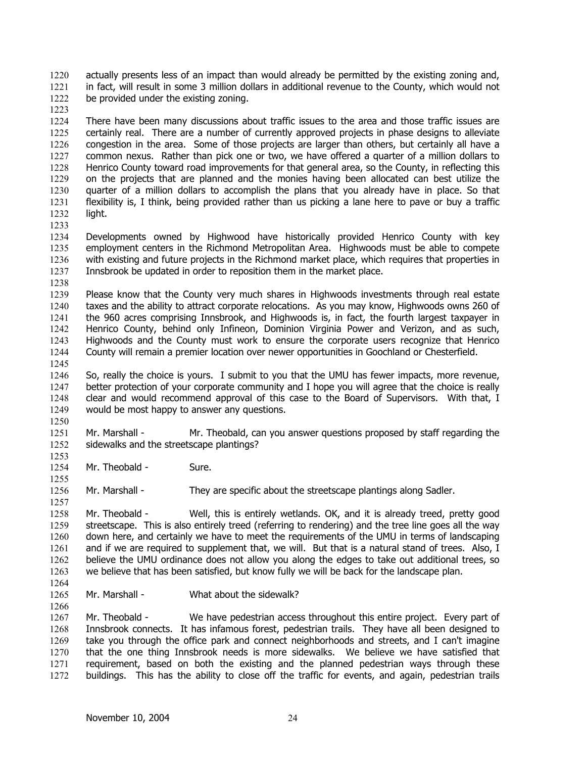actually presents less of an impact than would already be permitted by the existing zoning and, in fact, will result in some 3 million dollars in additional revenue to the County, which would not be provided under the existing zoning.

There have been many discussions about traffic issues to the area and those traffic issues are certainly real. There are a number of currently approved projects in phase designs to alleviate congestion in the area. Some of those projects are larger than others, but certainly all have a common nexus. Rather than pick one or two, we have offered a quarter of a million dollars to Henrico County toward road improvements for that general area, so the County, in reflecting this on the projects that are planned and the monies having been allocated can best utilize the quarter of a million dollars to accomplish the plans that you already have in place. So that flexibility is, I think, being provided rather than us picking a lane here to pave or buy a traffic light.

Developments owned by Highwood have historically provided Henrico County with key employment centers in the Richmond Metropolitan Area. Highwoods must be able to compete with existing and future projects in the Richmond market place, which requires that properties in Innsbrook be updated in order to reposition them in the market place.

Please know that the County very much shares in Highwoods investments through real estate taxes and the ability to attract corporate relocations. As you may know, Highwoods owns 260 of the 960 acres comprising Innsbrook, and Highwoods is, in fact, the fourth largest taxpayer in Henrico County, behind only Infineon, Dominion Virginia Power and Verizon, and as such, Highwoods and the County must work to ensure the corporate users recognize that Henrico County will remain a premier location over newer opportunities in Goochland or Chesterfield.

So, really the choice is yours. I submit to you that the UMU has fewer impacts, more revenue, better protection of your corporate community and I hope you will agree that the choice is really clear and would recommend approval of this case to the Board of Supervisors. With that, I would be most happy to answer any questions.

Mr. Marshall - Mr. Theobald, can you answer questions proposed by staff regarding the sidewalks and the streetscape plantings?

Mr. Theobald - Sure.

Mr. Marshall - They are specific about the streetscape plantings along Sadler.

Mr. Theobald - Well, this is entirely wetlands. OK, and it is already treed, pretty good streetscape. This is also entirely treed (referring to rendering) and the tree line goes all the way down here, and certainly we have to meet the requirements of the UMU in terms of landscaping and if we are required to supplement that, we will. But that is a natural stand of trees. Also, I believe the UMU ordinance does not allow you along the edges to take out additional trees, so we believe that has been satisfied, but know fully we will be back for the landscape plan.

Mr. Marshall - What about the sidewalk?

Mr. Theobald - We have pedestrian access throughout this entire project. Every part of Innsbrook connects. It has infamous forest, pedestrian trails. They have all been designed to take you through the office park and connect neighborhoods and streets, and I can't imagine that the one thing Innsbrook needs is more sidewalks. We believe we have satisfied that requirement, based on both the existing and the planned pedestrian ways through these buildings. This has the ability to close off the traffic for events, and again, pedestrian trails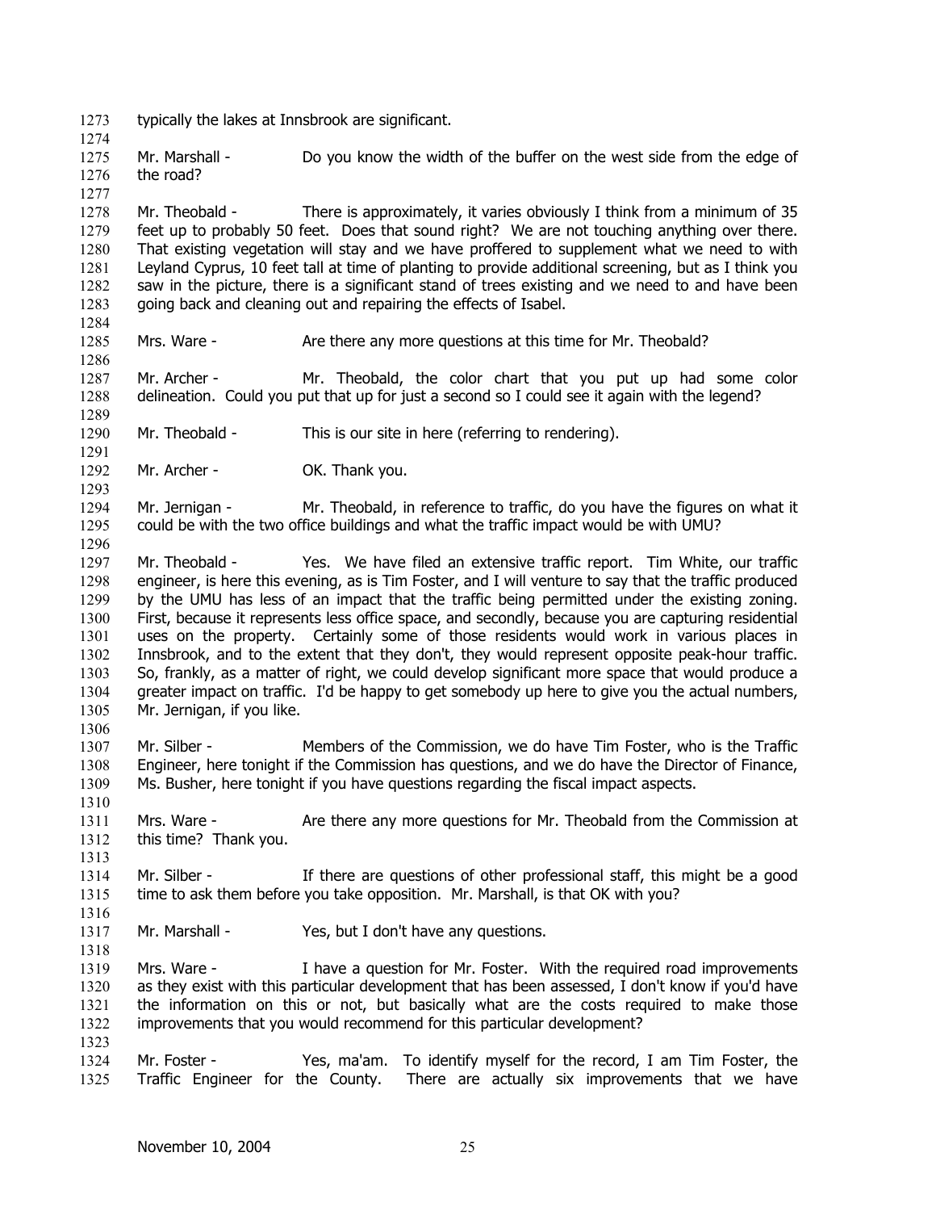typically the lakes at Innsbrook are significant.

Mr. Marshall - Do you know the width of the buffer on the west side from the edge of the road?

Mr. Theobald - There is approximately, it varies obviously I think from a minimum of 35 feet up to probably 50 feet. Does that sound right? We are not touching anything over there. That existing vegetation will stay and we have proffered to supplement what we need to with Leyland Cyprus, 10 feet tall at time of planting to provide additional screening, but as I think you saw in the picture, there is a significant stand of trees existing and we need to and have been going back and cleaning out and repairing the effects of Isabel.

Mrs. Ware - Are there any more questions at this time for Mr. Theobald?

Mr. Archer - Mr. Theobald, the color chart that you put up had some color delineation. Could you put that up for just a second so I could see it again with the legend?

Mr. Theobald - This is our site in here (referring to rendering).

Mr. Archer - OK. Thank you.

Mr. Jernigan - Mr. Theobald, in reference to traffic, do you have the figures on what it could be with the two office buildings and what the traffic impact would be with UMU?

Mr. Theobald - Yes. We have filed an extensive traffic report. Tim White, our traffic engineer, is here this evening, as is Tim Foster, and I will venture to say that the traffic produced by the UMU has less of an impact that the traffic being permitted under the existing zoning. First, because it represents less office space, and secondly, because you are capturing residential uses on the property. Certainly some of those residents would work in various places in Innsbrook, and to the extent that they don't, they would represent opposite peak-hour traffic. So, frankly, as a matter of right, we could develop significant more space that would produce a greater impact on traffic. I'd be happy to get somebody up here to give you the actual numbers, Mr. Jernigan, if you like.

Mr. Silber - Members of the Commission, we do have Tim Foster, who is the Traffic Engineer, here tonight if the Commission has questions, and we do have the Director of Finance, Ms. Busher, here tonight if you have questions regarding the fiscal impact aspects.

Mrs. Ware - Are there any more questions for Mr. Theobald from the Commission at this time? Thank you.

Mr. Silber - If there are questions of other professional staff, this might be a good time to ask them before you take opposition. Mr. Marshall, is that OK with you?

Mr. Marshall - Yes, but I don't have any questions.

Mrs. Ware - I have a question for Mr. Foster. With the required road improvements as they exist with this particular development that has been assessed, I don't know if you'd have the information on this or not, but basically what are the costs required to make those improvements that you would recommend for this particular development?

Mr. Foster - Yes, ma'am. To identify myself for the record, I am Tim Foster, the Traffic Engineer for the County. There are actually six improvements that we have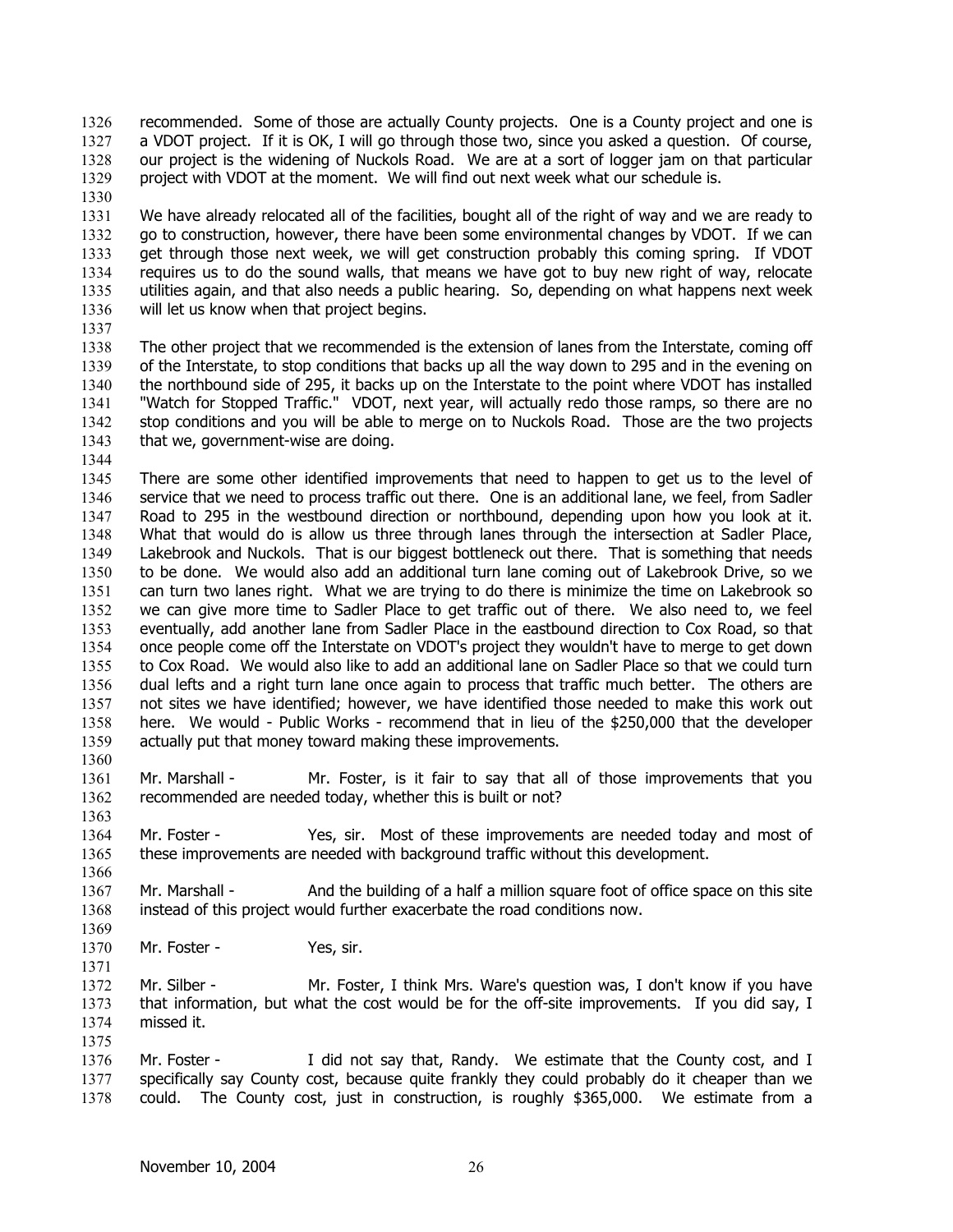recommended. Some of those are actually County projects. One is a County project and one is a VDOT project. If it is OK, I will go through those two, since you asked a question. Of course, our project is the widening of Nuckols Road. We are at a sort of logger jam on that particular project with VDOT at the moment. We will find out next week what our schedule is.

We have already relocated all of the facilities, bought all of the right of way and we are ready to go to construction, however, there have been some environmental changes by VDOT. If we can get through those next week, we will get construction probably this coming spring. If VDOT requires us to do the sound walls, that means we have got to buy new right of way, relocate utilities again, and that also needs a public hearing. So, depending on what happens next week will let us know when that project begins.

The other project that we recommended is the extension of lanes from the Interstate, coming off of the Interstate, to stop conditions that backs up all the way down to 295 and in the evening on the northbound side of 295, it backs up on the Interstate to the point where VDOT has installed "Watch for Stopped Traffic." VDOT, next year, will actually redo those ramps, so there are no stop conditions and you will be able to merge on to Nuckols Road. Those are the two projects that we, government-wise are doing.

There are some other identified improvements that need to happen to get us to the level of service that we need to process traffic out there. One is an additional lane, we feel, from Sadler Road to 295 in the westbound direction or northbound, depending upon how you look at it. What that would do is allow us three through lanes through the intersection at Sadler Place, Lakebrook and Nuckols. That is our biggest bottleneck out there. That is something that needs to be done. We would also add an additional turn lane coming out of Lakebrook Drive, so we can turn two lanes right. What we are trying to do there is minimize the time on Lakebrook so we can give more time to Sadler Place to get traffic out of there. We also need to, we feel eventually, add another lane from Sadler Place in the eastbound direction to Cox Road, so that once people come off the Interstate on VDOT's project they wouldn't have to merge to get down to Cox Road. We would also like to add an additional lane on Sadler Place so that we could turn dual lefts and a right turn lane once again to process that traffic much better. The others are not sites we have identified; however, we have identified those needed to make this work out here. We would - Public Works - recommend that in lieu of the $250,000 that the developer actually put that money toward making these improvements.

Mr. Marshall - Mr. Foster, is it fair to say that all of those improvements that you recommended are needed today, whether this is built or not?

Mr. Foster - Yes, sir. Most of these improvements are needed today and most of these improvements are needed with background traffic without this development.

Mr. Marshall - And the building of a half a million square foot of office space on this site instead of this project would further exacerbate the road conditions now.

Mr. Foster - Yes, sir.

Mr. Silber - Mr. Foster, I think Mrs. Ware's question was, I don't know if you have that information, but what the cost would be for the off-site improvements. If you did say, I missed it.

Mr. Foster - I did not say that, Randy. We estimate that the County cost, and I specifically say County cost, because quite frankly they could probably do it cheaper than we could. The County cost, just in construction, is roughly $365,000. We estimate from a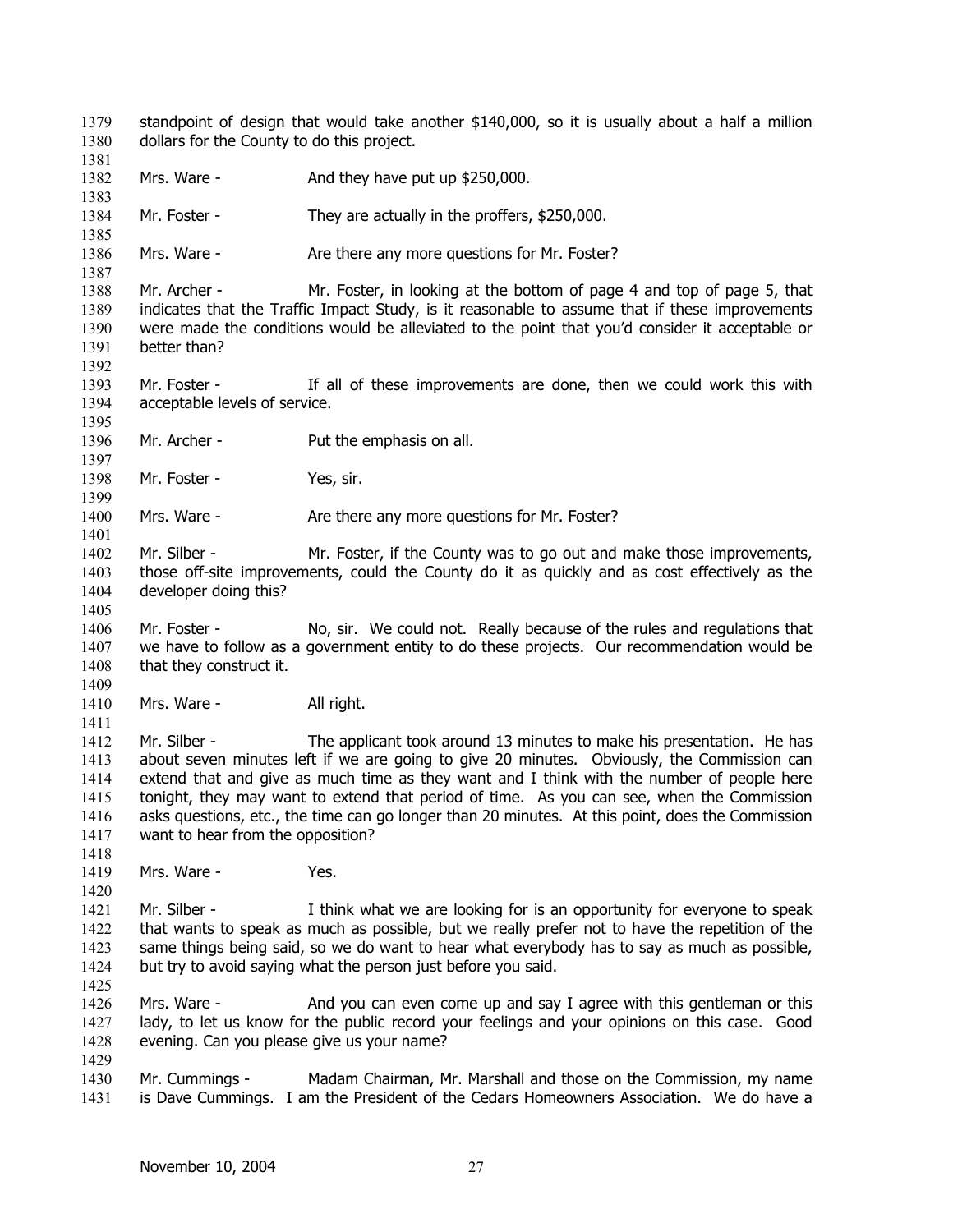standpoint of design that would take another $140,000, so it is usually about a half a million dollars for the County to do this project.

Mrs. Ware - And they have put up $250,000.

Mr. Foster - They are actually in the proffers, $250,000.

Mrs. Ware - Are there any more questions for Mr. Foster?

Mr. Archer - Mr. Foster, in looking at the bottom of page 4 and top of page 5, that indicates that the Traffic Impact Study, is it reasonable to assume that if these improvements were made the conditions would be alleviated to the point that you'd consider it acceptable or better than?

Mr. Foster - If all of these improvements are done, then we could work this with acceptable levels of service.

Mr. Archer - Put the emphasis on all.

Mr. Foster - Yes, sir.

Mrs. Ware - Are there any more questions for Mr. Foster?

Mr. Silber - Mr. Foster, if the County was to go out and make those improvements, those off-site improvements, could the County do it as quickly and as cost effectively as the developer doing this?

Mr. Foster - No, sir. We could not. Really because of the rules and regulations that we have to follow as a government entity to do these projects. Our recommendation would be that they construct it.

Mrs. Ware - All right.

Mr. Silber - The applicant took around 13 minutes to make his presentation. He has about seven minutes left if we are going to give 20 minutes. Obviously, the Commission can extend that and give as much time as they want and I think with the number of people here tonight, they may want to extend that period of time. As you can see, when the Commission asks questions, etc., the time can go longer than 20 minutes. At this point, does the Commission want to hear from the opposition?

Mrs. Ware - Yes.

Mr. Silber - I think what we are looking for is an opportunity for everyone to speak that wants to speak as much as possible, but we really prefer not to have the repetition of the same things being said, so we do want to hear what everybody has to say as much as possible, but try to avoid saying what the person just before you said.

Mrs. Ware - And you can even come up and say I agree with this gentleman or this lady, to let us know for the public record your feelings and your opinions on this case. Good evening. Can you please give us your name?

Mr. Cummings - Madam Chairman, Mr. Marshall and those on the Commission, my name is Dave Cummings. I am the President of the Cedars Homeowners Association. We do have a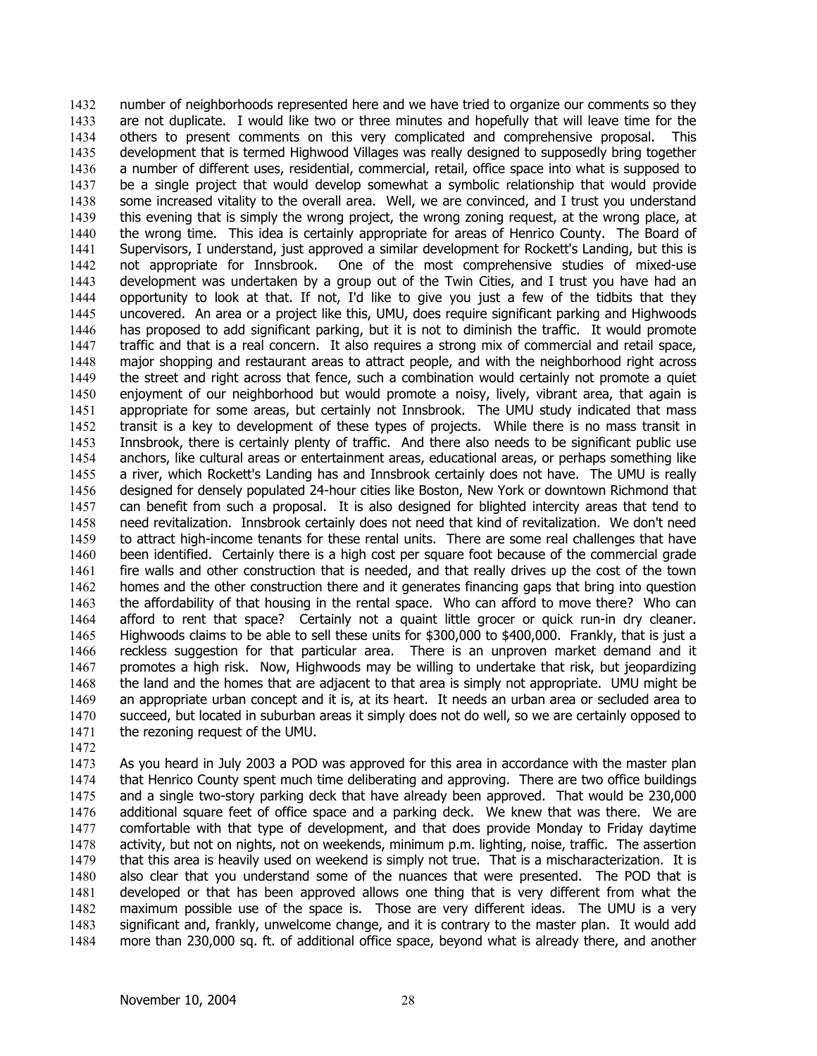number of neighborhoods represented here and we have tried to organize our comments so they are not duplicate. I would like two or three minutes and hopefully that will leave time for the others to present comments on this very complicated and comprehensive proposal. This development that is termed Highwood Villages was really designed to supposedly bring together a number of different uses, residential, commercial, retail, office space into what is supposed to be a single project that would develop somewhat a symbolic relationship that would provide some increased vitality to the overall area. Well, we are convinced, and I trust you understand this evening that is simply the wrong project, the wrong zoning request, at the wrong place, at the wrong time. This idea is certainly appropriate for areas of Henrico County. The Board of Supervisors, I understand, just approved a similar development for Rockett's Landing, but this is not appropriate for Innsbrook. One of the most comprehensive studies of mixed-use development was undertaken by a group out of the Twin Cities, and I trust you have had an opportunity to look at that. If not, I'd like to give you just a few of the tidbits that they uncovered. An area or a project like this, UMU, does require significant parking and Highwoods has proposed to add significant parking, but it is not to diminish the traffic. It would promote traffic and that is a real concern. It also requires a strong mix of commercial and retail space, major shopping and restaurant areas to attract people, and with the neighborhood right across the street and right across that fence, such a combination would certainly not promote a quiet enjoyment of our neighborhood but would promote a noisy, lively, vibrant area, that again is appropriate for some areas, but certainly not Innsbrook. The UMU study indicated that mass transit is a key to development of these types of projects. While there is no mass transit in Innsbrook, there is certainly plenty of traffic. And there also needs to be significant public use anchors, like cultural areas or entertainment areas, educational areas, or perhaps something like a river, which Rockett's Landing has and Innsbrook certainly does not have. The UMU is really designed for densely populated 24-hour cities like Boston, New York or downtown Richmond that can benefit from such a proposal. It is also designed for blighted intercity areas that tend to need revitalization. Innsbrook certainly does not need that kind of revitalization. We don't need to attract high-income tenants for these rental units. There are some real challenges that have been identified. Certainly there is a high cost per square foot because of the commercial grade fire walls and other construction that is needed, and that really drives up the cost of the town homes and the other construction there and it generates financing gaps that bring into question the affordability of that housing in the rental space. Who can afford to move there? Who can afford to rent that space? Certainly not a quaint little grocer or quick run-in dry cleaner. Highwoods claims to be able to sell these units for $300,000 to $400,000. Frankly, that is just a reckless suggestion for that particular area. There is an unproven market demand and it promotes a high risk. Now, Highwoods may be willing to undertake that risk, but jeopardizing the land and the homes that are adjacent to that area is simply not appropriate. UMU might be an appropriate urban concept and it is, at its heart. It needs an urban area or secluded area to succeed, but located in suburban areas it simply does not do well, so we are certainly opposed to the rezoning request of the UMU.

As you heard in July 2003 a POD was approved for this area in accordance with the master plan that Henrico County spent much time deliberating and approving. There are two office buildings and a single two-story parking deck that have already been approved. That would be 230,000 additional square feet of office space and a parking deck. We knew that was there. We are comfortable with that type of development, and that does provide Monday to Friday daytime activity, but not on nights, not on weekends, minimum p.m. lighting, noise, traffic. The assertion that this area is heavily used on weekend is simply not true. That is a mischaracterization. It is also clear that you understand some of the nuances that were presented. The POD that is developed or that has been approved allows one thing that is very different from what the maximum possible use of the space is. Those are very different ideas. The UMU is a very significant and, frankly, unwelcome change, and it is contrary to the master plan. It would add more than 230,000 sq. ft. of additional office space, beyond what is already there, and another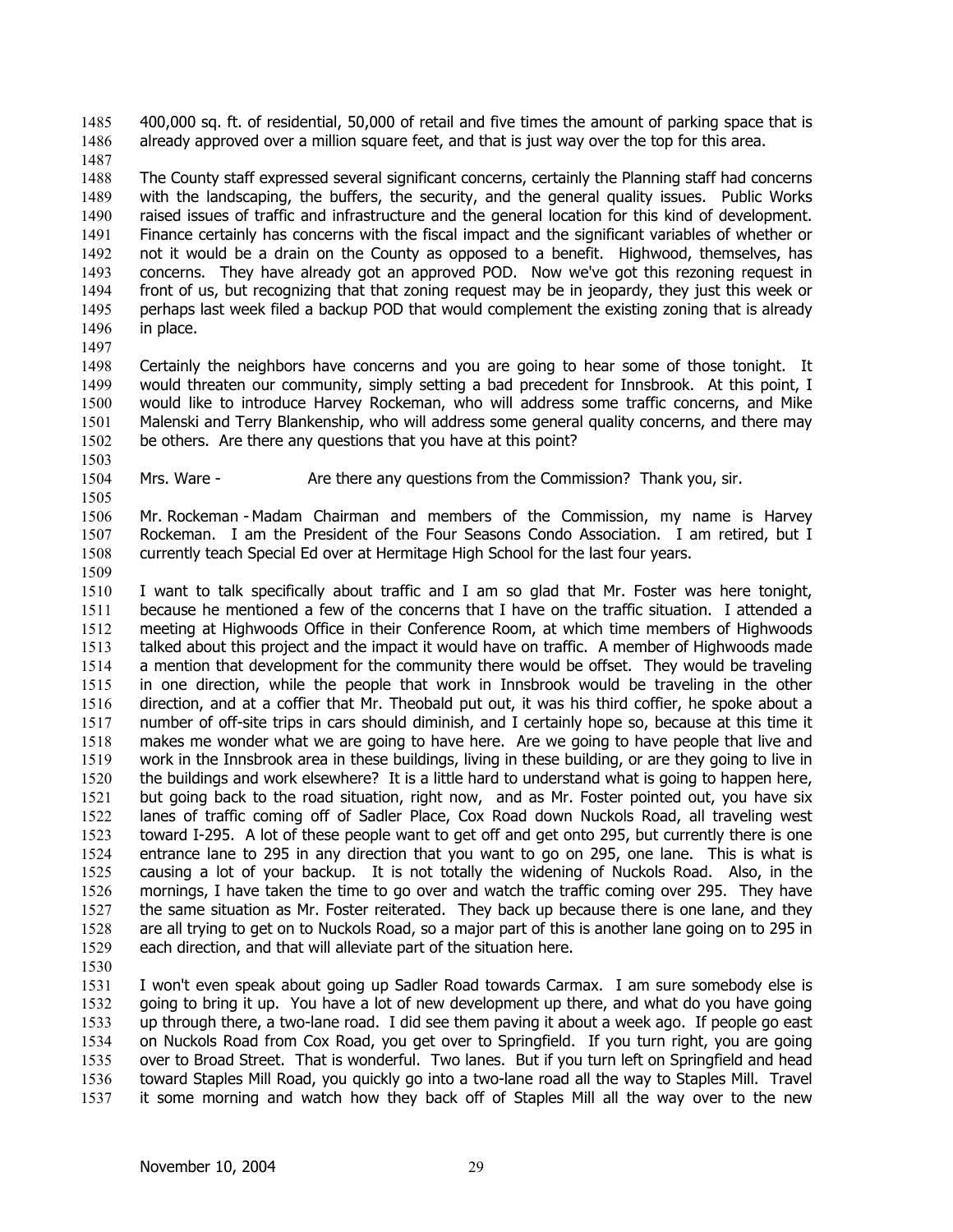400,000 sq. ft. of residential, 50,000 of retail and five times the amount of parking space that is already approved over a million square feet, and that is just way over the top for this area.

The County staff expressed several significant concerns, certainly the Planning staff had concerns with the landscaping, the buffers, the security, and the general quality issues. Public Works raised issues of traffic and infrastructure and the general location for this kind of development. Finance certainly has concerns with the fiscal impact and the significant variables of whether or not it would be a drain on the County as opposed to a benefit. Highwood, themselves, has concerns. They have already got an approved POD. Now we've got this rezoning request in front of us, but recognizing that that zoning request may be in jeopardy, they just this week or perhaps last week filed a backup POD that would complement the existing zoning that is already in place.

Certainly the neighbors have concerns and you are going to hear some of those tonight. It would threaten our community, simply setting a bad precedent for Innsbrook. At this point, I would like to introduce Harvey Rockeman, who will address some traffic concerns, and Mike Malenski and Terry Blankenship, who will address some general quality concerns, and there may be others. Are there any questions that you have at this point?

Mrs. Ware - Are there any questions from the Commission? Thank you, sir.

Mr. Rockeman - Madam Chairman and members of the Commission, my name is Harvey Rockeman. I am the President of the Four Seasons Condo Association. I am retired, but I currently teach Special Ed over at Hermitage High School for the last four years.

I want to talk specifically about traffic and I am so glad that Mr. Foster was here tonight, because he mentioned a few of the concerns that I have on the traffic situation. I attended a meeting at Highwoods Office in their Conference Room, at which time members of Highwoods talked about this project and the impact it would have on traffic. A member of Highwoods made a mention that development for the community there would be offset. They would be traveling in one direction, while the people that work in Innsbrook would be traveling in the other direction, and at a coffier that Mr. Theobald put out, it was his third coffier, he spoke about a number of off-site trips in cars should diminish, and I certainly hope so, because at this time it makes me wonder what we are going to have here. Are we going to have people that live and work in the Innsbrook area in these buildings, living in these building, or are they going to live in the buildings and work elsewhere? It is a little hard to understand what is going to happen here, but going back to the road situation, right now, and as Mr. Foster pointed out, you have six lanes of traffic coming off of Sadler Place, Cox Road down Nuckols Road, all traveling west toward I-295. A lot of these people want to get off and get onto 295, but currently there is one entrance lane to 295 in any direction that you want to go on 295, one lane. This is what is causing a lot of your backup. It is not totally the widening of Nuckols Road. Also, in the mornings, I have taken the time to go over and watch the traffic coming over 295. They have the same situation as Mr. Foster reiterated. They back up because there is one lane, and they are all trying to get on to Nuckols Road, so a major part of this is another lane going on to 295 in each direction, and that will alleviate part of the situation here.

I won't even speak about going up Sadler Road towards Carmax. I am sure somebody else is going to bring it up. You have a lot of new development up there, and what do you have going up through there, a two-lane road. I did see them paving it about a week ago. If people go east on Nuckols Road from Cox Road, you get over to Springfield. If you turn right, you are going over to Broad Street. That is wonderful. Two lanes. But if you turn left on Springfield and head toward Staples Mill Road, you quickly go into a two-lane road all the way to Staples Mill. Travel it some morning and watch how they back off of Staples Mill all the way over to the new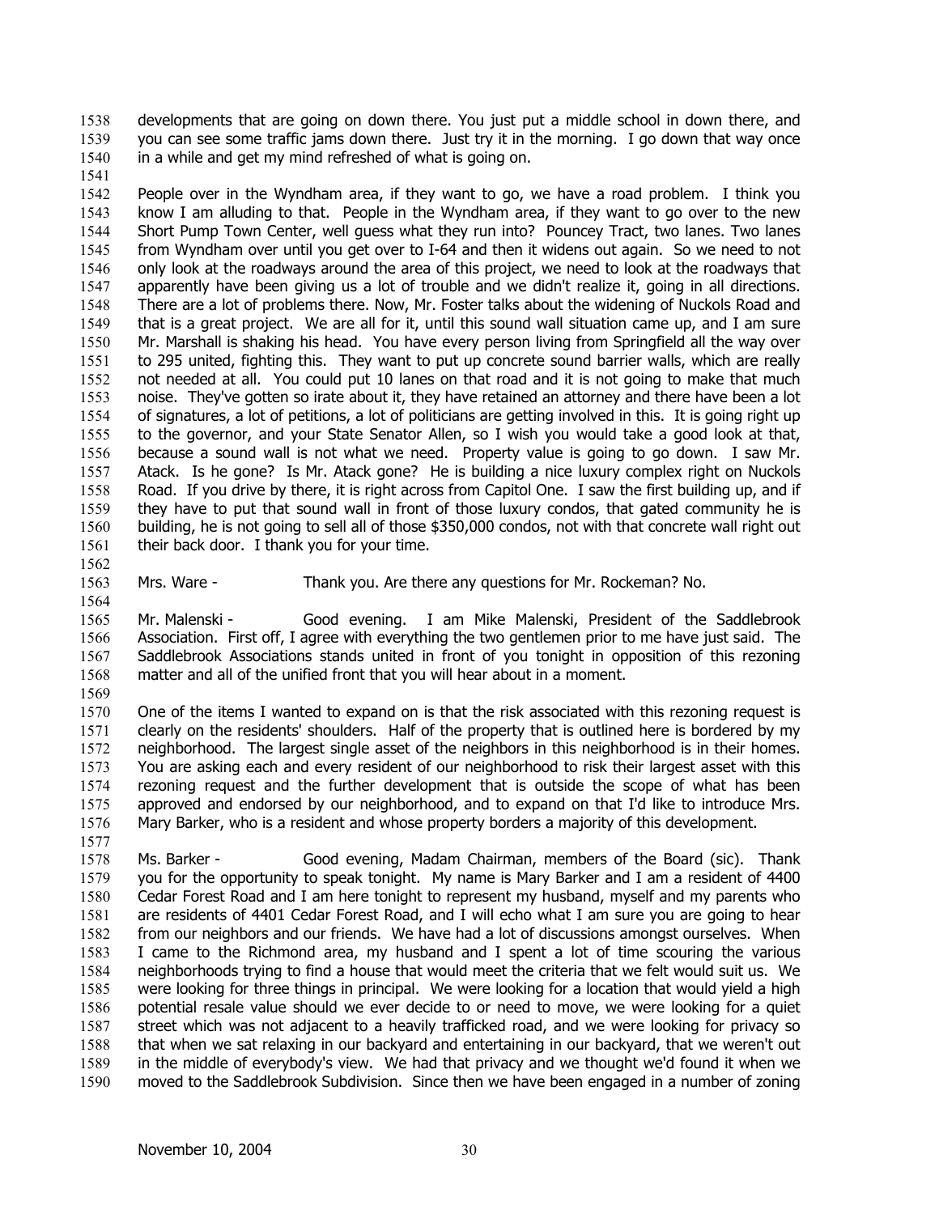developments that are going on down there. You just put a middle school in down there, and you can see some traffic jams down there. Just try it in the morning. I go down that way once in a while and get my mind refreshed of what is going on.

People over in the Wyndham area, if they want to go, we have a road problem. I think you know I am alluding to that. People in the Wyndham area, if they want to go over to the new Short Pump Town Center, well guess what they run into? Pouncey Tract, two lanes. Two lanes from Wyndham over until you get over to I-64 and then it widens out again. So we need to not only look at the roadways around the area of this project, we need to look at the roadways that apparently have been giving us a lot of trouble and we didn't realize it, going in all directions. There are a lot of problems there. Now, Mr. Foster talks about the widening of Nuckols Road and that is a great project. We are all for it, until this sound wall situation came up, and I am sure Mr. Marshall is shaking his head. You have every person living from Springfield all the way over to 295 united, fighting this. They want to put up concrete sound barrier walls, which are really not needed at all. You could put 10 lanes on that road and it is not going to make that much noise. They've gotten so irate about it, they have retained an attorney and there have been a lot of signatures, a lot of petitions, a lot of politicians are getting involved in this. It is going right up to the governor, and your State Senator Allen, so I wish you would take a good look at that, because a sound wall is not what we need. Property value is going to go down. I saw Mr. Atack. Is he gone? Is Mr. Atack gone? He is building a nice luxury complex right on Nuckols Road. If you drive by there, it is right across from Capitol One. I saw the first building up, and if they have to put that sound wall in front of those luxury condos, that gated community he is building, he is not going to sell all of those $350,000 condos, not with that concrete wall right out their back door. I thank you for your time.

Mrs. Ware - Thank you. Are there any questions for Mr. Rockeman? No.

Mr. Malenski - Good evening. I am Mike Malenski, President of the Saddlebrook Association. First off, I agree with everything the two gentlemen prior to me have just said. The Saddlebrook Associations stands united in front of you tonight in opposition of this rezoning matter and all of the unified front that you will hear about in a moment.

One of the items I wanted to expand on is that the risk associated with this rezoning request is clearly on the residents' shoulders. Half of the property that is outlined here is bordered by my neighborhood. The largest single asset of the neighbors in this neighborhood is in their homes. You are asking each and every resident of our neighborhood to risk their largest asset with this rezoning request and the further development that is outside the scope of what has been approved and endorsed by our neighborhood, and to expand on that I'd like to introduce Mrs. Mary Barker, who is a resident and whose property borders a majority of this development.

Ms. Barker - Good evening, Madam Chairman, members of the Board (sic). Thank you for the opportunity to speak tonight. My name is Mary Barker and I am a resident of 4400 Cedar Forest Road and I am here tonight to represent my husband, myself and my parents who are residents of 4401 Cedar Forest Road, and I will echo what I am sure you are going to hear from our neighbors and our friends. We have had a lot of discussions amongst ourselves. When I came to the Richmond area, my husband and I spent a lot of time scouring the various neighborhoods trying to find a house that would meet the criteria that we felt would suit us. We were looking for three things in principal. We were looking for a location that would yield a high potential resale value should we ever decide to or need to move, we were looking for a quiet street which was not adjacent to a heavily trafficked road, and we were looking for privacy so that when we sat relaxing in our backyard and entertaining in our backyard, that we weren't out in the middle of everybody's view. We had that privacy and we thought we'd found it when we moved to the Saddlebrook Subdivision. Since then we have been engaged in a number of zoning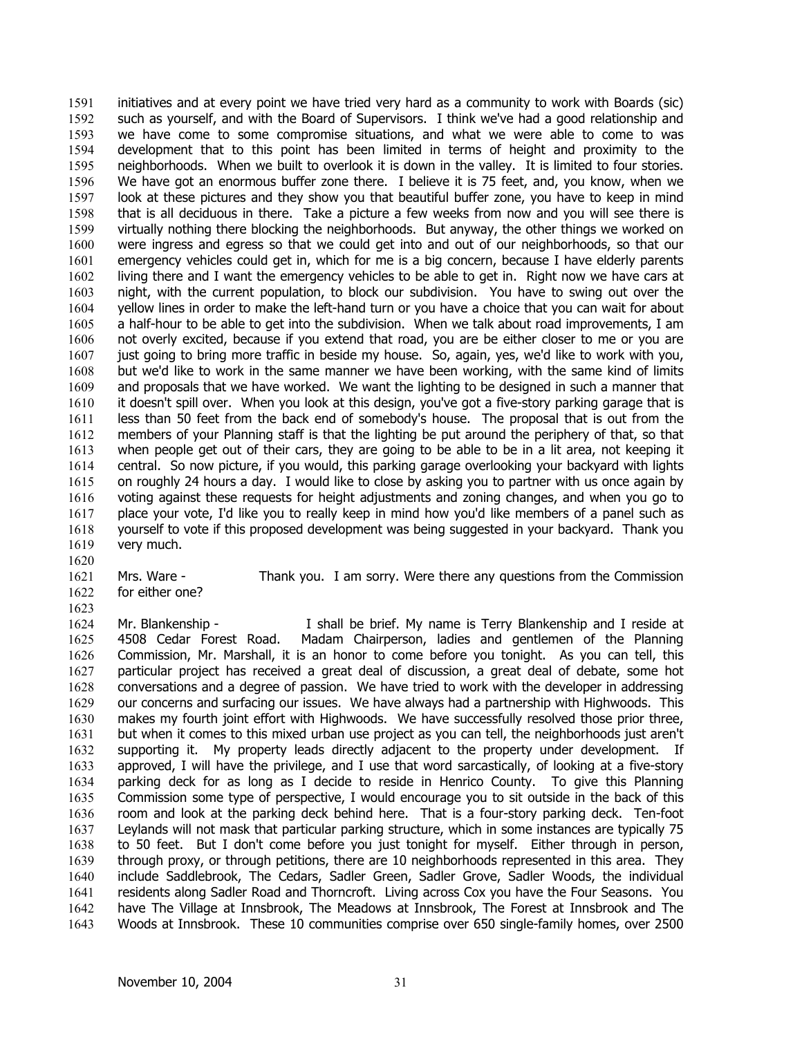initiatives and at every point we have tried very hard as a community to work with Boards (sic) such as yourself, and with the Board of Supervisors. I think we've had a good relationship and we have come to some compromise situations, and what we were able to come to was development that to this point has been limited in terms of height and proximity to the neighborhoods. When we built to overlook it is down in the valley. It is limited to four stories. We have got an enormous buffer zone there. I believe it is 75 feet, and, you know, when we look at these pictures and they show you that beautiful buffer zone, you have to keep in mind that is all deciduous in there. Take a picture a few weeks from now and you will see there is virtually nothing there blocking the neighborhoods. But anyway, the other things we worked on were ingress and egress so that we could get into and out of our neighborhoods, so that our emergency vehicles could get in, which for me is a big concern, because I have elderly parents living there and I want the emergency vehicles to be able to get in. Right now we have cars at night, with the current population, to block our subdivision. You have to swing out over the yellow lines in order to make the left-hand turn or you have a choice that you can wait for about a half-hour to be able to get into the subdivision. When we talk about road improvements, I am not overly excited, because if you extend that road, you are be either closer to me or you are just going to bring more traffic in beside my house. So, again, yes, we'd like to work with you, but we'd like to work in the same manner we have been working, with the same kind of limits and proposals that we have worked. We want the lighting to be designed in such a manner that it doesn't spill over. When you look at this design, you've got a five-story parking garage that is less than 50 feet from the back end of somebody's house. The proposal that is out from the members of your Planning staff is that the lighting be put around the periphery of that, so that when people get out of their cars, they are going to be able to be in a lit area, not keeping it central. So now picture, if you would, this parking garage overlooking your backyard with lights on roughly 24 hours a day. I would like to close by asking you to partner with us once again by voting against these requests for height adjustments and zoning changes, and when you go to place your vote, I'd like you to really keep in mind how you'd like members of a panel such as yourself to vote if this proposed development was being suggested in your backyard. Thank you very much.

Mrs. Ware - Thank you. I am sorry. Were there any questions from the Commission for either one?

Mr. Blankenship - I shall be brief. My name is Terry Blankenship and I reside at 4508 Cedar Forest Road. Madam Chairperson, ladies and gentlemen of the Planning Commission, Mr. Marshall, it is an honor to come before you tonight. As you can tell, this particular project has received a great deal of discussion, a great deal of debate, some hot conversations and a degree of passion. We have tried to work with the developer in addressing our concerns and surfacing our issues. We have always had a partnership with Highwoods. This makes my fourth joint effort with Highwoods. We have successfully resolved those prior three, but when it comes to this mixed urban use project as you can tell, the neighborhoods just aren't supporting it. My property leads directly adjacent to the property under development. If approved, I will have the privilege, and I use that word sarcastically, of looking at a five-story parking deck for as long as I decide to reside in Henrico County. To give this Planning Commission some type of perspective, I would encourage you to sit outside in the back of this room and look at the parking deck behind here. That is a four-story parking deck. Ten-foot Leylands will not mask that particular parking structure, which in some instances are typically 75 to 50 feet. But I don't come before you just tonight for myself. Either through in person, through proxy, or through petitions, there are 10 neighborhoods represented in this area. They include Saddlebrook, The Cedars, Sadler Green, Sadler Grove, Sadler Woods, the individual residents along Sadler Road and Thorncroft. Living across Cox you have the Four Seasons. You have The Village at Innsbrook, The Meadows at Innsbrook, The Forest at Innsbrook and The Woods at Innsbrook. These 10 communities comprise over 650 single-family homes, over 2500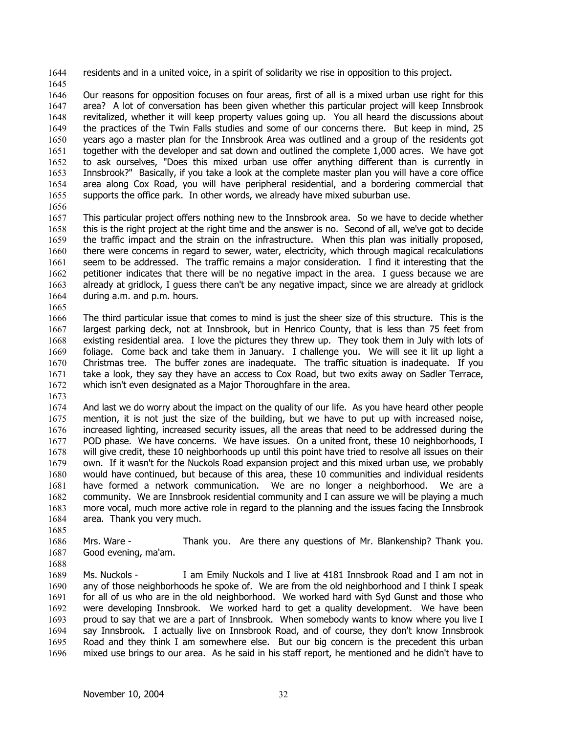residents and in a united voice, in a spirit of solidarity we rise in opposition to this project.

Our reasons for opposition focuses on four areas, first of all is a mixed urban use right for this area? A lot of conversation has been given whether this particular project will keep Innsbrook revitalized, whether it will keep property values going up. You all heard the discussions about the practices of the Twin Falls studies and some of our concerns there. But keep in mind, 25 years ago a master plan for the Innsbrook Area was outlined and a group of the residents got together with the developer and sat down and outlined the complete 1,000 acres. We have got to ask ourselves, "Does this mixed urban use offer anything different than is currently in Innsbrook?" Basically, if you take a look at the complete master plan you will have a core office area along Cox Road, you will have peripheral residential, and a bordering commercial that supports the office park. In other words, we already have mixed suburban use.

This particular project offers nothing new to the Innsbrook area. So we have to decide whether this is the right project at the right time and the answer is no. Second of all, we've got to decide the traffic impact and the strain on the infrastructure. When this plan was initially proposed, there were concerns in regard to sewer, water, electricity, which through magical recalculations seem to be addressed. The traffic remains a major consideration. I find it interesting that the petitioner indicates that there will be no negative impact in the area. I guess because we are already at gridlock, I guess there can't be any negative impact, since we are already at gridlock during a.m. and p.m. hours.

The third particular issue that comes to mind is just the sheer size of this structure. This is the largest parking deck, not at Innsbrook, but in Henrico County, that is less than 75 feet from existing residential area. I love the pictures they threw up. They took them in July with lots of foliage. Come back and take them in January. I challenge you. We will see it lit up light a Christmas tree. The buffer zones are inadequate. The traffic situation is inadequate. If you take a look, they say they have an access to Cox Road, but two exits away on Sadler Terrace, which isn't even designated as a Major Thoroughfare in the area.

And last we do worry about the impact on the quality of our life. As you have heard other people mention, it is not just the size of the building, but we have to put up with increased noise, increased lighting, increased security issues, all the areas that need to be addressed during the POD phase. We have concerns. We have issues. On a united front, these 10 neighborhoods, I will give credit, these 10 neighborhoods up until this point have tried to resolve all issues on their own. If it wasn't for the Nuckols Road expansion project and this mixed urban use, we probably would have continued, but because of this area, these 10 communities and individual residents have formed a network communication. We are no longer a neighborhood. We are a community. We are Innsbrook residential community and I can assure we will be playing a much more vocal, much more active role in regard to the planning and the issues facing the Innsbrook area. Thank you very much.

Mrs. Ware - Thank you. Are there any questions of Mr. Blankenship? Thank you. Good evening, ma'am.

Ms. Nuckols - I am Emily Nuckols and I live at 4181 Innsbrook Road and I am not in any of those neighborhoods he spoke of. We are from the old neighborhood and I think I speak for all of us who are in the old neighborhood. We worked hard with Syd Gunst and those who were developing Innsbrook. We worked hard to get a quality development. We have been proud to say that we are a part of Innsbrook. When somebody wants to know where you live I say Innsbrook. I actually live on Innsbrook Road, and of course, they don't know Innsbrook Road and they think I am somewhere else. But our big concern is the precedent this urban mixed use brings to our area. As he said in his staff report, he mentioned and he didn't have to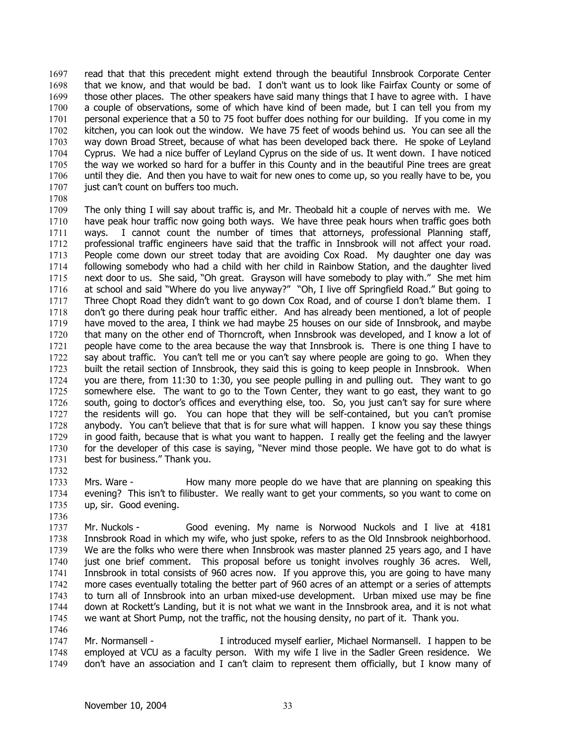read that that this precedent might extend through the beautiful Innsbrook Corporate Center that we know, and that would be bad. I don't want us to look like Fairfax County or some of those other places. The other speakers have said many things that I have to agree with. I have a couple of observations, some of which have kind of been made, but I can tell you from my personal experience that a 50 to 75 foot buffer does nothing for our building. If you come in my kitchen, you can look out the window. We have 75 feet of woods behind us. You can see all the way down Broad Street, because of what has been developed back there. He spoke of Leyland Cyprus. We had a nice buffer of Leyland Cyprus on the side of us. It went down. I have noticed the way we worked so hard for a buffer in this County and in the beautiful Pine trees are great until they die. And then you have to wait for new ones to come up, so you really have to be, you just can't count on buffers too much.

The only thing I will say about traffic is, and Mr. Theobald hit a couple of nerves with me. We have peak hour traffic now going both ways. We have three peak hours when traffic goes both ways. I cannot count the number of times that attorneys, professional Planning staff, professional traffic engineers have said that the traffic in Innsbrook will not affect your road. People come down our street today that are avoiding Cox Road. My daughter one day was following somebody who had a child with her child in Rainbow Station, and the daughter lived next door to us. She said, "Oh great. Grayson will have somebody to play with." She met him at school and said "Where do you live anyway?" "Oh, I live off Springfield Road." But going to Three Chopt Road they didn't want to go down Cox Road, and of course I don't blame them. I don't go there during peak hour traffic either. And has already been mentioned, a lot of people have moved to the area, I think we had maybe 25 houses on our side of Innsbrook, and maybe that many on the other end of Thorncroft, when Innsbrook was developed, and I know a lot of people have come to the area because the way that Innsbrook is. There is one thing I have to say about traffic. You can't tell me or you can't say where people are going to go. When they built the retail section of Innsbrook, they said this is going to keep people in Innsbrook. When you are there, from 11:30 to 1:30, you see people pulling in and pulling out. They want to go somewhere else. The want to go to the Town Center, they want to go east, they want to go south, going to doctor's offices and everything else, too. So, you just can't say for sure where the residents will go. You can hope that they will be self-contained, but you can't promise anybody. You can't believe that that is for sure what will happen. I know you say these things in good faith, because that is what you want to happen. I really get the feeling and the lawyer for the developer of this case is saying, "Never mind those people. We have got to do what is best for business." Thank you.

Mrs. Ware - How many more people do we have that are planning on speaking this evening? This isn't to filibuster. We really want to get your comments, so you want to come on up, sir. Good evening.

Mr. Nuckols - Good evening. My name is Norwood Nuckols and I live at 4181 Innsbrook Road in which my wife, who just spoke, refers to as the Old Innsbrook neighborhood. We are the folks who were there when Innsbrook was master planned 25 years ago, and I have just one brief comment. This proposal before us tonight involves roughly 36 acres. Well, Innsbrook in total consists of 960 acres now. If you approve this, you are going to have many more cases eventually totaling the better part of 960 acres of an attempt or a series of attempts to turn all of Innsbrook into an urban mixed-use development. Urban mixed use may be fine down at Rockett's Landing, but it is not what we want in the Innsbrook area, and it is not what we want at Short Pump, not the traffic, not the housing density, no part of it. Thank you.

Mr. Normansell - I introduced myself earlier, Michael Normansell. I happen to be employed at VCU as a faculty person. With my wife I live in the Sadler Green residence. We don't have an association and I can't claim to represent them officially, but I know many of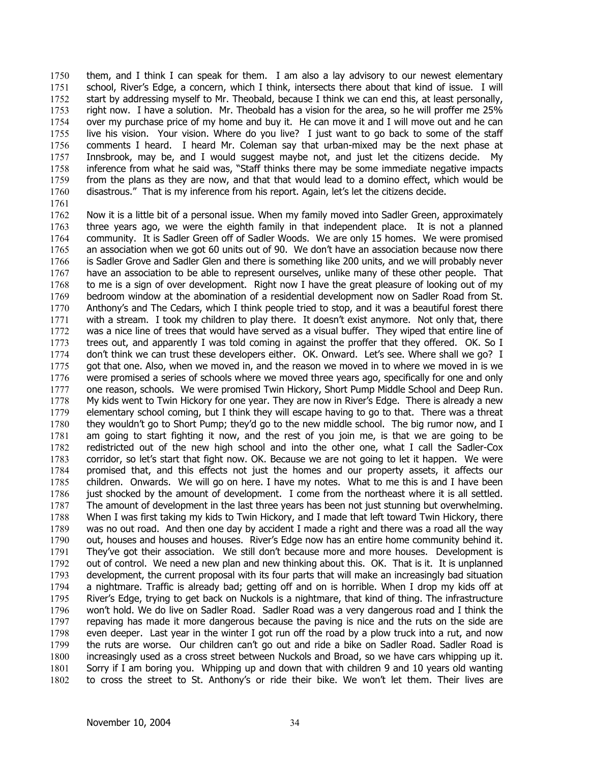them, and I think I can speak for them. I am also a lay advisory to our newest elementary school, River's Edge, a concern, which I think, intersects there about that kind of issue. I will start by addressing myself to Mr. Theobald, because I think we can end this, at least personally, right now. I have a solution. Mr. Theobald has a vision for the area, so he will proffer me 25% over my purchase price of my home and buy it. He can move it and I will move out and he can live his vision. Your vision. Where do you live? I just want to go back to some of the staff comments I heard. I heard Mr. Coleman say that urban-mixed may be the next phase at Innsbrook, may be, and I would suggest maybe not, and just let the citizens decide. My inference from what he said was, "Staff thinks there may be some immediate negative impacts from the plans as they are now, and that that would lead to a domino effect, which would be disastrous." That is my inference from his report. Again, let's let the citizens decide.

Now it is a little bit of a personal issue. When my family moved into Sadler Green, approximately three years ago, we were the eighth family in that independent place. It is not a planned community. It is Sadler Green off of Sadler Woods. We are only 15 homes. We were promised an association when we got 60 units out of 90. We don't have an association because now there is Sadler Grove and Sadler Glen and there is something like 200 units, and we will probably never have an association to be able to represent ourselves, unlike many of these other people. That to me is a sign of over development. Right now I have the great pleasure of looking out of my bedroom window at the abomination of a residential development now on Sadler Road from St. Anthony's and The Cedars, which I think people tried to stop, and it was a beautiful forest there with a stream. I took my children to play there. It doesn't exist anymore. Not only that, there was a nice line of trees that would have served as a visual buffer. They wiped that entire line of trees out, and apparently I was told coming in against the proffer that they offered. OK. So I don't think we can trust these developers either. OK. Onward. Let's see. Where shall we go? I got that one. Also, when we moved in, and the reason we moved in to where we moved in is we were promised a series of schools where we moved three years ago, specifically for one and only one reason, schools. We were promised Twin Hickory, Short Pump Middle School and Deep Run. My kids went to Twin Hickory for one year. They are now in River's Edge. There is already a new elementary school coming, but I think they will escape having to go to that. There was a threat they wouldn't go to Short Pump; they'd go to the new middle school. The big rumor now, and I am going to start fighting it now, and the rest of you join me, is that we are going to be redistricted out of the new high school and into the other one, what I call the Sadler-Cox corridor, so let's start that fight now. OK. Because we are not going to let it happen. We were promised that, and this effects not just the homes and our property assets, it affects our children. Onwards. We will go on here. I have my notes. What to me this is and I have been just shocked by the amount of development. I come from the northeast where it is all settled. The amount of development in the last three years has been not just stunning but overwhelming. When I was first taking my kids to Twin Hickory, and I made that left toward Twin Hickory, there was no out road. And then one day by accident I made a right and there was a road all the way out, houses and houses and houses. River's Edge now has an entire home community behind it. They've got their association. We still don't because more and more houses. Development is out of control. We need a new plan and new thinking about this. OK. That is it. It is unplanned development, the current proposal with its four parts that will make an increasingly bad situation a nightmare. Traffic is already bad; getting off and on is horrible. When I drop my kids off at River's Edge, trying to get back on Nuckols is a nightmare, that kind of thing. The infrastructure won't hold. We do live on Sadler Road. Sadler Road was a very dangerous road and I think the repaving has made it more dangerous because the paving is nice and the ruts on the side are even deeper. Last year in the winter I got run off the road by a plow truck into a rut, and now the ruts are worse. Our children can't go out and ride a bike on Sadler Road. Sadler Road is increasingly used as a cross street between Nuckols and Broad, so we have cars whipping up it. Sorry if I am boring you. Whipping up and down that with children 9 and 10 years old wanting to cross the street to St. Anthony's or ride their bike. We won't let them. Their lives are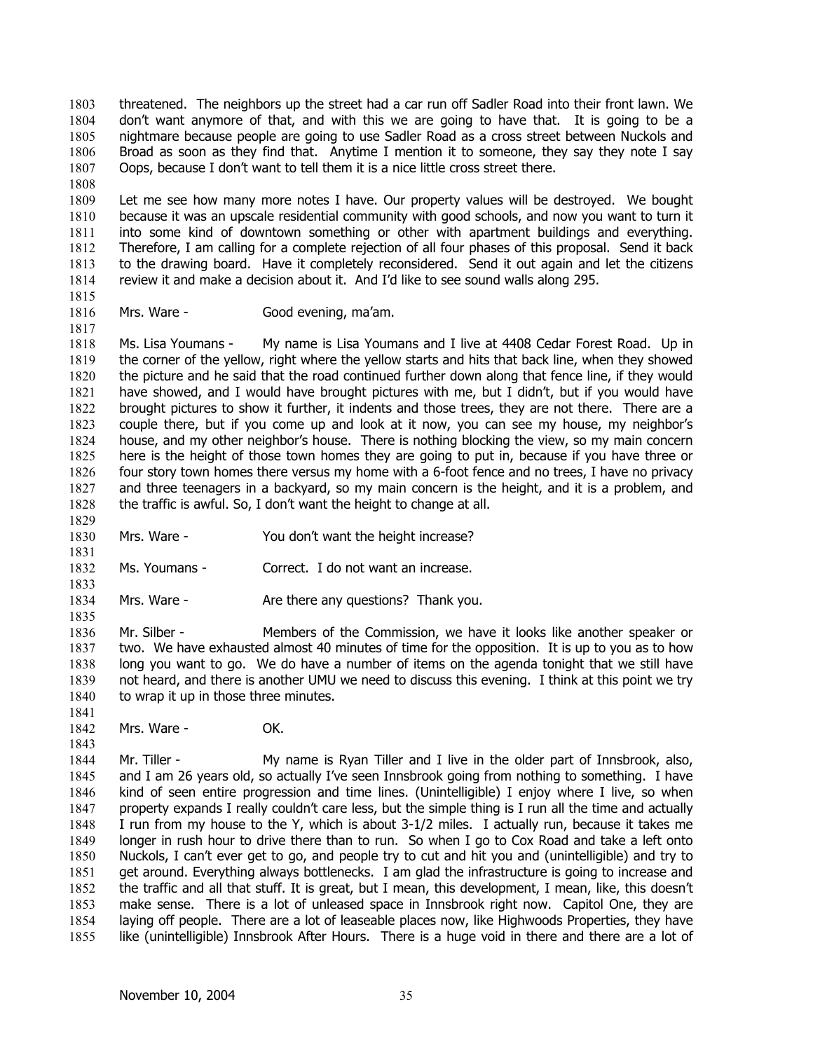threatened. The neighbors up the street had a car run off Sadler Road into their front lawn. We don't want anymore of that, and with this we are going to have that. It is going to be a nightmare because people are going to use Sadler Road as a cross street between Nuckols and Broad as soon as they find that. Anytime I mention it to someone, they say they note I say Oops, because I don't want to tell them it is a nice little cross street there.

Let me see how many more notes I have. Our property values will be destroyed. We bought because it was an upscale residential community with good schools, and now you want to turn it into some kind of downtown something or other with apartment buildings and everything. Therefore, I am calling for a complete rejection of all four phases of this proposal. Send it back to the drawing board. Have it completely reconsidered. Send it out again and let the citizens review it and make a decision about it. And I'd like to see sound walls along 295.

Mrs. Ware - Good evening, ma'am.

Ms. Lisa Youmans - My name is Lisa Youmans and I live at 4408 Cedar Forest Road. Up in the corner of the yellow, right where the yellow starts and hits that back line, when they showed the picture and he said that the road continued further down along that fence line, if they would have showed, and I would have brought pictures with me, but I didn't, but if you would have brought pictures to show it further, it indents and those trees, they are not there. There are a couple there, but if you come up and look at it now, you can see my house, my neighbor's house, and my other neighbor's house. There is nothing blocking the view, so my main concern here is the height of those town homes they are going to put in, because if you have three or four story town homes there versus my home with a 6-foot fence and no trees, I have no privacy and three teenagers in a backyard, so my main concern is the height, and it is a problem, and the traffic is awful. So, I don't want the height to change at all.

Mrs. Ware - You don't want the height increase?

Ms. Youmans - Correct. I do not want an increase.

Mrs. Ware - Are there any questions? Thank you.

Mr. Silber - Members of the Commission, we have it looks like another speaker or two. We have exhausted almost 40 minutes of time for the opposition. It is up to you as to how long you want to go. We do have a number of items on the agenda tonight that we still have not heard, and there is another UMU we need to discuss this evening. I think at this point we try to wrap it up in those three minutes.

Mrs. Ware - OK.

Mr. Tiller - My name is Ryan Tiller and I live in the older part of Innsbrook, also, and I am 26 years old, so actually I've seen Innsbrook going from nothing to something. I have kind of seen entire progression and time lines. (Unintelligible) I enjoy where I live, so when property expands I really couldn't care less, but the simple thing is I run all the time and actually I run from my house to the Y, which is about 3-1/2 miles. I actually run, because it takes me longer in rush hour to drive there than to run. So when I go to Cox Road and take a left onto Nuckols, I can't ever get to go, and people try to cut and hit you and (unintelligible) and try to get around. Everything always bottlenecks. I am glad the infrastructure is going to increase and the traffic and all that stuff. It is great, but I mean, this development, I mean, like, this doesn't make sense. There is a lot of unleased space in Innsbrook right now. Capitol One, they are laying off people. There are a lot of leaseable places now, like Highwoods Properties, they have like (unintelligible) Innsbrook After Hours. There is a huge void in there and there are a lot of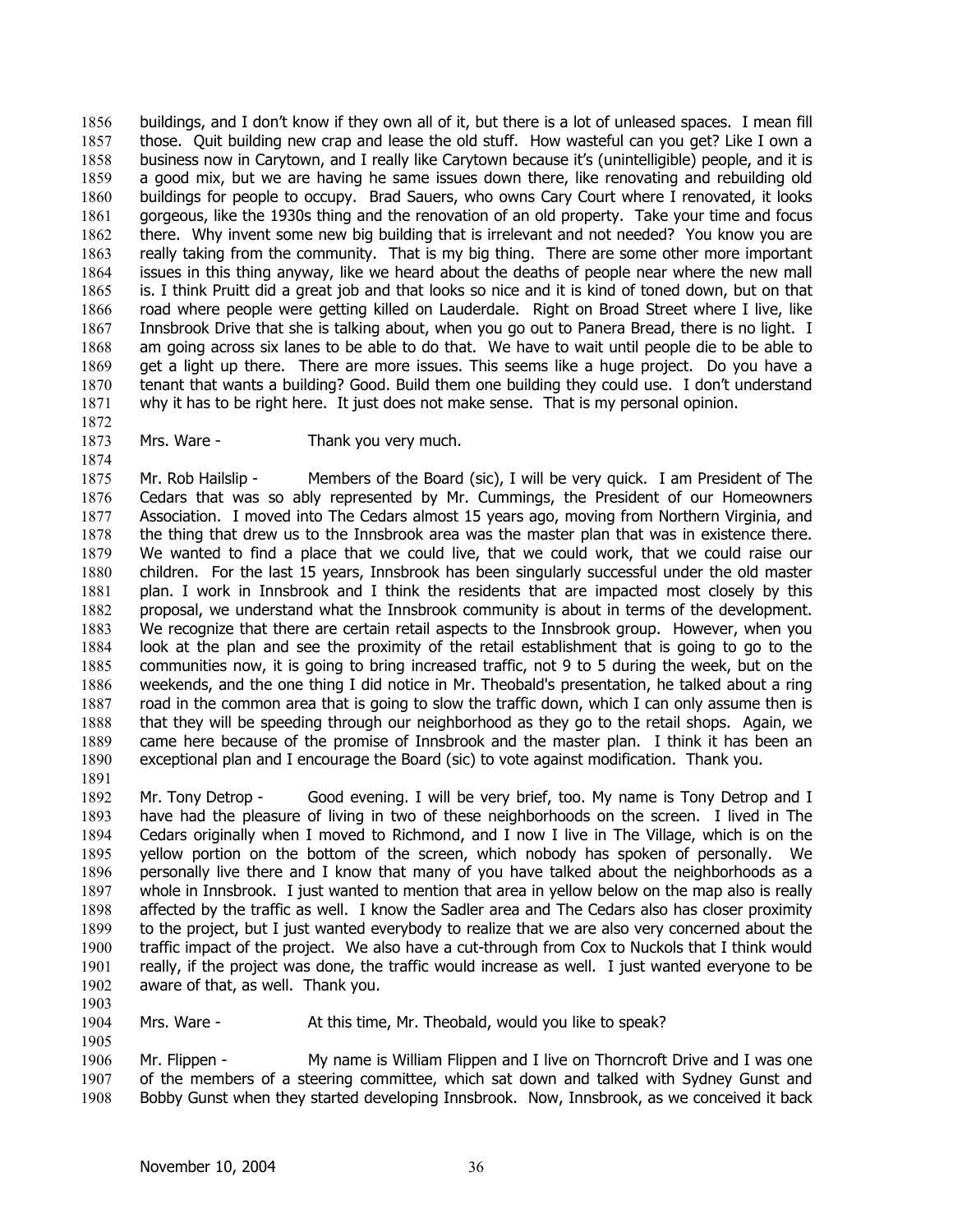buildings, and I don't know if they own all of it, but there is a lot of unleased spaces. I mean fill those. Quit building new crap and lease the old stuff. How wasteful can you get? Like I own a business now in Carytown, and I really like Carytown because it's (unintelligible) people, and it is a good mix, but we are having he same issues down there, like renovating and rebuilding old buildings for people to occupy. Brad Sauers, who owns Cary Court where I renovated, it looks gorgeous, like the 1930s thing and the renovation of an old property. Take your time and focus there. Why invent some new big building that is irrelevant and not needed? You know you are really taking from the community. That is my big thing. There are some other more important issues in this thing anyway, like we heard about the deaths of people near where the new mall is. I think Pruitt did a great job and that looks so nice and it is kind of toned down, but on that road where people were getting killed on Lauderdale. Right on Broad Street where I live, like Innsbrook Drive that she is talking about, when you go out to Panera Bread, there is no light. I am going across six lanes to be able to do that. We have to wait until people die to be able to get a light up there. There are more issues. This seems like a huge project. Do you have a tenant that wants a building? Good. Build them one building they could use. I don't understand why it has to be right here. It just does not make sense. That is my personal opinion.

Mrs. Ware - Thank you very much.

Mr. Rob Hailslip - Members of the Board (sic), I will be very quick. I am President of The Cedars that was so ably represented by Mr. Cummings, the President of our Homeowners Association. I moved into The Cedars almost 15 years ago, moving from Northern Virginia, and the thing that drew us to the Innsbrook area was the master plan that was in existence there. We wanted to find a place that we could live, that we could work, that we could raise our children. For the last 15 years, Innsbrook has been singularly successful under the old master plan. I work in Innsbrook and I think the residents that are impacted most closely by this proposal, we understand what the Innsbrook community is about in terms of the development. We recognize that there are certain retail aspects to the Innsbrook group. However, when you look at the plan and see the proximity of the retail establishment that is going to go to the communities now, it is going to bring increased traffic, not 9 to 5 during the week, but on the weekends, and the one thing I did notice in Mr. Theobald's presentation, he talked about a ring road in the common area that is going to slow the traffic down, which I can only assume then is that they will be speeding through our neighborhood as they go to the retail shops. Again, we came here because of the promise of Innsbrook and the master plan. I think it has been an exceptional plan and I encourage the Board (sic) to vote against modification. Thank you.

Mr. Tony Detrop - Good evening. I will be very brief, too. My name is Tony Detrop and I have had the pleasure of living in two of these neighborhoods on the screen. I lived in The Cedars originally when I moved to Richmond, and I now I live in The Village, which is on the yellow portion on the bottom of the screen, which nobody has spoken of personally. We personally live there and I know that many of you have talked about the neighborhoods as a whole in Innsbrook. I just wanted to mention that area in yellow below on the map also is really affected by the traffic as well. I know the Sadler area and The Cedars also has closer proximity to the project, but I just wanted everybody to realize that we are also very concerned about the traffic impact of the project. We also have a cut-through from Cox to Nuckols that I think would really, if the project was done, the traffic would increase as well. I just wanted everyone to be aware of that, as well. Thank you.

Mrs. Ware - At this time, Mr. Theobald, would you like to speak?

Mr. Flippen - My name is William Flippen and I live on Thorncroft Drive and I was one of the members of a steering committee, which sat down and talked with Sydney Gunst and Bobby Gunst when they started developing Innsbrook. Now, Innsbrook, as we conceived it back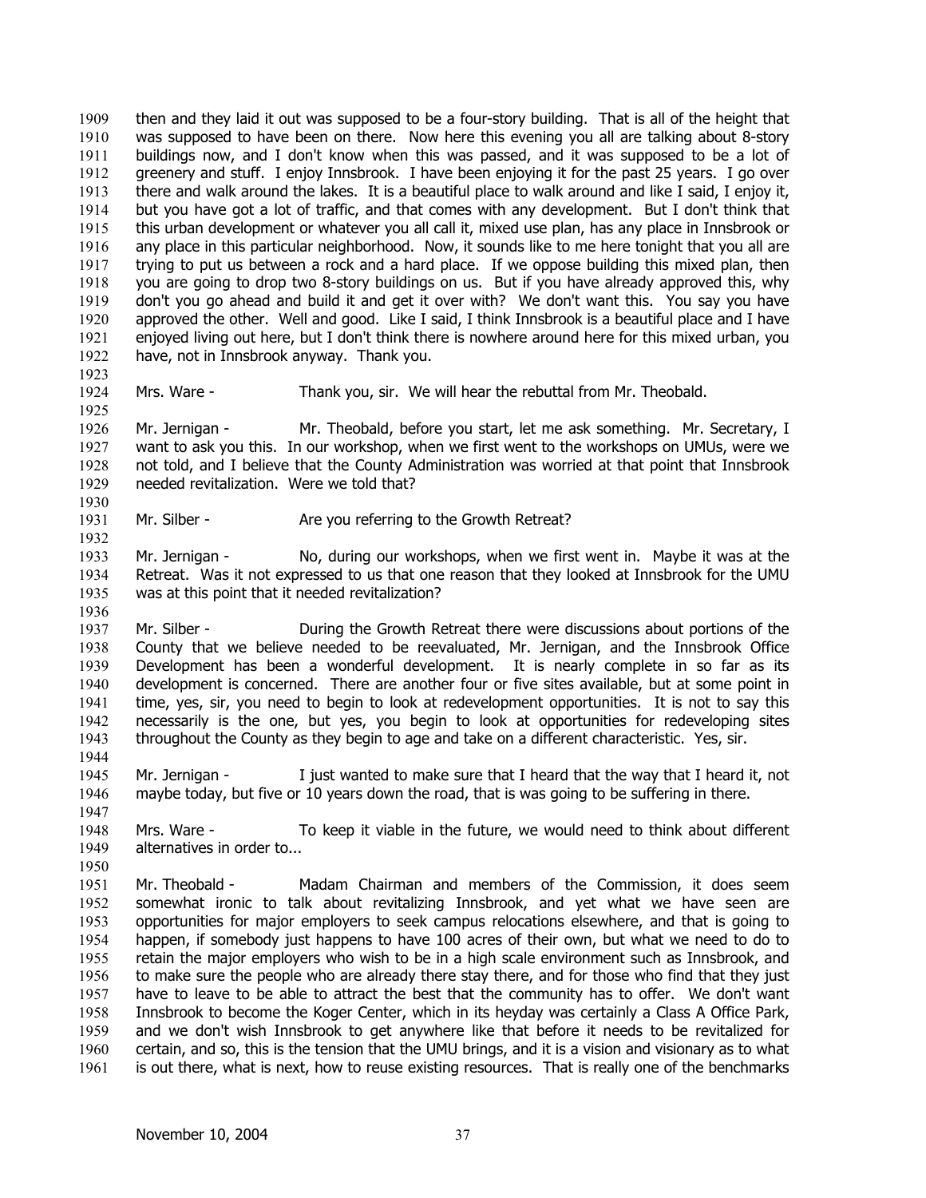then and they laid it out was supposed to be a four-story building. That is all of the height that was supposed to have been on there. Now here this evening you all are talking about 8-story buildings now, and I don't know when this was passed, and it was supposed to be a lot of greenery and stuff. I enjoy Innsbrook. I have been enjoying it for the past 25 years. I go over there and walk around the lakes. It is a beautiful place to walk around and like I said, I enjoy it, but you have got a lot of traffic, and that comes with any development. But I don't think that this urban development or whatever you all call it, mixed use plan, has any place in Innsbrook or any place in this particular neighborhood. Now, it sounds like to me here tonight that you all are trying to put us between a rock and a hard place. If we oppose building this mixed plan, then you are going to drop two 8-story buildings on us. But if you have already approved this, why don't you go ahead and build it and get it over with? We don't want this. You say you have approved the other. Well and good. Like I said, I think Innsbrook is a beautiful place and I have enjoyed living out here, but I don't think there is nowhere around here for this mixed urban, you have, not in Innsbrook anyway. Thank you.

Mrs. Ware - Thank you, sir. We will hear the rebuttal from Mr. Theobald.

Mr. Jernigan - Mr. Theobald, before you start, let me ask something. Mr. Secretary, I want to ask you this. In our workshop, when we first went to the workshops on UMUs, were we not told, and I believe that the County Administration was worried at that point that Innsbrook needed revitalization. Were we told that?

Mr. Silber - Are you referring to the Growth Retreat?

Mr. Jernigan - No, during our workshops, when we first went in. Maybe it was at the Retreat. Was it not expressed to us that one reason that they looked at Innsbrook for the UMU was at this point that it needed revitalization?

Mr. Silber - During the Growth Retreat there were discussions about portions of the County that we believe needed to be reevaluated, Mr. Jernigan, and the Innsbrook Office Development has been a wonderful development. It is nearly complete in so far as its development is concerned. There are another four or five sites available, but at some point in time, yes, sir, you need to begin to look at redevelopment opportunities. It is not to say this necessarily is the one, but yes, you begin to look at opportunities for redeveloping sites throughout the County as they begin to age and take on a different characteristic. Yes, sir.

Mr. Jernigan - I just wanted to make sure that I heard that the way that I heard it, not maybe today, but five or 10 years down the road, that is was going to be suffering in there.

Mrs. Ware - To keep it viable in the future, we would need to think about different alternatives in order to...

Mr. Theobald - Madam Chairman and members of the Commission, it does seem somewhat ironic to talk about revitalizing Innsbrook, and yet what we have seen are opportunities for major employers to seek campus relocations elsewhere, and that is going to happen, if somebody just happens to have 100 acres of their own, but what we need to do to retain the major employers who wish to be in a high scale environment such as Innsbrook, and to make sure the people who are already there stay there, and for those who find that they just have to leave to be able to attract the best that the community has to offer. We don't want Innsbrook to become the Koger Center, which in its heyday was certainly a Class A Office Park, and we don't wish Innsbrook to get anywhere like that before it needs to be revitalized for certain, and so, this is the tension that the UMU brings, and it is a vision and visionary as to what is out there, what is next, how to reuse existing resources. That is really one of the benchmarks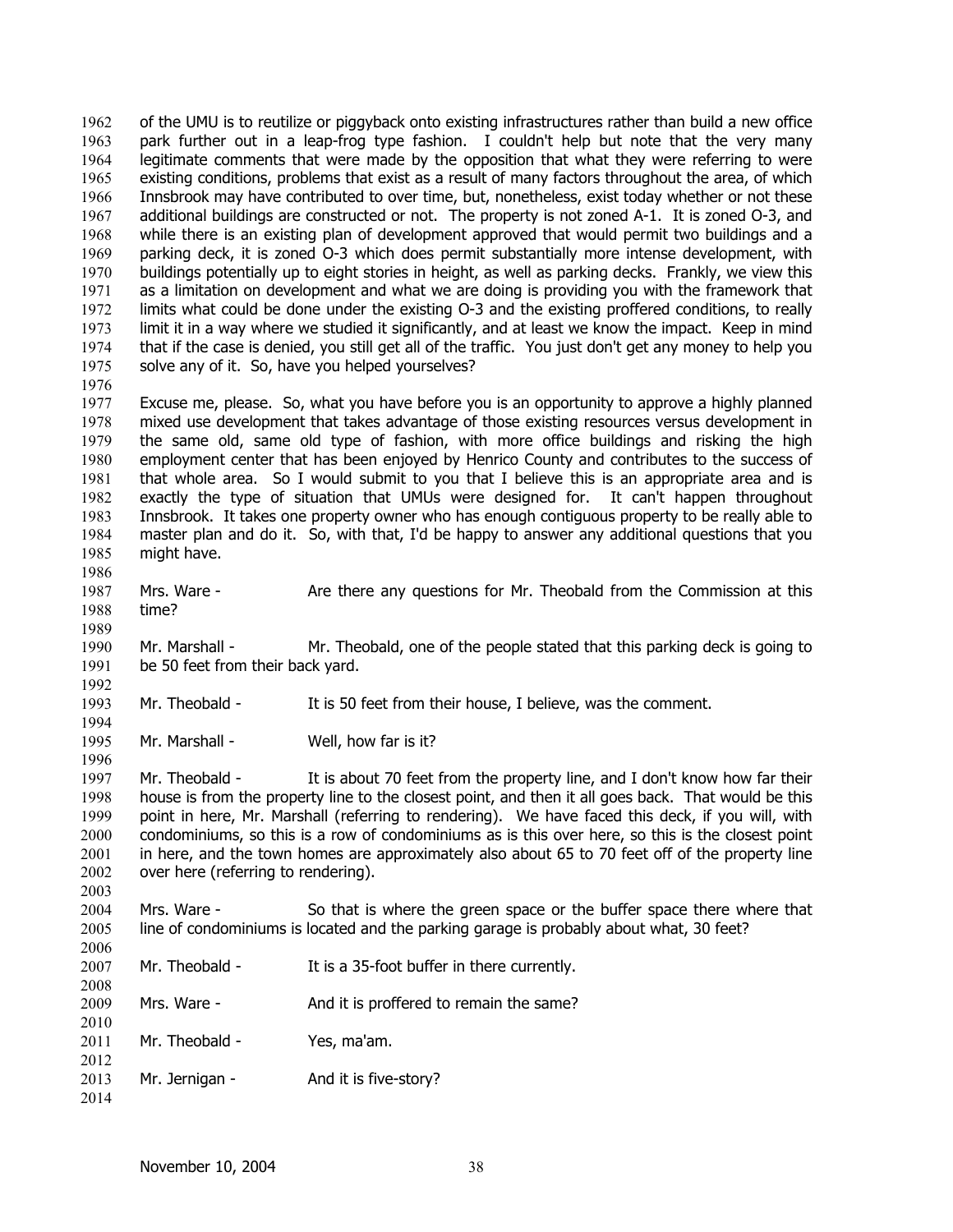of the UMU is to reutilize or piggyback onto existing infrastructures rather than build a new office park further out in a leap-frog type fashion. I couldn't help but note that the very many legitimate comments that were made by the opposition that what they were referring to were existing conditions, problems that exist as a result of many factors throughout the area, of which Innsbrook may have contributed to over time, but, nonetheless, exist today whether or not these additional buildings are constructed or not. The property is not zoned A-1. It is zoned O-3, and while there is an existing plan of development approved that would permit two buildings and a parking deck, it is zoned O-3 which does permit substantially more intense development, with buildings potentially up to eight stories in height, as well as parking decks. Frankly, we view this as a limitation on development and what we are doing is providing you with the framework that limits what could be done under the existing O-3 and the existing proffered conditions, to really limit it in a way where we studied it significantly, and at least we know the impact. Keep in mind that if the case is denied, you still get all of the traffic. You just don't get any money to help you solve any of it. So, have you helped yourselves?

Excuse me, please. So, what you have before you is an opportunity to approve a highly planned mixed use development that takes advantage of those existing resources versus development in the same old, same old type of fashion, with more office buildings and risking the high employment center that has been enjoyed by Henrico County and contributes to the success of that whole area. So I would submit to you that I believe this is an appropriate area and is exactly the type of situation that UMUs were designed for. It can't happen throughout Innsbrook. It takes one property owner who has enough contiguous property to be really able to master plan and do it. So, with that, I'd be happy to answer any additional questions that you might have.

Mrs. Ware - Are there any questions for Mr. Theobald from the Commission at this time?

Mr. Marshall - Mr. Theobald, one of the people stated that this parking deck is going to be 50 feet from their back yard.

Mr. Theobald - It is 50 feet from their house, I believe, was the comment.

Mr. Marshall - Well, how far is it?

Mr. Theobald - It is about 70 feet from the property line, and I don't know how far their house is from the property line to the closest point, and then it all goes back. That would be this point in here, Mr. Marshall (referring to rendering). We have faced this deck, if you will, with condominiums, so this is a row of condominiums as is this over here, so this is the closest point in here, and the town homes are approximately also about 65 to 70 feet off of the property line over here (referring to rendering).

Mrs. Ware - So that is where the green space or the buffer space there where that line of condominiums is located and the parking garage is probably about what, 30 feet?

Mr. Theobald - It is a 35-foot buffer in there currently.

Mrs. Ware - And it is proffered to remain the same?

Mr. Theobald - Yes, ma'am.

Mr. Jernigan - And it is five-story?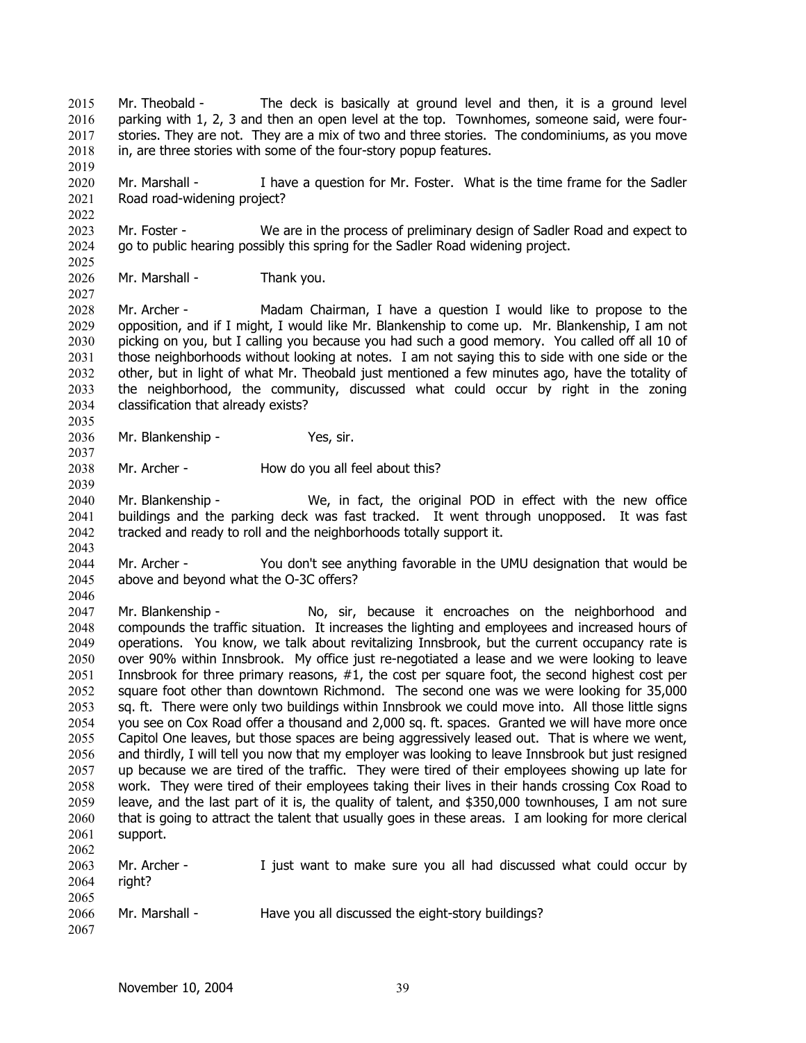Mr. Theobald - The deck is basically at ground level and then, it is a ground level parking with 1, 2, 3 and then an open level at the top. Townhomes, someone said, were four-stories. They are not. They are a mix of two and three stories. The condominiums, as you move in, are three stories with some of the four-story popup features.

Mr. Marshall - I have a question for Mr. Foster. What is the time frame for the Sadler Road road-widening project?

Mr. Foster - We are in the process of preliminary design of Sadler Road and expect to go to public hearing possibly this spring for the Sadler Road widening project.

Mr. Marshall - Thank you.

Mr. Archer - Madam Chairman, I have a question I would like to propose to the opposition, and if I might, I would like Mr. Blankenship to come up. Mr. Blankenship, I am not picking on you, but I calling you because you had such a good memory. You called off all 10 of those neighborhoods without looking at notes. I am not saying this to side with one side or the other, but in light of what Mr. Theobald just mentioned a few minutes ago, have the totality of the neighborhood, the community, discussed what could occur by right in the zoning classification that already exists?

Mr. Blankenship - Yes, sir.

Mr. Archer - How do you all feel about this?

Mr. Blankenship - We, in fact, the original POD in effect with the new office buildings and the parking deck was fast tracked. It went through unopposed. It was fast tracked and ready to roll and the neighborhoods totally support it.

Mr. Archer - You don't see anything favorable in the UMU designation that would be above and beyond what the O-3C offers?

Mr. Blankenship - No, sir, because it encroaches on the neighborhood and compounds the traffic situation. It increases the lighting and employees and increased hours of operations. You know, we talk about revitalizing Innsbrook, but the current occupancy rate is over 90% within Innsbrook. My office just re-negotiated a lease and we were looking to leave Innsbrook for three primary reasons, #1, the cost per square foot, the second highest cost per square foot other than downtown Richmond. The second one was we were looking for 35,000 sq. ft. There were only two buildings within Innsbrook we could move into. All those little signs you see on Cox Road offer a thousand and 2,000 sq. ft. spaces. Granted we will have more once Capitol One leaves, but those spaces are being aggressively leased out. That is where we went, and thirdly, I will tell you now that my employer was looking to leave Innsbrook but just resigned up because we are tired of the traffic. They were tired of their employees showing up late for work. They were tired of their employees taking their lives in their hands crossing Cox Road to leave, and the last part of it is, the quality of talent, and $350,000 townhouses, I am not sure that is going to attract the talent that usually goes in these areas. I am looking for more clerical support.

Mr. Archer - I just want to make sure you all had discussed what could occur by right?

Mr. Marshall - Have you all discussed the eight-story buildings?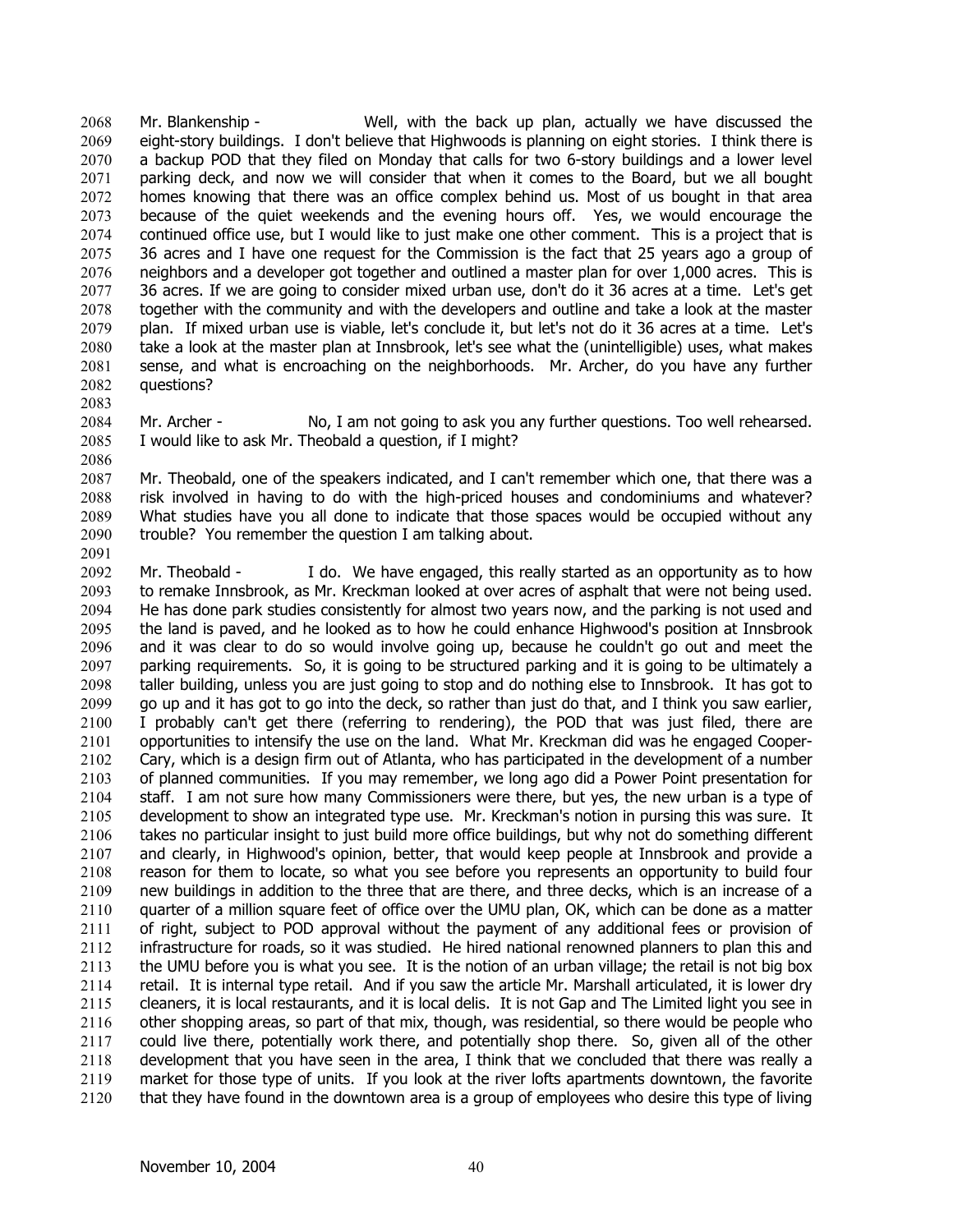Mr. Blankenship - Well, with the back up plan, actually we have discussed the eight-story buildings. I don't believe that Highwoods is planning on eight stories. I think there is a backup POD that they filed on Monday that calls for two 6-story buildings and a lower level parking deck, and now we will consider that when it comes to the Board, but we all bought homes knowing that there was an office complex behind us. Most of us bought in that area because of the quiet weekends and the evening hours off. Yes, we would encourage the continued office use, but I would like to just make one other comment. This is a project that is 36 acres and I have one request for the Commission is the fact that 25 years ago a group of neighbors and a developer got together and outlined a master plan for over 1,000 acres. This is 36 acres. If we are going to consider mixed urban use, don't do it 36 acres at a time. Let's get together with the community and with the developers and outline and take a look at the master plan. If mixed urban use is viable, let's conclude it, but let's not do it 36 acres at a time. Let's take a look at the master plan at Innsbrook, let's see what the (unintelligible) uses, what makes sense, and what is encroaching on the neighborhoods. Mr. Archer, do you have any further questions?

Mr. Archer - No, I am not going to ask you any further questions. Too well rehearsed. I would like to ask Mr. Theobald a question, if I might?

Mr. Theobald, one of the speakers indicated, and I can't remember which one, that there was a risk involved in having to do with the high-priced houses and condominiums and whatever? What studies have you all done to indicate that those spaces would be occupied without any trouble? You remember the question I am talking about.

Mr. Theobald - I do. We have engaged, this really started as an opportunity as to how to remake Innsbrook, as Mr. Kreckman looked at over acres of asphalt that were not being used. He has done park studies consistently for almost two years now, and the parking is not used and the land is paved, and he looked as to how he could enhance Highwood's position at Innsbrook and it was clear to do so would involve going up, because he couldn't go out and meet the parking requirements. So, it is going to be structured parking and it is going to be ultimately a taller building, unless you are just going to stop and do nothing else to Innsbrook. It has got to go up and it has got to go into the deck, so rather than just do that, and I think you saw earlier, I probably can't get there (referring to rendering), the POD that was just filed, there are opportunities to intensify the use on the land. What Mr. Kreckman did was he engaged Cooper-Cary, which is a design firm out of Atlanta, who has participated in the development of a number of planned communities. If you may remember, we long ago did a Power Point presentation for staff. I am not sure how many Commissioners were there, but yes, the new urban is a type of development to show an integrated type use. Mr. Kreckman's notion in pursing this was sure. It takes no particular insight to just build more office buildings, but why not do something different and clearly, in Highwood's opinion, better, that would keep people at Innsbrook and provide a reason for them to locate, so what you see before you represents an opportunity to build four new buildings in addition to the three that are there, and three decks, which is an increase of a quarter of a million square feet of office over the UMU plan, OK, which can be done as a matter of right, subject to POD approval without the payment of any additional fees or provision of infrastructure for roads, so it was studied. He hired national renowned planners to plan this and the UMU before you is what you see. It is the notion of an urban village; the retail is not big box retail. It is internal type retail. And if you saw the article Mr. Marshall articulated, it is lower dry cleaners, it is local restaurants, and it is local delis. It is not Gap and The Limited light you see in other shopping areas, so part of that mix, though, was residential, so there would be people who could live there, potentially work there, and potentially shop there. So, given all of the other development that you have seen in the area, I think that we concluded that there was really a market for those type of units. If you look at the river lofts apartments downtown, the favorite that they have found in the downtown area is a group of employees who desire this type of living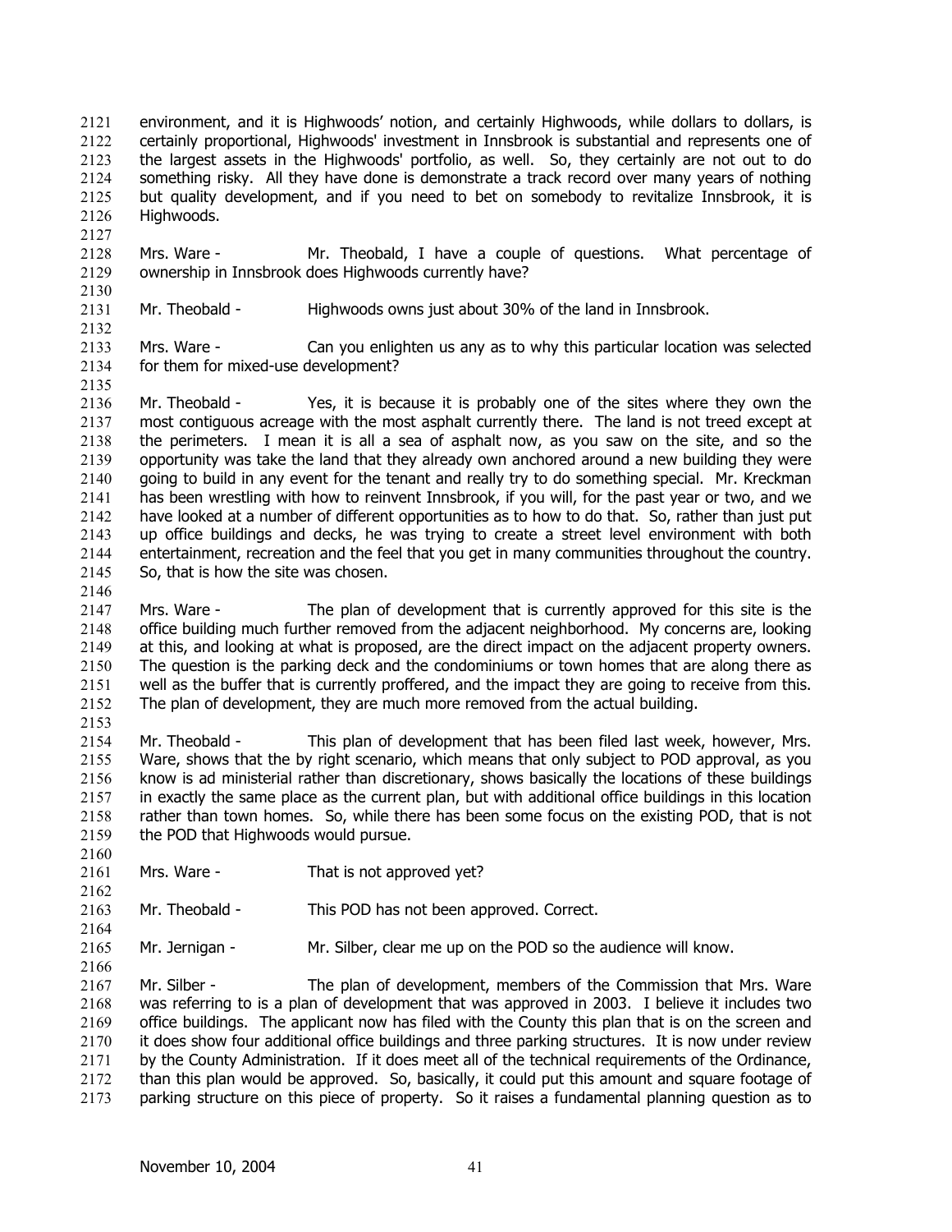environment, and it is Highwoods' notion, and certainly Highwoods, while dollars to dollars, is certainly proportional, Highwoods' investment in Innsbrook is substantial and represents one of the largest assets in the Highwoods' portfolio, as well. So, they certainly are not out to do something risky. All they have done is demonstrate a track record over many years of nothing but quality development, and if you need to bet on somebody to revitalize Innsbrook, it is Highwoods.

Mrs. Ware - Mr. Theobald, I have a couple of questions. What percentage of ownership in Innsbrook does Highwoods currently have?

Mr. Theobald - Highwoods owns just about 30% of the land in Innsbrook.

Mrs. Ware - Can you enlighten us any as to why this particular location was selected for them for mixed-use development?

Mr. Theobald - Yes, it is because it is probably one of the sites where they own the most contiguous acreage with the most asphalt currently there. The land is not treed except at the perimeters. I mean it is all a sea of asphalt now, as you saw on the site, and so the opportunity was take the land that they already own anchored around a new building they were going to build in any event for the tenant and really try to do something special. Mr. Kreckman has been wrestling with how to reinvent Innsbrook, if you will, for the past year or two, and we have looked at a number of different opportunities as to how to do that. So, rather than just put up office buildings and decks, he was trying to create a street level environment with both entertainment, recreation and the feel that you get in many communities throughout the country. So, that is how the site was chosen.

Mrs. Ware - The plan of development that is currently approved for this site is the office building much further removed from the adjacent neighborhood. My concerns are, looking at this, and looking at what is proposed, are the direct impact on the adjacent property owners. The question is the parking deck and the condominiums or town homes that are along there as well as the buffer that is currently proffered, and the impact they are going to receive from this. The plan of development, they are much more removed from the actual building.

Mr. Theobald - This plan of development that has been filed last week, however, Mrs. Ware, shows that the by right scenario, which means that only subject to POD approval, as you know is ad ministerial rather than discretionary, shows basically the locations of these buildings in exactly the same place as the current plan, but with additional office buildings in this location rather than town homes. So, while there has been some focus on the existing POD, that is not the POD that Highwoods would pursue.

Mrs. Ware - That is not approved yet?

Mr. Theobald - This POD has not been approved. Correct.

Mr. Jernigan - Mr. Silber, clear me up on the POD so the audience will know.

Mr. Silber - The plan of development, members of the Commission that Mrs. Ware was referring to is a plan of development that was approved in 2003. I believe it includes two office buildings. The applicant now has filed with the County this plan that is on the screen and it does show four additional office buildings and three parking structures. It is now under review by the County Administration. If it does meet all of the technical requirements of the Ordinance, than this plan would be approved. So, basically, it could put this amount and square footage of parking structure on this piece of property. So it raises a fundamental planning question as to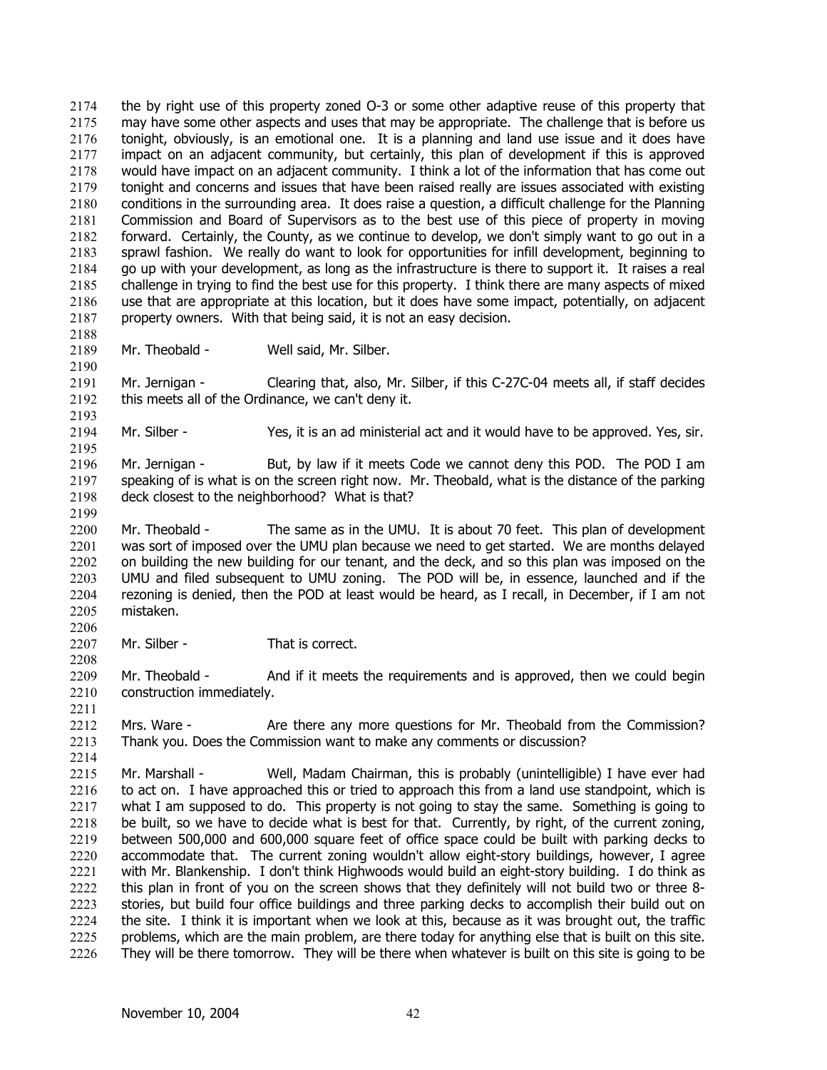the by right use of this property zoned O-3 or some other adaptive reuse of this property that may have some other aspects and uses that may be appropriate. The challenge that is before us tonight, obviously, is an emotional one. It is a planning and land use issue and it does have impact on an adjacent community, but certainly, this plan of development if this is approved would have impact on an adjacent community. I think a lot of the information that has come out tonight and concerns and issues that have been raised really are issues associated with existing conditions in the surrounding area. It does raise a question, a difficult challenge for the Planning Commission and Board of Supervisors as to the best use of this piece of property in moving forward. Certainly, the County, as we continue to develop, we don't simply want to go out in a sprawl fashion. We really do want to look for opportunities for infill development, beginning to go up with your development, as long as the infrastructure is there to support it. It raises a real challenge in trying to find the best use for this property. I think there are many aspects of mixed use that are appropriate at this location, but it does have some impact, potentially, on adjacent property owners. With that being said, it is not an easy decision.

Mr. Theobald - Well said, Mr. Silber.

Mr. Jernigan - Clearing that, also, Mr. Silber, if this C-27C-04 meets all, if staff decides this meets all of the Ordinance, we can't deny it.

Mr. Silber - Yes, it is an ad ministerial act and it would have to be approved. Yes, sir.

Mr. Jernigan - But, by law if it meets Code we cannot deny this POD. The POD I am speaking of is what is on the screen right now. Mr. Theobald, what is the distance of the parking deck closest to the neighborhood? What is that?

Mr. Theobald - The same as in the UMU. It is about 70 feet. This plan of development was sort of imposed over the UMU plan because we need to get started. We are months delayed on building the new building for our tenant, and the deck, and so this plan was imposed on the UMU and filed subsequent to UMU zoning. The POD will be, in essence, launched and if the rezoning is denied, then the POD at least would be heard, as I recall, in December, if I am not mistaken.

Mr. Silber - That is correct.

Mr. Theobald - And if it meets the requirements and is approved, then we could begin construction immediately.

Mrs. Ware - Are there any more questions for Mr. Theobald from the Commission? Thank you. Does the Commission want to make any comments or discussion?

Mr. Marshall - Well, Madam Chairman, this is probably (unintelligible) I have ever had to act on. I have approached this or tried to approach this from a land use standpoint, which is what I am supposed to do. This property is not going to stay the same. Something is going to be built, so we have to decide what is best for that. Currently, by right, of the current zoning, between 500,000 and 600,000 square feet of office space could be built with parking decks to accommodate that. The current zoning wouldn't allow eight-story buildings, however, I agree with Mr. Blankenship. I don't think Highwoods would build an eight-story building. I do think as this plan in front of you on the screen shows that they definitely will not build two or three 8-stories, but build four office buildings and three parking decks to accomplish their build out on the site. I think it is important when we look at this, because as it was brought out, the traffic problems, which are the main problem, are there today for anything else that is built on this site. They will be there tomorrow. They will be there when whatever is built on this site is going to be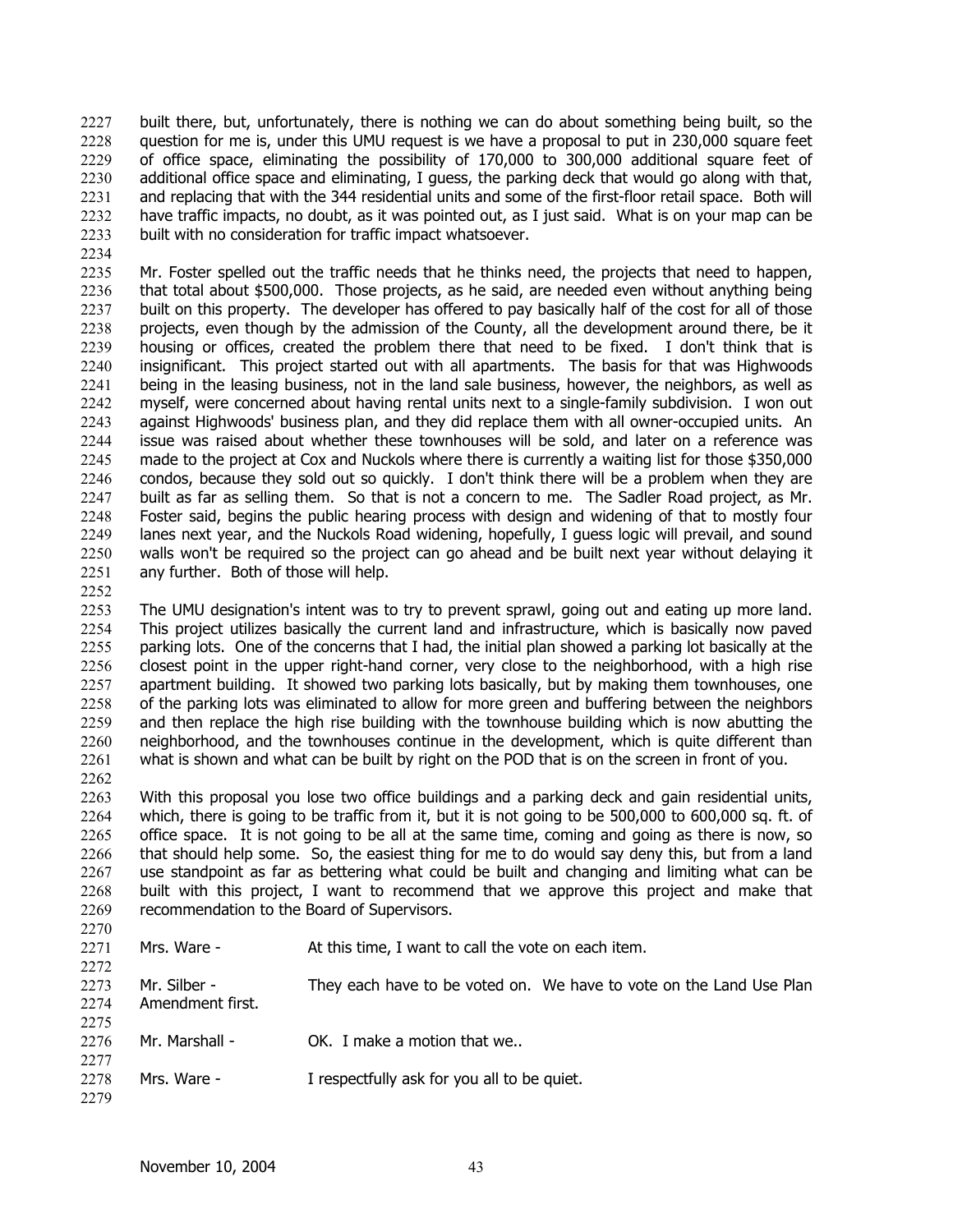built there, but, unfortunately, there is nothing we can do about something being built, so the question for me is, under this UMU request is we have a proposal to put in 230,000 square feet of office space, eliminating the possibility of 170,000 to 300,000 additional square feet of additional office space and eliminating, I guess, the parking deck that would go along with that, and replacing that with the 344 residential units and some of the first-floor retail space. Both will have traffic impacts, no doubt, as it was pointed out, as I just said. What is on your map can be built with no consideration for traffic impact whatsoever.

Mr. Foster spelled out the traffic needs that he thinks need, the projects that need to happen, that total about $500,000. Those projects, as he said, are needed even without anything being built on this property. The developer has offered to pay basically half of the cost for all of those projects, even though by the admission of the County, all the development around there, be it housing or offices, created the problem there that need to be fixed. I don't think that is insignificant. This project started out with all apartments. The basis for that was Highwoods being in the leasing business, not in the land sale business, however, the neighbors, as well as myself, were concerned about having rental units next to a single-family subdivision. I won out against Highwoods' business plan, and they did replace them with all owner-occupied units. An issue was raised about whether these townhouses will be sold, and later on a reference was made to the project at Cox and Nuckols where there is currently a waiting list for those $350,000 condos, because they sold out so quickly. I don't think there will be a problem when they are built as far as selling them. So that is not a concern to me. The Sadler Road project, as Mr. Foster said, begins the public hearing process with design and widening of that to mostly four lanes next year, and the Nuckols Road widening, hopefully, I guess logic will prevail, and sound walls won't be required so the project can go ahead and be built next year without delaying it any further. Both of those will help.

The UMU designation's intent was to try to prevent sprawl, going out and eating up more land. This project utilizes basically the current land and infrastructure, which is basically now paved parking lots. One of the concerns that I had, the initial plan showed a parking lot basically at the closest point in the upper right-hand corner, very close to the neighborhood, with a high rise apartment building. It showed two parking lots basically, but by making them townhouses, one of the parking lots was eliminated to allow for more green and buffering between the neighbors and then replace the high rise building with the townhouse building which is now abutting the neighborhood, and the townhouses continue in the development, which is quite different than what is shown and what can be built by right on the POD that is on the screen in front of you.

With this proposal you lose two office buildings and a parking deck and gain residential units, which, there is going to be traffic from it, but it is not going to be 500,000 to 600,000 sq. ft. of office space. It is not going to be all at the same time, coming and going as there is now, so that should help some. So, the easiest thing for me to do would say deny this, but from a land use standpoint as far as bettering what could be built and changing and limiting what can be built with this project, I want to recommend that we approve this project and make that recommendation to the Board of Supervisors.

Mrs. Ware - At this time, I want to call the vote on each item.

Mr. Silber - They each have to be voted on. We have to vote on the Land Use Plan Amendment first.

Mr. Marshall - OK. I make a motion that we..

Mrs. Ware - I respectfully ask for you all to be quiet.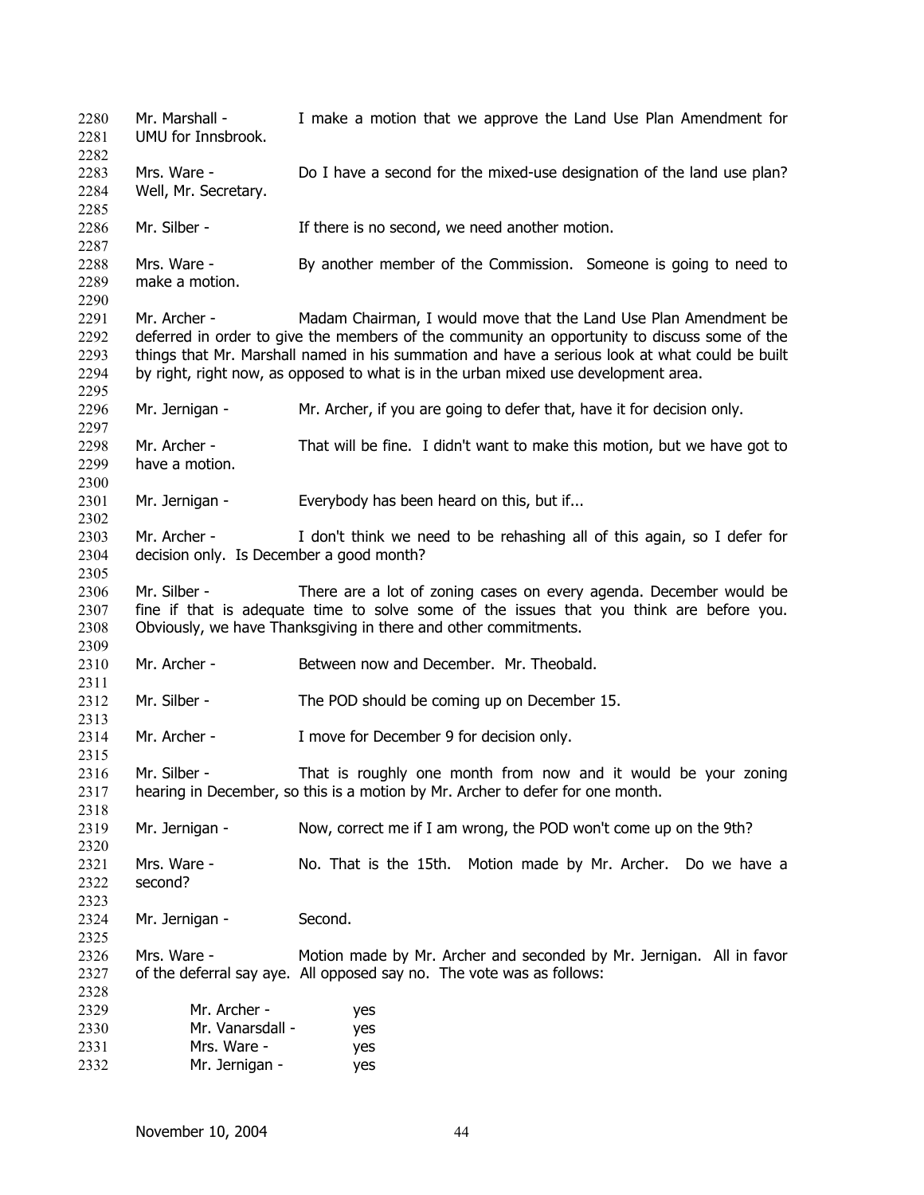Mr. Marshall - I make a motion that we approve the Land Use Plan Amendment for UMU for Innsbrook.

Mrs. Ware - Do I have a second for the mixed-use designation of the land use plan? Well, Mr. Secretary.

Mr. Silber - If there is no second, we need another motion.

Mrs. Ware - By another member of the Commission. Someone is going to need to make a motion.

Mr. Archer - Madam Chairman, I would move that the Land Use Plan Amendment be deferred in order to give the members of the community an opportunity to discuss some of the things that Mr. Marshall named in his summation and have a serious look at what could be built by right, right now, as opposed to what is in the urban mixed use development area.

Mr. Jernigan - Mr. Archer, if you are going to defer that, have it for decision only.

Mr. Archer - That will be fine. I didn't want to make this motion, but we have got to have a motion.

Mr. Jernigan - Everybody has been heard on this, but if...

Mr. Archer - I don't think we need to be rehashing all of this again, so I defer for decision only. Is December a good month?

Mr. Silber - There are a lot of zoning cases on every agenda. December would be fine if that is adequate time to solve some of the issues that you think are before you. Obviously, we have Thanksgiving in there and other commitments.

Mr. Archer - Between now and December. Mr. Theobald.

Mr. Silber - The POD should be coming up on December 15.

Mr. Archer - I move for December 9 for decision only.

Mr. Silber - That is roughly one month from now and it would be your zoning hearing in December, so this is a motion by Mr. Archer to defer for one month.

Mr. Jernigan - Now, correct me if I am wrong, the POD won't come up on the 9th?

Mrs. Ware - No. That is the 15th. Motion made by Mr. Archer. Do we have a second?

Mr. Jernigan - Second.

Mrs. Ware - Motion made by Mr. Archer and seconded by Mr. Jernigan. All in favor of the deferral say aye. All opposed say no. The vote was as follows:

Mr. Archer - yes
Mr. Vanarsdall - yes
Mrs. Ware - yes
Mr. Jernigan - yes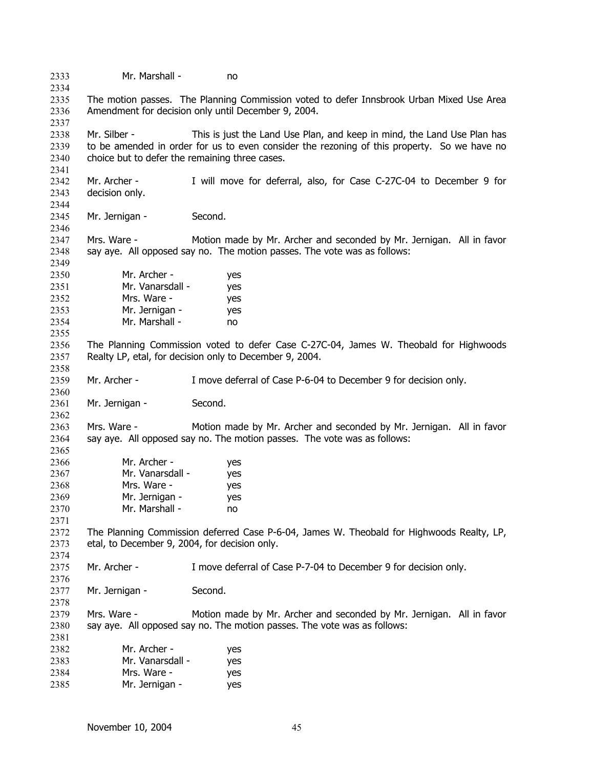Mr. Marshall - no

The motion passes. The Planning Commission voted to defer Innsbrook Urban Mixed Use Area Amendment for decision only until December 9, 2004.

Mr. Silber - This is just the Land Use Plan, and keep in mind, the Land Use Plan has to be amended in order for us to even consider the rezoning of this property. So we have no choice but to defer the remaining three cases.

Mr. Archer - I will move for deferral, also, for Case C-27C-04 to December 9 for decision only.

Mr. Jernigan - Second.

Mrs. Ware - Motion made by Mr. Archer and seconded by Mr. Jernigan. All in favor say aye. All opposed say no. The motion passes. The vote was as follows:

Mr. Archer - yes
Mr. Vanarsdall - yes
Mrs. Ware - yes
Mr. Jernigan - yes
Mr. Marshall - no

The Planning Commission voted to defer Case C-27C-04, James W. Theobald for Highwoods Realty LP, etal, for decision only to December 9, 2004.

Mr. Archer - I move deferral of Case P-6-04 to December 9 for decision only.

Mr. Jernigan - Second.

Mrs. Ware - Motion made by Mr. Archer and seconded by Mr. Jernigan. All in favor say aye. All opposed say no. The motion passes. The vote was as follows:

Mr. Archer - yes
Mr. Vanarsdall - yes
Mrs. Ware - yes
Mr. Jernigan - yes
Mr. Marshall - no

The Planning Commission deferred Case P-6-04, James W. Theobald for Highwoods Realty, LP, etal, to December 9, 2004, for decision only.

Mr. Archer - I move deferral of Case P-7-04 to December 9 for decision only.

Mr. Jernigan - Second.

Mrs. Ware - Motion made by Mr. Archer and seconded by Mr. Jernigan. All in favor say aye. All opposed say no. The motion passes. The vote was as follows:

Mr. Archer - yes
Mr. Vanarsdall - yes
Mrs. Ware - yes
Mr. Jernigan - yes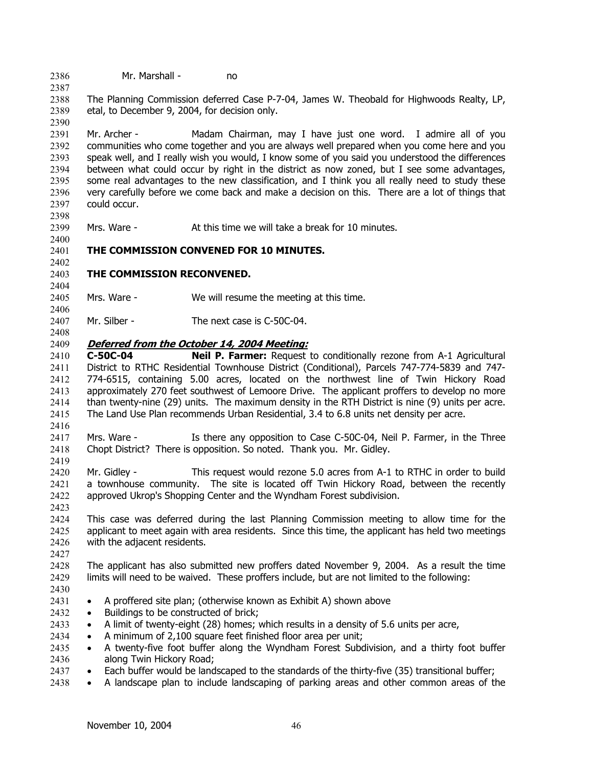Mr. Marshall - no

The Planning Commission deferred Case P-7-04, James W. Theobald for Highwoods Realty, LP, etal, to December 9, 2004, for decision only.

Mr. Archer - Madam Chairman, may I have just one word. I admire all of you communities who come together and you are always well prepared when you come here and you speak well, and I really wish you would, I know some of you said you understood the differences between what could occur by right in the district as now zoned, but I see some advantages, some real advantages to the new classification, and I think you all really need to study these very carefully before we come back and make a decision on this. There are a lot of things that could occur.

Mrs. Ware - At this time we will take a break for 10 minutes.

**THE COMMISSION CONVENED FOR 10 MINUTES.**

**THE COMMISSION RECONVENED.**

Mrs. Ware - We will resume the meeting at this time.

Mr. Silber - The next case is C-50C-04.

***Deferred from the October 14, 2004 Meeting:***

**C-50C-04 Neil P. Farmer:** Request to conditionally rezone from A-1 Agricultural District to RTHC Residential Townhouse District (Conditional), Parcels 747-774-5839 and 747-774-6515, containing 5.00 acres, located on the northwest line of Twin Hickory Road approximately 270 feet southwest of Lemoore Drive. The applicant proffers to develop no more than twenty-nine (29) units. The maximum density in the RTH District is nine (9) units per acre. The Land Use Plan recommends Urban Residential, 3.4 to 6.8 units net density per acre.

Mrs. Ware - Is there any opposition to Case C-50C-04, Neil P. Farmer, in the Three Chopt District? There is opposition. So noted. Thank you. Mr. Gidley.

Mr. Gidley - This request would rezone 5.0 acres from A-1 to RTHC in order to build a townhouse community. The site is located off Twin Hickory Road, between the recently approved Ukrop's Shopping Center and the Wyndham Forest subdivision.

This case was deferred during the last Planning Commission meeting to allow time for the applicant to meet again with area residents. Since this time, the applicant has held two meetings with the adjacent residents.

The applicant has also submitted new proffers dated November 9, 2004. As a result the time limits will need to be waived. These proffers include, but are not limited to the following:

- A proffered site plan; (otherwise known as Exhibit A) shown above
- Buildings to be constructed of brick;
- A limit of twenty-eight (28) homes; which results in a density of 5.6 units per acre,
- A minimum of 2,100 square feet finished floor area per unit;
- A twenty-five foot buffer along the Wyndham Forest Subdivision, and a thirty foot buffer along Twin Hickory Road;
- Each buffer would be landscaped to the standards of the thirty-five (35) transitional buffer;
- A landscape plan to include landscaping of parking areas and other common areas of the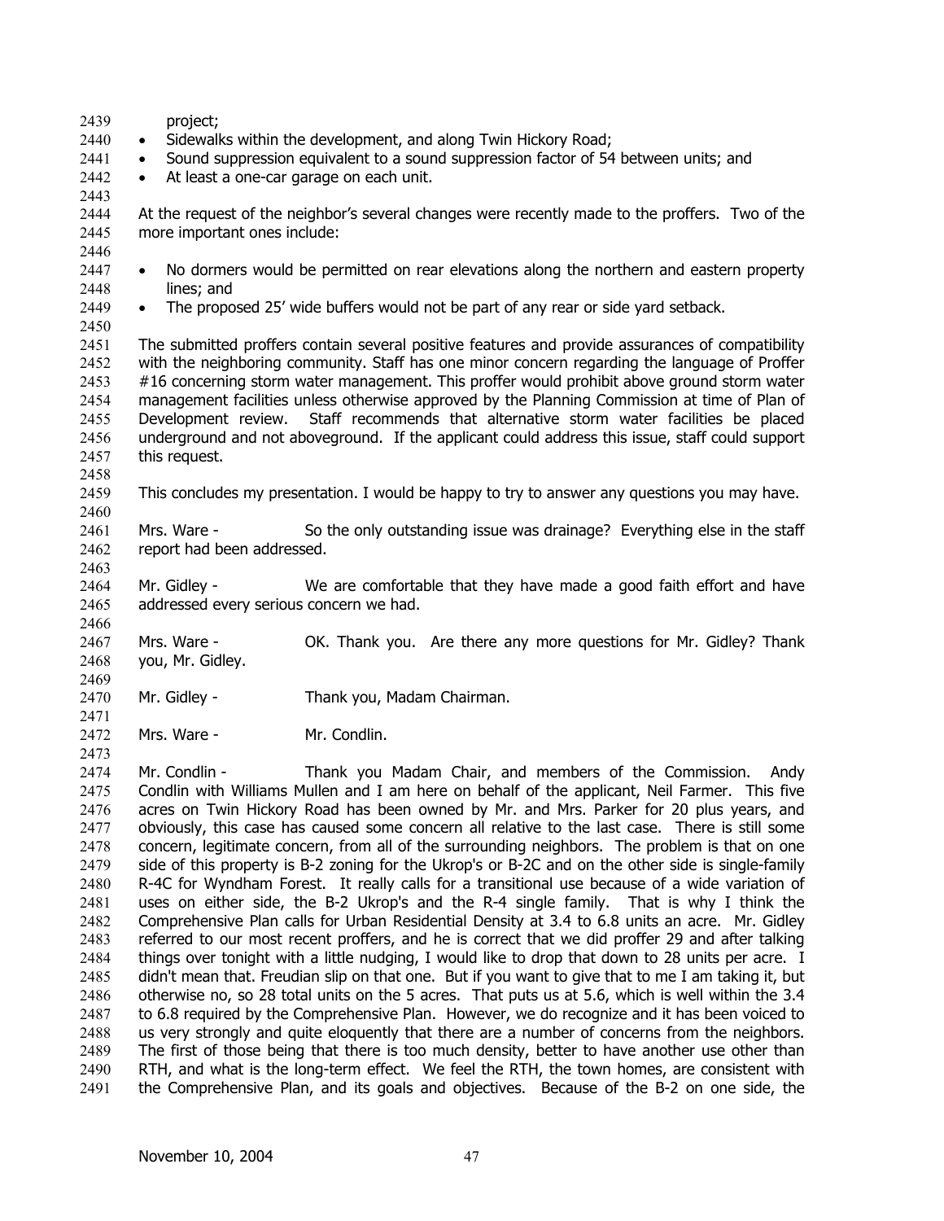project;

- Sidewalks within the development, and along Twin Hickory Road;
- Sound suppression equivalent to a sound suppression factor of 54 between units; and
- At least a one-car garage on each unit.

At the request of the neighbor's several changes were recently made to the proffers. Two of the more important ones include:

- No dormers would be permitted on rear elevations along the northern and eastern property lines; and
- The proposed 25' wide buffers would not be part of any rear or side yard setback.

The submitted proffers contain several positive features and provide assurances of compatibility with the neighboring community. Staff has one minor concern regarding the language of Proffer #16 concerning storm water management. This proffer would prohibit above ground storm water management facilities unless otherwise approved by the Planning Commission at time of Plan of Development review. Staff recommends that alternative storm water facilities be placed underground and not aboveground. If the applicant could address this issue, staff could support this request.

This concludes my presentation. I would be happy to try to answer any questions you may have.

Mrs. Ware - So the only outstanding issue was drainage? Everything else in the staff report had been addressed.

Mr. Gidley - We are comfortable that they have made a good faith effort and have addressed every serious concern we had.

Mrs. Ware - OK. Thank you. Are there any more questions for Mr. Gidley? Thank you, Mr. Gidley.

Mr. Gidley - Thank you, Madam Chairman.

Mrs. Ware - Mr. Condlin.

Mr. Condlin - Thank you Madam Chair, and members of the Commission. Andy Condlin with Williams Mullen and I am here on behalf of the applicant, Neil Farmer. This five acres on Twin Hickory Road has been owned by Mr. and Mrs. Parker for 20 plus years, and obviously, this case has caused some concern all relative to the last case. There is still some concern, legitimate concern, from all of the surrounding neighbors. The problem is that on one side of this property is B-2 zoning for the Ukrop's or B-2C and on the other side is single-family R-4C for Wyndham Forest. It really calls for a transitional use because of a wide variation of uses on either side, the B-2 Ukrop's and the R-4 single family. That is why I think the Comprehensive Plan calls for Urban Residential Density at 3.4 to 6.8 units an acre. Mr. Gidley referred to our most recent proffers, and he is correct that we did proffer 29 and after talking things over tonight with a little nudging, I would like to drop that down to 28 units per acre. I didn't mean that. Freudian slip on that one. But if you want to give that to me I am taking it, but otherwise no, so 28 total units on the 5 acres. That puts us at 5.6, which is well within the 3.4 to 6.8 required by the Comprehensive Plan. However, we do recognize and it has been voiced to us very strongly and quite eloquently that there are a number of concerns from the neighbors. The first of those being that there is too much density, better to have another use other than RTH, and what is the long-term effect. We feel the RTH, the town homes, are consistent with the Comprehensive Plan, and its goals and objectives. Because of the B-2 on one side, the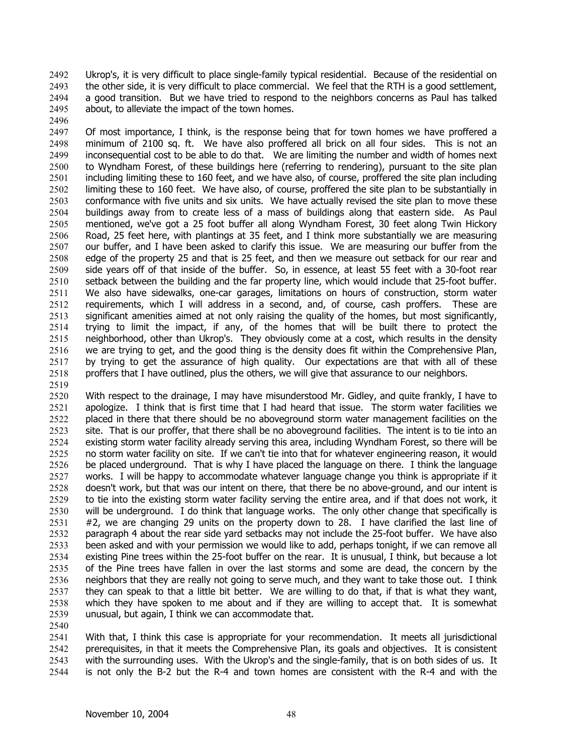Ukrop's, it is very difficult to place single-family typical residential. Because of the residential on the other side, it is very difficult to place commercial. We feel that the RTH is a good settlement, a good transition. But we have tried to respond to the neighbors concerns as Paul has talked about, to alleviate the impact of the town homes.

Of most importance, I think, is the response being that for town homes we have proffered a minimum of 2100 sq. ft. We have also proffered all brick on all four sides. This is not an inconsequential cost to be able to do that. We are limiting the number and width of homes next to Wyndham Forest, of these buildings here (referring to rendering), pursuant to the site plan including limiting these to 160 feet, and we have also, of course, proffered the site plan including limiting these to 160 feet. We have also, of course, proffered the site plan to be substantially in conformance with five units and six units. We have actually revised the site plan to move these buildings away from to create less of a mass of buildings along that eastern side. As Paul mentioned, we've got a 25 foot buffer all along Wyndham Forest, 30 feet along Twin Hickory Road, 25 feet here, with plantings at 35 feet, and I think more substantially we are measuring our buffer, and I have been asked to clarify this issue. We are measuring our buffer from the edge of the property 25 and that is 25 feet, and then we measure out setback for our rear and side years off of that inside of the buffer. So, in essence, at least 55 feet with a 30-foot rear setback between the building and the far property line, which would include that 25-foot buffer. We also have sidewalks, one-car garages, limitations on hours of construction, storm water requirements, which I will address in a second, and, of course, cash proffers. These are significant amenities aimed at not only raising the quality of the homes, but most significantly, trying to limit the impact, if any, of the homes that will be built there to protect the neighborhood, other than Ukrop's. They obviously come at a cost, which results in the density we are trying to get, and the good thing is the density does fit within the Comprehensive Plan, by trying to get the assurance of high quality. Our expectations are that with all of these proffers that I have outlined, plus the others, we will give that assurance to our neighbors.

With respect to the drainage, I may have misunderstood Mr. Gidley, and quite frankly, I have to apologize. I think that is first time that I had heard that issue. The storm water facilities we placed in there that there should be no aboveground storm water management facilities on the site. That is our proffer, that there shall be no aboveground facilities. The intent is to tie into an existing storm water facility already serving this area, including Wyndham Forest, so there will be no storm water facility on site. If we can't tie into that for whatever engineering reason, it would be placed underground. That is why I have placed the language on there. I think the language works. I will be happy to accommodate whatever language change you think is appropriate if it doesn't work, but that was our intent on there, that there be no above-ground, and our intent is to tie into the existing storm water facility serving the entire area, and if that does not work, it will be underground. I do think that language works. The only other change that specifically is #2, we are changing 29 units on the property down to 28. I have clarified the last line of paragraph 4 about the rear side yard setbacks may not include the 25-foot buffer. We have also been asked and with your permission we would like to add, perhaps tonight, if we can remove all existing Pine trees within the 25-foot buffer on the rear. It is unusual, I think, but because a lot of the Pine trees have fallen in over the last storms and some are dead, the concern by the neighbors that they are really not going to serve much, and they want to take those out. I think they can speak to that a little bit better. We are willing to do that, if that is what they want, which they have spoken to me about and if they are willing to accept that. It is somewhat unusual, but again, I think we can accommodate that.

With that, I think this case is appropriate for your recommendation. It meets all jurisdictional prerequisites, in that it meets the Comprehensive Plan, its goals and objectives. It is consistent with the surrounding uses. With the Ukrop's and the single-family, that is on both sides of us. It is not only the B-2 but the R-4 and town homes are consistent with the R-4 and with the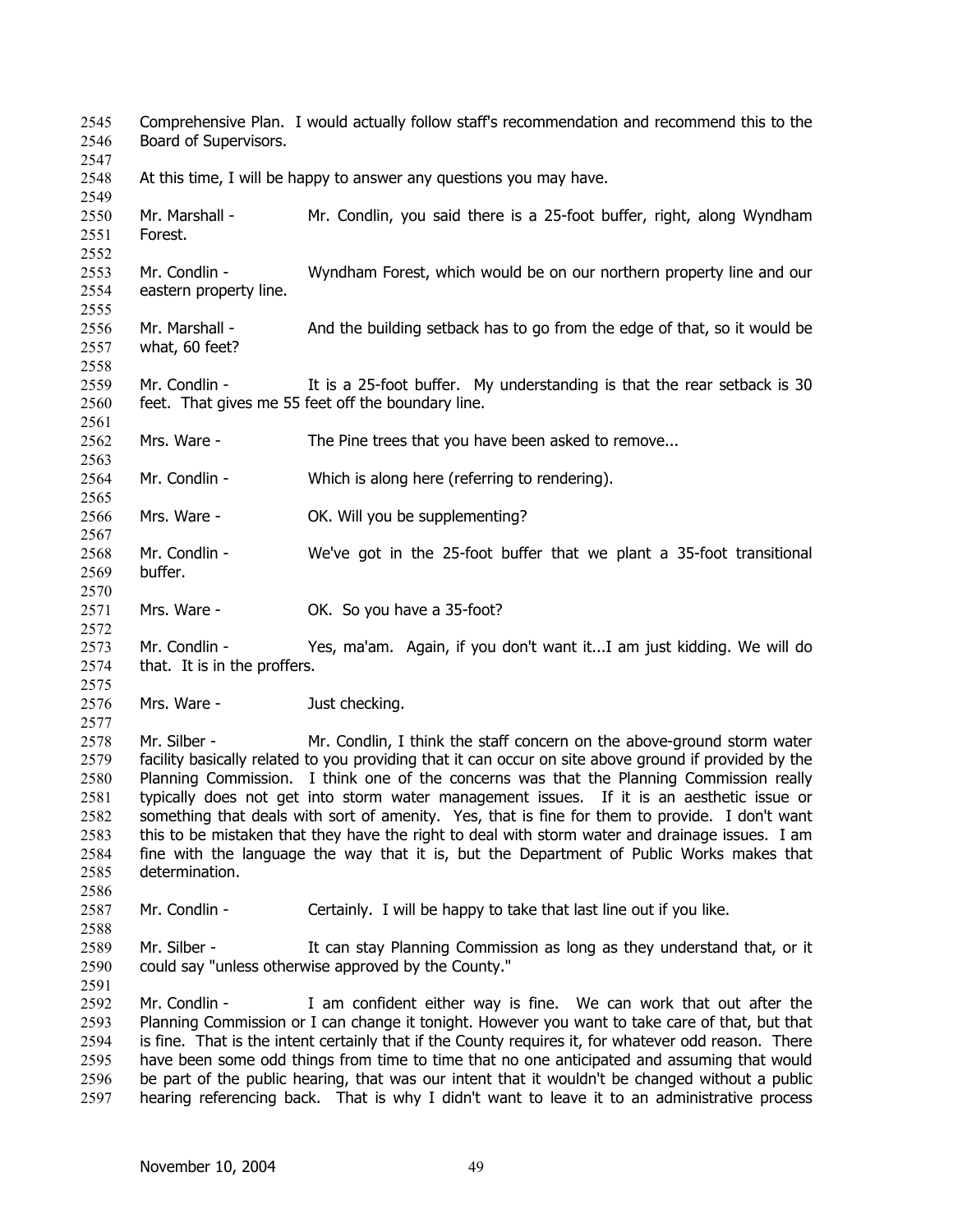Comprehensive Plan. I would actually follow staff's recommendation and recommend this to the Board of Supervisors.

At this time, I will be happy to answer any questions you may have.

Mr. Marshall - Mr. Condlin, you said there is a 25-foot buffer, right, along Wyndham Forest.

Mr. Condlin - Wyndham Forest, which would be on our northern property line and our eastern property line.

Mr. Marshall - And the building setback has to go from the edge of that, so it would be what, 60 feet?

Mr. Condlin - It is a 25-foot buffer. My understanding is that the rear setback is 30 feet. That gives me 55 feet off the boundary line.

Mrs. Ware - The Pine trees that you have been asked to remove...

Mr. Condlin - Which is along here (referring to rendering).

Mrs. Ware - OK. Will you be supplementing?

Mr. Condlin - We've got in the 25-foot buffer that we plant a 35-foot transitional buffer.

Mrs. Ware - OK. So you have a 35-foot?

Mr. Condlin - Yes, ma'am. Again, if you don't want it...I am just kidding. We will do that. It is in the proffers.

Mrs. Ware - Just checking.

Mr. Silber - Mr. Condlin, I think the staff concern on the above-ground storm water facility basically related to you providing that it can occur on site above ground if provided by the Planning Commission. I think one of the concerns was that the Planning Commission really typically does not get into storm water management issues. If it is an aesthetic issue or something that deals with sort of amenity. Yes, that is fine for them to provide. I don't want this to be mistaken that they have the right to deal with storm water and drainage issues. I am fine with the language the way that it is, but the Department of Public Works makes that determination.

Mr. Condlin - Certainly. I will be happy to take that last line out if you like.

Mr. Silber - It can stay Planning Commission as long as they understand that, or it could say "unless otherwise approved by the County."

Mr. Condlin - I am confident either way is fine. We can work that out after the Planning Commission or I can change it tonight. However you want to take care of that, but that is fine. That is the intent certainly that if the County requires it, for whatever odd reason. There have been some odd things from time to time that no one anticipated and assuming that would be part of the public hearing, that was our intent that it wouldn't be changed without a public hearing referencing back. That is why I didn't want to leave it to an administrative process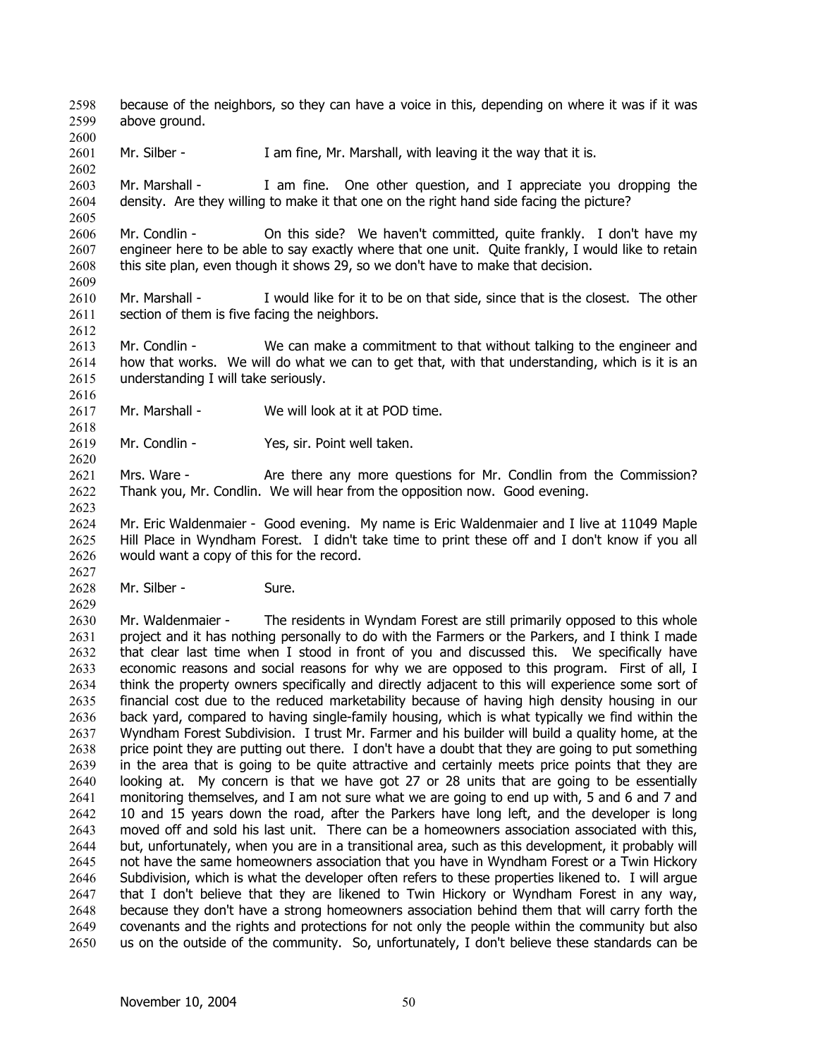because of the neighbors, so they can have a voice in this, depending on where it was if it was above ground.

Mr. Silber - I am fine, Mr. Marshall, with leaving it the way that it is.

Mr. Marshall - I am fine. One other question, and I appreciate you dropping the density. Are they willing to make it that one on the right hand side facing the picture?

Mr. Condlin - On this side? We haven't committed, quite frankly. I don't have my engineer here to be able to say exactly where that one unit. Quite frankly, I would like to retain this site plan, even though it shows 29, so we don't have to make that decision.

Mr. Marshall - I would like for it to be on that side, since that is the closest. The other section of them is five facing the neighbors.

Mr. Condlin - We can make a commitment to that without talking to the engineer and how that works. We will do what we can to get that, with that understanding, which is it is an understanding I will take seriously.

Mr. Marshall - We will look at it at POD time.

Mr. Condlin - Yes, sir. Point well taken.

Mrs. Ware - Are there any more questions for Mr. Condlin from the Commission? Thank you, Mr. Condlin. We will hear from the opposition now. Good evening.

Mr. Eric Waldenmaier - Good evening. My name is Eric Waldenmaier and I live at 11049 Maple Hill Place in Wyndham Forest. I didn't take time to print these off and I don't know if you all would want a copy of this for the record.

Mr. Silber - Sure.

Mr. Waldenmaier - The residents in Wyndam Forest are still primarily opposed to this whole project and it has nothing personally to do with the Farmers or the Parkers, and I think I made that clear last time when I stood in front of you and discussed this. We specifically have economic reasons and social reasons for why we are opposed to this program. First of all, I think the property owners specifically and directly adjacent to this will experience some sort of financial cost due to the reduced marketability because of having high density housing in our back yard, compared to having single-family housing, which is what typically we find within the Wyndham Forest Subdivision. I trust Mr. Farmer and his builder will build a quality home, at the price point they are putting out there. I don't have a doubt that they are going to put something in the area that is going to be quite attractive and certainly meets price points that they are looking at. My concern is that we have got 27 or 28 units that are going to be essentially monitoring themselves, and I am not sure what we are going to end up with, 5 and 6 and 7 and 10 and 15 years down the road, after the Parkers have long left, and the developer is long moved off and sold his last unit. There can be a homeowners association associated with this, but, unfortunately, when you are in a transitional area, such as this development, it probably will not have the same homeowners association that you have in Wyndham Forest or a Twin Hickory Subdivision, which is what the developer often refers to these properties likened to. I will argue that I don't believe that they are likened to Twin Hickory or Wyndham Forest in any way, because they don't have a strong homeowners association behind them that will carry forth the covenants and the rights and protections for not only the people within the community but also us on the outside of the community. So, unfortunately, I don't believe these standards can be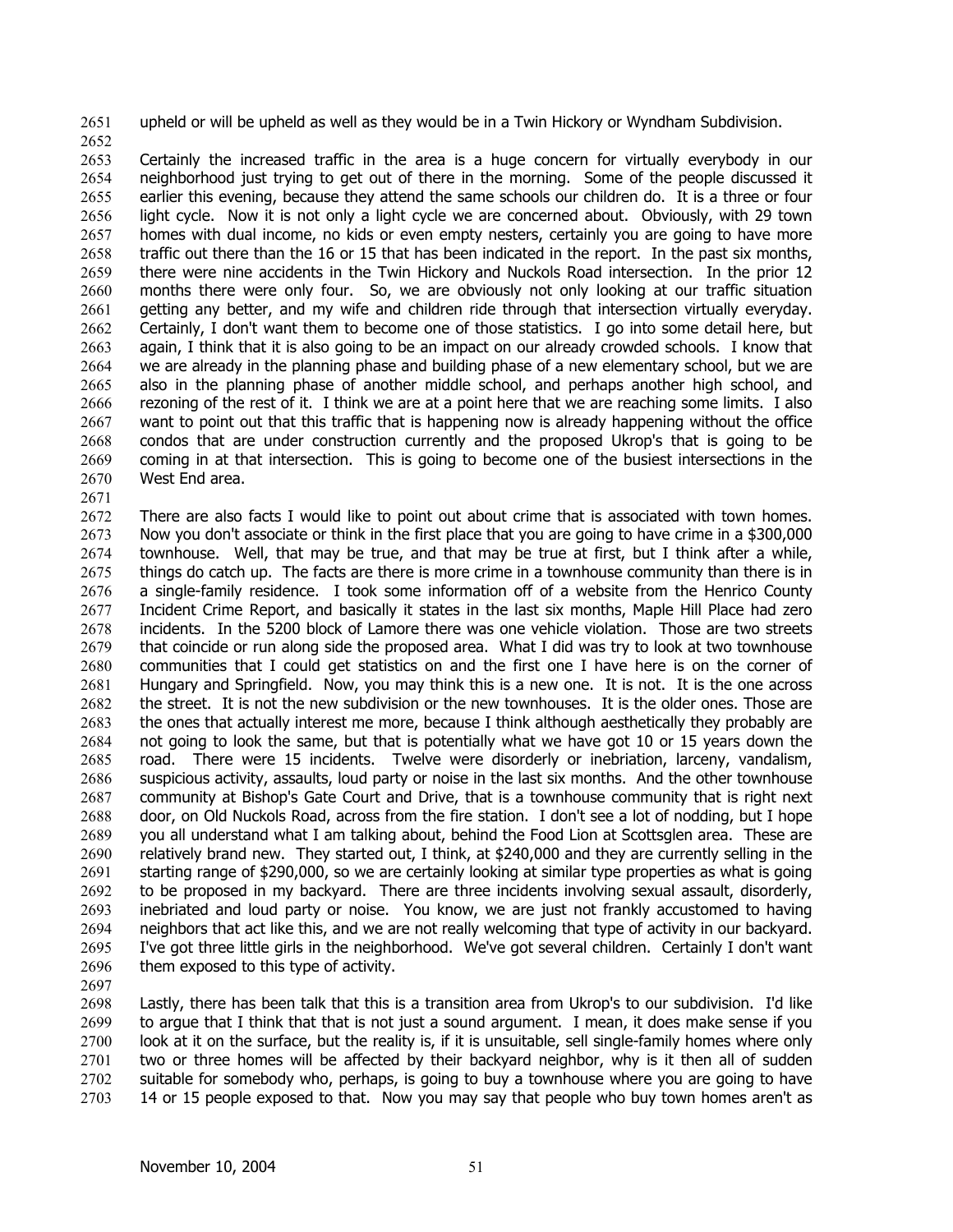upheld or will be upheld as well as they would be in a Twin Hickory or Wyndham Subdivision.

Certainly the increased traffic in the area is a huge concern for virtually everybody in our neighborhood just trying to get out of there in the morning. Some of the people discussed it earlier this evening, because they attend the same schools our children do. It is a three or four light cycle. Now it is not only a light cycle we are concerned about. Obviously, with 29 town homes with dual income, no kids or even empty nesters, certainly you are going to have more traffic out there than the 16 or 15 that has been indicated in the report. In the past six months, there were nine accidents in the Twin Hickory and Nuckols Road intersection. In the prior 12 months there were only four. So, we are obviously not only looking at our traffic situation getting any better, and my wife and children ride through that intersection virtually everyday. Certainly, I don't want them to become one of those statistics. I go into some detail here, but again, I think that it is also going to be an impact on our already crowded schools. I know that we are already in the planning phase and building phase of a new elementary school, but we are also in the planning phase of another middle school, and perhaps another high school, and rezoning of the rest of it. I think we are at a point here that we are reaching some limits. I also want to point out that this traffic that is happening now is already happening without the office condos that are under construction currently and the proposed Ukrop's that is going to be coming in at that intersection. This is going to become one of the busiest intersections in the West End area.

There are also facts I would like to point out about crime that is associated with town homes. Now you don't associate or think in the first place that you are going to have crime in a $300,000 townhouse. Well, that may be true, and that may be true at first, but I think after a while, things do catch up. The facts are there is more crime in a townhouse community than there is in a single-family residence. I took some information off of a website from the Henrico County Incident Crime Report, and basically it states in the last six months, Maple Hill Place had zero incidents. In the 5200 block of Lamore there was one vehicle violation. Those are two streets that coincide or run along side the proposed area. What I did was try to look at two townhouse communities that I could get statistics on and the first one I have here is on the corner of Hungary and Springfield. Now, you may think this is a new one. It is not. It is the one across the street. It is not the new subdivision or the new townhouses. It is the older ones. Those are the ones that actually interest me more, because I think although aesthetically they probably are not going to look the same, but that is potentially what we have got 10 or 15 years down the road. There were 15 incidents. Twelve were disorderly or inebriation, larceny, vandalism, suspicious activity, assaults, loud party or noise in the last six months. And the other townhouse community at Bishop's Gate Court and Drive, that is a townhouse community that is right next door, on Old Nuckols Road, across from the fire station. I don't see a lot of nodding, but I hope you all understand what I am talking about, behind the Food Lion at Scottsglen area. These are relatively brand new. They started out, I think, at $240,000 and they are currently selling in the starting range of $290,000, so we are certainly looking at similar type properties as what is going to be proposed in my backyard. There are three incidents involving sexual assault, disorderly, inebriated and loud party or noise. You know, we are just not frankly accustomed to having neighbors that act like this, and we are not really welcoming that type of activity in our backyard. I've got three little girls in the neighborhood. We've got several children. Certainly I don't want them exposed to this type of activity.

Lastly, there has been talk that this is a transition area from Ukrop's to our subdivision. I'd like to argue that I think that that is not just a sound argument. I mean, it does make sense if you look at it on the surface, but the reality is, if it is unsuitable, sell single-family homes where only two or three homes will be affected by their backyard neighbor, why is it then all of sudden suitable for somebody who, perhaps, is going to buy a townhouse where you are going to have 14 or 15 people exposed to that. Now you may say that people who buy town homes aren't as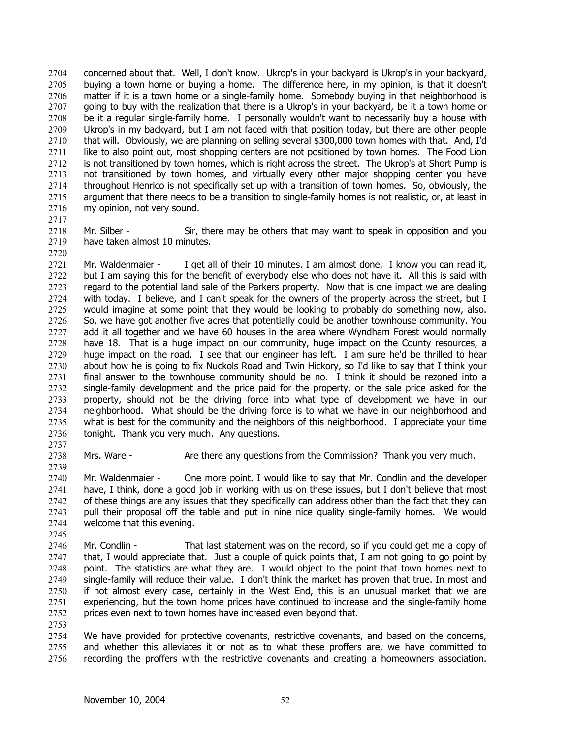concerned about that. Well, I don't know. Ukrop's in your backyard is Ukrop's in your backyard, buying a town home or buying a home. The difference here, in my opinion, is that it doesn't matter if it is a town home or a single-family home. Somebody buying in that neighborhood is going to buy with the realization that there is a Ukrop's in your backyard, be it a town home or be it a regular single-family home. I personally wouldn't want to necessarily buy a house with Ukrop's in my backyard, but I am not faced with that position today, but there are other people that will. Obviously, we are planning on selling several $300,000 town homes with that. And, I'd like to also point out, most shopping centers are not positioned by town homes. The Food Lion is not transitioned by town homes, which is right across the street. The Ukrop's at Short Pump is not transitioned by town homes, and virtually every other major shopping center you have throughout Henrico is not specifically set up with a transition of town homes. So, obviously, the argument that there needs to be a transition to single-family homes is not realistic, or, at least in my opinion, not very sound.

Mr. Silber - Sir, there may be others that may want to speak in opposition and you have taken almost 10 minutes.

Mr. Waldenmaier - I get all of their 10 minutes. I am almost done. I know you can read it, but I am saying this for the benefit of everybody else who does not have it. All this is said with regard to the potential land sale of the Parkers property. Now that is one impact we are dealing with today. I believe, and I can't speak for the owners of the property across the street, but I would imagine at some point that they would be looking to probably do something now, also. So, we have got another five acres that potentially could be another townhouse community. You add it all together and we have 60 houses in the area where Wyndham Forest would normally have 18. That is a huge impact on our community, huge impact on the County resources, a huge impact on the road. I see that our engineer has left. I am sure he'd be thrilled to hear about how he is going to fix Nuckols Road and Twin Hickory, so I'd like to say that I think your final answer to the townhouse community should be no. I think it should be rezoned into a single-family development and the price paid for the property, or the sale price asked for the property, should not be the driving force into what type of development we have in our neighborhood. What should be the driving force is to what we have in our neighborhood and what is best for the community and the neighbors of this neighborhood. I appreciate your time tonight. Thank you very much. Any questions.

Mrs. Ware - Are there any questions from the Commission? Thank you very much.

Mr. Waldenmaier - One more point. I would like to say that Mr. Condlin and the developer have, I think, done a good job in working with us on these issues, but I don't believe that most of these things are any issues that they specifically can address other than the fact that they can pull their proposal off the table and put in nine nice quality single-family homes. We would welcome that this evening.

Mr. Condlin - That last statement was on the record, so if you could get me a copy of that, I would appreciate that. Just a couple of quick points that, I am not going to go point by point. The statistics are what they are. I would object to the point that town homes next to single-family will reduce their value. I don't think the market has proven that true. In most and if not almost every case, certainly in the West End, this is an unusual market that we are experiencing, but the town home prices have continued to increase and the single-family home prices even next to town homes have increased even beyond that.

We have provided for protective covenants, restrictive covenants, and based on the concerns, and whether this alleviates it or not as to what these proffers are, we have committed to recording the proffers with the restrictive covenants and creating a homeowners association.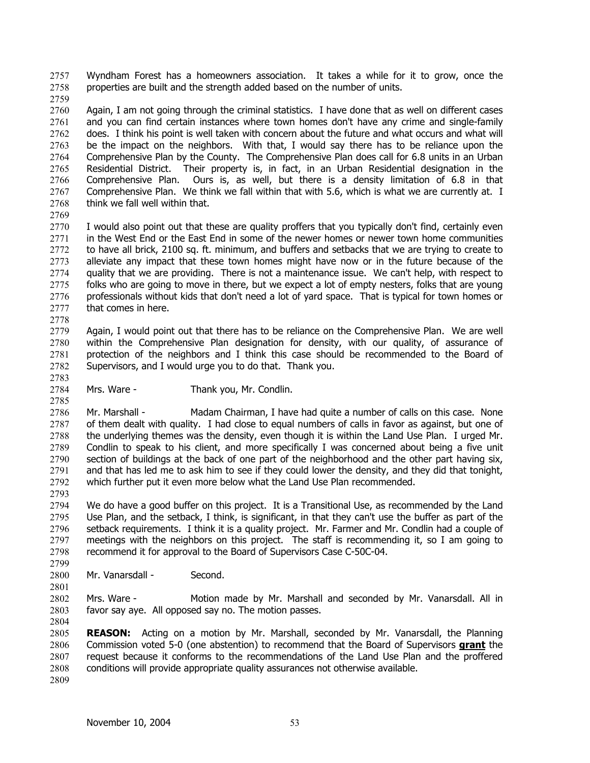Wyndham Forest has a homeowners association. It takes a while for it to grow, once the properties are built and the strength added based on the number of units.

Again, I am not going through the criminal statistics. I have done that as well on different cases and you can find certain instances where town homes don't have any crime and single-family does. I think his point is well taken with concern about the future and what occurs and what will be the impact on the neighbors. With that, I would say there has to be reliance upon the Comprehensive Plan by the County. The Comprehensive Plan does call for 6.8 units in an Urban Residential District. Their property is, in fact, in an Urban Residential designation in the Comprehensive Plan. Ours is, as well, but there is a density limitation of 6.8 in that Comprehensive Plan. We think we fall within that with 5.6, which is what we are currently at. I think we fall well within that.

I would also point out that these are quality proffers that you typically don't find, certainly even in the West End or the East End in some of the newer homes or newer town home communities to have all brick, 2100 sq. ft. minimum, and buffers and setbacks that we are trying to create to alleviate any impact that these town homes might have now or in the future because of the quality that we are providing. There is not a maintenance issue. We can't help, with respect to folks who are going to move in there, but we expect a lot of empty nesters, folks that are young professionals without kids that don't need a lot of yard space. That is typical for town homes or that comes in here.

Again, I would point out that there has to be reliance on the Comprehensive Plan. We are well within the Comprehensive Plan designation for density, with our quality, of assurance of protection of the neighbors and I think this case should be recommended to the Board of Supervisors, and I would urge you to do that. Thank you.

Mrs. Ware - Thank you, Mr. Condlin.

Mr. Marshall - Madam Chairman, I have had quite a number of calls on this case. None of them dealt with quality. I had close to equal numbers of calls in favor as against, but one of the underlying themes was the density, even though it is within the Land Use Plan. I urged Mr. Condlin to speak to his client, and more specifically I was concerned about being a five unit section of buildings at the back of one part of the neighborhood and the other part having six, and that has led me to ask him to see if they could lower the density, and they did that tonight, which further put it even more below what the Land Use Plan recommended.

We do have a good buffer on this project. It is a Transitional Use, as recommended by the Land Use Plan, and the setback, I think, is significant, in that they can't use the buffer as part of the setback requirements. I think it is a quality project. Mr. Farmer and Mr. Condlin had a couple of meetings with the neighbors on this project. The staff is recommending it, so I am going to recommend it for approval to the Board of Supervisors Case C-50C-04.

Mr. Vanarsdall - Second.

Mrs. Ware - Motion made by Mr. Marshall and seconded by Mr. Vanarsdall. All in favor say aye. All opposed say no. The motion passes.

**REASON:** Acting on a motion by Mr. Marshall, seconded by Mr. Vanarsdall, the Planning Commission voted 5-0 (one abstention) to recommend that the Board of Supervisors **grant** the request because it conforms to the recommendations of the Land Use Plan and the proffered conditions will provide appropriate quality assurances not otherwise available.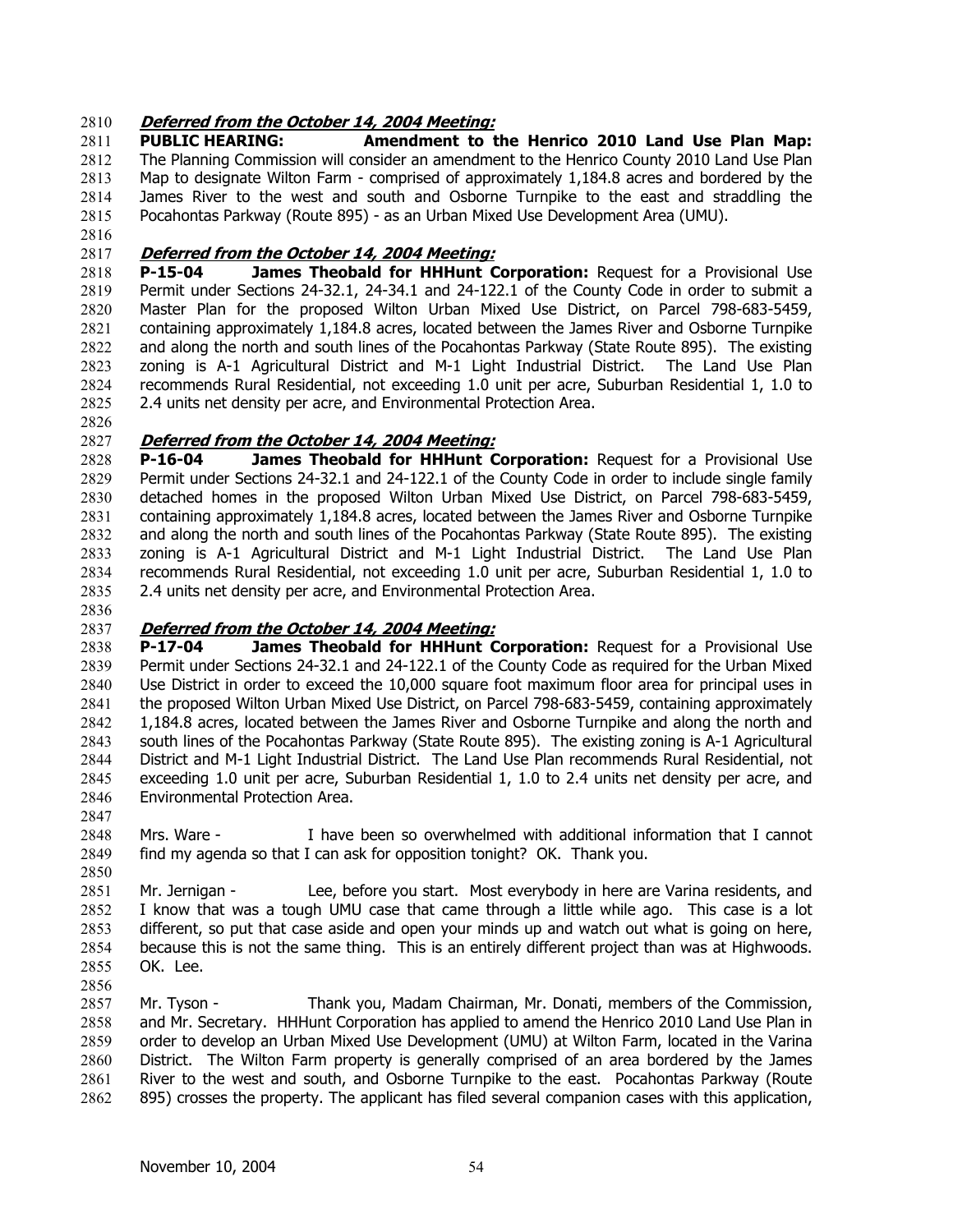***Deferred from the October 14, 2004 Meeting:***

**PUBLIC HEARING: Amendment to the Henrico 2010 Land Use Plan Map:** The Planning Commission will consider an amendment to the Henrico County 2010 Land Use Plan Map to designate Wilton Farm - comprised of approximately 1,184.8 acres and bordered by the James River to the west and south and Osborne Turnpike to the east and straddling the Pocahontas Parkway (Route 895) - as an Urban Mixed Use Development Area (UMU).

***Deferred from the October 14, 2004 Meeting:***

**P-15-04 James Theobald for HHHunt Corporation:** Request for a Provisional Use Permit under Sections 24-32.1, 24-34.1 and 24-122.1 of the County Code in order to submit a Master Plan for the proposed Wilton Urban Mixed Use District, on Parcel 798-683-5459, containing approximately 1,184.8 acres, located between the James River and Osborne Turnpike and along the north and south lines of the Pocahontas Parkway (State Route 895). The existing zoning is A-1 Agricultural District and M-1 Light Industrial District. The Land Use Plan recommends Rural Residential, not exceeding 1.0 unit per acre, Suburban Residential 1, 1.0 to 2.4 units net density per acre, and Environmental Protection Area.

***Deferred from the October 14, 2004 Meeting:***

**P-16-04 James Theobald for HHHunt Corporation:** Request for a Provisional Use Permit under Sections 24-32.1 and 24-122.1 of the County Code in order to include single family detached homes in the proposed Wilton Urban Mixed Use District, on Parcel 798-683-5459, containing approximately 1,184.8 acres, located between the James River and Osborne Turnpike and along the north and south lines of the Pocahontas Parkway (State Route 895). The existing zoning is A-1 Agricultural District and M-1 Light Industrial District. The Land Use Plan recommends Rural Residential, not exceeding 1.0 unit per acre, Suburban Residential 1, 1.0 to 2.4 units net density per acre, and Environmental Protection Area.

***Deferred from the October 14, 2004 Meeting:***

**P-17-04 James Theobald for HHHunt Corporation:** Request for a Provisional Use Permit under Sections 24-32.1 and 24-122.1 of the County Code as required for the Urban Mixed Use District in order to exceed the 10,000 square foot maximum floor area for principal uses in the proposed Wilton Urban Mixed Use District, on Parcel 798-683-5459, containing approximately 1,184.8 acres, located between the James River and Osborne Turnpike and along the north and south lines of the Pocahontas Parkway (State Route 895). The existing zoning is A-1 Agricultural District and M-1 Light Industrial District. The Land Use Plan recommends Rural Residential, not exceeding 1.0 unit per acre, Suburban Residential 1, 1.0 to 2.4 units net density per acre, and Environmental Protection Area.

Mrs. Ware - I have been so overwhelmed with additional information that I cannot find my agenda so that I can ask for opposition tonight? OK. Thank you.

Mr. Jernigan - Lee, before you start. Most everybody in here are Varina residents, and I know that was a tough UMU case that came through a little while ago. This case is a lot different, so put that case aside and open your minds up and watch out what is going on here, because this is not the same thing. This is an entirely different project than was at Highwoods. OK. Lee.

Mr. Tyson - Thank you, Madam Chairman, Mr. Donati, members of the Commission, and Mr. Secretary. HHHunt Corporation has applied to amend the Henrico 2010 Land Use Plan in order to develop an Urban Mixed Use Development (UMU) at Wilton Farm, located in the Varina District. The Wilton Farm property is generally comprised of an area bordered by the James River to the west and south, and Osborne Turnpike to the east. Pocahontas Parkway (Route 895) crosses the property. The applicant has filed several companion cases with this application,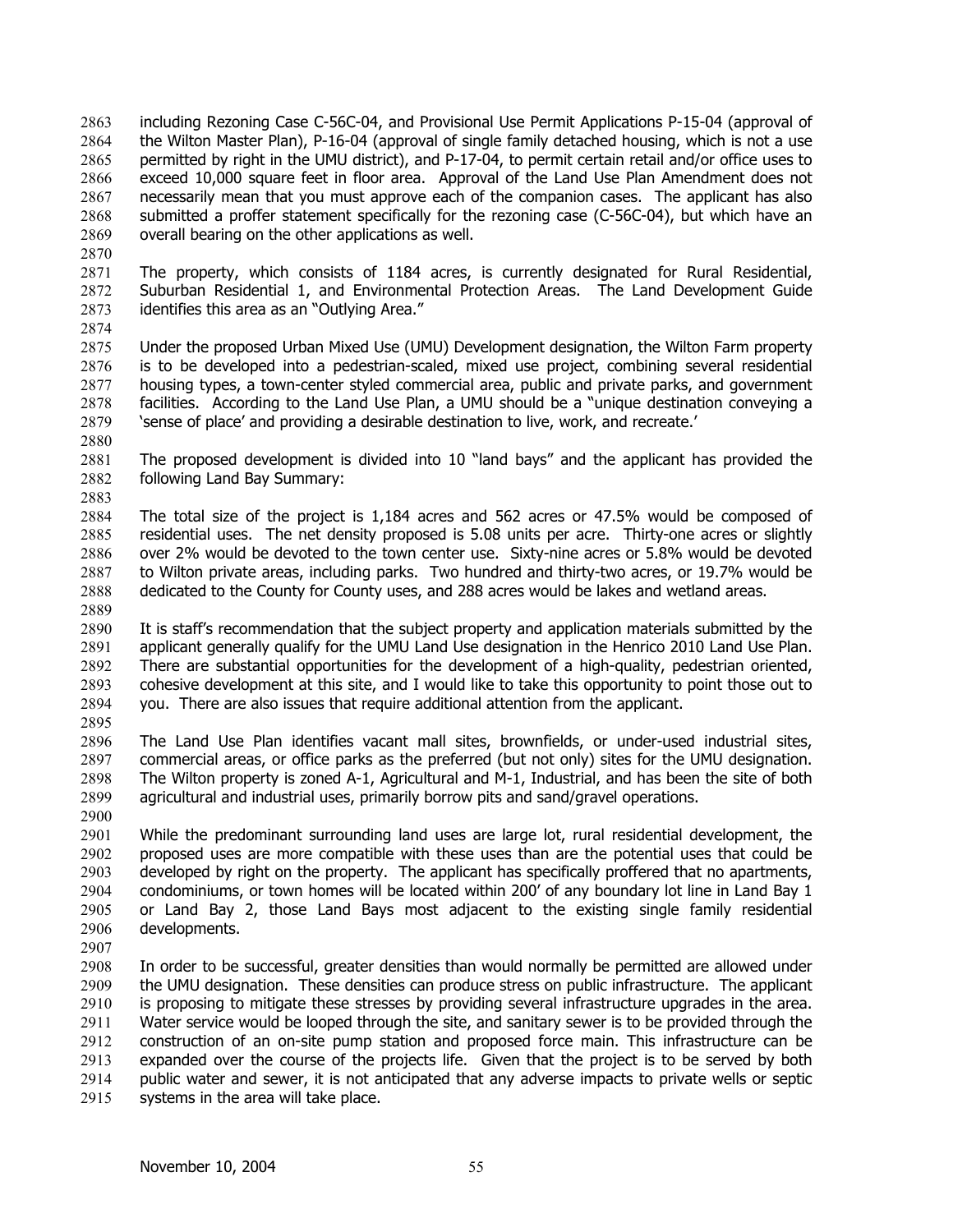including Rezoning Case C-56C-04, and Provisional Use Permit Applications P-15-04 (approval of the Wilton Master Plan), P-16-04 (approval of single family detached housing, which is not a use permitted by right in the UMU district), and P-17-04, to permit certain retail and/or office uses to exceed 10,000 square feet in floor area. Approval of the Land Use Plan Amendment does not necessarily mean that you must approve each of the companion cases. The applicant has also submitted a proffer statement specifically for the rezoning case (C-56C-04), but which have an overall bearing on the other applications as well.

The property, which consists of 1184 acres, is currently designated for Rural Residential, Suburban Residential 1, and Environmental Protection Areas. The Land Development Guide identifies this area as an "Outlying Area."

Under the proposed Urban Mixed Use (UMU) Development designation, the Wilton Farm property is to be developed into a pedestrian-scaled, mixed use project, combining several residential housing types, a town-center styled commercial area, public and private parks, and government facilities. According to the Land Use Plan, a UMU should be a "unique destination conveying a 'sense of place' and providing a desirable destination to live, work, and recreate.'

The proposed development is divided into 10 "land bays" and the applicant has provided the following Land Bay Summary:

The total size of the project is 1,184 acres and 562 acres or 47.5% would be composed of residential uses. The net density proposed is 5.08 units per acre. Thirty-one acres or slightly over 2% would be devoted to the town center use. Sixty-nine acres or 5.8% would be devoted to Wilton private areas, including parks. Two hundred and thirty-two acres, or 19.7% would be dedicated to the County for County uses, and 288 acres would be lakes and wetland areas.

It is staff's recommendation that the subject property and application materials submitted by the applicant generally qualify for the UMU Land Use designation in the Henrico 2010 Land Use Plan. There are substantial opportunities for the development of a high-quality, pedestrian oriented, cohesive development at this site, and I would like to take this opportunity to point those out to you. There are also issues that require additional attention from the applicant.

The Land Use Plan identifies vacant mall sites, brownfields, or under-used industrial sites, commercial areas, or office parks as the preferred (but not only) sites for the UMU designation. The Wilton property is zoned A-1, Agricultural and M-1, Industrial, and has been the site of both agricultural and industrial uses, primarily borrow pits and sand/gravel operations.

While the predominant surrounding land uses are large lot, rural residential development, the proposed uses are more compatible with these uses than are the potential uses that could be developed by right on the property. The applicant has specifically proffered that no apartments, condominiums, or town homes will be located within 200' of any boundary lot line in Land Bay 1 or Land Bay 2, those Land Bays most adjacent to the existing single family residential developments.

In order to be successful, greater densities than would normally be permitted are allowed under the UMU designation. These densities can produce stress on public infrastructure. The applicant is proposing to mitigate these stresses by providing several infrastructure upgrades in the area. Water service would be looped through the site, and sanitary sewer is to be provided through the construction of an on-site pump station and proposed force main. This infrastructure can be expanded over the course of the projects life. Given that the project is to be served by both public water and sewer, it is not anticipated that any adverse impacts to private wells or septic systems in the area will take place.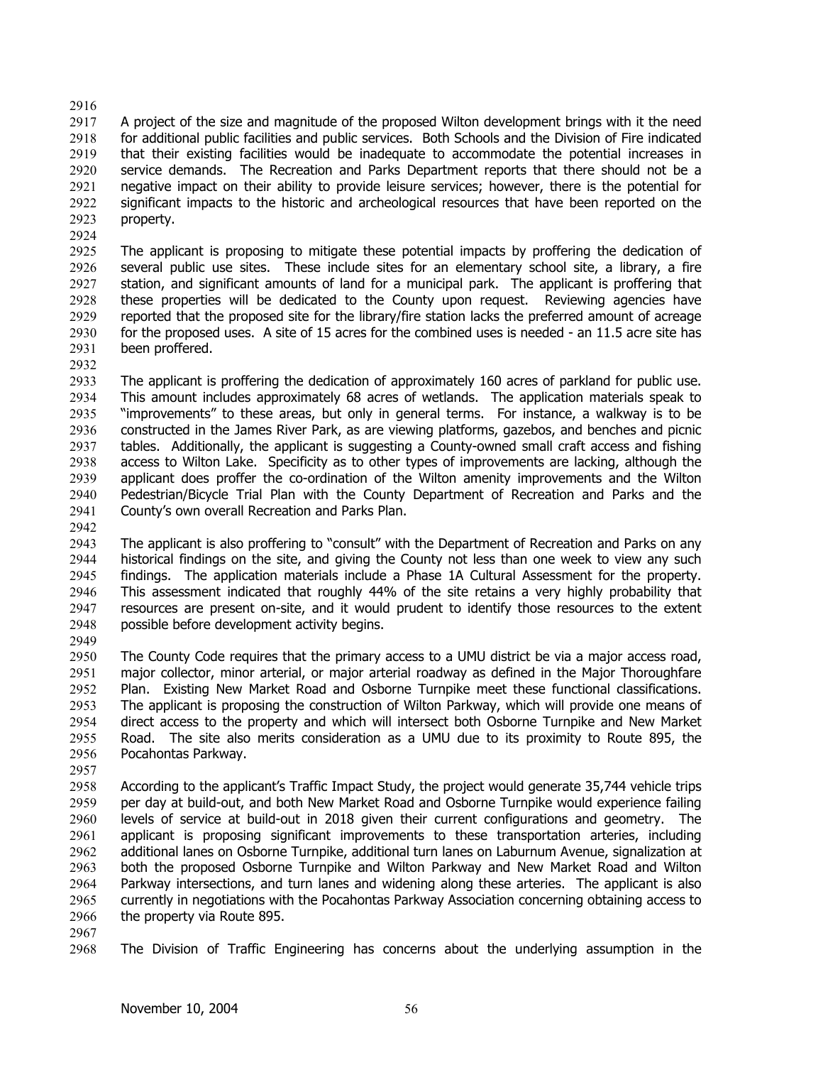A project of the size and magnitude of the proposed Wilton development brings with it the need for additional public facilities and public services. Both Schools and the Division of Fire indicated that their existing facilities would be inadequate to accommodate the potential increases in service demands. The Recreation and Parks Department reports that there should not be a negative impact on their ability to provide leisure services; however, there is the potential for significant impacts to the historic and archeological resources that have been reported on the property.

The applicant is proposing to mitigate these potential impacts by proffering the dedication of several public use sites. These include sites for an elementary school site, a library, a fire station, and significant amounts of land for a municipal park. The applicant is proffering that these properties will be dedicated to the County upon request. Reviewing agencies have reported that the proposed site for the library/fire station lacks the preferred amount of acreage for the proposed uses. A site of 15 acres for the combined uses is needed - an 11.5 acre site has been proffered.

The applicant is proffering the dedication of approximately 160 acres of parkland for public use. This amount includes approximately 68 acres of wetlands. The application materials speak to "improvements" to these areas, but only in general terms. For instance, a walkway is to be constructed in the James River Park, as are viewing platforms, gazebos, and benches and picnic tables. Additionally, the applicant is suggesting a County-owned small craft access and fishing access to Wilton Lake. Specificity as to other types of improvements are lacking, although the applicant does proffer the co-ordination of the Wilton amenity improvements and the Wilton Pedestrian/Bicycle Trial Plan with the County Department of Recreation and Parks and the County's own overall Recreation and Parks Plan.

The applicant is also proffering to "consult" with the Department of Recreation and Parks on any historical findings on the site, and giving the County not less than one week to view any such findings. The application materials include a Phase 1A Cultural Assessment for the property. This assessment indicated that roughly 44% of the site retains a very highly probability that resources are present on-site, and it would prudent to identify those resources to the extent possible before development activity begins.

The County Code requires that the primary access to a UMU district be via a major access road, major collector, minor arterial, or major arterial roadway as defined in the Major Thoroughfare Plan. Existing New Market Road and Osborne Turnpike meet these functional classifications. The applicant is proposing the construction of Wilton Parkway, which will provide one means of direct access to the property and which will intersect both Osborne Turnpike and New Market Road. The site also merits consideration as a UMU due to its proximity to Route 895, the Pocahontas Parkway.

According to the applicant's Traffic Impact Study, the project would generate 35,744 vehicle trips per day at build-out, and both New Market Road and Osborne Turnpike would experience failing levels of service at build-out in 2018 given their current configurations and geometry. The applicant is proposing significant improvements to these transportation arteries, including additional lanes on Osborne Turnpike, additional turn lanes on Laburnum Avenue, signalization at both the proposed Osborne Turnpike and Wilton Parkway and New Market Road and Wilton Parkway intersections, and turn lanes and widening along these arteries. The applicant is also currently in negotiations with the Pocahontas Parkway Association concerning obtaining access to the property via Route 895.

The Division of Traffic Engineering has concerns about the underlying assumption in the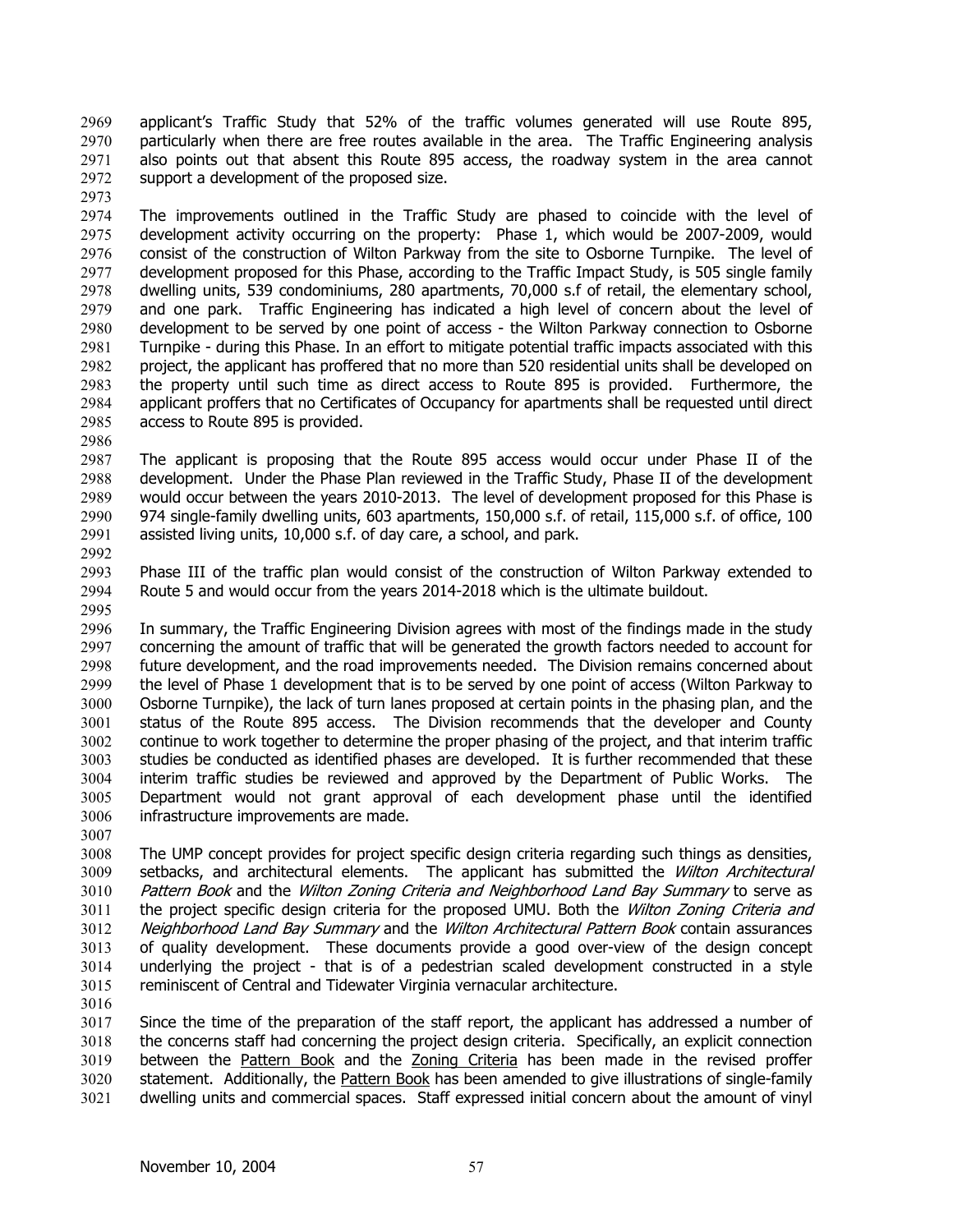applicant's Traffic Study that 52% of the traffic volumes generated will use Route 895, particularly when there are free routes available in the area. The Traffic Engineering analysis also points out that absent this Route 895 access, the roadway system in the area cannot support a development of the proposed size.

The improvements outlined in the Traffic Study are phased to coincide with the level of development activity occurring on the property: Phase 1, which would be 2007-2009, would consist of the construction of Wilton Parkway from the site to Osborne Turnpike. The level of development proposed for this Phase, according to the Traffic Impact Study, is 505 single family dwelling units, 539 condominiums, 280 apartments, 70,000 s.f of retail, the elementary school, and one park. Traffic Engineering has indicated a high level of concern about the level of development to be served by one point of access - the Wilton Parkway connection to Osborne Turnpike - during this Phase. In an effort to mitigate potential traffic impacts associated with this project, the applicant has proffered that no more than 520 residential units shall be developed on the property until such time as direct access to Route 895 is provided. Furthermore, the applicant proffers that no Certificates of Occupancy for apartments shall be requested until direct access to Route 895 is provided.

The applicant is proposing that the Route 895 access would occur under Phase II of the development. Under the Phase Plan reviewed in the Traffic Study, Phase II of the development would occur between the years 2010-2013. The level of development proposed for this Phase is 974 single-family dwelling units, 603 apartments, 150,000 s.f. of retail, 115,000 s.f. of office, 100 assisted living units, 10,000 s.f. of day care, a school, and park.

Phase III of the traffic plan would consist of the construction of Wilton Parkway extended to Route 5 and would occur from the years 2014-2018 which is the ultimate buildout.

In summary, the Traffic Engineering Division agrees with most of the findings made in the study concerning the amount of traffic that will be generated the growth factors needed to account for future development, and the road improvements needed. The Division remains concerned about the level of Phase 1 development that is to be served by one point of access (Wilton Parkway to Osborne Turnpike), the lack of turn lanes proposed at certain points in the phasing plan, and the status of the Route 895 access. The Division recommends that the developer and County continue to work together to determine the proper phasing of the project, and that interim traffic studies be conducted as identified phases are developed. It is further recommended that these interim traffic studies be reviewed and approved by the Department of Public Works. The Department would not grant approval of each development phase until the identified infrastructure improvements are made.

The UMP concept provides for project specific design criteria regarding such things as densities, setbacks, and architectural elements. The applicant has submitted the *Wilton Architectural Pattern Book* and the *Wilton Zoning Criteria and Neighborhood Land Bay Summary* to serve as the project specific design criteria for the proposed UMU. Both the *Wilton Zoning Criteria and Neighborhood Land Bay Summary* and the *Wilton Architectural Pattern Book* contain assurances of quality development. These documents provide a good over-view of the design concept underlying the project - that is of a pedestrian scaled development constructed in a style reminiscent of Central and Tidewater Virginia vernacular architecture.

Since the time of the preparation of the staff report, the applicant has addressed a number of the concerns staff had concerning the project design criteria. Specifically, an explicit connection between the Pattern Book and the Zoning Criteria has been made in the revised proffer statement. Additionally, the Pattern Book has been amended to give illustrations of single-family dwelling units and commercial spaces. Staff expressed initial concern about the amount of vinyl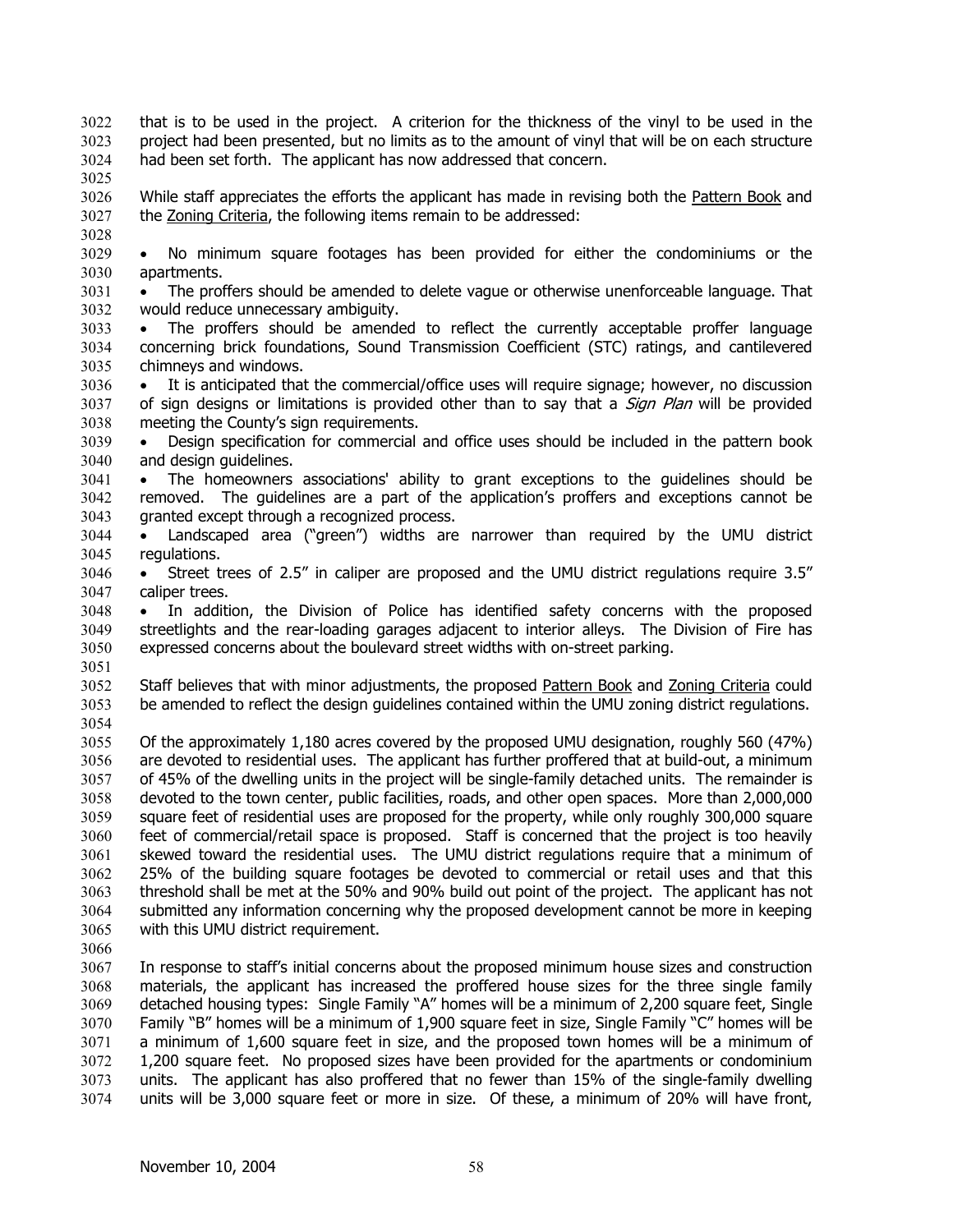that is to be used in the project. A criterion for the thickness of the vinyl to be used in the project had been presented, but no limits as to the amount of vinyl that will be on each structure had been set forth. The applicant has now addressed that concern.

While staff appreciates the efforts the applicant has made in revising both the Pattern Book and the Zoning Criteria, the following items remain to be addressed:

- No minimum square footages has been provided for either the condominiums or the apartments.
- The proffers should be amended to delete vague or otherwise unenforceable language. That would reduce unnecessary ambiguity.
- The proffers should be amended to reflect the currently acceptable proffer language concerning brick foundations, Sound Transmission Coefficient (STC) ratings, and cantilevered chimneys and windows.
- It is anticipated that the commercial/office uses will require signage; however, no discussion of sign designs or limitations is provided other than to say that a *Sign Plan* will be provided meeting the County's sign requirements.
- Design specification for commercial and office uses should be included in the pattern book and design guidelines.
- The homeowners associations' ability to grant exceptions to the guidelines should be removed. The guidelines are a part of the application's proffers and exceptions cannot be granted except through a recognized process.
- Landscaped area ("green") widths are narrower than required by the UMU district regulations.
- Street trees of 2.5" in caliper are proposed and the UMU district regulations require 3.5" caliper trees.
- In addition, the Division of Police has identified safety concerns with the proposed streetlights and the rear-loading garages adjacent to interior alleys. The Division of Fire has expressed concerns about the boulevard street widths with on-street parking.

Staff believes that with minor adjustments, the proposed Pattern Book and Zoning Criteria could be amended to reflect the design guidelines contained within the UMU zoning district regulations.

Of the approximately 1,180 acres covered by the proposed UMU designation, roughly 560 (47%) are devoted to residential uses. The applicant has further proffered that at build-out, a minimum of 45% of the dwelling units in the project will be single-family detached units. The remainder is devoted to the town center, public facilities, roads, and other open spaces. More than 2,000,000 square feet of residential uses are proposed for the property, while only roughly 300,000 square feet of commercial/retail space is proposed. Staff is concerned that the project is too heavily skewed toward the residential uses. The UMU district regulations require that a minimum of 25% of the building square footages be devoted to commercial or retail uses and that this threshold shall be met at the 50% and 90% build out point of the project. The applicant has not submitted any information concerning why the proposed development cannot be more in keeping with this UMU district requirement.

In response to staff's initial concerns about the proposed minimum house sizes and construction materials, the applicant has increased the proffered house sizes for the three single family detached housing types: Single Family "A" homes will be a minimum of 2,200 square feet, Single Family "B" homes will be a minimum of 1,900 square feet in size, Single Family "C" homes will be a minimum of 1,600 square feet in size, and the proposed town homes will be a minimum of 1,200 square feet. No proposed sizes have been provided for the apartments or condominium units. The applicant has also proffered that no fewer than 15% of the single-family dwelling units will be 3,000 square feet or more in size. Of these, a minimum of 20% will have front,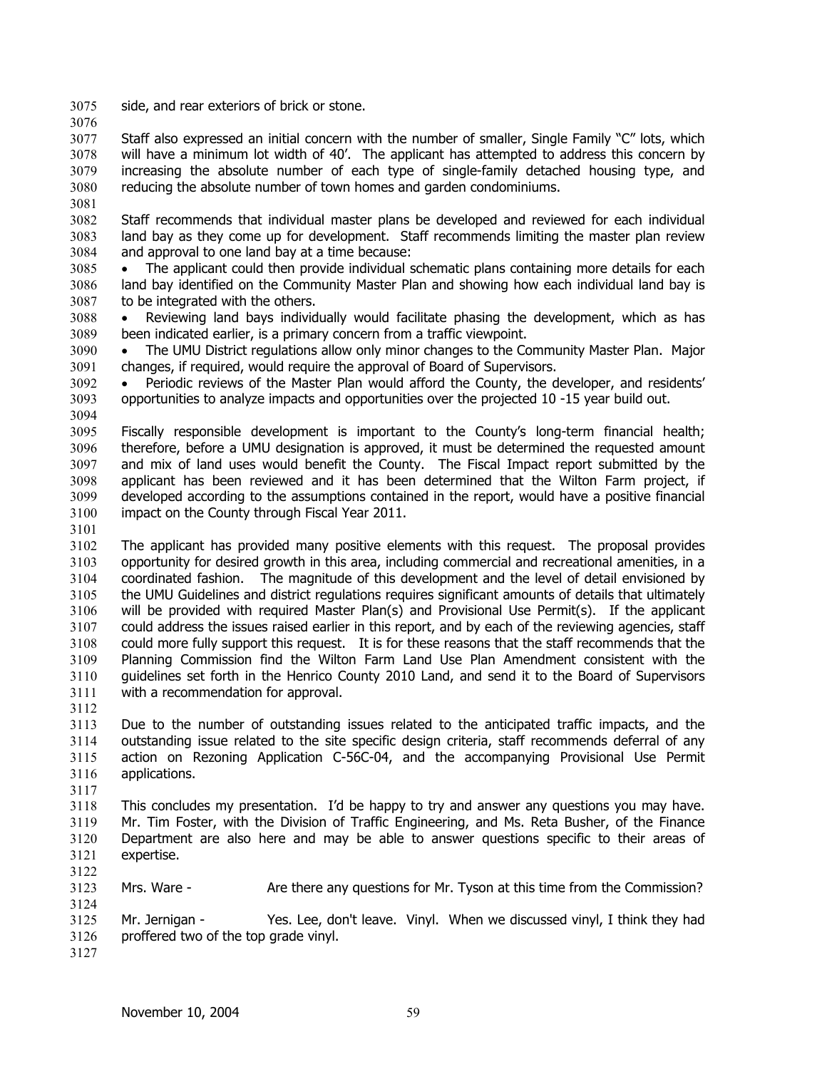side, and rear exteriors of brick or stone.

Staff also expressed an initial concern with the number of smaller, Single Family "C" lots, which will have a minimum lot width of 40'. The applicant has attempted to address this concern by increasing the absolute number of each type of single-family detached housing type, and reducing the absolute number of town homes and garden condominiums.

Staff recommends that individual master plans be developed and reviewed for each individual land bay as they come up for development. Staff recommends limiting the master plan review and approval to one land bay at a time because:

- The applicant could then provide individual schematic plans containing more details for each land bay identified on the Community Master Plan and showing how each individual land bay is to be integrated with the others.
- Reviewing land bays individually would facilitate phasing the development, which as has been indicated earlier, is a primary concern from a traffic viewpoint.
- The UMU District regulations allow only minor changes to the Community Master Plan. Major changes, if required, would require the approval of Board of Supervisors.
- Periodic reviews of the Master Plan would afford the County, the developer, and residents' opportunities to analyze impacts and opportunities over the projected 10 -15 year build out.

Fiscally responsible development is important to the County's long-term financial health; therefore, before a UMU designation is approved, it must be determined the requested amount and mix of land uses would benefit the County. The Fiscal Impact report submitted by the applicant has been reviewed and it has been determined that the Wilton Farm project, if developed according to the assumptions contained in the report, would have a positive financial impact on the County through Fiscal Year 2011.

The applicant has provided many positive elements with this request. The proposal provides opportunity for desired growth in this area, including commercial and recreational amenities, in a coordinated fashion. The magnitude of this development and the level of detail envisioned by the UMU Guidelines and district regulations requires significant amounts of details that ultimately will be provided with required Master Plan(s) and Provisional Use Permit(s). If the applicant could address the issues raised earlier in this report, and by each of the reviewing agencies, staff could more fully support this request. It is for these reasons that the staff recommends that the Planning Commission find the Wilton Farm Land Use Plan Amendment consistent with the guidelines set forth in the Henrico County 2010 Land, and send it to the Board of Supervisors with a recommendation for approval.

Due to the number of outstanding issues related to the anticipated traffic impacts, and the outstanding issue related to the site specific design criteria, staff recommends deferral of any action on Rezoning Application C-56C-04, and the accompanying Provisional Use Permit applications.

This concludes my presentation. I'd be happy to try and answer any questions you may have. Mr. Tim Foster, with the Division of Traffic Engineering, and Ms. Reta Busher, of the Finance Department are also here and may be able to answer questions specific to their areas of expertise.

Mrs. Ware - Are there any questions for Mr. Tyson at this time from the Commission?

Mr. Jernigan - Yes. Lee, don't leave. Vinyl. When we discussed vinyl, I think they had proffered two of the top grade vinyl.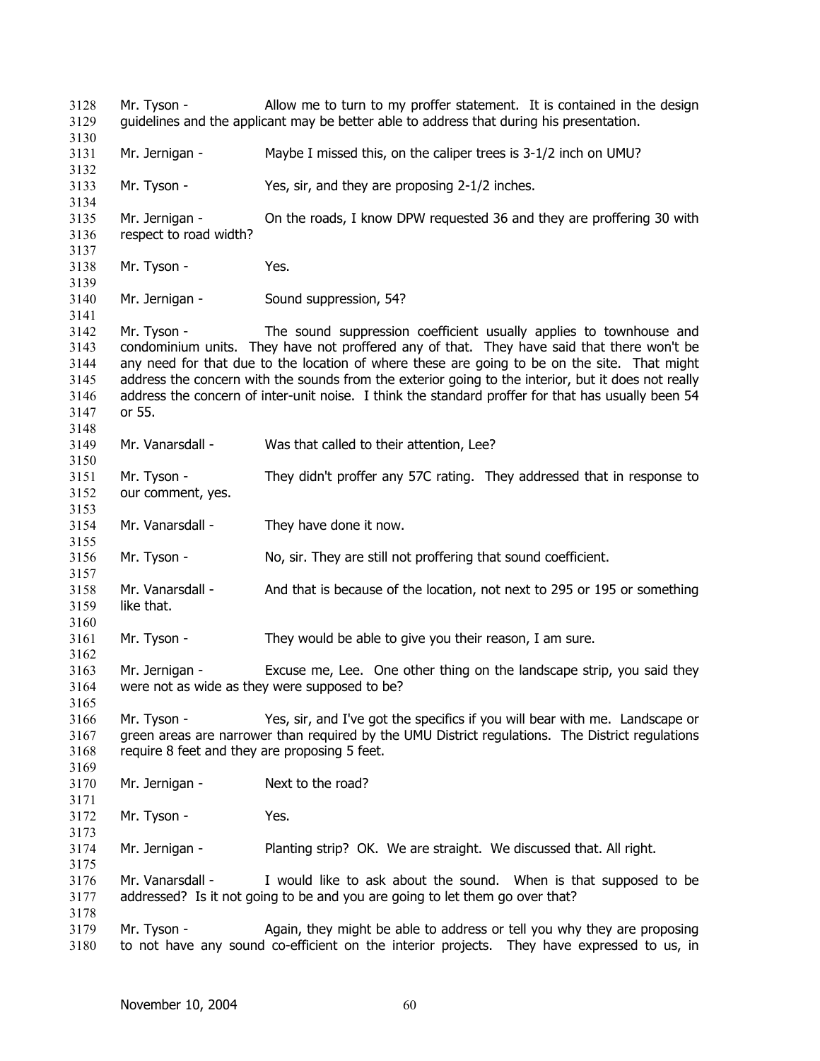Mr. Tyson - Allow me to turn to my proffer statement. It is contained in the design guidelines and the applicant may be better able to address that during his presentation.

Mr. Jernigan - Maybe I missed this, on the caliper trees is 3-1/2 inch on UMU?

Mr. Tyson - Yes, sir, and they are proposing 2-1/2 inches.

Mr. Jernigan - On the roads, I know DPW requested 36 and they are proffering 30 with respect to road width?

Mr. Tyson - Yes.

Mr. Jernigan - Sound suppression, 54?

Mr. Tyson - The sound suppression coefficient usually applies to townhouse and condominium units. They have not proffered any of that. They have said that there won't be any need for that due to the location of where these are going to be on the site. That might address the concern with the sounds from the exterior going to the interior, but it does not really address the concern of inter-unit noise. I think the standard proffer for that has usually been 54 or 55.

Mr. Vanarsdall - Was that called to their attention, Lee?

Mr. Tyson - They didn't proffer any 57C rating. They addressed that in response to our comment, yes.

Mr. Vanarsdall - They have done it now.

Mr. Tyson - No, sir. They are still not proffering that sound coefficient.

Mr. Vanarsdall - And that is because of the location, not next to 295 or 195 or something like that.

Mr. Tyson - They would be able to give you their reason, I am sure.

Mr. Jernigan - Excuse me, Lee. One other thing on the landscape strip, you said they were not as wide as they were supposed to be?

Mr. Tyson - Yes, sir, and I've got the specifics if you will bear with me. Landscape or green areas are narrower than required by the UMU District regulations. The District regulations require 8 feet and they are proposing 5 feet.

Mr. Jernigan - Next to the road?

Mr. Tyson - Yes.

Mr. Jernigan - Planting strip? OK. We are straight. We discussed that. All right.

Mr. Vanarsdall - I would like to ask about the sound. When is that supposed to be addressed? Is it not going to be and you are going to let them go over that?

Mr. Tyson - Again, they might be able to address or tell you why they are proposing to not have any sound co-efficient on the interior projects. They have expressed to us, in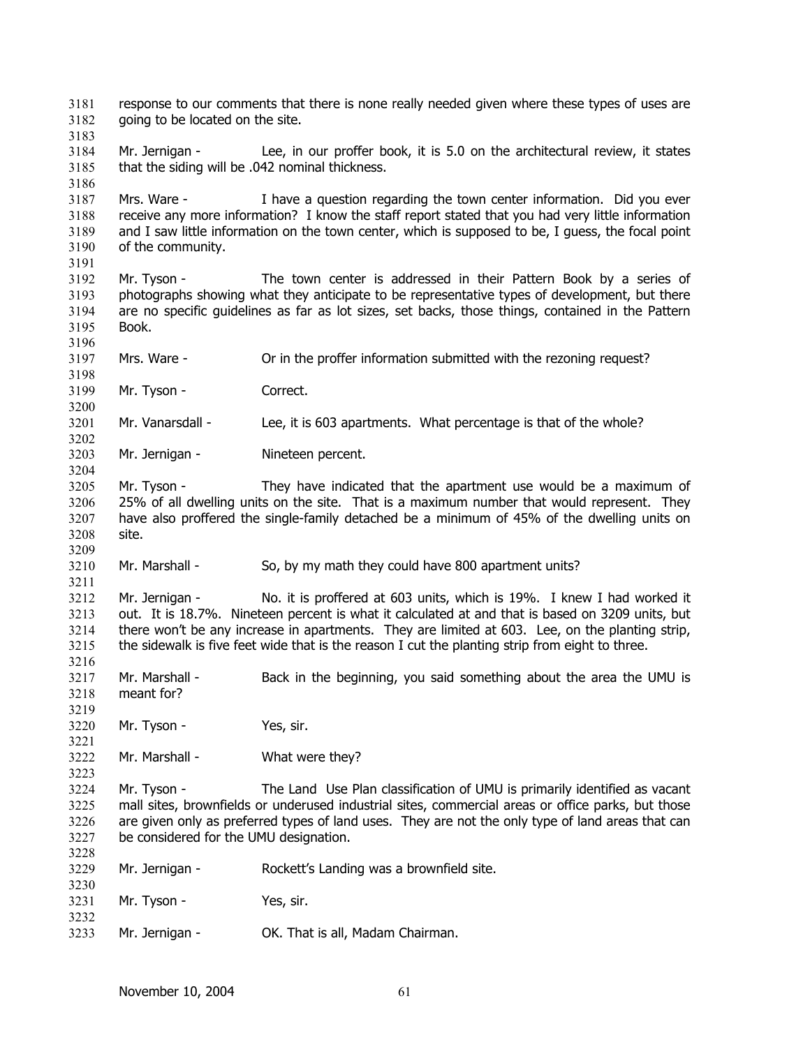response to our comments that there is none really needed given where these types of uses are going to be located on the site.

Mr. Jernigan - Lee, in our proffer book, it is 5.0 on the architectural review, it states that the siding will be .042 nominal thickness.

Mrs. Ware - I have a question regarding the town center information. Did you ever receive any more information? I know the staff report stated that you had very little information and I saw little information on the town center, which is supposed to be, I guess, the focal point of the community.

Mr. Tyson - The town center is addressed in their Pattern Book by a series of photographs showing what they anticipate to be representative types of development, but there are no specific guidelines as far as lot sizes, set backs, those things, contained in the Pattern Book.

Mrs. Ware - Or in the proffer information submitted with the rezoning request?

Mr. Tyson - Correct.

Mr. Vanarsdall - Lee, it is 603 apartments. What percentage is that of the whole?

Mr. Jernigan - Nineteen percent.

Mr. Tyson - They have indicated that the apartment use would be a maximum of 25% of all dwelling units on the site. That is a maximum number that would represent. They have also proffered the single-family detached be a minimum of 45% of the dwelling units on site.

Mr. Marshall - So, by my math they could have 800 apartment units?

Mr. Jernigan - No. it is proffered at 603 units, which is 19%. I knew I had worked it out. It is 18.7%. Nineteen percent is what it calculated at and that is based on 3209 units, but there won't be any increase in apartments. They are limited at 603. Lee, on the planting strip, the sidewalk is five feet wide that is the reason I cut the planting strip from eight to three.

Mr. Marshall - Back in the beginning, you said something about the area the UMU is meant for?

Mr. Tyson - Yes, sir.

Mr. Marshall - What were they?

Mr. Tyson - The Land Use Plan classification of UMU is primarily identified as vacant mall sites, brownfields or underused industrial sites, commercial areas or office parks, but those are given only as preferred types of land uses. They are not the only type of land areas that can be considered for the UMU designation.

Mr. Jernigan - Rockett's Landing was a brownfield site.

Mr. Tyson - Yes, sir.

Mr. Jernigan - OK. That is all, Madam Chairman.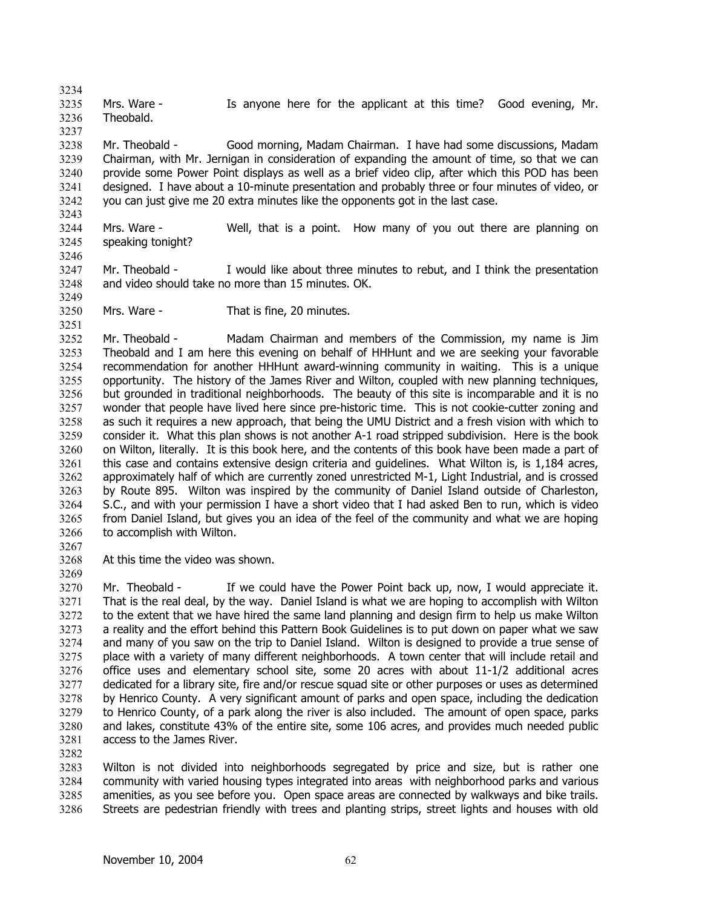Mrs. Ware - Is anyone here for the applicant at this time? Good evening, Mr. Theobald.

Mr. Theobald - Good morning, Madam Chairman. I have had some discussions, Madam Chairman, with Mr. Jernigan in consideration of expanding the amount of time, so that we can provide some Power Point displays as well as a brief video clip, after which this POD has been designed. I have about a 10-minute presentation and probably three or four minutes of video, or you can just give me 20 extra minutes like the opponents got in the last case.

Mrs. Ware - Well, that is a point. How many of you out there are planning on speaking tonight?

Mr. Theobald - I would like about three minutes to rebut, and I think the presentation and video should take no more than 15 minutes. OK.

Mrs. Ware - That is fine, 20 minutes.

Mr. Theobald - Madam Chairman and members of the Commission, my name is Jim Theobald and I am here this evening on behalf of HHHunt and we are seeking your favorable recommendation for another HHHunt award-winning community in waiting. This is a unique opportunity. The history of the James River and Wilton, coupled with new planning techniques, but grounded in traditional neighborhoods. The beauty of this site is incomparable and it is no wonder that people have lived here since pre-historic time. This is not cookie-cutter zoning and as such it requires a new approach, that being the UMU District and a fresh vision with which to consider it. What this plan shows is not another A-1 road stripped subdivision. Here is the book on Wilton, literally. It is this book here, and the contents of this book have been made a part of this case and contains extensive design criteria and guidelines. What Wilton is, is 1,184 acres, approximately half of which are currently zoned unrestricted M-1, Light Industrial, and is crossed by Route 895. Wilton was inspired by the community of Daniel Island outside of Charleston, S.C., and with your permission I have a short video that I had asked Ben to run, which is video from Daniel Island, but gives you an idea of the feel of the community and what we are hoping to accomplish with Wilton.

At this time the video was shown.

Mr. Theobald - If we could have the Power Point back up, now, I would appreciate it. That is the real deal, by the way. Daniel Island is what we are hoping to accomplish with Wilton to the extent that we have hired the same land planning and design firm to help us make Wilton a reality and the effort behind this Pattern Book Guidelines is to put down on paper what we saw and many of you saw on the trip to Daniel Island. Wilton is designed to provide a true sense of place with a variety of many different neighborhoods. A town center that will include retail and office uses and elementary school site, some 20 acres with about 11-1/2 additional acres dedicated for a library site, fire and/or rescue squad site or other purposes or uses as determined by Henrico County. A very significant amount of parks and open space, including the dedication to Henrico County, of a park along the river is also included. The amount of open space, parks and lakes, constitute 43% of the entire site, some 106 acres, and provides much needed public access to the James River.

Wilton is not divided into neighborhoods segregated by price and size, but is rather one community with varied housing types integrated into areas with neighborhood parks and various amenities, as you see before you. Open space areas are connected by walkways and bike trails. Streets are pedestrian friendly with trees and planting strips, street lights and houses with old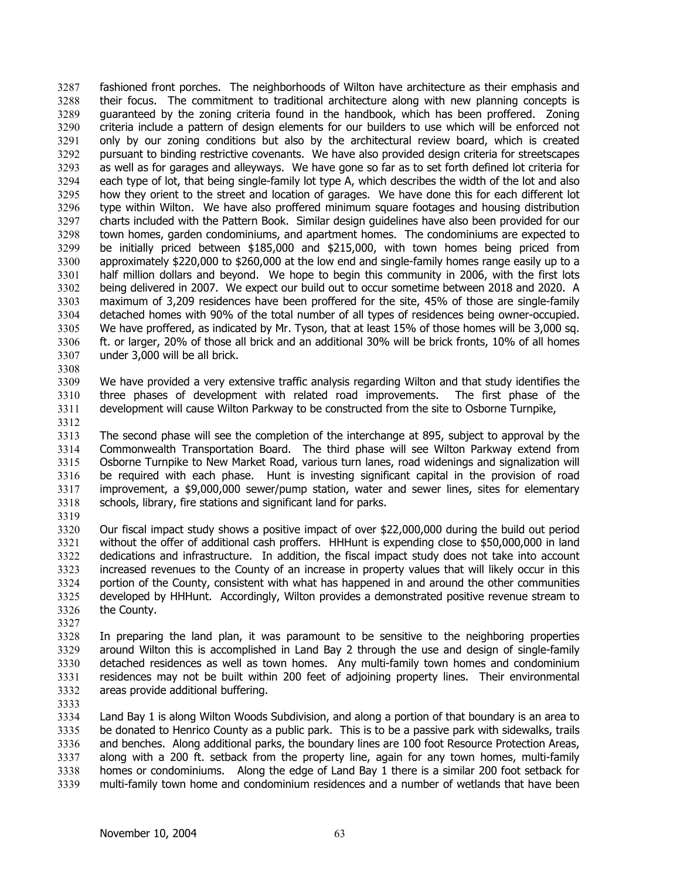fashioned front porches. The neighborhoods of Wilton have architecture as their emphasis and their focus. The commitment to traditional architecture along with new planning concepts is guaranteed by the zoning criteria found in the handbook, which has been proffered. Zoning criteria include a pattern of design elements for our builders to use which will be enforced not only by our zoning conditions but also by the architectural review board, which is created pursuant to binding restrictive covenants. We have also provided design criteria for streetscapes as well as for garages and alleyways. We have gone so far as to set forth defined lot criteria for each type of lot, that being single-family lot type A, which describes the width of the lot and also how they orient to the street and location of garages. We have done this for each different lot type within Wilton. We have also proffered minimum square footages and housing distribution charts included with the Pattern Book. Similar design guidelines have also been provided for our town homes, garden condominiums, and apartment homes. The condominiums are expected to be initially priced between $185,000 and $215,000, with town homes being priced from approximately $220,000 to $260,000 at the low end and single-family homes range easily up to a half million dollars and beyond. We hope to begin this community in 2006, with the first lots being delivered in 2007. We expect our build out to occur sometime between 2018 and 2020. A maximum of 3,209 residences have been proffered for the site, 45% of those are single-family detached homes with 90% of the total number of all types of residences being owner-occupied. We have proffered, as indicated by Mr. Tyson, that at least 15% of those homes will be 3,000 sq. ft. or larger, 20% of those all brick and an additional 30% will be brick fronts, 10% of all homes under 3,000 will be all brick.

We have provided a very extensive traffic analysis regarding Wilton and that study identifies the three phases of development with related road improvements. The first phase of the development will cause Wilton Parkway to be constructed from the site to Osborne Turnpike,

The second phase will see the completion of the interchange at 895, subject to approval by the Commonwealth Transportation Board. The third phase will see Wilton Parkway extend from Osborne Turnpike to New Market Road, various turn lanes, road widenings and signalization will be required with each phase. Hunt is investing significant capital in the provision of road improvement, a $9,000,000 sewer/pump station, water and sewer lines, sites for elementary schools, library, fire stations and significant land for parks.

Our fiscal impact study shows a positive impact of over $22,000,000 during the build out period without the offer of additional cash proffers. HHHunt is expending close to $50,000,000 in land dedications and infrastructure. In addition, the fiscal impact study does not take into account increased revenues to the County of an increase in property values that will likely occur in this portion of the County, consistent with what has happened in and around the other communities developed by HHHunt. Accordingly, Wilton provides a demonstrated positive revenue stream to the County.

In preparing the land plan, it was paramount to be sensitive to the neighboring properties around Wilton this is accomplished in Land Bay 2 through the use and design of single-family detached residences as well as town homes. Any multi-family town homes and condominium residences may not be built within 200 feet of adjoining property lines. Their environmental areas provide additional buffering.

Land Bay 1 is along Wilton Woods Subdivision, and along a portion of that boundary is an area to be donated to Henrico County as a public park. This is to be a passive park with sidewalks, trails and benches. Along additional parks, the boundary lines are 100 foot Resource Protection Areas, along with a 200 ft. setback from the property line, again for any town homes, multi-family homes or condominiums. Along the edge of Land Bay 1 there is a similar 200 foot setback for multi-family town home and condominium residences and a number of wetlands that have been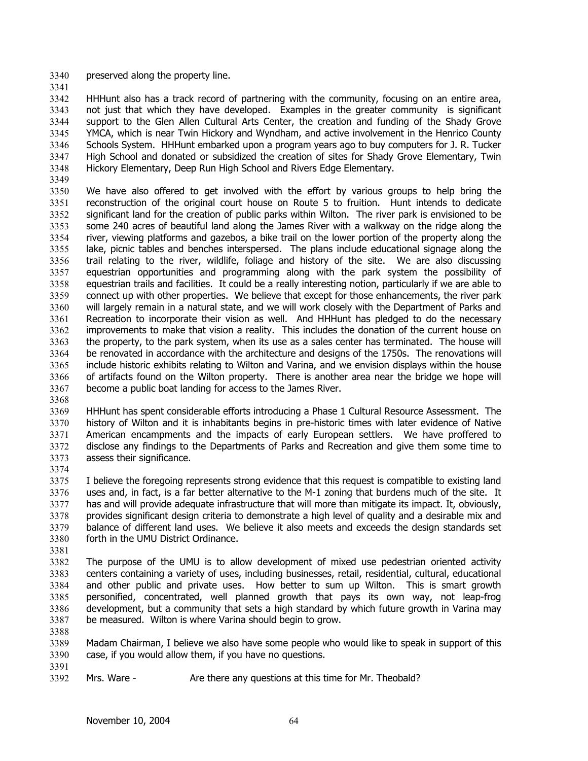preserved along the property line.

HHHunt also has a track record of partnering with the community, focusing on an entire area, not just that which they have developed. Examples in the greater community is significant support to the Glen Allen Cultural Arts Center, the creation and funding of the Shady Grove YMCA, which is near Twin Hickory and Wyndham, and active involvement in the Henrico County Schools System. HHHunt embarked upon a program years ago to buy computers for J. R. Tucker High School and donated or subsidized the creation of sites for Shady Grove Elementary, Twin Hickory Elementary, Deep Run High School and Rivers Edge Elementary.

We have also offered to get involved with the effort by various groups to help bring the reconstruction of the original court house on Route 5 to fruition. Hunt intends to dedicate significant land for the creation of public parks within Wilton. The river park is envisioned to be some 240 acres of beautiful land along the James River with a walkway on the ridge along the river, viewing platforms and gazebos, a bike trail on the lower portion of the property along the lake, picnic tables and benches interspersed. The plans include educational signage along the trail relating to the river, wildlife, foliage and history of the site. We are also discussing equestrian opportunities and programming along with the park system the possibility of equestrian trails and facilities. It could be a really interesting notion, particularly if we are able to connect up with other properties. We believe that except for those enhancements, the river park will largely remain in a natural state, and we will work closely with the Department of Parks and Recreation to incorporate their vision as well. And HHHunt has pledged to do the necessary improvements to make that vision a reality. This includes the donation of the current house on the property, to the park system, when its use as a sales center has terminated. The house will be renovated in accordance with the architecture and designs of the 1750s. The renovations will include historic exhibits relating to Wilton and Varina, and we envision displays within the house of artifacts found on the Wilton property. There is another area near the bridge we hope will become a public boat landing for access to the James River.

HHHunt has spent considerable efforts introducing a Phase 1 Cultural Resource Assessment. The history of Wilton and it is inhabitants begins in pre-historic times with later evidence of Native American encampments and the impacts of early European settlers. We have proffered to disclose any findings to the Departments of Parks and Recreation and give them some time to assess their significance.

I believe the foregoing represents strong evidence that this request is compatible to existing land uses and, in fact, is a far better alternative to the M-1 zoning that burdens much of the site. It has and will provide adequate infrastructure that will more than mitigate its impact. It, obviously, provides significant design criteria to demonstrate a high level of quality and a desirable mix and balance of different land uses. We believe it also meets and exceeds the design standards set forth in the UMU District Ordinance.

The purpose of the UMU is to allow development of mixed use pedestrian oriented activity centers containing a variety of uses, including businesses, retail, residential, cultural, educational and other public and private uses. How better to sum up Wilton. This is smart growth personified, concentrated, well planned growth that pays its own way, not leap-frog development, but a community that sets a high standard by which future growth in Varina may be measured. Wilton is where Varina should begin to grow.

Madam Chairman, I believe we also have some people who would like to speak in support of this case, if you would allow them, if you have no questions.

Mrs. Ware - Are there any questions at this time for Mr. Theobald?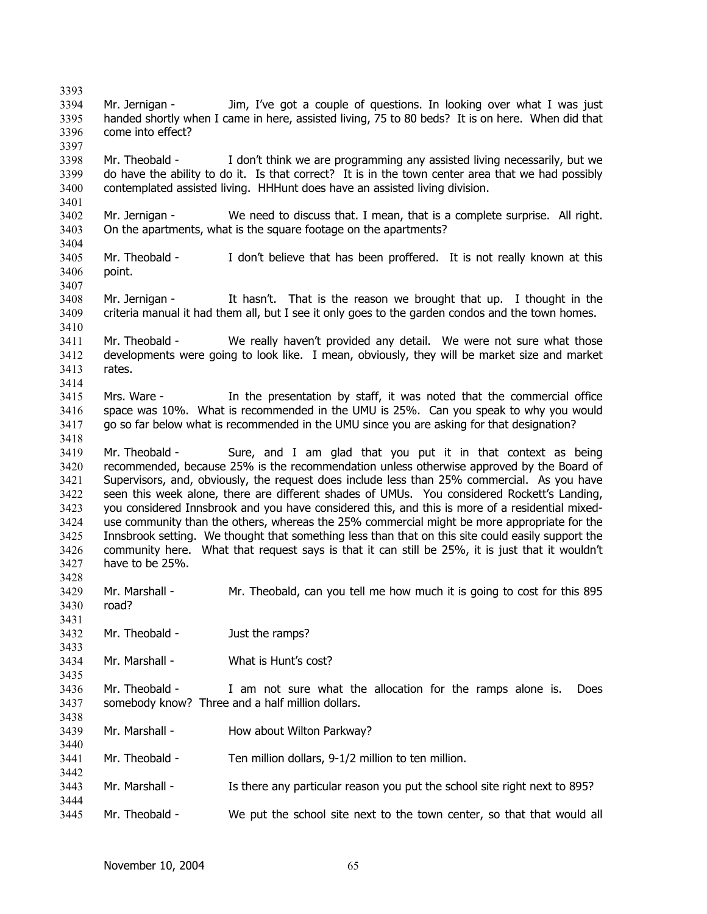3393

3394 Mr. Jernigan - Jim, I've got a couple of questions. In looking over what I was just
3395 handed shortly when I came in here, assisted living, 75 to 80 beds? It is on here. When did that
3396 come into effect?

3397

3398 Mr. Theobald - I don't think we are programming any assisted living necessarily, but we
3399 do have the ability to do it. Is that correct? It is in the town center area that we had possibly
3400 contemplated assisted living. HHHunt does have an assisted living division.

3401

3402 Mr. Jernigan - We need to discuss that. I mean, that is a complete surprise. All right.
3403 On the apartments, what is the square footage on the apartments?

3404

3405 Mr. Theobald - I don't believe that has been proffered. It is not really known at this
3406 point.

3407

3408 Mr. Jernigan - It hasn't. That is the reason we brought that up. I thought in the
3409 criteria manual it had them all, but I see it only goes to the garden condos and the town homes.

3410

3411 Mr. Theobald - We really haven't provided any detail. We were not sure what those
3412 developments were going to look like. I mean, obviously, they will be market size and market
3413 rates.

3414

3415 Mrs. Ware - In the presentation by staff, it was noted that the commercial office
3416 space was 10%. What is recommended in the UMU is 25%. Can you speak to why you would
3417 go so far below what is recommended in the UMU since you are asking for that designation?

3418

3419 Mr. Theobald - Sure, and I am glad that you put it in that context as being
3420 recommended, because 25% is the recommendation unless otherwise approved by the Board of
3421 Supervisors, and, obviously, the request does include less than 25% commercial. As you have
3422 seen this week alone, there are different shades of UMUs. You considered Rockett's Landing,
3423 you considered Innsbrook and you have considered this, and this is more of a residential mixed-
3424 use community than the others, whereas the 25% commercial might be more appropriate for the
3425 Innsbrook setting. We thought that something less than that on this site could easily support the
3426 community here. What that request says is that it can still be 25%, it is just that it wouldn't
3427 have to be 25%.

3428

3429 Mr. Marshall - Mr. Theobald, can you tell me how much it is going to cost for this 895
3430 road?

3431

3432 Mr. Theobald - Just the ramps?

3433

3434 Mr. Marshall - What is Hunt's cost?

3435

3436 Mr. Theobald - I am not sure what the allocation for the ramps alone is. Does
3437 somebody know? Three and a half million dollars.

3438

3439 Mr. Marshall - How about Wilton Parkway?

3440

3441 Mr. Theobald - Ten million dollars, 9-1/2 million to ten million.

3442

3443 Mr. Marshall - Is there any particular reason you put the school site right next to 895?

3444

3445 Mr. Theobald - We put the school site next to the town center, so that that would all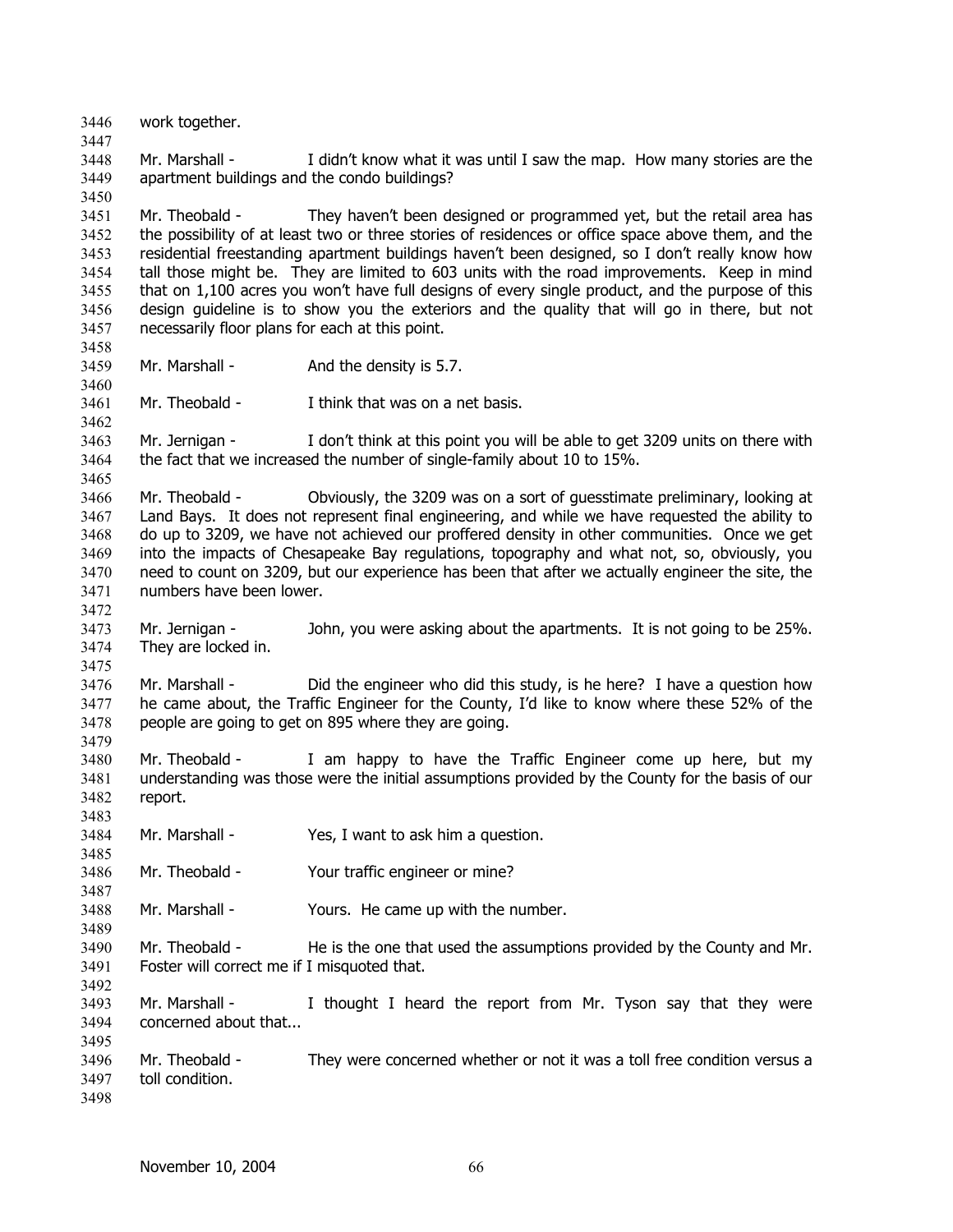work together.

Mr. Marshall - I didn't know what it was until I saw the map. How many stories are the apartment buildings and the condo buildings?

Mr. Theobald - They haven't been designed or programmed yet, but the retail area has the possibility of at least two or three stories of residences or office space above them, and the residential freestanding apartment buildings haven't been designed, so I don't really know how tall those might be. They are limited to 603 units with the road improvements. Keep in mind that on 1,100 acres you won't have full designs of every single product, and the purpose of this design guideline is to show you the exteriors and the quality that will go in there, but not necessarily floor plans for each at this point.

Mr. Marshall - And the density is 5.7.

Mr. Theobald - I think that was on a net basis.

Mr. Jernigan - I don't think at this point you will be able to get 3209 units on there with the fact that we increased the number of single-family about 10 to 15%.

Mr. Theobald - Obviously, the 3209 was on a sort of guesstimate preliminary, looking at Land Bays. It does not represent final engineering, and while we have requested the ability to do up to 3209, we have not achieved our proffered density in other communities. Once we get into the impacts of Chesapeake Bay regulations, topography and what not, so, obviously, you need to count on 3209, but our experience has been that after we actually engineer the site, the numbers have been lower.

Mr. Jernigan - John, you were asking about the apartments. It is not going to be 25%. They are locked in.

Mr. Marshall - Did the engineer who did this study, is he here? I have a question how he came about, the Traffic Engineer for the County, I'd like to know where these 52% of the people are going to get on 895 where they are going.

Mr. Theobald - I am happy to have the Traffic Engineer come up here, but my understanding was those were the initial assumptions provided by the County for the basis of our report.

Mr. Marshall - Yes, I want to ask him a question.

Mr. Theobald - Your traffic engineer or mine?

Mr. Marshall - Yours. He came up with the number.

Mr. Theobald - He is the one that used the assumptions provided by the County and Mr. Foster will correct me if I misquoted that.

Mr. Marshall - I thought I heard the report from Mr. Tyson say that they were concerned about that...

Mr. Theobald - They were concerned whether or not it was a toll free condition versus a toll condition.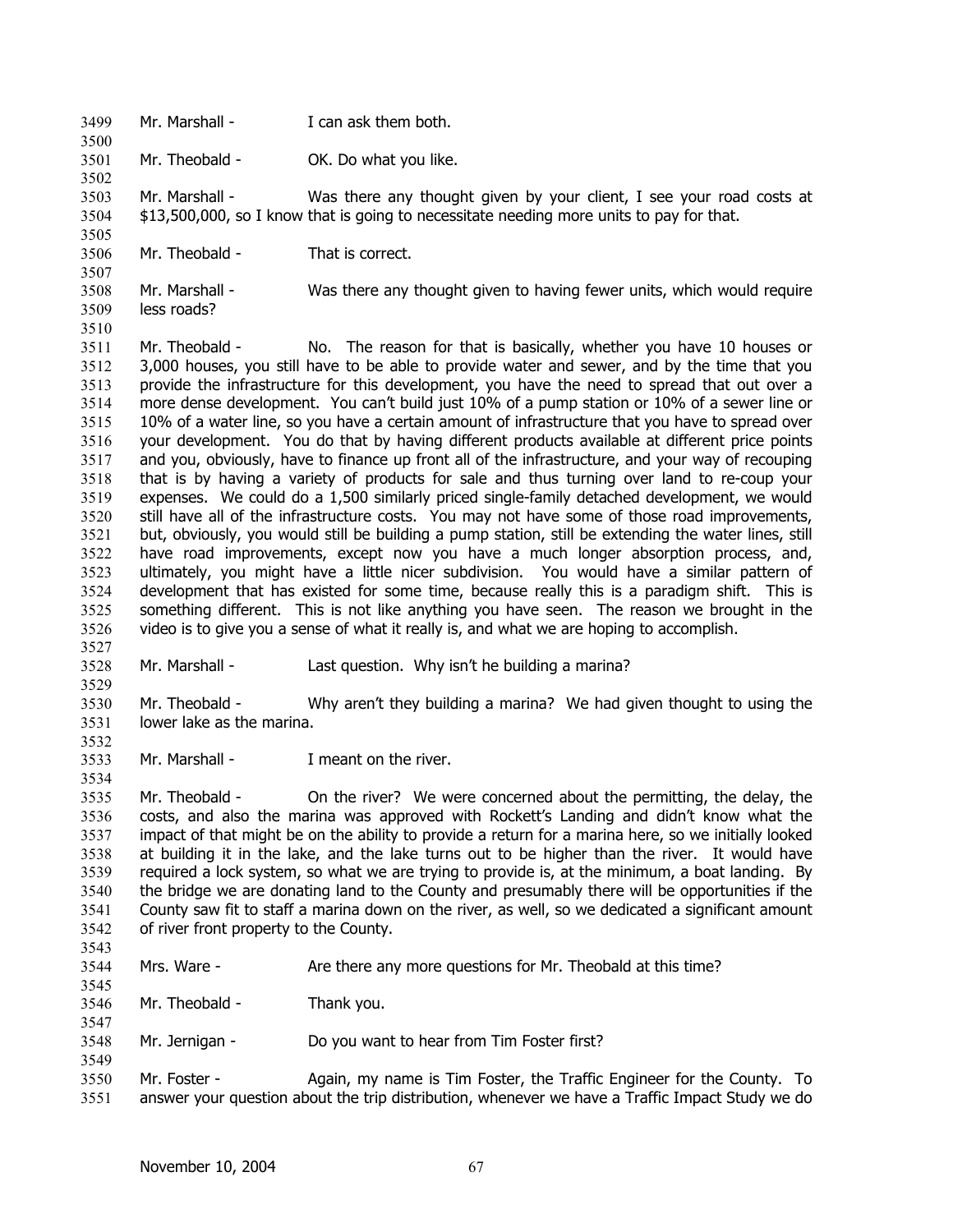3499 Mr. Marshall - I can ask them both.
3500
3501 Mr. Theobald - OK. Do what you like.
3502
3503 Mr. Marshall - Was there any thought given by your client, I see your road costs at
3504 $13,500,000, so I know that is going to necessitate needing more units to pay for that.
3505
3506 Mr. Theobald - That is correct.
3507
3508 Mr. Marshall - Was there any thought given to having fewer units, which would require
3509 less roads?
3510
3511 Mr. Theobald - No. The reason for that is basically, whether you have 10 houses or
3512 3,000 houses, you still have to be able to provide water and sewer, and by the time that you
3513 provide the infrastructure for this development, you have the need to spread that out over a
3514 more dense development. You can't build just 10% of a pump station or 10% of a sewer line or
3515 10% of a water line, so you have a certain amount of infrastructure that you have to spread over
3516 your development. You do that by having different products available at different price points
3517 and you, obviously, have to finance up front all of the infrastructure, and your way of recouping
3518 that is by having a variety of products for sale and thus turning over land to re-coup your
3519 expenses. We could do a 1,500 similarly priced single-family detached development, we would
3520 still have all of the infrastructure costs. You may not have some of those road improvements,
3521 but, obviously, you would still be building a pump station, still be extending the water lines, still
3522 have road improvements, except now you have a much longer absorption process, and,
3523 ultimately, you might have a little nicer subdivision. You would have a similar pattern of
3524 development that has existed for some time, because really this is a paradigm shift. This is
3525 something different. This is not like anything you have seen. The reason we brought in the
3526 video is to give you a sense of what it really is, and what we are hoping to accomplish.
3527
3528 Mr. Marshall - Last question. Why isn't he building a marina?
3529
3530 Mr. Theobald - Why aren't they building a marina? We had given thought to using the
3531 lower lake as the marina.
3532
3533 Mr. Marshall - I meant on the river.
3534
3535 Mr. Theobald - On the river? We were concerned about the permitting, the delay, the
3536 costs, and also the marina was approved with Rockett's Landing and didn't know what the
3537 impact of that might be on the ability to provide a return for a marina here, so we initially looked
3538 at building it in the lake, and the lake turns out to be higher than the river. It would have
3539 required a lock system, so what we are trying to provide is, at the minimum, a boat landing. By
3540 the bridge we are donating land to the County and presumably there will be opportunities if the
3541 County saw fit to staff a marina down on the river, as well, so we dedicated a significant amount
3542 of river front property to the County.
3543
3544 Mrs. Ware - Are there any more questions for Mr. Theobald at this time?
3545
3546 Mr. Theobald - Thank you.
3547
3548 Mr. Jernigan - Do you want to hear from Tim Foster first?
3549
3550 Mr. Foster - Again, my name is Tim Foster, the Traffic Engineer for the County. To
3551 answer your question about the trip distribution, whenever we have a Traffic Impact Study we do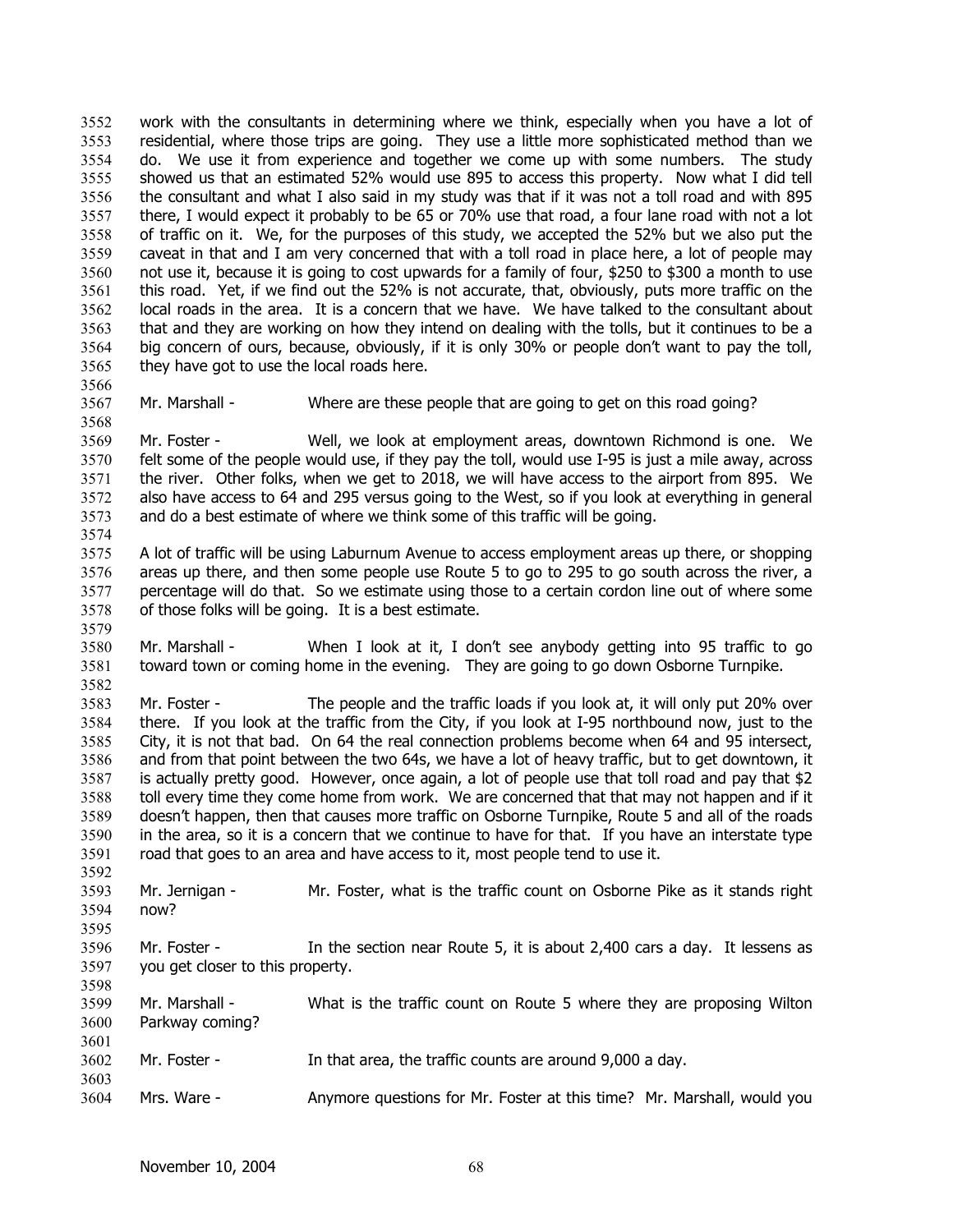work with the consultants in determining where we think, especially when you have a lot of residential, where those trips are going. They use a little more sophisticated method than we do. We use it from experience and together we come up with some numbers. The study showed us that an estimated 52% would use 895 to access this property. Now what I did tell the consultant and what I also said in my study was that if it was not a toll road and with 895 there, I would expect it probably to be 65 or 70% use that road, a four lane road with not a lot of traffic on it. We, for the purposes of this study, we accepted the 52% but we also put the caveat in that and I am very concerned that with a toll road in place here, a lot of people may not use it, because it is going to cost upwards for a family of four, $250 to $300 a month to use this road. Yet, if we find out the 52% is not accurate, that, obviously, puts more traffic on the local roads in the area. It is a concern that we have. We have talked to the consultant about that and they are working on how they intend on dealing with the tolls, but it continues to be a big concern of ours, because, obviously, if it is only 30% or people don't want to pay the toll, they have got to use the local roads here.

Mr. Marshall - Where are these people that are going to get on this road going?

Mr. Foster - Well, we look at employment areas, downtown Richmond is one. We felt some of the people would use, if they pay the toll, would use I-95 is just a mile away, across the river. Other folks, when we get to 2018, we will have access to the airport from 895. We also have access to 64 and 295 versus going to the West, so if you look at everything in general and do a best estimate of where we think some of this traffic will be going.

A lot of traffic will be using Laburnum Avenue to access employment areas up there, or shopping areas up there, and then some people use Route 5 to go to 295 to go south across the river, a percentage will do that. So we estimate using those to a certain cordon line out of where some of those folks will be going. It is a best estimate.

Mr. Marshall - When I look at it, I don't see anybody getting into 95 traffic to go toward town or coming home in the evening. They are going to go down Osborne Turnpike.

Mr. Foster - The people and the traffic loads if you look at, it will only put 20% over there. If you look at the traffic from the City, if you look at I-95 northbound now, just to the City, it is not that bad. On 64 the real connection problems become when 64 and 95 intersect, and from that point between the two 64s, we have a lot of heavy traffic, but to get downtown, it is actually pretty good. However, once again, a lot of people use that toll road and pay that $2 toll every time they come home from work. We are concerned that that may not happen and if it doesn't happen, then that causes more traffic on Osborne Turnpike, Route 5 and all of the roads in the area, so it is a concern that we continue to have for that. If you have an interstate type road that goes to an area and have access to it, most people tend to use it.

Mr. Jernigan - Mr. Foster, what is the traffic count on Osborne Pike as it stands right now?

Mr. Foster - In the section near Route 5, it is about 2,400 cars a day. It lessens as you get closer to this property.

Mr. Marshall - What is the traffic count on Route 5 where they are proposing Wilton Parkway coming?

Mr. Foster - In that area, the traffic counts are around 9,000 a day.

Mrs. Ware - Anymore questions for Mr. Foster at this time? Mr. Marshall, would you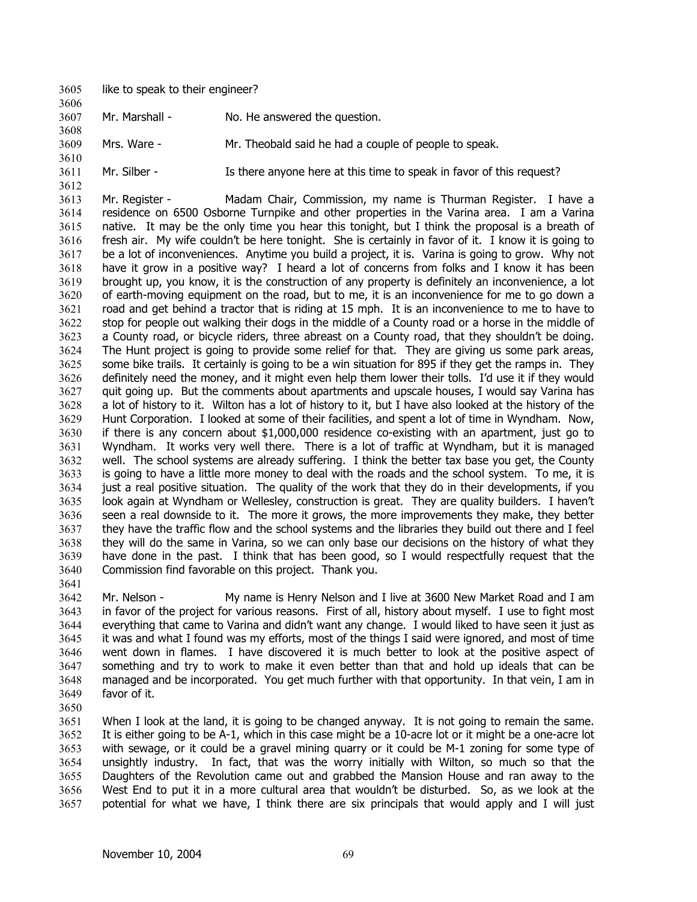like to speak to their engineer?

Mr. Marshall - No. He answered the question.

Mrs. Ware - Mr. Theobald said he had a couple of people to speak.

Mr. Silber - Is there anyone here at this time to speak in favor of this request?

Mr. Register - Madam Chair, Commission, my name is Thurman Register. I have a residence on 6500 Osborne Turnpike and other properties in the Varina area. I am a Varina native. It may be the only time you hear this tonight, but I think the proposal is a breath of fresh air. My wife couldn't be here tonight. She is certainly in favor of it. I know it is going to be a lot of inconveniences. Anytime you build a project, it is. Varina is going to grow. Why not have it grow in a positive way? I heard a lot of concerns from folks and I know it has been brought up, you know, it is the construction of any property is definitely an inconvenience, a lot of earth-moving equipment on the road, but to me, it is an inconvenience for me to go down a road and get behind a tractor that is riding at 15 mph. It is an inconvenience to me to have to stop for people out walking their dogs in the middle of a County road or a horse in the middle of a County road, or bicycle riders, three abreast on a County road, that they shouldn't be doing. The Hunt project is going to provide some relief for that. They are giving us some park areas, some bike trails. It certainly is going to be a win situation for 895 if they get the ramps in. They definitely need the money, and it might even help them lower their tolls. I'd use it if they would quit going up. But the comments about apartments and upscale houses, I would say Varina has a lot of history to it. Wilton has a lot of history to it, but I have also looked at the history of the Hunt Corporation. I looked at some of their facilities, and spent a lot of time in Wyndham. Now, if there is any concern about $1,000,000 residence co-existing with an apartment, just go to Wyndham. It works very well there. There is a lot of traffic at Wyndham, but it is managed well. The school systems are already suffering. I think the better tax base you get, the County is going to have a little more money to deal with the roads and the school system. To me, it is just a real positive situation. The quality of the work that they do in their developments, if you look again at Wyndham or Wellesley, construction is great. They are quality builders. I haven't seen a real downside to it. The more it grows, the more improvements they make, they better they have the traffic flow and the school systems and the libraries they build out there and I feel they will do the same in Varina, so we can only base our decisions on the history of what they have done in the past. I think that has been good, so I would respectfully request that the Commission find favorable on this project. Thank you.

Mr. Nelson - My name is Henry Nelson and I live at 3600 New Market Road and I am in favor of the project for various reasons. First of all, history about myself. I use to fight most everything that came to Varina and didn't want any change. I would liked to have seen it just as it was and what I found was my efforts, most of the things I said were ignored, and most of time went down in flames. I have discovered it is much better to look at the positive aspect of something and try to work to make it even better than that and hold up ideals that can be managed and be incorporated. You get much further with that opportunity. In that vein, I am in favor of it.

When I look at the land, it is going to be changed anyway. It is not going to remain the same. It is either going to be A-1, which in this case might be a 10-acre lot or it might be a one-acre lot with sewage, or it could be a gravel mining quarry or it could be M-1 zoning for some type of unsightly industry. In fact, that was the worry initially with Wilton, so much so that the Daughters of the Revolution came out and grabbed the Mansion House and ran away to the West End to put it in a more cultural area that wouldn't be disturbed. So, as we look at the potential for what we have, I think there are six principals that would apply and I will just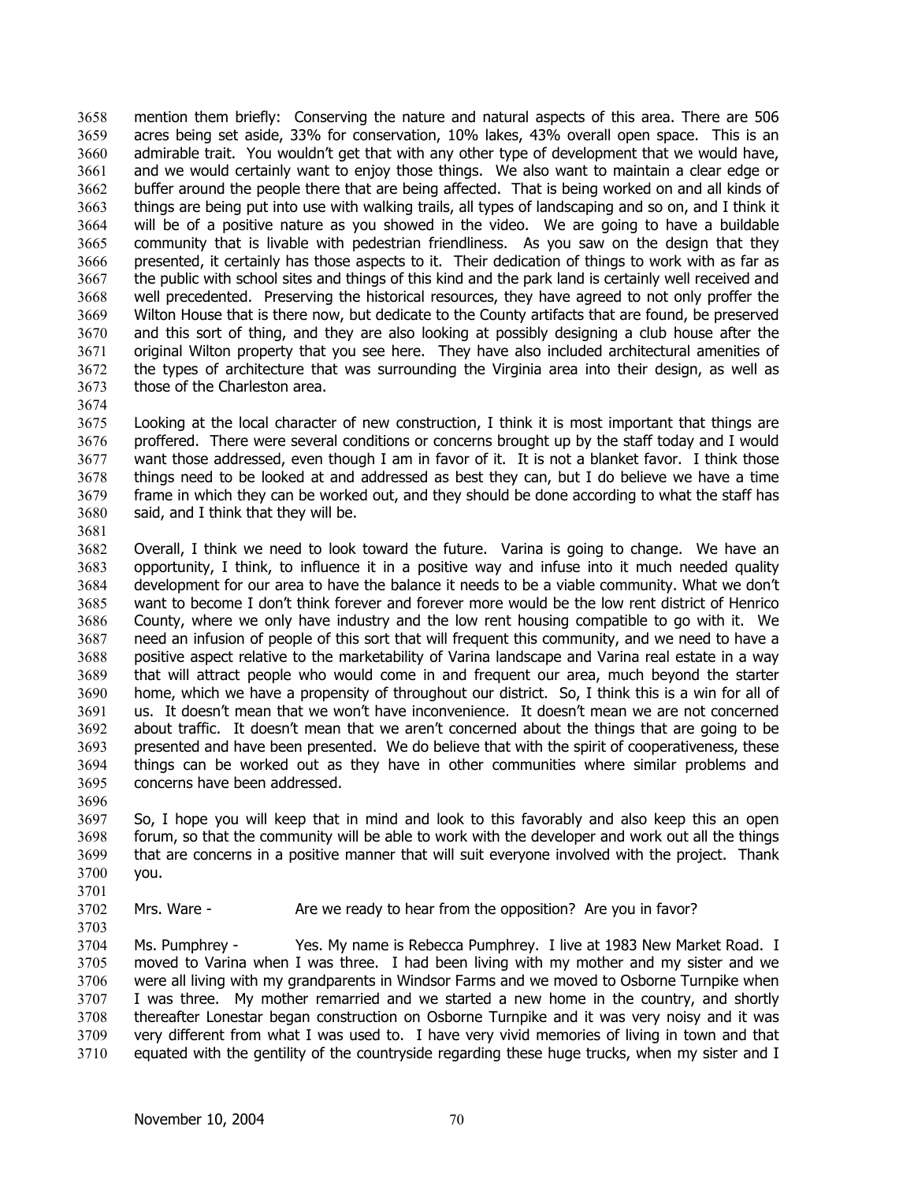mention them briefly: Conserving the nature and natural aspects of this area. There are 506 acres being set aside, 33% for conservation, 10% lakes, 43% overall open space. This is an admirable trait. You wouldn't get that with any other type of development that we would have, and we would certainly want to enjoy those things. We also want to maintain a clear edge or buffer around the people there that are being affected. That is being worked on and all kinds of things are being put into use with walking trails, all types of landscaping and so on, and I think it will be of a positive nature as you showed in the video. We are going to have a buildable community that is livable with pedestrian friendliness. As you saw on the design that they presented, it certainly has those aspects to it. Their dedication of things to work with as far as the public with school sites and things of this kind and the park land is certainly well received and well precedented. Preserving the historical resources, they have agreed to not only proffer the Wilton House that is there now, but dedicate to the County artifacts that are found, be preserved and this sort of thing, and they are also looking at possibly designing a club house after the original Wilton property that you see here. They have also included architectural amenities of the types of architecture that was surrounding the Virginia area into their design, as well as those of the Charleston area.

Looking at the local character of new construction, I think it is most important that things are proffered. There were several conditions or concerns brought up by the staff today and I would want those addressed, even though I am in favor of it. It is not a blanket favor. I think those things need to be looked at and addressed as best they can, but I do believe we have a time frame in which they can be worked out, and they should be done according to what the staff has said, and I think that they will be.

Overall, I think we need to look toward the future. Varina is going to change. We have an opportunity, I think, to influence it in a positive way and infuse into it much needed quality development for our area to have the balance it needs to be a viable community. What we don't want to become I don't think forever and forever more would be the low rent district of Henrico County, where we only have industry and the low rent housing compatible to go with it. We need an infusion of people of this sort that will frequent this community, and we need to have a positive aspect relative to the marketability of Varina landscape and Varina real estate in a way that will attract people who would come in and frequent our area, much beyond the starter home, which we have a propensity of throughout our district. So, I think this is a win for all of us. It doesn't mean that we won't have inconvenience. It doesn't mean we are not concerned about traffic. It doesn't mean that we aren't concerned about the things that are going to be presented and have been presented. We do believe that with the spirit of cooperativeness, these things can be worked out as they have in other communities where similar problems and concerns have been addressed.

So, I hope you will keep that in mind and look to this favorably and also keep this an open forum, so that the community will be able to work with the developer and work out all the things that are concerns in a positive manner that will suit everyone involved with the project. Thank you.

Mrs. Ware - Are we ready to hear from the opposition? Are you in favor?

Ms. Pumphrey - Yes. My name is Rebecca Pumphrey. I live at 1983 New Market Road. I moved to Varina when I was three. I had been living with my mother and my sister and we were all living with my grandparents in Windsor Farms and we moved to Osborne Turnpike when I was three. My mother remarried and we started a new home in the country, and shortly thereafter Lonestar began construction on Osborne Turnpike and it was very noisy and it was very different from what I was used to. I have very vivid memories of living in town and that equated with the gentility of the countryside regarding these huge trucks, when my sister and I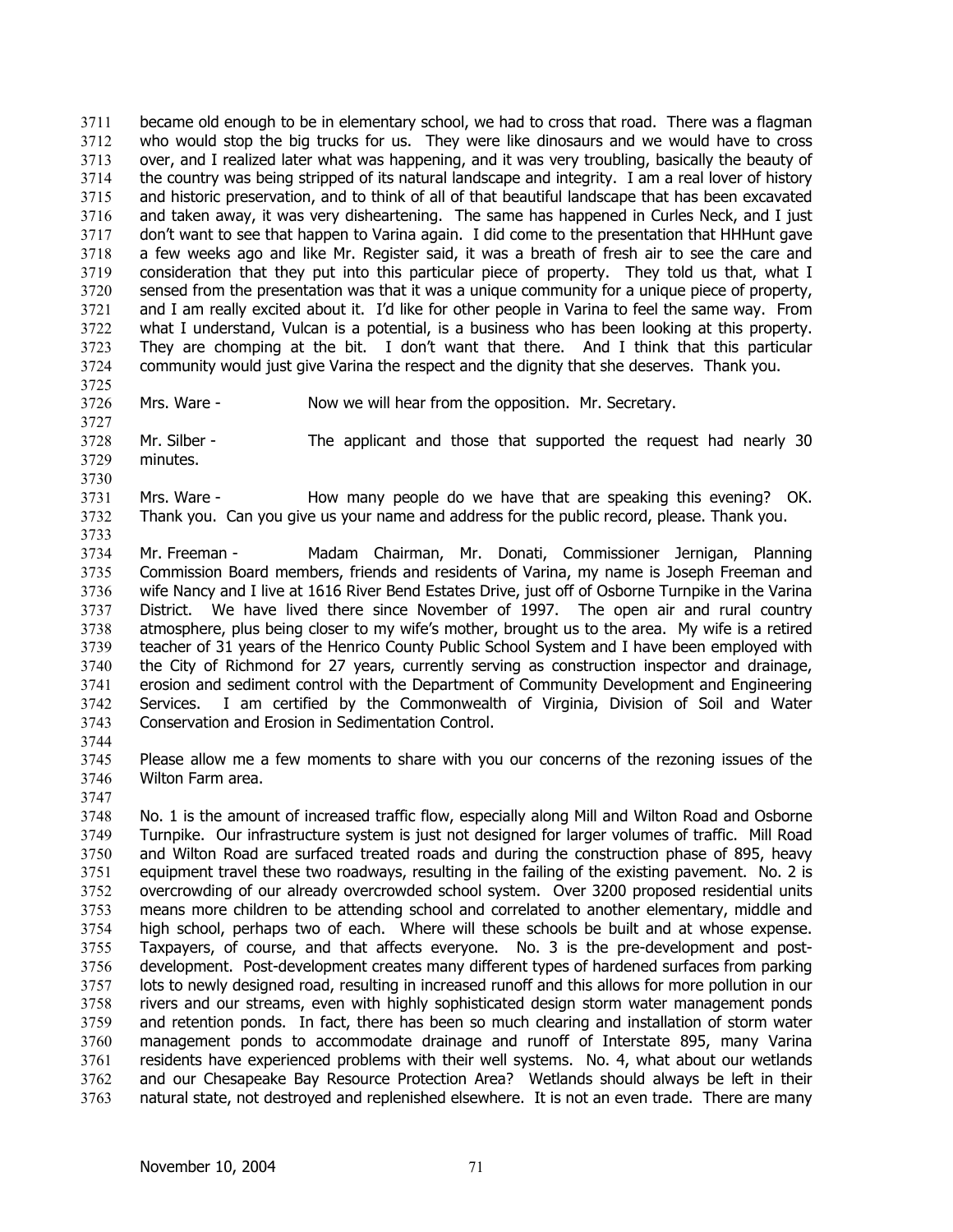became old enough to be in elementary school, we had to cross that road. There was a flagman who would stop the big trucks for us. They were like dinosaurs and we would have to cross over, and I realized later what was happening, and it was very troubling, basically the beauty of the country was being stripped of its natural landscape and integrity. I am a real lover of history and historic preservation, and to think of all of that beautiful landscape that has been excavated and taken away, it was very disheartening. The same has happened in Curles Neck, and I just don't want to see that happen to Varina again. I did come to the presentation that HHHunt gave a few weeks ago and like Mr. Register said, it was a breath of fresh air to see the care and consideration that they put into this particular piece of property. They told us that, what I sensed from the presentation was that it was a unique community for a unique piece of property, and I am really excited about it. I'd like for other people in Varina to feel the same way. From what I understand, Vulcan is a potential, is a business who has been looking at this property. They are chomping at the bit. I don't want that there. And I think that this particular community would just give Varina the respect and the dignity that she deserves. Thank you.

Mrs. Ware - Now we will hear from the opposition. Mr. Secretary.

Mr. Silber - The applicant and those that supported the request had nearly 30 minutes.

Mrs. Ware - How many people do we have that are speaking this evening? OK. Thank you. Can you give us your name and address for the public record, please. Thank you.

Mr. Freeman - Madam Chairman, Mr. Donati, Commissioner Jernigan, Planning Commission Board members, friends and residents of Varina, my name is Joseph Freeman and wife Nancy and I live at 1616 River Bend Estates Drive, just off of Osborne Turnpike in the Varina District. We have lived there since November of 1997. The open air and rural country atmosphere, plus being closer to my wife's mother, brought us to the area. My wife is a retired teacher of 31 years of the Henrico County Public School System and I have been employed with the City of Richmond for 27 years, currently serving as construction inspector and drainage, erosion and sediment control with the Department of Community Development and Engineering Services. I am certified by the Commonwealth of Virginia, Division of Soil and Water Conservation and Erosion in Sedimentation Control.

Please allow me a few moments to share with you our concerns of the rezoning issues of the Wilton Farm area.

No. 1 is the amount of increased traffic flow, especially along Mill and Wilton Road and Osborne Turnpike. Our infrastructure system is just not designed for larger volumes of traffic. Mill Road and Wilton Road are surfaced treated roads and during the construction phase of 895, heavy equipment travel these two roadways, resulting in the failing of the existing pavement. No. 2 is overcrowding of our already overcrowded school system. Over 3200 proposed residential units means more children to be attending school and correlated to another elementary, middle and high school, perhaps two of each. Where will these schools be built and at whose expense. Taxpayers, of course, and that affects everyone. No. 3 is the pre-development and post-development. Post-development creates many different types of hardened surfaces from parking lots to newly designed road, resulting in increased runoff and this allows for more pollution in our rivers and our streams, even with highly sophisticated design storm water management ponds and retention ponds. In fact, there has been so much clearing and installation of storm water management ponds to accommodate drainage and runoff of Interstate 895, many Varina residents have experienced problems with their well systems. No. 4, what about our wetlands and our Chesapeake Bay Resource Protection Area? Wetlands should always be left in their natural state, not destroyed and replenished elsewhere. It is not an even trade. There are many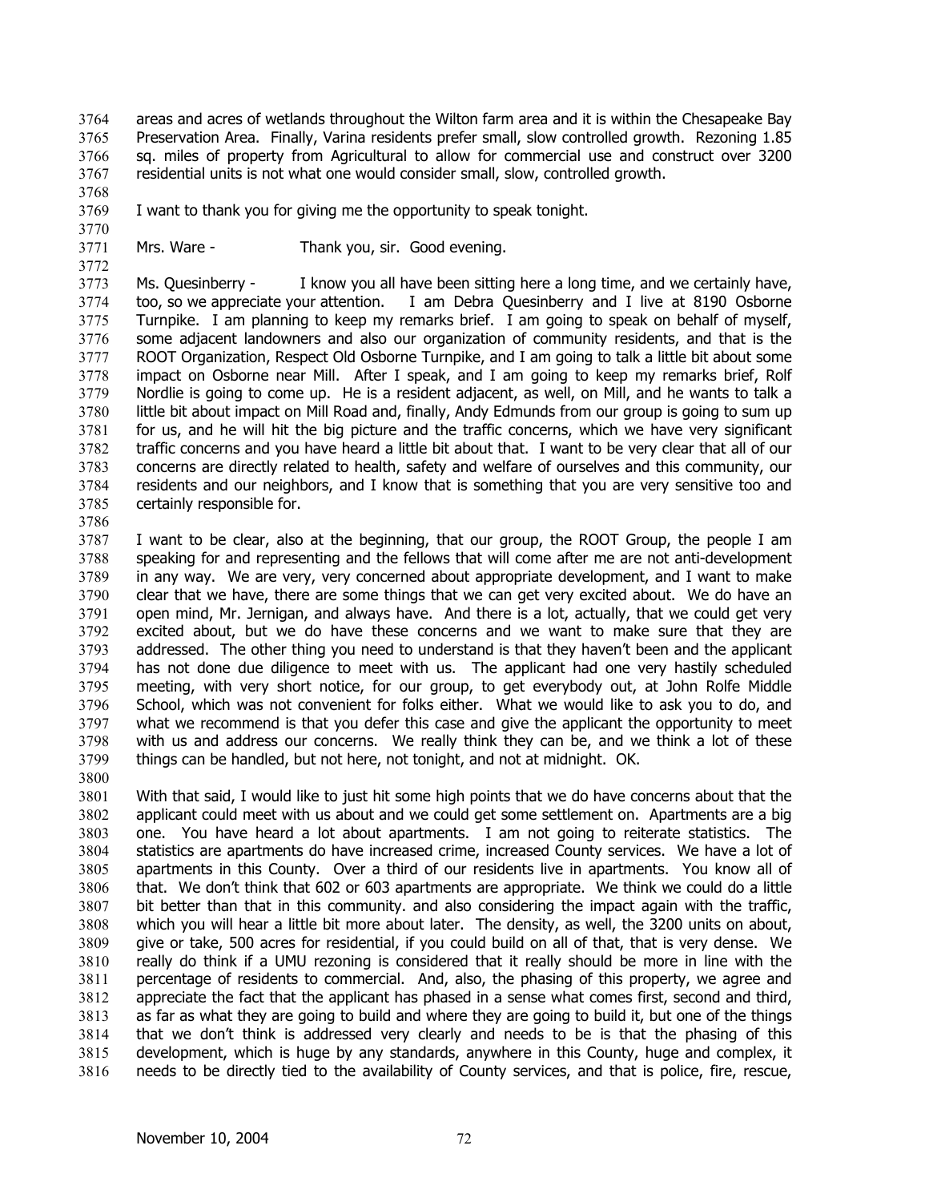areas and acres of wetlands throughout the Wilton farm area and it is within the Chesapeake Bay Preservation Area. Finally, Varina residents prefer small, slow controlled growth. Rezoning 1.85 sq. miles of property from Agricultural to allow for commercial use and construct over 3200 residential units is not what one would consider small, slow, controlled growth.

I want to thank you for giving me the opportunity to speak tonight.

Mrs. Ware - Thank you, sir. Good evening.

Ms. Quesinberry - I know you all have been sitting here a long time, and we certainly have, too, so we appreciate your attention. I am Debra Quesinberry and I live at 8190 Osborne Turnpike. I am planning to keep my remarks brief. I am going to speak on behalf of myself, some adjacent landowners and also our organization of community residents, and that is the ROOT Organization, Respect Old Osborne Turnpike, and I am going to talk a little bit about some impact on Osborne near Mill. After I speak, and I am going to keep my remarks brief, Rolf Nordlie is going to come up. He is a resident adjacent, as well, on Mill, and he wants to talk a little bit about impact on Mill Road and, finally, Andy Edmunds from our group is going to sum up for us, and he will hit the big picture and the traffic concerns, which we have very significant traffic concerns and you have heard a little bit about that. I want to be very clear that all of our concerns are directly related to health, safety and welfare of ourselves and this community, our residents and our neighbors, and I know that is something that you are very sensitive too and certainly responsible for.

I want to be clear, also at the beginning, that our group, the ROOT Group, the people I am speaking for and representing and the fellows that will come after me are not anti-development in any way. We are very, very concerned about appropriate development, and I want to make clear that we have, there are some things that we can get very excited about. We do have an open mind, Mr. Jernigan, and always have. And there is a lot, actually, that we could get very excited about, but we do have these concerns and we want to make sure that they are addressed. The other thing you need to understand is that they haven't been and the applicant has not done due diligence to meet with us. The applicant had one very hastily scheduled meeting, with very short notice, for our group, to get everybody out, at John Rolfe Middle School, which was not convenient for folks either. What we would like to ask you to do, and what we recommend is that you defer this case and give the applicant the opportunity to meet with us and address our concerns. We really think they can be, and we think a lot of these things can be handled, but not here, not tonight, and not at midnight. OK.

With that said, I would like to just hit some high points that we do have concerns about that the applicant could meet with us about and we could get some settlement on. Apartments are a big one. You have heard a lot about apartments. I am not going to reiterate statistics. The statistics are apartments do have increased crime, increased County services. We have a lot of apartments in this County. Over a third of our residents live in apartments. You know all of that. We don't think that 602 or 603 apartments are appropriate. We think we could do a little bit better than that in this community. and also considering the impact again with the traffic, which you will hear a little bit more about later. The density, as well, the 3200 units on about, give or take, 500 acres for residential, if you could build on all of that, that is very dense. We really do think if a UMU rezoning is considered that it really should be more in line with the percentage of residents to commercial. And, also, the phasing of this property, we agree and appreciate the fact that the applicant has phased in a sense what comes first, second and third, as far as what they are going to build and where they are going to build it, but one of the things that we don't think is addressed very clearly and needs to be is that the phasing of this development, which is huge by any standards, anywhere in this County, huge and complex, it needs to be directly tied to the availability of County services, and that is police, fire, rescue,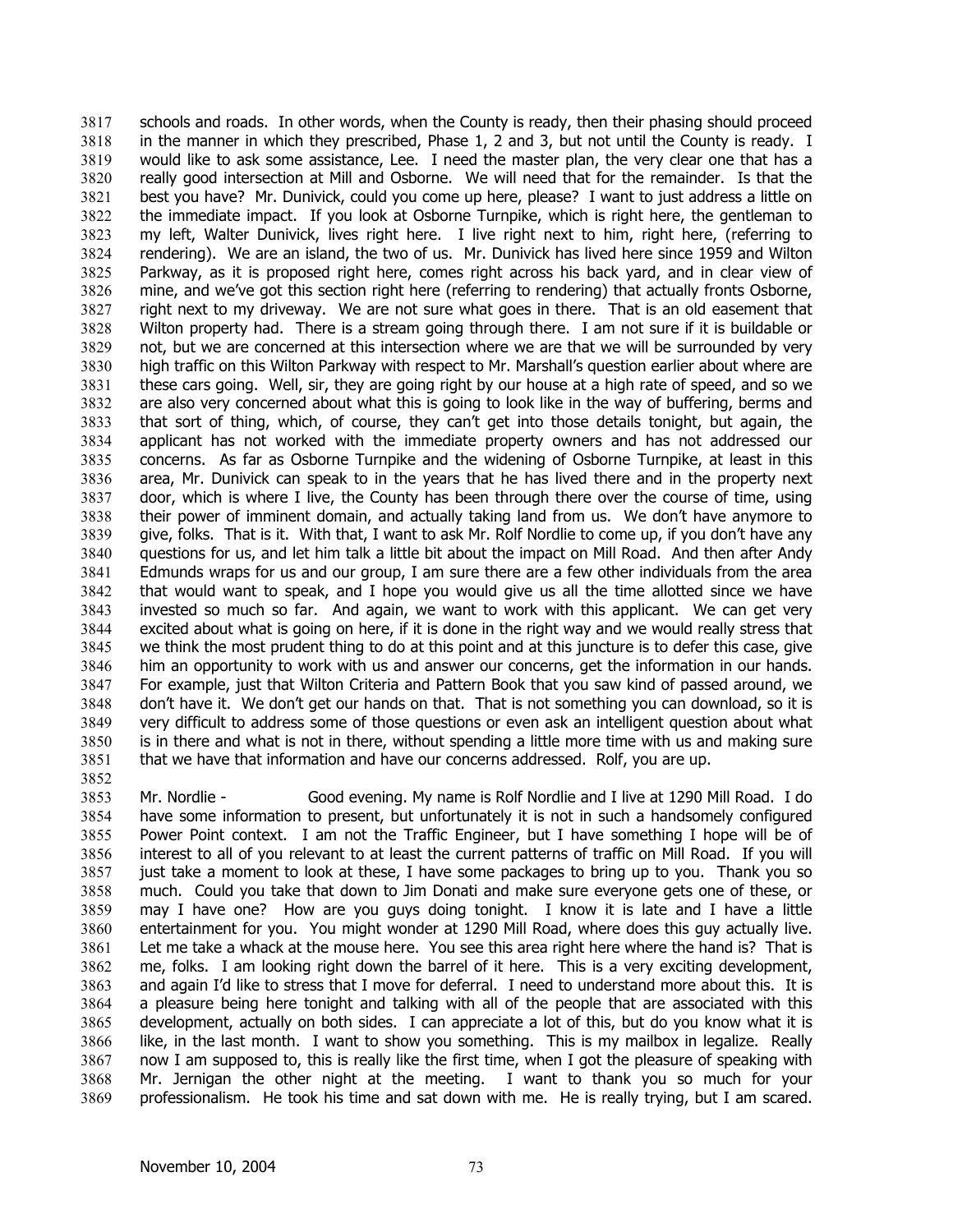schools and roads. In other words, when the County is ready, then their phasing should proceed in the manner in which they prescribed, Phase 1, 2 and 3, but not until the County is ready. I would like to ask some assistance, Lee. I need the master plan, the very clear one that has a really good intersection at Mill and Osborne. We will need that for the remainder. Is that the best you have? Mr. Dunivick, could you come up here, please? I want to just address a little on the immediate impact. If you look at Osborne Turnpike, which is right here, the gentleman to my left, Walter Dunivick, lives right here. I live right next to him, right here, (referring to rendering). We are an island, the two of us. Mr. Dunivick has lived here since 1959 and Wilton Parkway, as it is proposed right here, comes right across his back yard, and in clear view of mine, and we've got this section right here (referring to rendering) that actually fronts Osborne, right next to my driveway. We are not sure what goes in there. That is an old easement that Wilton property had. There is a stream going through there. I am not sure if it is buildable or not, but we are concerned at this intersection where we are that we will be surrounded by very high traffic on this Wilton Parkway with respect to Mr. Marshall's question earlier about where are these cars going. Well, sir, they are going right by our house at a high rate of speed, and so we are also very concerned about what this is going to look like in the way of buffering, berms and that sort of thing, which, of course, they can't get into those details tonight, but again, the applicant has not worked with the immediate property owners and has not addressed our concerns. As far as Osborne Turnpike and the widening of Osborne Turnpike, at least in this area, Mr. Dunivick can speak to in the years that he has lived there and in the property next door, which is where I live, the County has been through there over the course of time, using their power of imminent domain, and actually taking land from us. We don't have anymore to give, folks. That is it. With that, I want to ask Mr. Rolf Nordlie to come up, if you don't have any questions for us, and let him talk a little bit about the impact on Mill Road. And then after Andy Edmunds wraps for us and our group, I am sure there are a few other individuals from the area that would want to speak, and I hope you would give us all the time allotted since we have invested so much so far. And again, we want to work with this applicant. We can get very excited about what is going on here, if it is done in the right way and we would really stress that we think the most prudent thing to do at this point and at this juncture is to defer this case, give him an opportunity to work with us and answer our concerns, get the information in our hands. For example, just that Wilton Criteria and Pattern Book that you saw kind of passed around, we don't have it. We don't get our hands on that. That is not something you can download, so it is very difficult to address some of those questions or even ask an intelligent question about what is in there and what is not in there, without spending a little more time with us and making sure that we have that information and have our concerns addressed. Rolf, you are up.

Mr. Nordlie - Good evening. My name is Rolf Nordlie and I live at 1290 Mill Road. I do have some information to present, but unfortunately it is not in such a handsomely configured Power Point context. I am not the Traffic Engineer, but I have something I hope will be of interest to all of you relevant to at least the current patterns of traffic on Mill Road. If you will just take a moment to look at these, I have some packages to bring up to you. Thank you so much. Could you take that down to Jim Donati and make sure everyone gets one of these, or may I have one? How are you guys doing tonight. I know it is late and I have a little entertainment for you. You might wonder at 1290 Mill Road, where does this guy actually live. Let me take a whack at the mouse here. You see this area right here where the hand is? That is me, folks. I am looking right down the barrel of it here. This is a very exciting development, and again I'd like to stress that I move for deferral. I need to understand more about this. It is a pleasure being here tonight and talking with all of the people that are associated with this development, actually on both sides. I can appreciate a lot of this, but do you know what it is like, in the last month. I want to show you something. This is my mailbox in legalize. Really now I am supposed to, this is really like the first time, when I got the pleasure of speaking with Mr. Jernigan the other night at the meeting. I want to thank you so much for your professionalism. He took his time and sat down with me. He is really trying, but I am scared.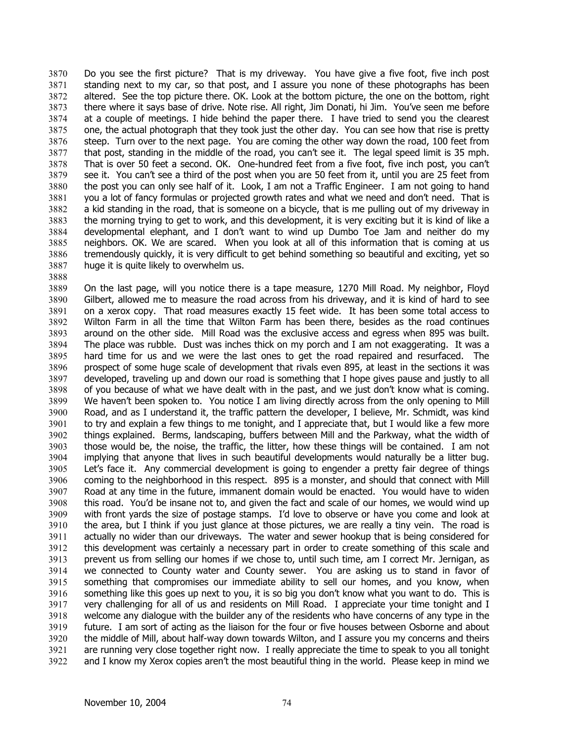Do you see the first picture? That is my driveway. You have give a five foot, five inch post standing next to my car, so that post, and I assure you none of these photographs has been altered. See the top picture there. OK. Look at the bottom picture, the one on the bottom, right there where it says base of drive. Note rise. All right, Jim Donati, hi Jim. You've seen me before at a couple of meetings. I hide behind the paper there. I have tried to send you the clearest one, the actual photograph that they took just the other day. You can see how that rise is pretty steep. Turn over to the next page. You are coming the other way down the road, 100 feet from that post, standing in the middle of the road, you can't see it. The legal speed limit is 35 mph. That is over 50 feet a second. OK. One-hundred feet from a five foot, five inch post, you can't see it. You can't see a third of the post when you are 50 feet from it, until you are 25 feet from the post you can only see half of it. Look, I am not a Traffic Engineer. I am not going to hand you a lot of fancy formulas or projected growth rates and what we need and don't need. That is a kid standing in the road, that is someone on a bicycle, that is me pulling out of my driveway in the morning trying to get to work, and this development, it is very exciting but it is kind of like a developmental elephant, and I don't want to wind up Dumbo Toe Jam and neither do my neighbors. OK. We are scared. When you look at all of this information that is coming at us tremendously quickly, it is very difficult to get behind something so beautiful and exciting, yet so huge it is quite likely to overwhelm us.

On the last page, will you notice there is a tape measure, 1270 Mill Road. My neighbor, Floyd Gilbert, allowed me to measure the road across from his driveway, and it is kind of hard to see on a xerox copy. That road measures exactly 15 feet wide. It has been some total access to Wilton Farm in all the time that Wilton Farm has been there, besides as the road continues around on the other side. Mill Road was the exclusive access and egress when 895 was built. The place was rubble. Dust was inches thick on my porch and I am not exaggerating. It was a hard time for us and we were the last ones to get the road repaired and resurfaced. The prospect of some huge scale of development that rivals even 895, at least in the sections it was developed, traveling up and down our road is something that I hope gives pause and justly to all of you because of what we have dealt with in the past, and we just don't know what is coming. We haven't been spoken to. You notice I am living directly across from the only opening to Mill Road, and as I understand it, the traffic pattern the developer, I believe, Mr. Schmidt, was kind to try and explain a few things to me tonight, and I appreciate that, but I would like a few more things explained. Berms, landscaping, buffers between Mill and the Parkway, what the width of those would be, the noise, the traffic, the litter, how these things will be contained. I am not implying that anyone that lives in such beautiful developments would naturally be a litter bug. Let's face it. Any commercial development is going to engender a pretty fair degree of things coming to the neighborhood in this respect. 895 is a monster, and should that connect with Mill Road at any time in the future, immanent domain would be enacted. You would have to widen this road. You'd be insane not to, and given the fact and scale of our homes, we would wind up with front yards the size of postage stamps. I'd love to observe or have you come and look at the area, but I think if you just glance at those pictures, we are really a tiny vein. The road is actually no wider than our driveways. The water and sewer hookup that is being considered for this development was certainly a necessary part in order to create something of this scale and prevent us from selling our homes if we chose to, until such time, am I correct Mr. Jernigan, as we connected to County water and County sewer. You are asking us to stand in favor of something that compromises our immediate ability to sell our homes, and you know, when something like this goes up next to you, it is so big you don't know what you want to do. This is very challenging for all of us and residents on Mill Road. I appreciate your time tonight and I welcome any dialogue with the builder any of the residents who have concerns of any type in the future. I am sort of acting as the liaison for the four or five houses between Osborne and about the middle of Mill, about half-way down towards Wilton, and I assure you my concerns and theirs are running very close together right now. I really appreciate the time to speak to you all tonight and I know my Xerox copies aren't the most beautiful thing in the world. Please keep in mind we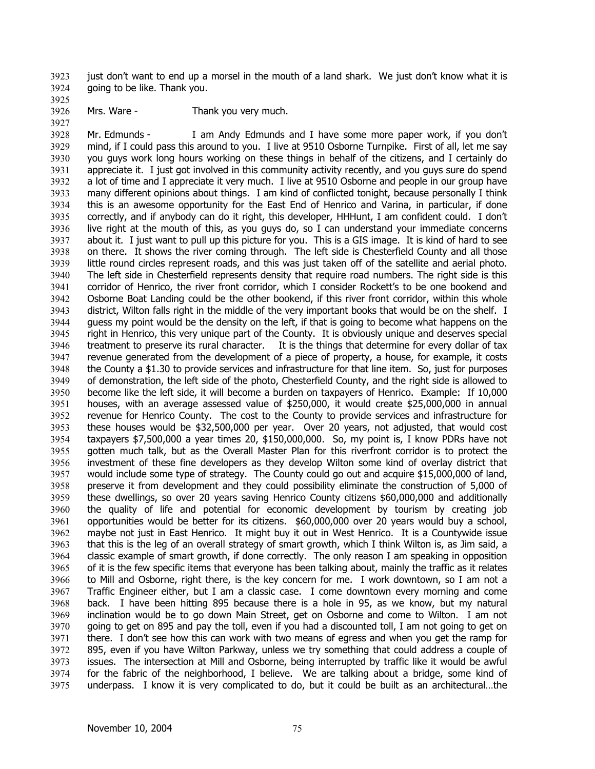just don't want to end up a morsel in the mouth of a land shark. We just don't know what it is going to be like. Thank you.

Mrs. Ware - Thank you very much.

Mr. Edmunds - I am Andy Edmunds and I have some more paper work, if you don't mind, if I could pass this around to you. I live at 9510 Osborne Turnpike. First of all, let me say you guys work long hours working on these things in behalf of the citizens, and I certainly do appreciate it. I just got involved in this community activity recently, and you guys sure do spend a lot of time and I appreciate it very much. I live at 9510 Osborne and people in our group have many different opinions about things. I am kind of conflicted tonight, because personally I think this is an awesome opportunity for the East End of Henrico and Varina, in particular, if done correctly, and if anybody can do it right, this developer, HHHunt, I am confident could. I don't live right at the mouth of this, as you guys do, so I can understand your immediate concerns about it. I just want to pull up this picture for you. This is a GIS image. It is kind of hard to see on there. It shows the river coming through. The left side is Chesterfield County and all those little round circles represent roads, and this was just taken off of the satellite and aerial photo. The left side in Chesterfield represents density that require road numbers. The right side is this corridor of Henrico, the river front corridor, which I consider Rockett's to be one bookend and Osborne Boat Landing could be the other bookend, if this river front corridor, within this whole district, Wilton falls right in the middle of the very important books that would be on the shelf. I guess my point would be the density on the left, if that is going to become what happens on the right in Henrico, this very unique part of the County. It is obviously unique and deserves special treatment to preserve its rural character. It is the things that determine for every dollar of tax revenue generated from the development of a piece of property, a house, for example, it costs the County a $1.30 to provide services and infrastructure for that line item. So, just for purposes of demonstration, the left side of the photo, Chesterfield County, and the right side is allowed to become like the left side, it will become a burden on taxpayers of Henrico. Example: If 10,000 houses, with an average assessed value of $250,000, it would create $25,000,000 in annual revenue for Henrico County. The cost to the County to provide services and infrastructure for these houses would be $32,500,000 per year. Over 20 years, not adjusted, that would cost taxpayers $7,500,000 a year times 20, $150,000,000. So, my point is, I know PDRs have not gotten much talk, but as the Overall Master Plan for this riverfront corridor is to protect the investment of these fine developers as they develop Wilton some kind of overlay district that would include some type of strategy. The County could go out and acquire $15,000,000 of land, preserve it from development and they could possibility eliminate the construction of 5,000 of these dwellings, so over 20 years saving Henrico County citizens $60,000,000 and additionally the quality of life and potential for economic development by tourism by creating job opportunities would be better for its citizens. $60,000,000 over 20 years would buy a school, maybe not just in East Henrico. It might buy it out in West Henrico. It is a Countywide issue that this is the leg of an overall strategy of smart growth, which I think Wilton is, as Jim said, a classic example of smart growth, if done correctly. The only reason I am speaking in opposition of it is the few specific items that everyone has been talking about, mainly the traffic as it relates to Mill and Osborne, right there, is the key concern for me. I work downtown, so I am not a Traffic Engineer either, but I am a classic case. I come downtown every morning and come back. I have been hitting 895 because there is a hole in 95, as we know, but my natural inclination would be to go down Main Street, get on Osborne and come to Wilton. I am not going to get on 895 and pay the toll, even if you had a discounted toll, I am not going to get on there. I don't see how this can work with two means of egress and when you get the ramp for 895, even if you have Wilton Parkway, unless we try something that could address a couple of issues. The intersection at Mill and Osborne, being interrupted by traffic like it would be awful for the fabric of the neighborhood, I believe. We are talking about a bridge, some kind of underpass. I know it is very complicated to do, but it could be built as an architectural…the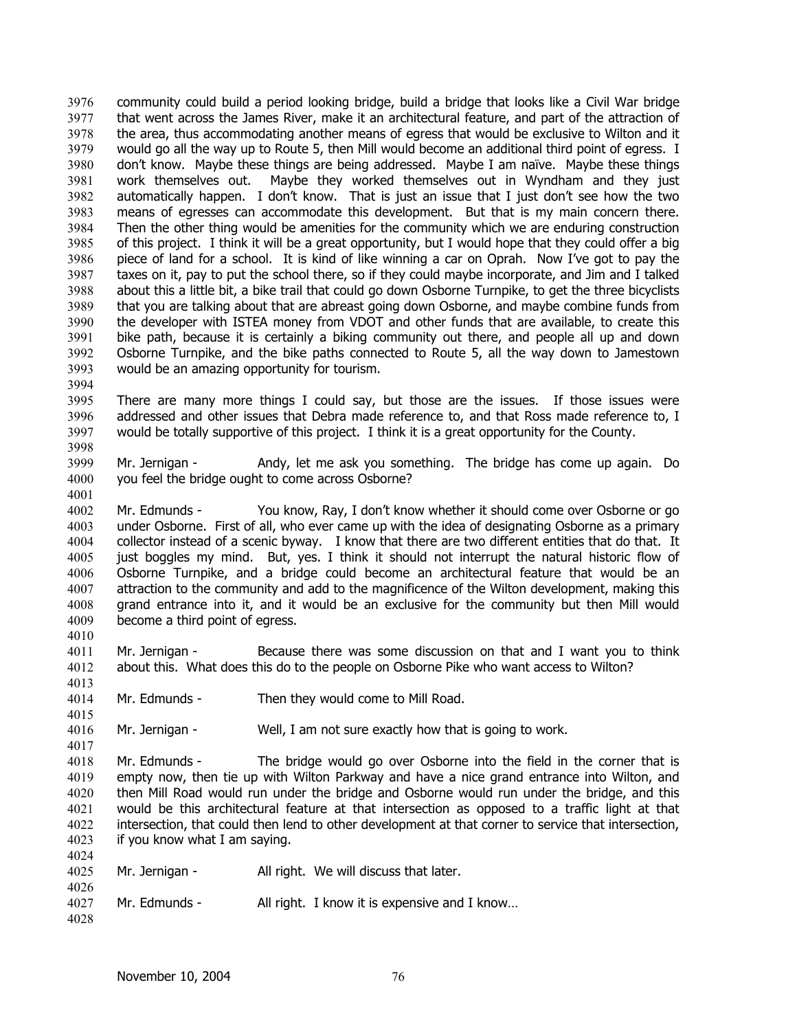community could build a period looking bridge, build a bridge that looks like a Civil War bridge that went across the James River, make it an architectural feature, and part of the attraction of the area, thus accommodating another means of egress that would be exclusive to Wilton and it would go all the way up to Route 5, then Mill would become an additional third point of egress. I don't know. Maybe these things are being addressed. Maybe I am naïve. Maybe these things work themselves out. Maybe they worked themselves out in Wyndham and they just automatically happen. I don't know. That is just an issue that I just don't see how the two means of egresses can accommodate this development. But that is my main concern there. Then the other thing would be amenities for the community which we are enduring construction of this project. I think it will be a great opportunity, but I would hope that they could offer a big piece of land for a school. It is kind of like winning a car on Oprah. Now I've got to pay the taxes on it, pay to put the school there, so if they could maybe incorporate, and Jim and I talked about this a little bit, a bike trail that could go down Osborne Turnpike, to get the three bicyclists that you are talking about that are abreast going down Osborne, and maybe combine funds from the developer with ISTEA money from VDOT and other funds that are available, to create this bike path, because it is certainly a biking community out there, and people all up and down Osborne Turnpike, and the bike paths connected to Route 5, all the way down to Jamestown would be an amazing opportunity for tourism.

There are many more things I could say, but those are the issues. If those issues were addressed and other issues that Debra made reference to, and that Ross made reference to, I would be totally supportive of this project. I think it is a great opportunity for the County.

Mr. Jernigan - Andy, let me ask you something. The bridge has come up again. Do you feel the bridge ought to come across Osborne?

Mr. Edmunds - You know, Ray, I don't know whether it should come over Osborne or go under Osborne. First of all, who ever came up with the idea of designating Osborne as a primary collector instead of a scenic byway. I know that there are two different entities that do that. It just boggles my mind. But, yes. I think it should not interrupt the natural historic flow of Osborne Turnpike, and a bridge could become an architectural feature that would be an attraction to the community and add to the magnificence of the Wilton development, making this grand entrance into it, and it would be an exclusive for the community but then Mill would become a third point of egress.

Mr. Jernigan - Because there was some discussion on that and I want you to think about this. What does this do to the people on Osborne Pike who want access to Wilton?

Mr. Edmunds - Then they would come to Mill Road.

Mr. Jernigan - Well, I am not sure exactly how that is going to work.

Mr. Edmunds - The bridge would go over Osborne into the field in the corner that is empty now, then tie up with Wilton Parkway and have a nice grand entrance into Wilton, and then Mill Road would run under the bridge and Osborne would run under the bridge, and this would be this architectural feature at that intersection as opposed to a traffic light at that intersection, that could then lend to other development at that corner to service that intersection, if you know what I am saying.

Mr. Jernigan - All right. We will discuss that later.

Mr. Edmunds - All right. I know it is expensive and I know…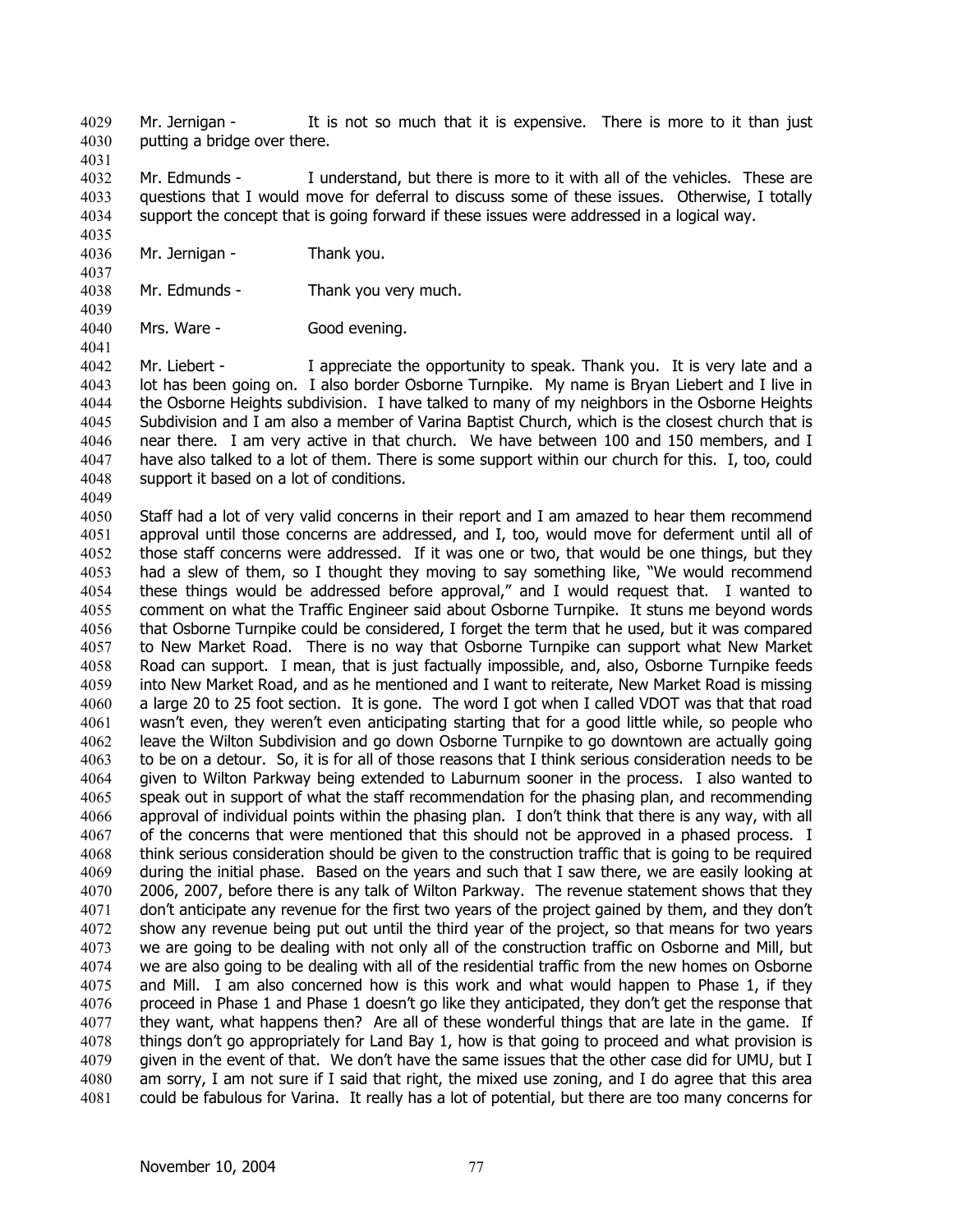Mr. Jernigan - It is not so much that it is expensive. There is more to it than just putting a bridge over there.

Mr. Edmunds - I understand, but there is more to it with all of the vehicles. These are questions that I would move for deferral to discuss some of these issues. Otherwise, I totally support the concept that is going forward if these issues were addressed in a logical way.

Mr. Jernigan - Thank you.

Mr. Edmunds - Thank you very much.

Mrs. Ware - Good evening.

Mr. Liebert - I appreciate the opportunity to speak. Thank you. It is very late and a lot has been going on. I also border Osborne Turnpike. My name is Bryan Liebert and I live in the Osborne Heights subdivision. I have talked to many of my neighbors in the Osborne Heights Subdivision and I am also a member of Varina Baptist Church, which is the closest church that is near there. I am very active in that church. We have between 100 and 150 members, and I have also talked to a lot of them. There is some support within our church for this. I, too, could support it based on a lot of conditions.

Staff had a lot of very valid concerns in their report and I am amazed to hear them recommend approval until those concerns are addressed, and I, too, would move for deferment until all of those staff concerns were addressed. If it was one or two, that would be one things, but they had a slew of them, so I thought they moving to say something like, "We would recommend these things would be addressed before approval," and I would request that. I wanted to comment on what the Traffic Engineer said about Osborne Turnpike. It stuns me beyond words that Osborne Turnpike could be considered, I forget the term that he used, but it was compared to New Market Road. There is no way that Osborne Turnpike can support what New Market Road can support. I mean, that is just factually impossible, and, also, Osborne Turnpike feeds into New Market Road, and as he mentioned and I want to reiterate, New Market Road is missing a large 20 to 25 foot section. It is gone. The word I got when I called VDOT was that that road wasn't even, they weren't even anticipating starting that for a good little while, so people who leave the Wilton Subdivision and go down Osborne Turnpike to go downtown are actually going to be on a detour. So, it is for all of those reasons that I think serious consideration needs to be given to Wilton Parkway being extended to Laburnum sooner in the process. I also wanted to speak out in support of what the staff recommendation for the phasing plan, and recommending approval of individual points within the phasing plan. I don't think that there is any way, with all of the concerns that were mentioned that this should not be approved in a phased process. I think serious consideration should be given to the construction traffic that is going to be required during the initial phase. Based on the years and such that I saw there, we are easily looking at 2006, 2007, before there is any talk of Wilton Parkway. The revenue statement shows that they don't anticipate any revenue for the first two years of the project gained by them, and they don't show any revenue being put out until the third year of the project, so that means for two years we are going to be dealing with not only all of the construction traffic on Osborne and Mill, but we are also going to be dealing with all of the residential traffic from the new homes on Osborne and Mill. I am also concerned how is this work and what would happen to Phase 1, if they proceed in Phase 1 and Phase 1 doesn't go like they anticipated, they don't get the response that they want, what happens then? Are all of these wonderful things that are late in the game. If things don't go appropriately for Land Bay 1, how is that going to proceed and what provision is given in the event of that. We don't have the same issues that the other case did for UMU, but I am sorry, I am not sure if I said that right, the mixed use zoning, and I do agree that this area could be fabulous for Varina. It really has a lot of potential, but there are too many concerns for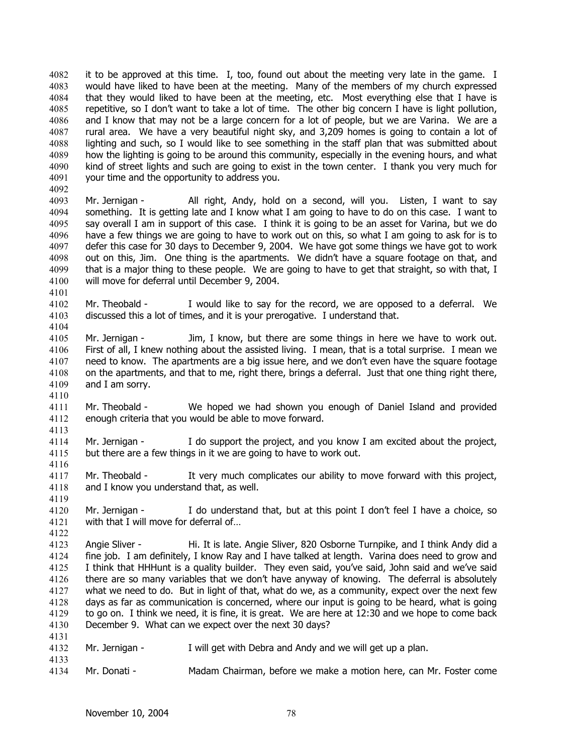it to be approved at this time. I, too, found out about the meeting very late in the game. I would have liked to have been at the meeting. Many of the members of my church expressed that they would liked to have been at the meeting, etc. Most everything else that I have is repetitive, so I don't want to take a lot of time. The other big concern I have is light pollution, and I know that may not be a large concern for a lot of people, but we are Varina. We are a rural area. We have a very beautiful night sky, and 3,209 homes is going to contain a lot of lighting and such, so I would like to see something in the staff plan that was submitted about how the lighting is going to be around this community, especially in the evening hours, and what kind of street lights and such are going to exist in the town center. I thank you very much for your time and the opportunity to address you.

Mr. Jernigan - All right, Andy, hold on a second, will you. Listen, I want to say something. It is getting late and I know what I am going to have to do on this case. I want to say overall I am in support of this case. I think it is going to be an asset for Varina, but we do have a few things we are going to have to work out on this, so what I am going to ask for is to defer this case for 30 days to December 9, 2004. We have got some things we have got to work out on this, Jim. One thing is the apartments. We didn't have a square footage on that, and that is a major thing to these people. We are going to have to get that straight, so with that, I will move for deferral until December 9, 2004.

Mr. Theobald - I would like to say for the record, we are opposed to a deferral. We discussed this a lot of times, and it is your prerogative. I understand that.

Mr. Jernigan - Jim, I know, but there are some things in here we have to work out. First of all, I knew nothing about the assisted living. I mean, that is a total surprise. I mean we need to know. The apartments are a big issue here, and we don't even have the square footage on the apartments, and that to me, right there, brings a deferral. Just that one thing right there, and I am sorry.

Mr. Theobald - We hoped we had shown you enough of Daniel Island and provided enough criteria that you would be able to move forward.

Mr. Jernigan - I do support the project, and you know I am excited about the project, but there are a few things in it we are going to have to work out.

Mr. Theobald - It very much complicates our ability to move forward with this project, and I know you understand that, as well.

Mr. Jernigan - I do understand that, but at this point I don't feel I have a choice, so with that I will move for deferral of…

Angie Sliver - Hi. It is late. Angie Sliver, 820 Osborne Turnpike, and I think Andy did a fine job. I am definitely, I know Ray and I have talked at length. Varina does need to grow and I think that HHHunt is a quality builder. They even said, you've said, John said and we've said there are so many variables that we don't have anyway of knowing. The deferral is absolutely what we need to do. But in light of that, what do we, as a community, expect over the next few days as far as communication is concerned, where our input is going to be heard, what is going to go on. I think we need, it is fine, it is great. We are here at 12:30 and we hope to come back December 9. What can we expect over the next 30 days?

Mr. Jernigan - I will get with Debra and Andy and we will get up a plan.

Mr. Donati - Madam Chairman, before we make a motion here, can Mr. Foster come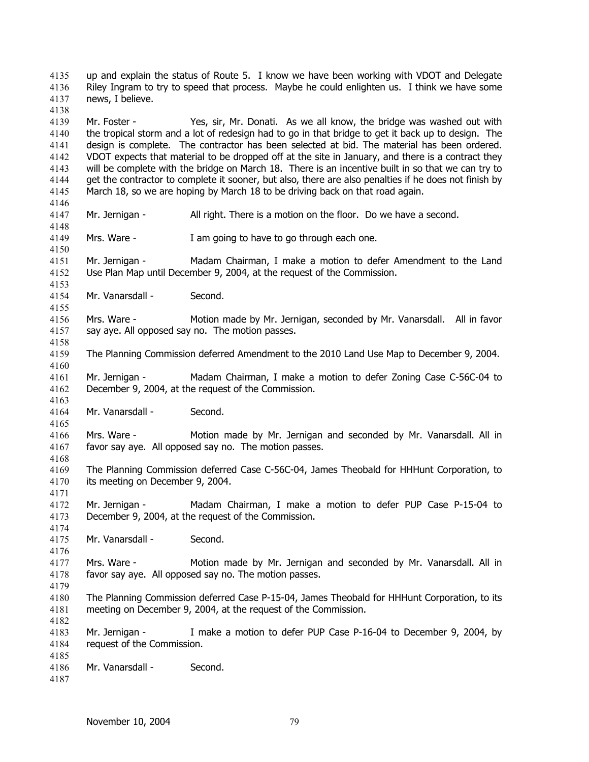up and explain the status of Route 5. I know we have been working with VDOT and Delegate Riley Ingram to try to speed that process. Maybe he could enlighten us. I think we have some news, I believe.

Mr. Foster - Yes, sir, Mr. Donati. As we all know, the bridge was washed out with the tropical storm and a lot of redesign had to go in that bridge to get it back up to design. The design is complete. The contractor has been selected at bid. The material has been ordered. VDOT expects that material to be dropped off at the site in January, and there is a contract they will be complete with the bridge on March 18. There is an incentive built in so that we can try to get the contractor to complete it sooner, but also, there are also penalties if he does not finish by March 18, so we are hoping by March 18 to be driving back on that road again.

Mr. Jernigan - All right. There is a motion on the floor. Do we have a second.

Mrs. Ware - I am going to have to go through each one.

Mr. Jernigan - Madam Chairman, I make a motion to defer Amendment to the Land Use Plan Map until December 9, 2004, at the request of the Commission.

Mr. Vanarsdall - Second.

Mrs. Ware - Motion made by Mr. Jernigan, seconded by Mr. Vanarsdall. All in favor say aye. All opposed say no. The motion passes.

The Planning Commission deferred Amendment to the 2010 Land Use Map to December 9, 2004.

Mr. Jernigan - Madam Chairman, I make a motion to defer Zoning Case C-56C-04 to December 9, 2004, at the request of the Commission.

Mr. Vanarsdall - Second.

Mrs. Ware - Motion made by Mr. Jernigan and seconded by Mr. Vanarsdall. All in favor say aye. All opposed say no. The motion passes.

The Planning Commission deferred Case C-56C-04, James Theobald for HHHunt Corporation, to its meeting on December 9, 2004.

Mr. Jernigan - Madam Chairman, I make a motion to defer PUP Case P-15-04 to December 9, 2004, at the request of the Commission.

Mr. Vanarsdall - Second.

Mrs. Ware - Motion made by Mr. Jernigan and seconded by Mr. Vanarsdall. All in favor say aye. All opposed say no. The motion passes.

The Planning Commission deferred Case P-15-04, James Theobald for HHHunt Corporation, to its meeting on December 9, 2004, at the request of the Commission.

Mr. Jernigan - I make a motion to defer PUP Case P-16-04 to December 9, 2004, by request of the Commission.

Mr. Vanarsdall - Second.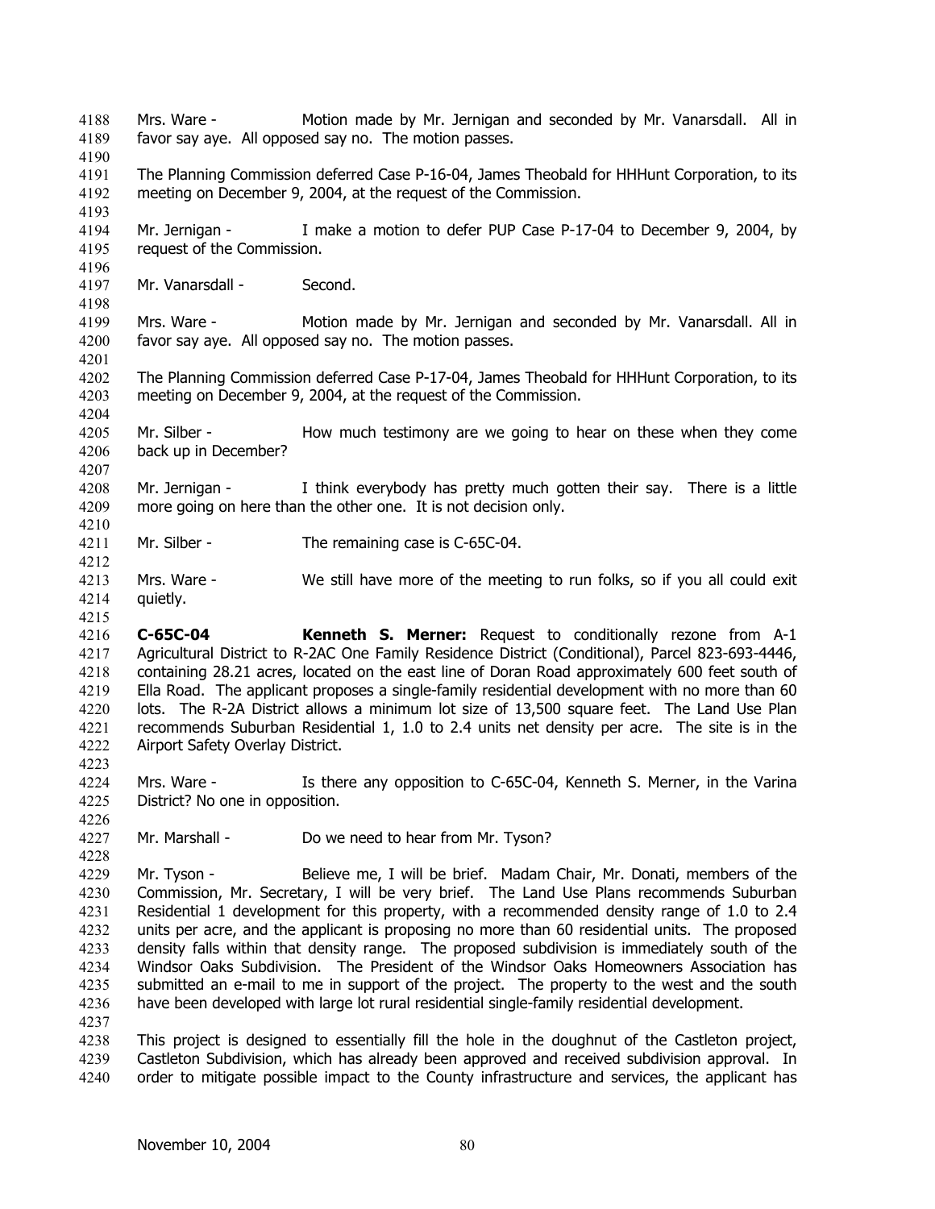Mrs. Ware - Motion made by Mr. Jernigan and seconded by Mr. Vanarsdall. All in favor say aye. All opposed say no. The motion passes.

The Planning Commission deferred Case P-16-04, James Theobald for HHHunt Corporation, to its meeting on December 9, 2004, at the request of the Commission.

Mr. Jernigan - I make a motion to defer PUP Case P-17-04 to December 9, 2004, by request of the Commission.

Mr. Vanarsdall - Second.

Mrs. Ware - Motion made by Mr. Jernigan and seconded by Mr. Vanarsdall. All in favor say aye. All opposed say no. The motion passes.

The Planning Commission deferred Case P-17-04, James Theobald for HHHunt Corporation, to its meeting on December 9, 2004, at the request of the Commission.

Mr. Silber - How much testimony are we going to hear on these when they come back up in December?

Mr. Jernigan - I think everybody has pretty much gotten their say. There is a little more going on here than the other one. It is not decision only.

Mr. Silber - The remaining case is C-65C-04.

Mrs. Ware - We still have more of the meeting to run folks, so if you all could exit quietly.

**C-65C-04 Kenneth S. Merner:** Request to conditionally rezone from A-1 Agricultural District to R-2AC One Family Residence District (Conditional), Parcel 823-693-4446, containing 28.21 acres, located on the east line of Doran Road approximately 600 feet south of Ella Road. The applicant proposes a single-family residential development with no more than 60 lots. The R-2A District allows a minimum lot size of 13,500 square feet. The Land Use Plan recommends Suburban Residential 1, 1.0 to 2.4 units net density per acre. The site is in the Airport Safety Overlay District.

Mrs. Ware - Is there any opposition to C-65C-04, Kenneth S. Merner, in the Varina District? No one in opposition.

Mr. Marshall - Do we need to hear from Mr. Tyson?

Mr. Tyson - Believe me, I will be brief. Madam Chair, Mr. Donati, members of the Commission, Mr. Secretary, I will be very brief. The Land Use Plans recommends Suburban Residential 1 development for this property, with a recommended density range of 1.0 to 2.4 units per acre, and the applicant is proposing no more than 60 residential units. The proposed density falls within that density range. The proposed subdivision is immediately south of the Windsor Oaks Subdivision. The President of the Windsor Oaks Homeowners Association has submitted an e-mail to me in support of the project. The property to the west and the south have been developed with large lot rural residential single-family residential development.

This project is designed to essentially fill the hole in the doughnut of the Castleton project, Castleton Subdivision, which has already been approved and received subdivision approval. In order to mitigate possible impact to the County infrastructure and services, the applicant has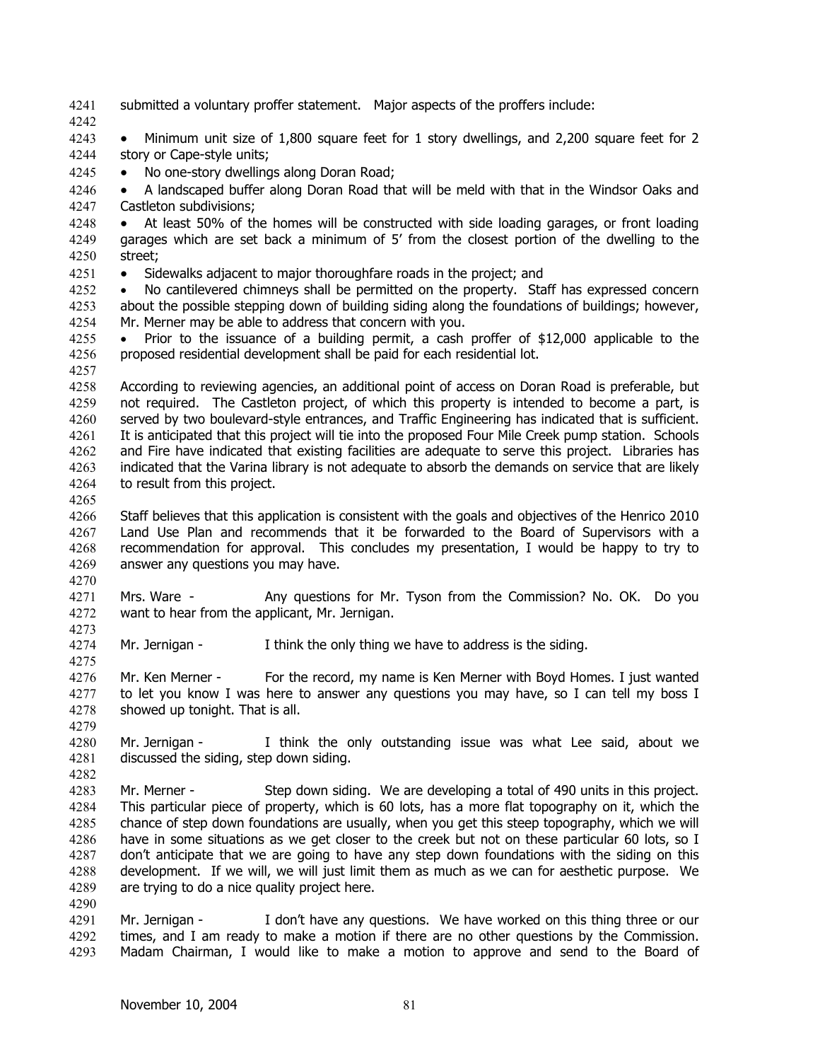submitted a voluntary proffer statement. Major aspects of the proffers include:

- Minimum unit size of 1,800 square feet for 1 story dwellings, and 2,200 square feet for 2 story or Cape-style units;
- No one-story dwellings along Doran Road;
- A landscaped buffer along Doran Road that will be meld with that in the Windsor Oaks and Castleton subdivisions;
- At least 50% of the homes will be constructed with side loading garages, or front loading garages which are set back a minimum of 5' from the closest portion of the dwelling to the street;
- Sidewalks adjacent to major thoroughfare roads in the project; and
- No cantilevered chimneys shall be permitted on the property. Staff has expressed concern about the possible stepping down of building siding along the foundations of buildings; however, Mr. Merner may be able to address that concern with you.
- Prior to the issuance of a building permit, a cash proffer of $12,000 applicable to the proposed residential development shall be paid for each residential lot.

According to reviewing agencies, an additional point of access on Doran Road is preferable, but not required. The Castleton project, of which this property is intended to become a part, is served by two boulevard-style entrances, and Traffic Engineering has indicated that is sufficient. It is anticipated that this project will tie into the proposed Four Mile Creek pump station. Schools and Fire have indicated that existing facilities are adequate to serve this project. Libraries has indicated that the Varina library is not adequate to absorb the demands on service that are likely to result from this project.

Staff believes that this application is consistent with the goals and objectives of the Henrico 2010 Land Use Plan and recommends that it be forwarded to the Board of Supervisors with a recommendation for approval. This concludes my presentation, I would be happy to try to answer any questions you may have.

Mrs. Ware - Any questions for Mr. Tyson from the Commission? No. OK. Do you want to hear from the applicant, Mr. Jernigan.

Mr. Jernigan - I think the only thing we have to address is the siding.

Mr. Ken Merner - For the record, my name is Ken Merner with Boyd Homes. I just wanted to let you know I was here to answer any questions you may have, so I can tell my boss I showed up tonight. That is all.

Mr. Jernigan - I think the only outstanding issue was what Lee said, about we discussed the siding, step down siding.

Mr. Merner - Step down siding. We are developing a total of 490 units in this project. This particular piece of property, which is 60 lots, has a more flat topography on it, which the chance of step down foundations are usually, when you get this steep topography, which we will have in some situations as we get closer to the creek but not on these particular 60 lots, so I don't anticipate that we are going to have any step down foundations with the siding on this development. If we will, we will just limit them as much as we can for aesthetic purpose. We are trying to do a nice quality project here.

Mr. Jernigan - I don't have any questions. We have worked on this thing three or our times, and I am ready to make a motion if there are no other questions by the Commission. Madam Chairman, I would like to make a motion to approve and send to the Board of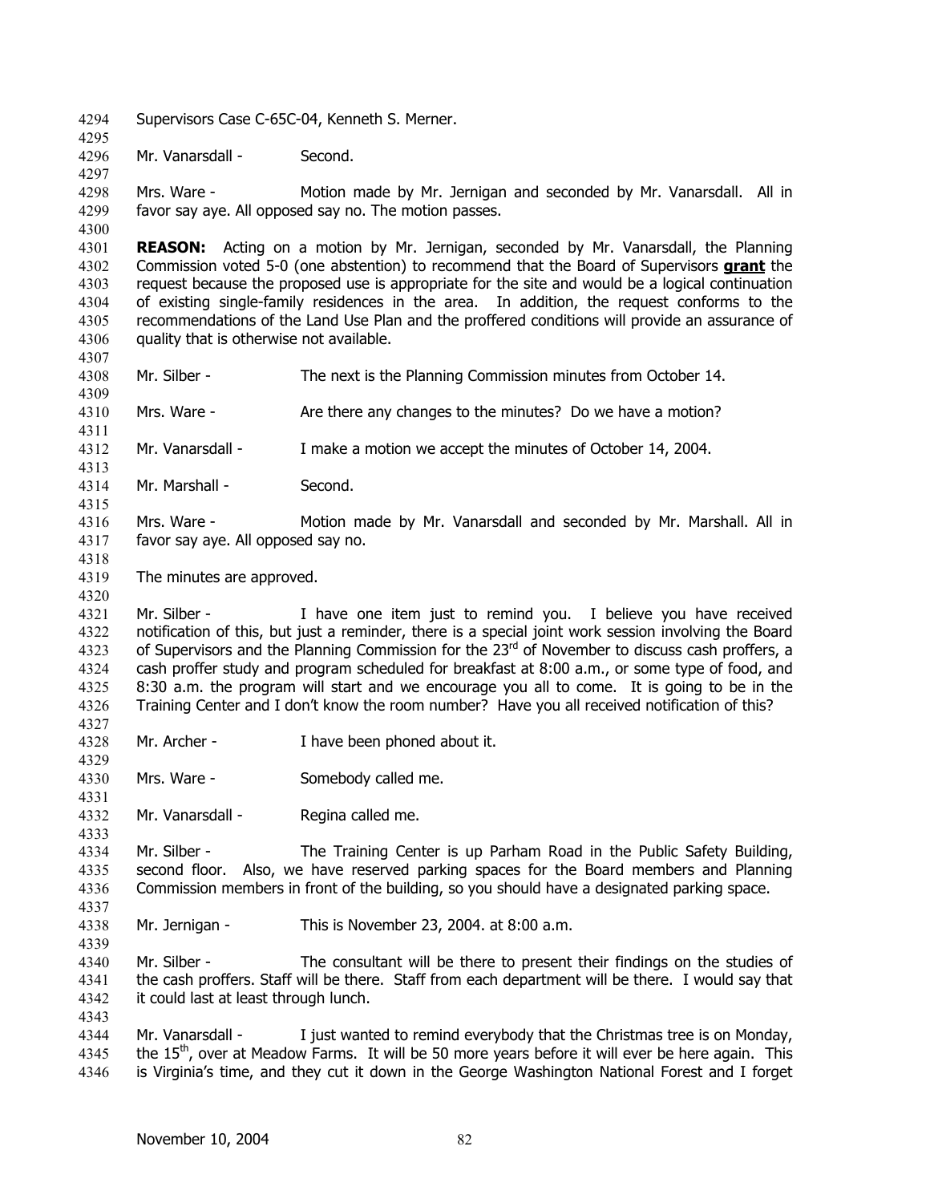Supervisors Case C-65C-04, Kenneth S. Merner.

Mr. Vanarsdall - Second.

Mrs. Ware - Motion made by Mr. Jernigan and seconded by Mr. Vanarsdall. All in favor say aye. All opposed say no. The motion passes.

**REASON:** Acting on a motion by Mr. Jernigan, seconded by Mr. Vanarsdall, the Planning Commission voted 5-0 (one abstention) to recommend that the Board of Supervisors **grant** the request because the proposed use is appropriate for the site and would be a logical continuation of existing single-family residences in the area. In addition, the request conforms to the recommendations of the Land Use Plan and the proffered conditions will provide an assurance of quality that is otherwise not available.

Mr. Silber - The next is the Planning Commission minutes from October 14.

Mrs. Ware - Are there any changes to the minutes? Do we have a motion?

Mr. Vanarsdall - I make a motion we accept the minutes of October 14, 2004.

Mr. Marshall - Second.

Mrs. Ware - Motion made by Mr. Vanarsdall and seconded by Mr. Marshall. All in favor say aye. All opposed say no.

The minutes are approved.

Mr. Silber - I have one item just to remind you. I believe you have received notification of this, but just a reminder, there is a special joint work session involving the Board of Supervisors and the Planning Commission for the 23rd of November to discuss cash proffers, a cash proffer study and program scheduled for breakfast at 8:00 a.m., or some type of food, and 8:30 a.m. the program will start and we encourage you all to come. It is going to be in the Training Center and I don't know the room number? Have you all received notification of this?

Mr. Archer - I have been phoned about it.

Mrs. Ware - Somebody called me.

Mr. Vanarsdall - Regina called me.

Mr. Silber - The Training Center is up Parham Road in the Public Safety Building, second floor. Also, we have reserved parking spaces for the Board members and Planning Commission members in front of the building, so you should have a designated parking space.

Mr. Jernigan - This is November 23, 2004. at 8:00 a.m.

Mr. Silber - The consultant will be there to present their findings on the studies of the cash proffers. Staff will be there. Staff from each department will be there. I would say that it could last at least through lunch.

Mr. Vanarsdall - I just wanted to remind everybody that the Christmas tree is on Monday, the 15th, over at Meadow Farms. It will be 50 more years before it will ever be here again. This is Virginia's time, and they cut it down in the George Washington National Forest and I forget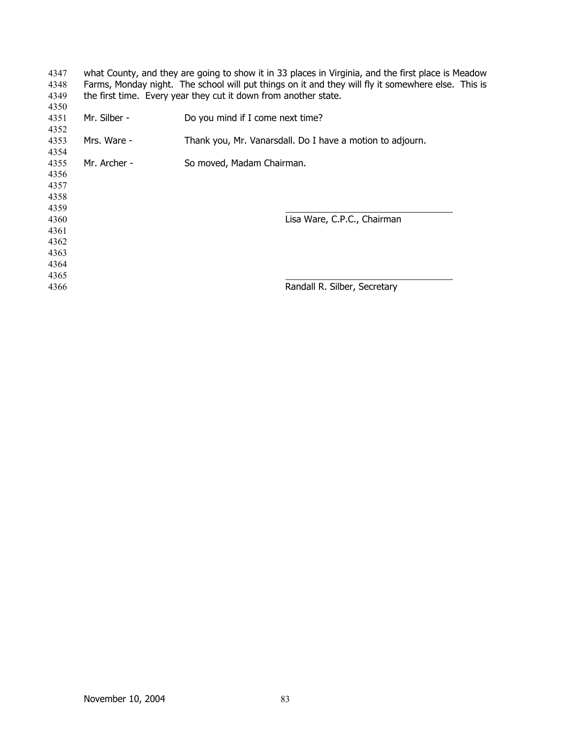what County, and they are going to show it in 33 places in Virginia, and the first place is Meadow Farms, Monday night. The school will put things on it and they will fly it somewhere else. This is the first time. Every year they cut it down from another state.

Mr. Silber - Do you mind if I come next time?

Mrs. Ware - Thank you, Mr. Vanarsdall. Do I have a motion to adjourn.

Mr. Archer - So moved, Madam Chairman.

\_\_\_\_\_\_\_\_\_\_\_\_\_\_\_\_\_\_\_\_\_\_\_\_\_\_\_\_\_\_\_\_

Lisa Ware, C.P.C., Chairman

\_\_\_\_\_\_\_\_\_\_\_\_\_\_\_\_\_\_\_\_\_\_\_\_\_\_\_\_\_\_\_\_

Randall R. Silber, Secretary